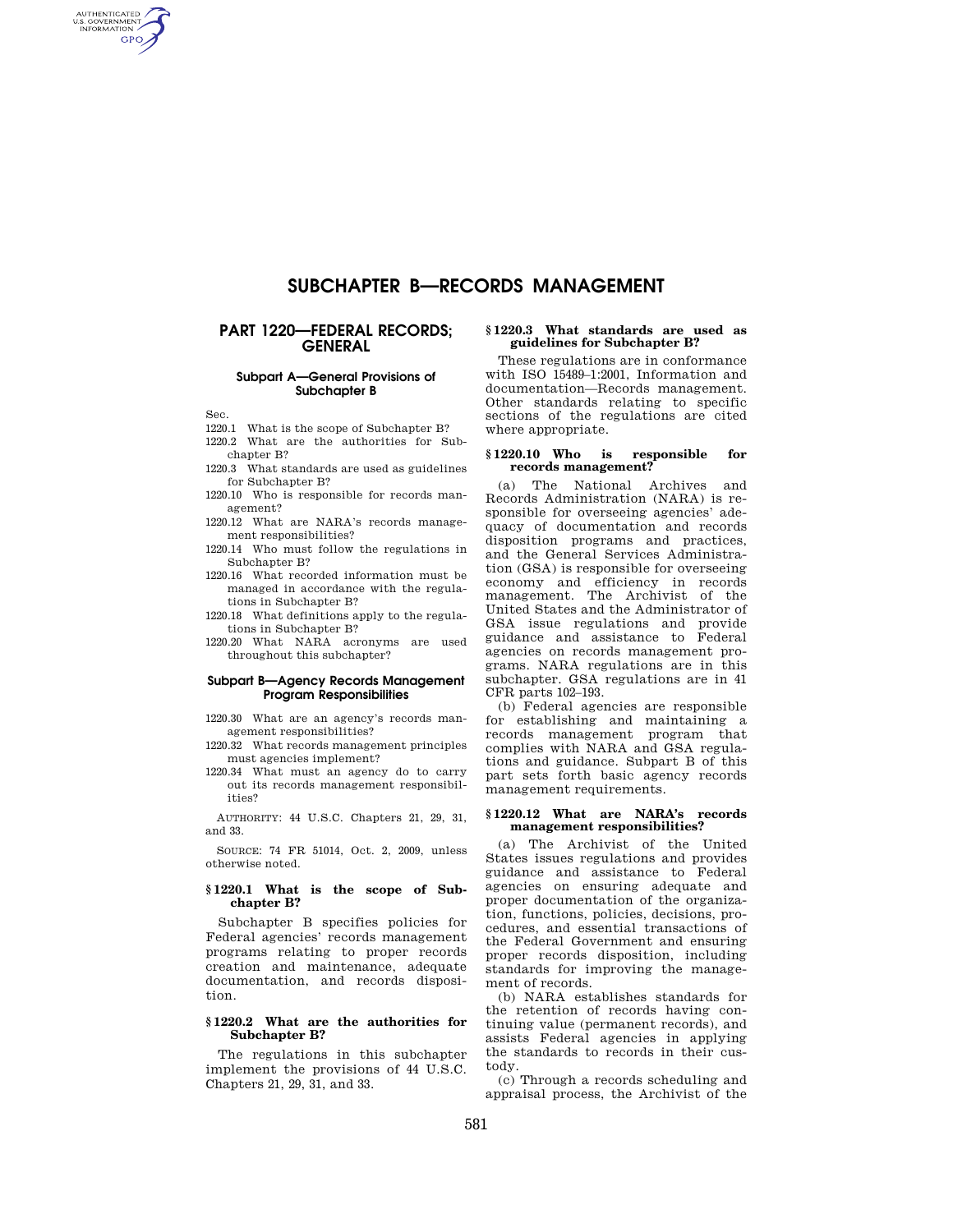# SUBCHAPTER B—RECORDS MANAGEMENT

## PART 1220—FEDERAL RECORDS; GENERAL

### Subpart A—General Provisions of Subchapter B

Sec.

1220.1 What is the scope of Subchapter B?
1220.2 What are the authorities for Subchapter B?
1220.3 What standards are used as guidelines for Subchapter B?
1220.10 Who is responsible for records management?
1220.12 What are NARA's records management responsibilities?
1220.14 Who must follow the regulations in Subchapter B?
1220.16 What recorded information must be managed in accordance with the regulations in Subchapter B?
1220.18 What definitions apply to the regulations in Subchapter B?
1220.20 What NARA acronyms are used throughout this subchapter?

### Subpart B—Agency Records Management Program Responsibilities

1220.30 What are an agency's records management responsibilities?
1220.32 What records management principles must agencies implement?
1220.34 What must an agency do to carry out its records management responsibilities?

AUTHORITY: 44 U.S.C. Chapters 21, 29, 31, and 33.

SOURCE: 74 FR 51014, Oct. 2, 2009, unless otherwise noted.

#### § 1220.1 What is the scope of Subchapter B?

Subchapter B specifies policies for Federal agencies' records management programs relating to proper records creation and maintenance, adequate documentation, and records disposition.

#### § 1220.2 What are the authorities for Subchapter B?

The regulations in this subchapter implement the provisions of 44 U.S.C. Chapters 21, 29, 31, and 33.

#### § 1220.3 What standards are used as guidelines for Subchapter B?

These regulations are in conformance with ISO 15489–1:2001, Information and documentation—Records management. Other standards relating to specific sections of the regulations are cited where appropriate.

#### § 1220.10 Who is responsible for records management?

(a) The National Archives and Records Administration (NARA) is responsible for overseeing agencies' adequacy of documentation and records disposition programs and practices, and the General Services Administration (GSA) is responsible for overseeing economy and efficiency in records management. The Archivist of the United States and the Administrator of GSA issue regulations and provide guidance and assistance to Federal agencies on records management programs. NARA regulations are in this subchapter. GSA regulations are in 41 CFR parts 102–193.

(b) Federal agencies are responsible for establishing and maintaining a records management program that complies with NARA and GSA regulations and guidance. Subpart B of this part sets forth basic agency records management requirements.

#### § 1220.12 What are NARA's records management responsibilities?

(a) The Archivist of the United States issues regulations and provides guidance and assistance to Federal agencies on ensuring adequate and proper documentation of the organization, functions, policies, decisions, procedures, and essential transactions of the Federal Government and ensuring proper records disposition, including standards for improving the management of records.

(b) NARA establishes standards for the retention of records having continuing value (permanent records), and assists Federal agencies in applying the standards to records in their custody.

(c) Through a records scheduling and appraisal process, the Archivist of the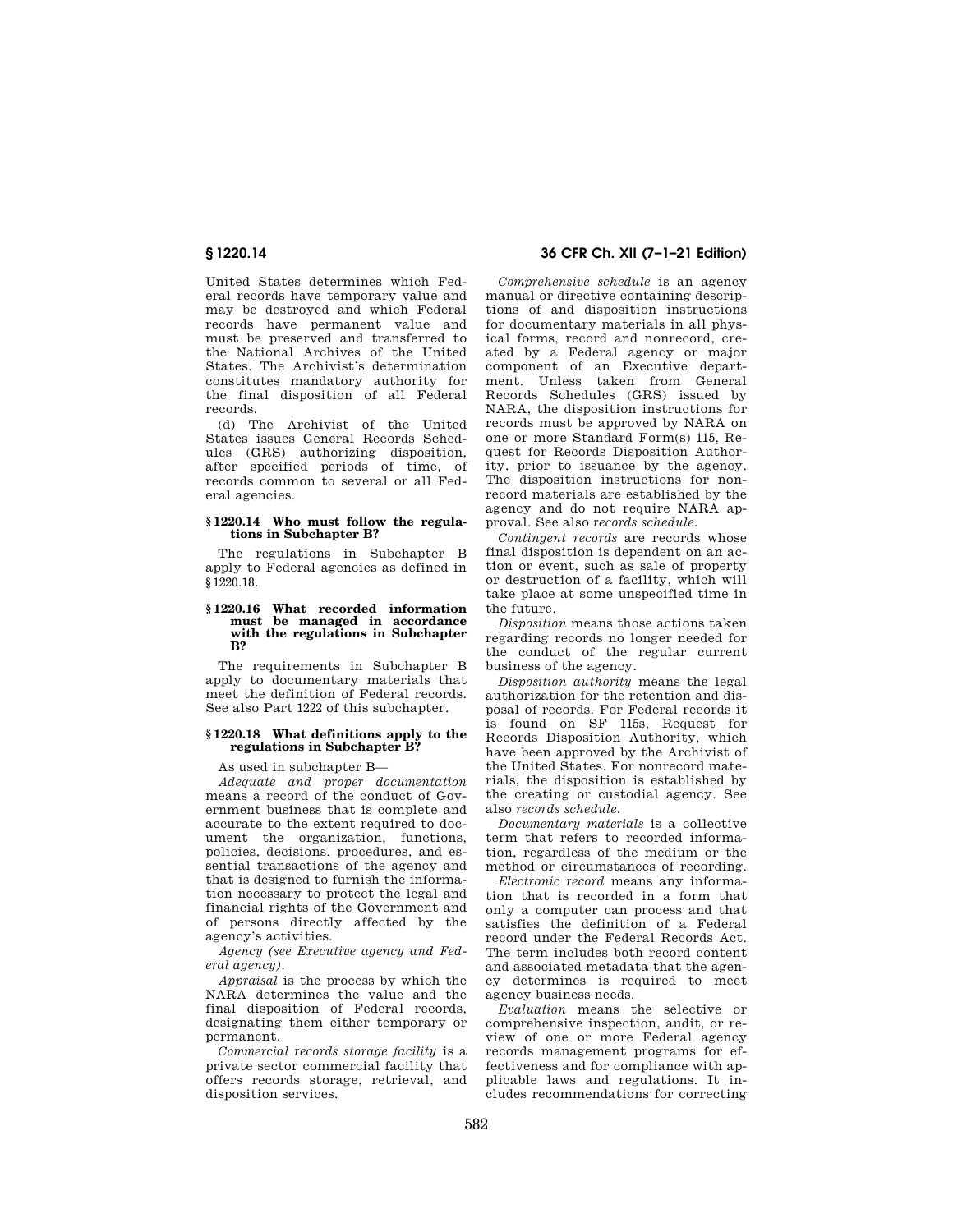United States determines which Federal records have temporary value and may be destroyed and which Federal records have permanent value and must be preserved and transferred to the National Archives of the United States. The Archivist's determination constitutes mandatory authority for the final disposition of all Federal records.

(d) The Archivist of the United States issues General Records Schedules (GRS) authorizing disposition, after specified periods of time, of records common to several or all Federal agencies.

### § 1220.14 Who must follow the regulations in Subchapter B?

The regulations in Subchapter B apply to Federal agencies as defined in § 1220.18.

### § 1220.16 What recorded information must be managed in accordance with the regulations in Subchapter B?

The requirements in Subchapter B apply to documentary materials that meet the definition of Federal records. See also Part 1222 of this subchapter.

### § 1220.18 What definitions apply to the regulations in Subchapter B?

As used in subchapter B—

*Adequate and proper documentation* means a record of the conduct of Government business that is complete and accurate to the extent required to document the organization, functions, policies, decisions, procedures, and essential transactions of the agency and that is designed to furnish the information necessary to protect the legal and financial rights of the Government and of persons directly affected by the agency's activities.

*Agency (see Executive agency and Federal agency).*

*Appraisal* is the process by which the NARA determines the value and the final disposition of Federal records, designating them either temporary or permanent.

*Commercial records storage facility* is a private sector commercial facility that offers records storage, retrieval, and disposition services.

*Comprehensive schedule* is an agency manual or directive containing descriptions of and disposition instructions for documentary materials in all physical forms, record and nonrecord, created by a Federal agency or major component of an Executive department. Unless taken from General Records Schedules (GRS) issued by NARA, the disposition instructions for records must be approved by NARA on one or more Standard Form(s) 115, Request for Records Disposition Authority, prior to issuance by the agency. The disposition instructions for nonrecord materials are established by the agency and do not require NARA approval. See also *records schedule.*

*Contingent records* are records whose final disposition is dependent on an action or event, such as sale of property or destruction of a facility, which will take place at some unspecified time in the future.

*Disposition* means those actions taken regarding records no longer needed for the conduct of the regular current business of the agency.

*Disposition authority* means the legal authorization for the retention and disposal of records. For Federal records it is found on SF 115s, Request for Records Disposition Authority, which have been approved by the Archivist of the United States. For nonrecord materials, the disposition is established by the creating or custodial agency. See also *records schedule.*

*Documentary materials* is a collective term that refers to recorded information, regardless of the medium or the method or circumstances of recording.

*Electronic record* means any information that is recorded in a form that only a computer can process and that satisfies the definition of a Federal record under the Federal Records Act. The term includes both record content and associated metadata that the agency determines is required to meet agency business needs.

*Evaluation* means the selective or comprehensive inspection, audit, or review of one or more Federal agency records management programs for effectiveness and for compliance with applicable laws and regulations. It includes recommendations for correcting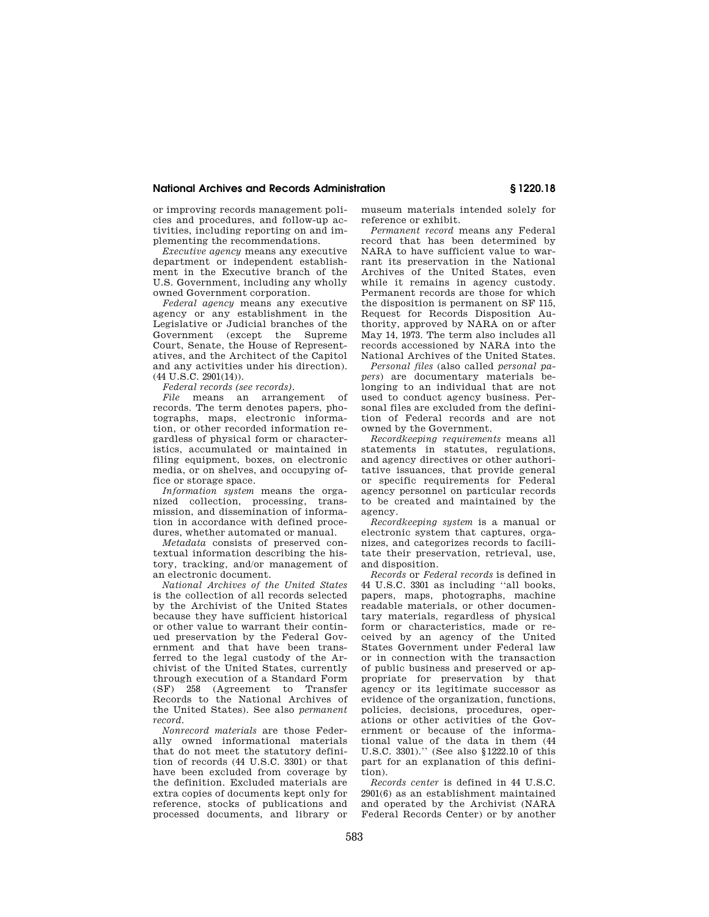or improving records management policies and procedures, and follow-up activities, including reporting on and implementing the recommendations.

*Executive agency* means any executive department or independent establishment in the Executive branch of the U.S. Government, including any wholly owned Government corporation.

*Federal agency* means any executive agency or any establishment in the Legislative or Judicial branches of the Government (except the Supreme Court, Senate, the House of Representatives, and the Architect of the Capitol and any activities under his direction). (44 U.S.C. 2901(14)).

*Federal records (see records).*

*File* means an arrangement of records. The term denotes papers, photographs, maps, electronic information, or other recorded information regardless of physical form or characteristics, accumulated or maintained in filing equipment, boxes, on electronic media, or on shelves, and occupying office or storage space.

*Information system* means the organized collection, processing, transmission, and dissemination of information in accordance with defined procedures, whether automated or manual.

*Metadata* consists of preserved contextual information describing the history, tracking, and/or management of an electronic document.

*National Archives of the United States* is the collection of all records selected by the Archivist of the United States because they have sufficient historical or other value to warrant their continued preservation by the Federal Government and that have been transferred to the legal custody of the Archivist of the United States, currently through execution of a Standard Form (SF) 258 (Agreement to Transfer Records to the National Archives of the United States). See also *permanent record*.

*Nonrecord materials* are those Federally owned informational materials that do not meet the statutory definition of records (44 U.S.C. 3301) or that have been excluded from coverage by the definition. Excluded materials are extra copies of documents kept only for reference, stocks of publications and processed documents, and library or museum materials intended solely for reference or exhibit.

*Permanent record* means any Federal record that has been determined by NARA to have sufficient value to warrant its preservation in the National Archives of the United States, even while it remains in agency custody. Permanent records are those for which the disposition is permanent on SF 115, Request for Records Disposition Authority, approved by NARA on or after May 14, 1973. The term also includes all records accessioned by NARA into the National Archives of the United States.

*Personal files* (also called *personal papers*) are documentary materials belonging to an individual that are not used to conduct agency business. Personal files are excluded from the definition of Federal records and are not owned by the Government.

*Recordkeeping requirements* means all statements in statutes, regulations, and agency directives or other authoritative issuances, that provide general or specific requirements for Federal agency personnel on particular records to be created and maintained by the agency.

*Recordkeeping system* is a manual or electronic system that captures, organizes, and categorizes records to facilitate their preservation, retrieval, use, and disposition.

*Records* or *Federal records* is defined in 44 U.S.C. 3301 as including ''all books, papers, maps, photographs, machine readable materials, or other documentary materials, regardless of physical form or characteristics, made or received by an agency of the United States Government under Federal law or in connection with the transaction of public business and preserved or appropriate for preservation by that agency or its legitimate successor as evidence of the organization, functions, policies, decisions, procedures, operations or other activities of the Government or because of the informational value of the data in them (44 U.S.C. 3301).'' (See also §1222.10 of this part for an explanation of this definition).

*Records center* is defined in 44 U.S.C. 2901(6) as an establishment maintained and operated by the Archivist (NARA Federal Records Center) or by another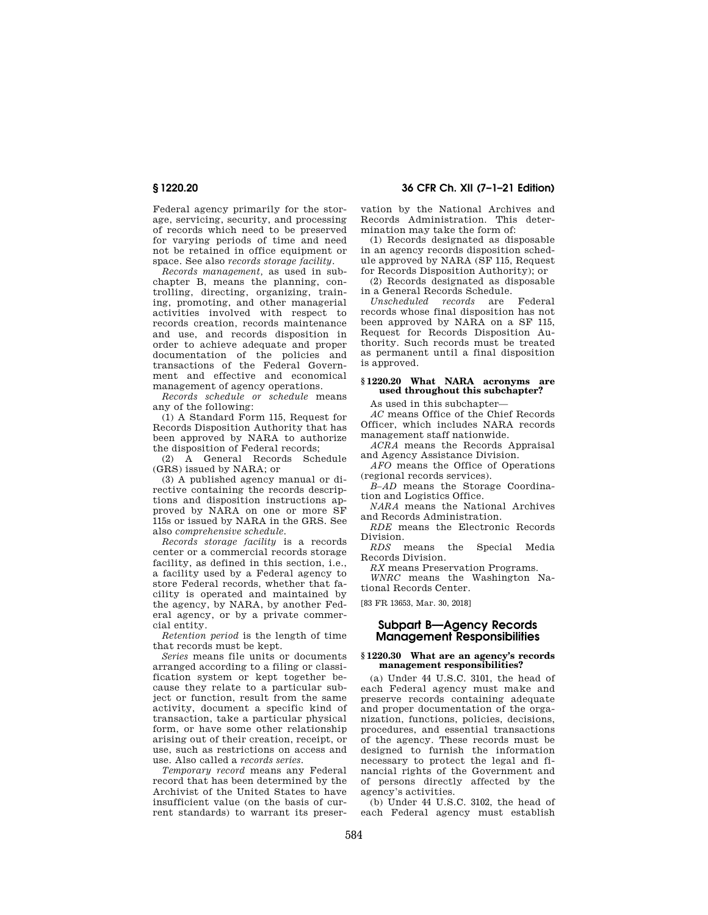Federal agency primarily for the storage, servicing, security, and processing of records which need to be preserved for varying periods of time and need not be retained in office equipment or space. See also *records storage facility*.

*Records management*, as used in subchapter B, means the planning, controlling, directing, organizing, training, promoting, and other managerial activities involved with respect to records creation, records maintenance and use, and records disposition in order to achieve adequate and proper documentation of the policies and transactions of the Federal Government and effective and economical management of agency operations.

*Records schedule or schedule* means any of the following:

(1) A Standard Form 115, Request for Records Disposition Authority that has been approved by NARA to authorize the disposition of Federal records;

(2) A General Records Schedule (GRS) issued by NARA; or

(3) A published agency manual or directive containing the records descriptions and disposition instructions approved by NARA on one or more SF 115s or issued by NARA in the GRS. See also *comprehensive schedule*.

*Records storage facility* is a records center or a commercial records storage facility, as defined in this section, i.e., a facility used by a Federal agency to store Federal records, whether that facility is operated and maintained by the agency, by NARA, by another Federal agency, or by a private commercial entity.

*Retention period* is the length of time that records must be kept.

*Series* means file units or documents arranged according to a filing or classification system or kept together because they relate to a particular subject or function, result from the same activity, document a specific kind of transaction, take a particular physical form, or have some other relationship arising out of their creation, receipt, or use, such as restrictions on access and use. Also called a *records series*.

*Temporary record* means any Federal record that has been determined by the Archivist of the United States to have insufficient value (on the basis of current standards) to warrant its preservation by the National Archives and Records Administration. This determination may take the form of:

(1) Records designated as disposable in an agency records disposition schedule approved by NARA (SF 115, Request for Records Disposition Authority); or

(2) Records designated as disposable in a General Records Schedule.

*Unscheduled records* are Federal records whose final disposition has not been approved by NARA on a SF 115, Request for Records Disposition Authority. Such records must be treated as permanent until a final disposition is approved.

#### § 1220.20 What NARA acronyms are used throughout this subchapter?

As used in this subchapter—

*AC* means Office of the Chief Records Officer, which includes NARA records management staff nationwide.

*ACRA* means the Records Appraisal and Agency Assistance Division.

*AFO* means the Office of Operations (regional records services).

*B–AD* means the Storage Coordination and Logistics Office.

*NARA* means the National Archives and Records Administration.

*RDE* means the Electronic Records Division.

*RDS* means the Special Media Records Division.

*RX* means Preservation Programs.

*WNRC* means the Washington National Records Center.

[83 FR 13653, Mar. 30, 2018]

## Subpart B—Agency Records Management Responsibilities

#### § 1220.30 What are an agency's records management responsibilities?

(a) Under 44 U.S.C. 3101, the head of each Federal agency must make and preserve records containing adequate and proper documentation of the organization, functions, policies, decisions, procedures, and essential transactions of the agency. These records must be designed to furnish the information necessary to protect the legal and financial rights of the Government and of persons directly affected by the agency's activities.

(b) Under 44 U.S.C. 3102, the head of each Federal agency must establish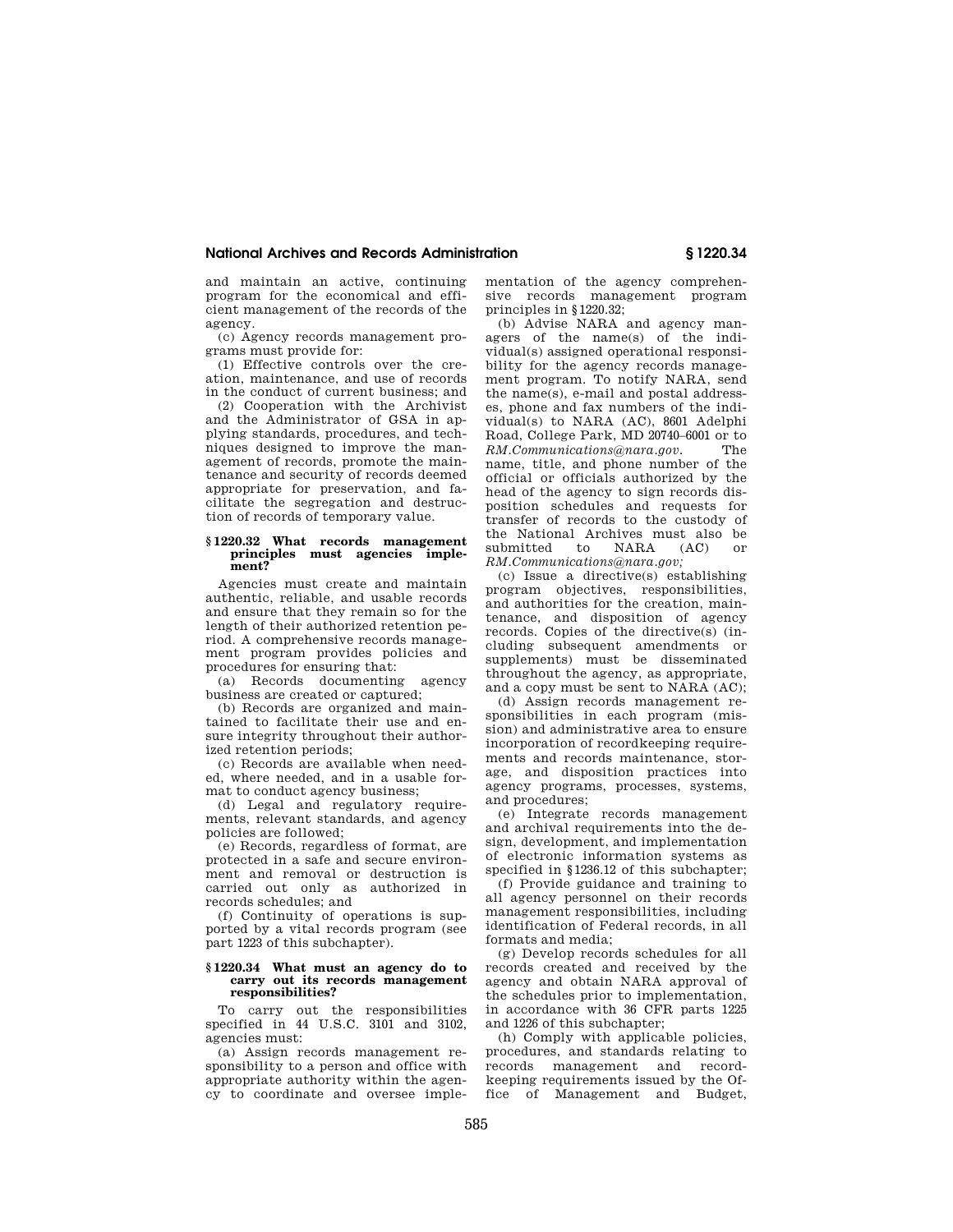and maintain an active, continuing program for the economical and efficient management of the records of the agency.

(c) Agency records management programs must provide for:

(1) Effective controls over the creation, maintenance, and use of records in the conduct of current business; and

(2) Cooperation with the Archivist and the Administrator of GSA in applying standards, procedures, and techniques designed to improve the management of records, promote the maintenance and security of records deemed appropriate for preservation, and facilitate the segregation and destruction of records of temporary value.

### § 1220.32 What records management principles must agencies implement?

Agencies must create and maintain authentic, reliable, and usable records and ensure that they remain so for the length of their authorized retention period. A comprehensive records management program provides policies and procedures for ensuring that:

(a) Records documenting agency business are created or captured;

(b) Records are organized and maintained to facilitate their use and ensure integrity throughout their authorized retention periods;

(c) Records are available when needed, where needed, and in a usable format to conduct agency business;

(d) Legal and regulatory requirements, relevant standards, and agency policies are followed;

(e) Records, regardless of format, are protected in a safe and secure environment and removal or destruction is carried out only as authorized in records schedules; and

(f) Continuity of operations is supported by a vital records program (see part 1223 of this subchapter).

### § 1220.34 What must an agency do to carry out its records management responsibilities?

To carry out the responsibilities specified in 44 U.S.C. 3101 and 3102, agencies must:

(a) Assign records management responsibility to a person and office with appropriate authority within the agency to coordinate and oversee implementation of the agency comprehensive records management program principles in § 1220.32;

(b) Advise NARA and agency managers of the name(s) of the individual(s) assigned operational responsibility for the agency records management program. To notify NARA, send the name(s), e-mail and postal addresses, phone and fax numbers of the individual(s) to NARA (AC), 8601 Adelphi Road, College Park, MD 20740–6001 or to *RM.Communications@nara.gov*. The name, title, and phone number of the official or officials authorized by the head of the agency to sign records disposition schedules and requests for transfer of records to the custody of the National Archives must also be submitted to NARA (AC) or *RM.Communications@nara.gov;*

(c) Issue a directive(s) establishing program objectives, responsibilities, and authorities for the creation, maintenance, and disposition of agency records. Copies of the directive(s) (including subsequent amendments or supplements) must be disseminated throughout the agency, as appropriate, and a copy must be sent to NARA (AC);

(d) Assign records management responsibilities in each program (mission) and administrative area to ensure incorporation of recordkeeping requirements and records maintenance, storage, and disposition practices into agency programs, processes, systems, and procedures;

(e) Integrate records management and archival requirements into the design, development, and implementation of electronic information systems as specified in § 1236.12 of this subchapter;

(f) Provide guidance and training to all agency personnel on their records management responsibilities, including identification of Federal records, in all formats and media;

(g) Develop records schedules for all records created and received by the agency and obtain NARA approval of the schedules prior to implementation, in accordance with 36 CFR parts 1225 and 1226 of this subchapter;

(h) Comply with applicable policies, procedures, and standards relating to records management and recordkeeping requirements issued by the Office of Management and Budget,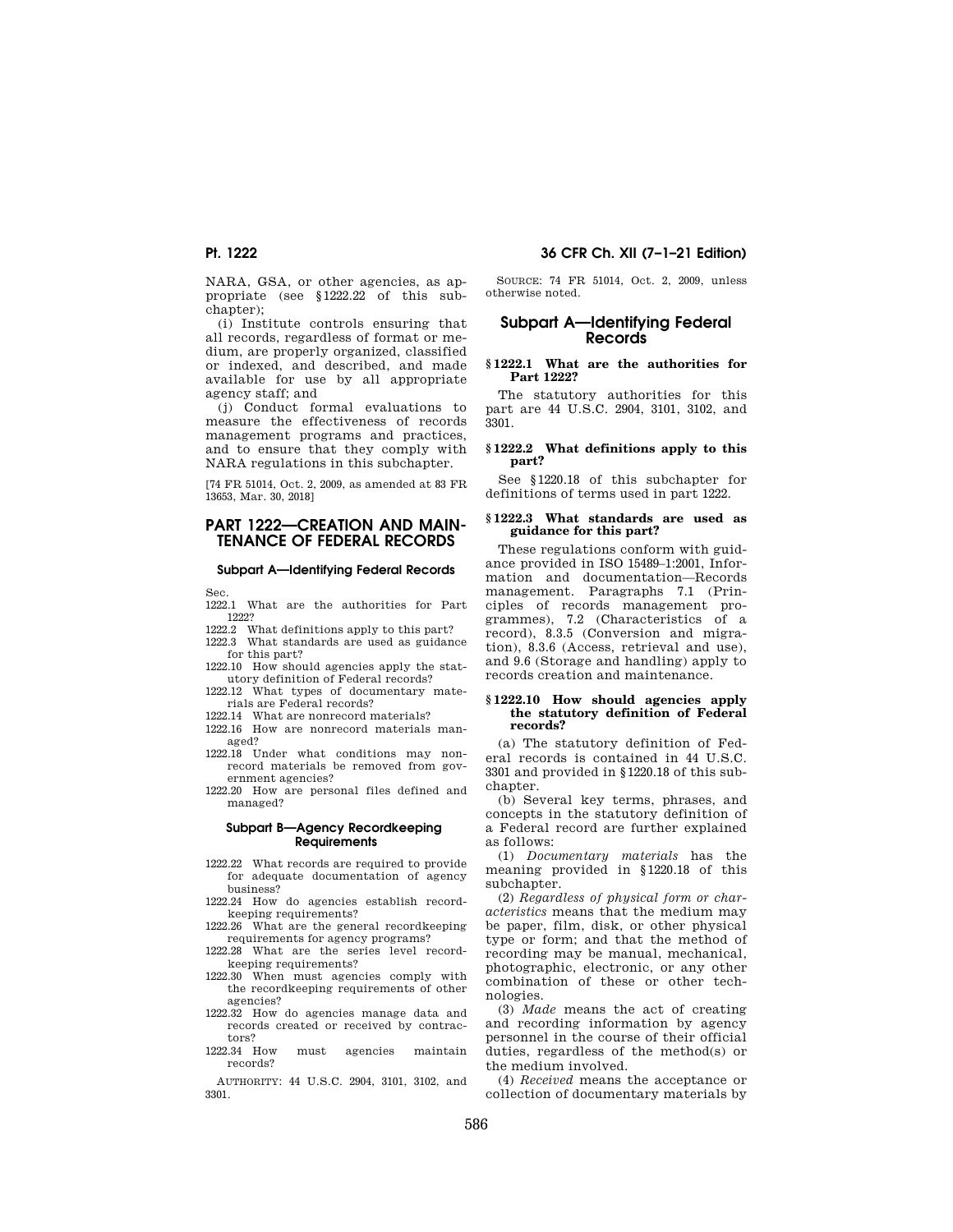NARA, GSA, or other agencies, as appropriate (see §1222.22 of this subchapter);

(i) Institute controls ensuring that all records, regardless of format or medium, are properly organized, classified or indexed, and described, and made available for use by all appropriate agency staff; and

(j) Conduct formal evaluations to measure the effectiveness of records management programs and practices, and to ensure that they comply with NARA regulations in this subchapter.

[74 FR 51014, Oct. 2, 2009, as amended at 83 FR 13653, Mar. 30, 2018]

# PART 1222—CREATION AND MAINTENANCE OF FEDERAL RECORDS

### Subpart A—Identifying Federal Records

Sec.

1222.1 What are the authorities for Part 1222?

1222.2 What definitions apply to this part?

1222.3 What standards are used as guidance for this part?

1222.10 How should agencies apply the statutory definition of Federal records?

1222.12 What types of documentary materials are Federal records?

1222.14 What are nonrecord materials?

1222.16 How are nonrecord materials managed?

1222.18 Under what conditions may nonrecord materials be removed from government agencies?

1222.20 How are personal files defined and managed?

### Subpart B—Agency Recordkeeping Requirements

1222.22 What records are required to provide for adequate documentation of agency business?

1222.24 How do agencies establish recordkeeping requirements?

1222.26 What are the general recordkeeping requirements for agency programs?

1222.28 What are the series level recordkeeping requirements?

1222.30 When must agencies comply with the recordkeeping requirements of other agencies?

1222.32 How do agencies manage data and records created or received by contractors?

1222.34 How must agencies maintain records?

AUTHORITY: 44 U.S.C. 2904, 3101, 3102, and 3301.

SOURCE: 74 FR 51014, Oct. 2, 2009, unless otherwise noted.

## Subpart A—Identifying Federal Records

### §1222.1 What are the authorities for Part 1222?

The statutory authorities for this part are 44 U.S.C. 2904, 3101, 3102, and 3301.

### §1222.2 What definitions apply to this part?

See §1220.18 of this subchapter for definitions of terms used in part 1222.

### §1222.3 What standards are used as guidance for this part?

These regulations conform with guidance provided in ISO 15489–1:2001, Information and documentation—Records management. Paragraphs 7.1 (Principles of records management programmes), 7.2 (Characteristics of a record), 8.3.5 (Conversion and migration), 8.3.6 (Access, retrieval and use), and 9.6 (Storage and handling) apply to records creation and maintenance.

### §1222.10 How should agencies apply the statutory definition of Federal records?

(a) The statutory definition of Federal records is contained in 44 U.S.C. 3301 and provided in §1220.18 of this subchapter.

(b) Several key terms, phrases, and concepts in the statutory definition of a Federal record are further explained as follows:

(1) *Documentary materials* has the meaning provided in §1220.18 of this subchapter.

(2) *Regardless of physical form or characteristics* means that the medium may be paper, film, disk, or other physical type or form; and that the method of recording may be manual, mechanical, photographic, electronic, or any other combination of these or other technologies.

(3) *Made* means the act of creating and recording information by agency personnel in the course of their official duties, regardless of the method(s) or the medium involved.

(4) *Received* means the acceptance or collection of documentary materials by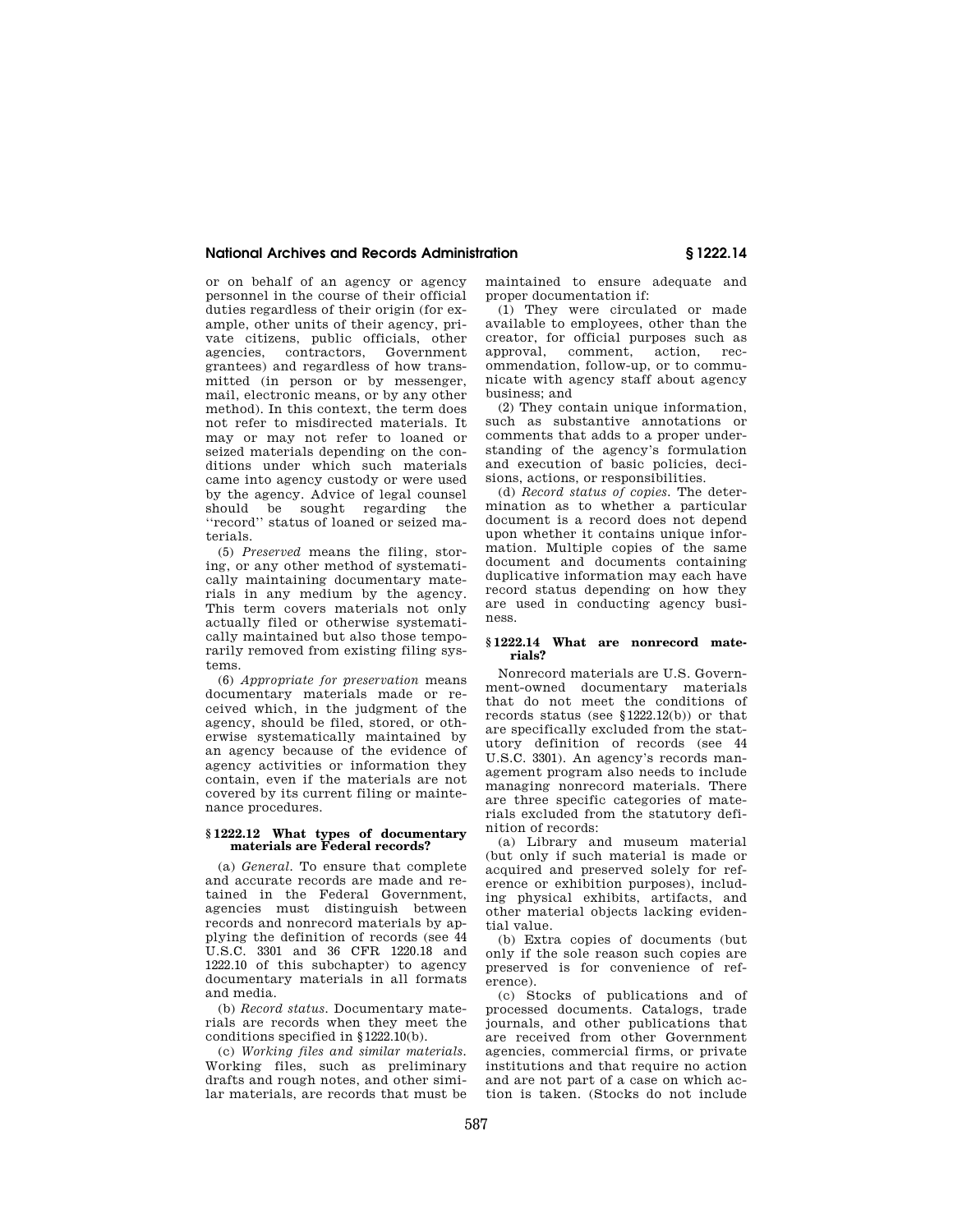or on behalf of an agency or agency personnel in the course of their official duties regardless of their origin (for example, other units of their agency, private citizens, public officials, other agencies, contractors, Government grantees) and regardless of how transmitted (in person or by messenger, mail, electronic means, or by any other method). In this context, the term does not refer to misdirected materials. It may or may not refer to loaned or seized materials depending on the conditions under which such materials came into agency custody or were used by the agency. Advice of legal counsel should be sought regarding the ''record'' status of loaned or seized materials.

(5) *Preserved* means the filing, storing, or any other method of systematically maintaining documentary materials in any medium by the agency. This term covers materials not only actually filed or otherwise systematically maintained but also those temporarily removed from existing filing systems.

(6) *Appropriate for preservation* means documentary materials made or received which, in the judgment of the agency, should be filed, stored, or otherwise systematically maintained by an agency because of the evidence of agency activities or information they contain, even if the materials are not covered by its current filing or maintenance procedures.

### § 1222.12 What types of documentary materials are Federal records?

(a) *General.* To ensure that complete and accurate records are made and retained in the Federal Government, agencies must distinguish between records and nonrecord materials by applying the definition of records (see 44 U.S.C. 3301 and 36 CFR 1220.18 and 1222.10 of this subchapter) to agency documentary materials in all formats and media.

(b) *Record status.* Documentary materials are records when they meet the conditions specified in §1222.10(b).

(c) *Working files and similar materials.* Working files, such as preliminary drafts and rough notes, and other similar materials, are records that must be maintained to ensure adequate and proper documentation if:

(1) They were circulated or made available to employees, other than the creator, for official purposes such as approval, comment, action, recommendation, follow-up, or to communicate with agency staff about agency business; and

(2) They contain unique information, such as substantive annotations or comments that adds to a proper understanding of the agency's formulation and execution of basic policies, decisions, actions, or responsibilities.

(d) *Record status of copies.* The determination as to whether a particular document is a record does not depend upon whether it contains unique information. Multiple copies of the same document and documents containing duplicative information may each have record status depending on how they are used in conducting agency business.

### § 1222.14 What are nonrecord materials?

Nonrecord materials are U.S. Government-owned documentary materials that do not meet the conditions of records status (see §1222.12(b)) or that are specifically excluded from the statutory definition of records (see 44 U.S.C. 3301). An agency's records management program also needs to include managing nonrecord materials. There are three specific categories of materials excluded from the statutory definition of records:

(a) Library and museum material (but only if such material is made or acquired and preserved solely for reference or exhibition purposes), including physical exhibits, artifacts, and other material objects lacking evidential value.

(b) Extra copies of documents (but only if the sole reason such copies are preserved is for convenience of reference).

(c) Stocks of publications and of processed documents. Catalogs, trade journals, and other publications that are received from other Government agencies, commercial firms, or private institutions and that require no action and are not part of a case on which action is taken. (Stocks do not include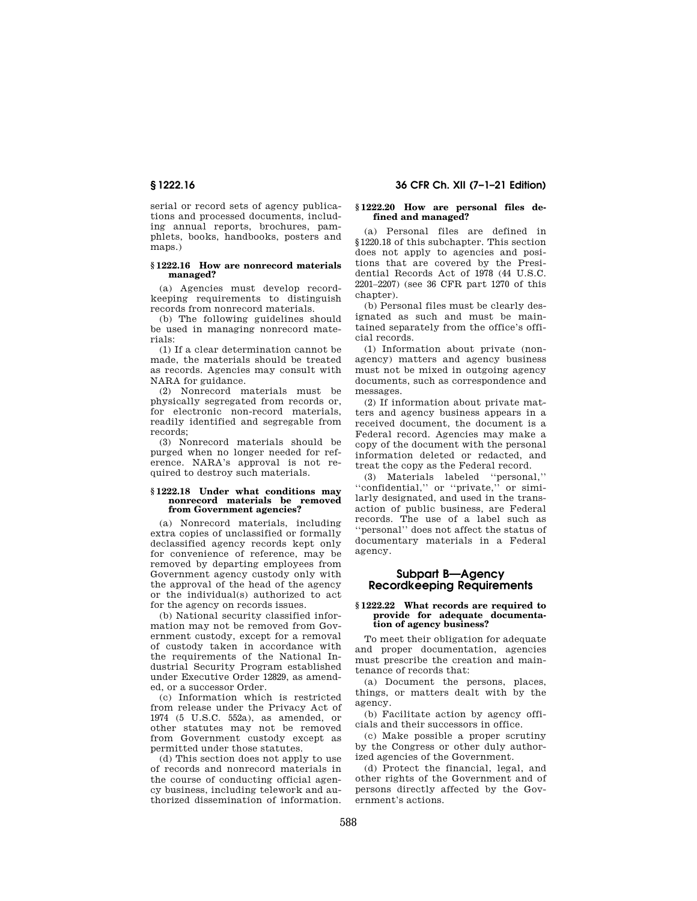serial or record sets of agency publications and processed documents, including annual reports, brochures, pamphlets, books, handbooks, posters and maps.)

### § 1222.16 How are nonrecord materials managed?

(a) Agencies must develop recordkeeping requirements to distinguish records from nonrecord materials.

(b) The following guidelines should be used in managing nonrecord materials:

(1) If a clear determination cannot be made, the materials should be treated as records. Agencies may consult with NARA for guidance.

(2) Nonrecord materials must be physically segregated from records or, for electronic non-record materials, readily identified and segregable from records;

(3) Nonrecord materials should be purged when no longer needed for reference. NARA's approval is not required to destroy such materials.

### § 1222.18 Under what conditions may nonrecord materials be removed from Government agencies?

(a) Nonrecord materials, including extra copies of unclassified or formally declassified agency records kept only for convenience of reference, may be removed by departing employees from Government agency custody only with the approval of the head of the agency or the individual(s) authorized to act for the agency on records issues.

(b) National security classified information may not be removed from Government custody, except for a removal of custody taken in accordance with the requirements of the National Industrial Security Program established under Executive Order 12829, as amended, or a successor Order.

(c) Information which is restricted from release under the Privacy Act of 1974 (5 U.S.C. 552a), as amended, or other statutes may not be removed from Government custody except as permitted under those statutes.

(d) This section does not apply to use of records and nonrecord materials in the course of conducting official agency business, including telework and authorized dissemination of information.

### § 1222.20 How are personal files defined and managed?

(a) Personal files are defined in §1220.18 of this subchapter. This section does not apply to agencies and positions that are covered by the Presidential Records Act of 1978 (44 U.S.C. 2201–2207) (see 36 CFR part 1270 of this chapter).

(b) Personal files must be clearly designated as such and must be maintained separately from the office's official records.

(1) Information about private (non-agency) matters and agency business must not be mixed in outgoing agency documents, such as correspondence and messages.

(2) If information about private matters and agency business appears in a received document, the document is a Federal record. Agencies may make a copy of the document with the personal information deleted or redacted, and treat the copy as the Federal record.

(3) Materials labeled "personal," "confidential," or "private," or similarly designated, and used in the transaction of public business, are Federal records. The use of a label such as "personal" does not affect the status of documentary materials in a Federal agency.

## Subpart B—Agency Recordkeeping Requirements

### § 1222.22 What records are required to provide for adequate documentation of agency business?

To meet their obligation for adequate and proper documentation, agencies must prescribe the creation and maintenance of records that:

(a) Document the persons, places, things, or matters dealt with by the agency.

(b) Facilitate action by agency officials and their successors in office.

(c) Make possible a proper scrutiny by the Congress or other duly authorized agencies of the Government.

(d) Protect the financial, legal, and other rights of the Government and of persons directly affected by the Government's actions.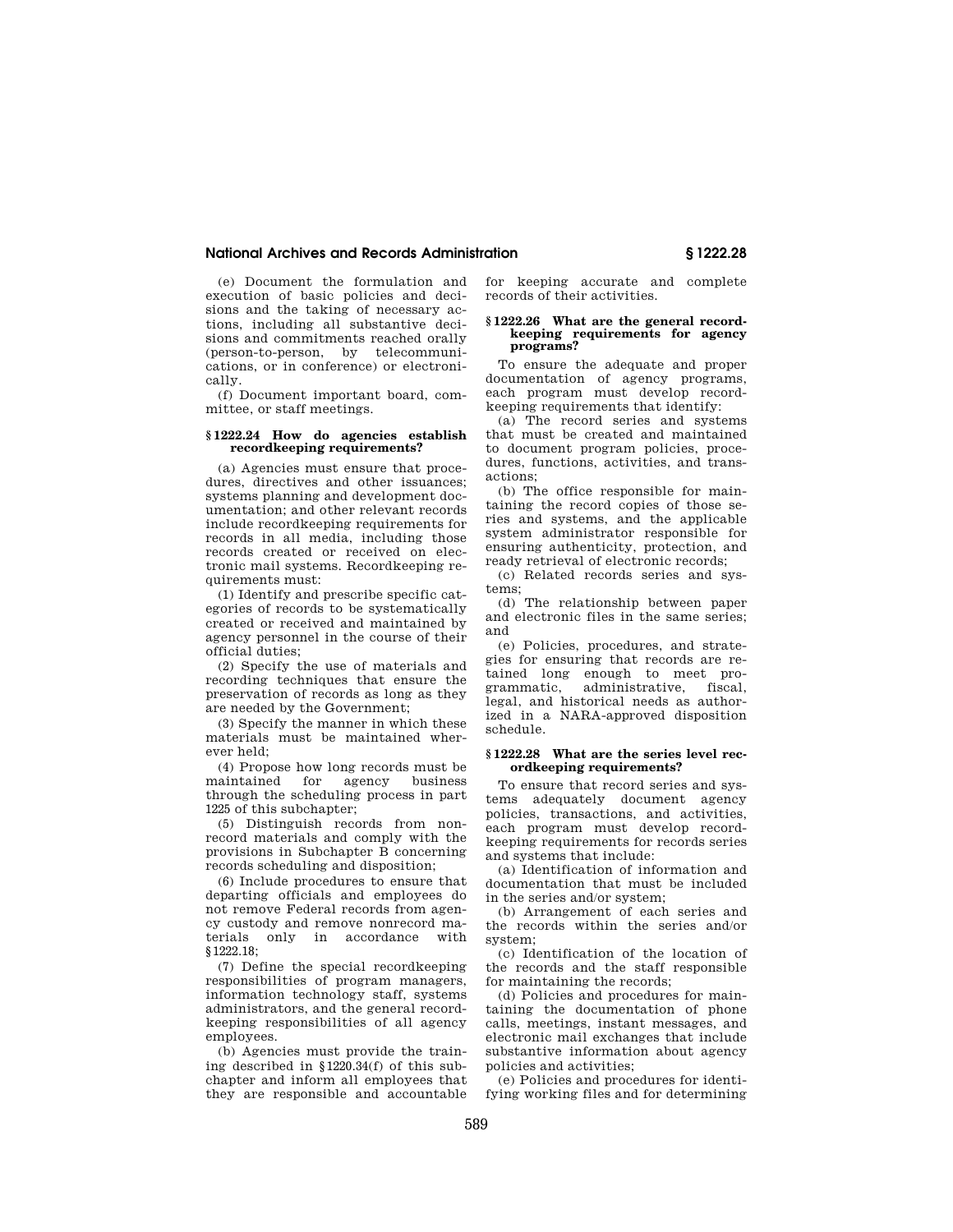(e) Document the formulation and execution of basic policies and decisions and the taking of necessary actions, including all substantive decisions and commitments reached orally (person-to-person, by telecommunications, or in conference) or electronically.

(f) Document important board, committee, or staff meetings.

### § 1222.24 How do agencies establish recordkeeping requirements?

(a) Agencies must ensure that procedures, directives and other issuances; systems planning and development documentation; and other relevant records include recordkeeping requirements for records in all media, including those records created or received on electronic mail systems. Recordkeeping requirements must:

(1) Identify and prescribe specific categories of records to be systematically created or received and maintained by agency personnel in the course of their official duties;

(2) Specify the use of materials and recording techniques that ensure the preservation of records as long as they are needed by the Government;

(3) Specify the manner in which these materials must be maintained wherever held;

(4) Propose how long records must be maintained for agency business through the scheduling process in part 1225 of this subchapter;

(5) Distinguish records from nonrecord materials and comply with the provisions in Subchapter B concerning records scheduling and disposition;

(6) Include procedures to ensure that departing officials and employees do not remove Federal records from agency custody and remove nonrecord materials only in accordance with §1222.18;

(7) Define the special recordkeeping responsibilities of program managers, information technology staff, systems administrators, and the general recordkeeping responsibilities of all agency employees.

(b) Agencies must provide the training described in §1220.34(f) of this subchapter and inform all employees that they are responsible and accountable for keeping accurate and complete records of their activities.

### § 1222.26 What are the general recordkeeping requirements for agency programs?

To ensure the adequate and proper documentation of agency programs, each program must develop recordkeeping requirements that identify:

(a) The record series and systems that must be created and maintained to document program policies, procedures, functions, activities, and transactions;

(b) The office responsible for maintaining the record copies of those series and systems, and the applicable system administrator responsible for ensuring authenticity, protection, and ready retrieval of electronic records;

(c) Related records series and systems;

(d) The relationship between paper and electronic files in the same series; and

(e) Policies, procedures, and strategies for ensuring that records are retained long enough to meet programmatic, administrative, fiscal, legal, and historical needs as authorized in a NARA-approved disposition schedule.

### § 1222.28 What are the series level recordkeeping requirements?

To ensure that record series and systems adequately document agency policies, transactions, and activities, each program must develop recordkeeping requirements for records series and systems that include:

(a) Identification of information and documentation that must be included in the series and/or system;

(b) Arrangement of each series and the records within the series and/or system;

(c) Identification of the location of the records and the staff responsible for maintaining the records;

(d) Policies and procedures for maintaining the documentation of phone calls, meetings, instant messages, and electronic mail exchanges that include substantive information about agency policies and activities;

(e) Policies and procedures for identifying working files and for determining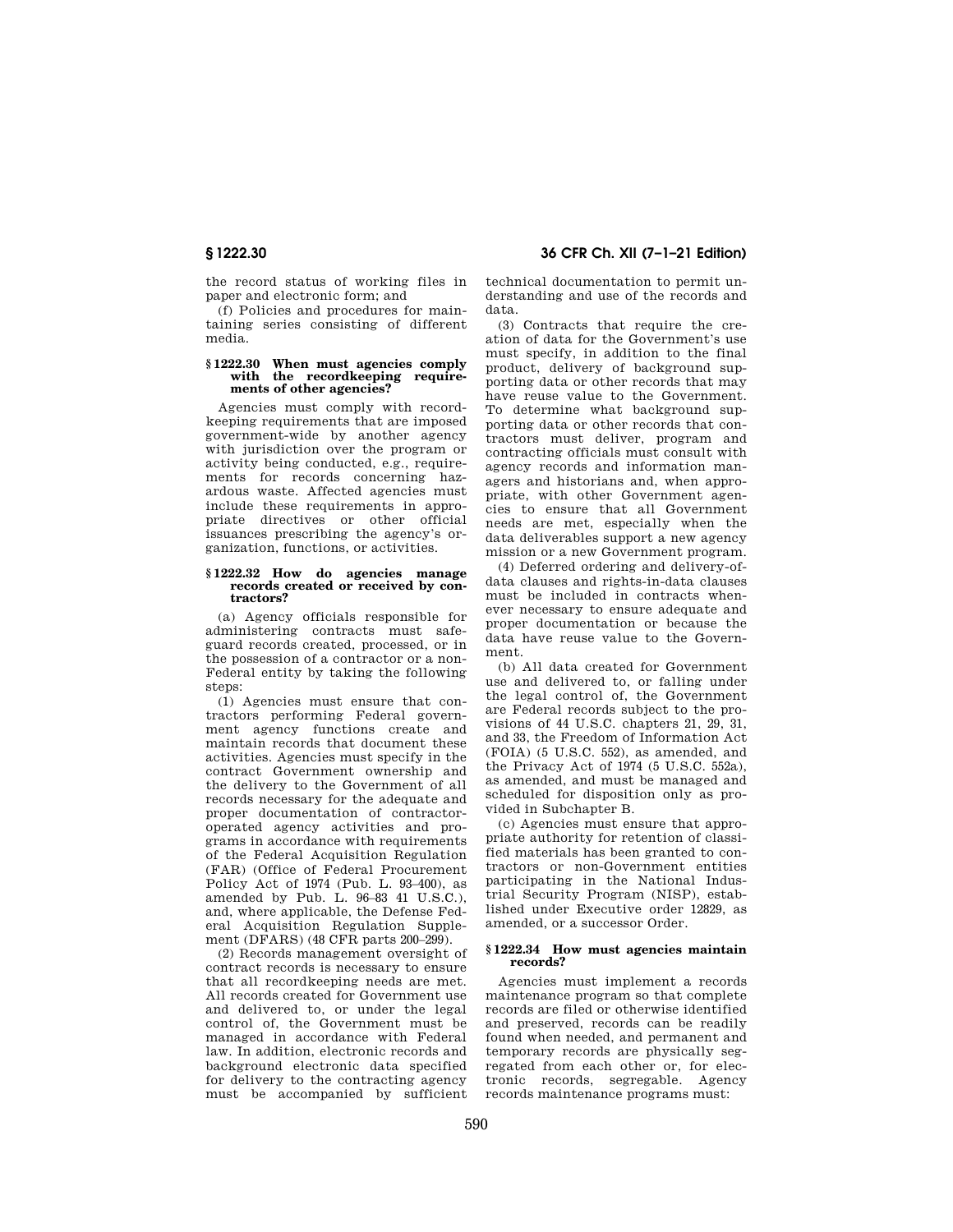the record status of working files in paper and electronic form; and

(f) Policies and procedures for maintaining series consisting of different media.

### § 1222.30 When must agencies comply with the recordkeeping requirements of other agencies?

Agencies must comply with recordkeeping requirements that are imposed government-wide by another agency with jurisdiction over the program or activity being conducted, e.g., requirements for records concerning hazardous waste. Affected agencies must include these requirements in appropriate directives or other official issuances prescribing the agency's organization, functions, or activities.

### § 1222.32 How do agencies manage records created or received by contractors?

(a) Agency officials responsible for administering contracts must safeguard records created, processed, or in the possession of a contractor or a non-Federal entity by taking the following steps:

(1) Agencies must ensure that contractors performing Federal government agency functions create and maintain records that document these activities. Agencies must specify in the contract Government ownership and the delivery to the Government of all records necessary for the adequate and proper documentation of contractor-operated agency activities and programs in accordance with requirements of the Federal Acquisition Regulation (FAR) (Office of Federal Procurement Policy Act of 1974 (Pub. L. 93–400), as amended by Pub. L. 96–83 41 U.S.C.), and, where applicable, the Defense Federal Acquisition Regulation Supplement (DFARS) (48 CFR parts 200–299).

(2) Records management oversight of contract records is necessary to ensure that all recordkeeping needs are met. All records created for Government use and delivered to, or under the legal control of, the Government must be managed in accordance with Federal law. In addition, electronic records and background electronic data specified for delivery to the contracting agency must be accompanied by sufficient technical documentation to permit understanding and use of the records and data.

(3) Contracts that require the creation of data for the Government's use must specify, in addition to the final product, delivery of background supporting data or other records that may have reuse value to the Government. To determine what background supporting data or other records that contractors must deliver, program and contracting officials must consult with agency records and information managers and historians and, when appropriate, with other Government agencies to ensure that all Government needs are met, especially when the data deliverables support a new agency mission or a new Government program.

(4) Deferred ordering and delivery-of-data clauses and rights-in-data clauses must be included in contracts whenever necessary to ensure adequate and proper documentation or because the data have reuse value to the Government.

(b) All data created for Government use and delivered to, or falling under the legal control of, the Government are Federal records subject to the provisions of 44 U.S.C. chapters 21, 29, 31, and 33, the Freedom of Information Act (FOIA) (5 U.S.C. 552), as amended, and the Privacy Act of 1974 (5 U.S.C. 552a), as amended, and must be managed and scheduled for disposition only as provided in Subchapter B.

(c) Agencies must ensure that appropriate authority for retention of classified materials has been granted to contractors or non-Government entities participating in the National Industrial Security Program (NISP), established under Executive order 12829, as amended, or a successor Order.

### § 1222.34 How must agencies maintain records?

Agencies must implement a records maintenance program so that complete records are filed or otherwise identified and preserved, records can be readily found when needed, and permanent and temporary records are physically segregated from each other or, for electronic records, segregable. Agency records maintenance programs must: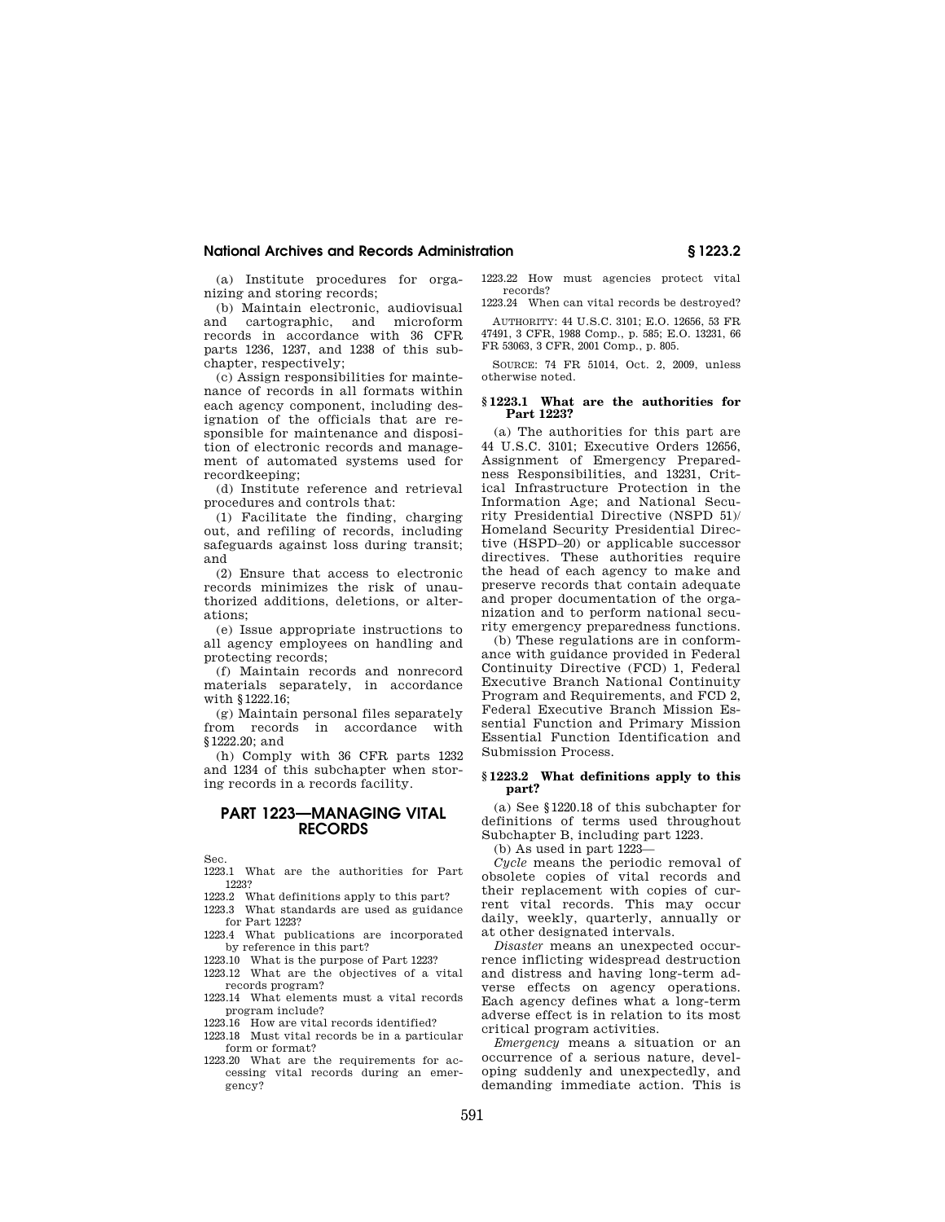(a) Institute procedures for organizing and storing records;

(b) Maintain electronic, audiovisual and cartographic, and microform records in accordance with 36 CFR parts 1236, 1237, and 1238 of this subchapter, respectively;

(c) Assign responsibilities for maintenance of records in all formats within each agency component, including designation of the officials that are responsible for maintenance and disposition of electronic records and management of automated systems used for recordkeeping;

(d) Institute reference and retrieval procedures and controls that:

(1) Facilitate the finding, charging out, and refiling of records, including safeguards against loss during transit; and

(2) Ensure that access to electronic records minimizes the risk of unauthorized additions, deletions, or alterations;

(e) Issue appropriate instructions to all agency employees on handling and protecting records;

(f) Maintain records and nonrecord materials separately, in accordance with §1222.16;

(g) Maintain personal files separately from records in accordance with §1222.20; and

(h) Comply with 36 CFR parts 1232 and 1234 of this subchapter when storing records in a records facility.

## PART 1223—MANAGING VITAL RECORDS

Sec.

1223.1 What are the authorities for Part 1223?

1223.2 What definitions apply to this part?

1223.3 What standards are used as guidance for Part 1223?

1223.4 What publications are incorporated by reference in this part?

1223.10 What is the purpose of Part 1223?

1223.12 What are the objectives of a vital records program?

1223.14 What elements must a vital records program include?

1223.16 How are vital records identified?

1223.18 Must vital records be in a particular form or format?

1223.20 What are the requirements for accessing vital records during an emergency?

1223.22 How must agencies protect vital records?

1223.24 When can vital records be destroyed?

AUTHORITY: 44 U.S.C. 3101; E.O. 12656, 53 FR 47491, 3 CFR, 1988 Comp., p. 585; E.O. 13231, 66 FR 53063, 3 CFR, 2001 Comp., p. 805.

SOURCE: 74 FR 51014, Oct. 2, 2009, unless otherwise noted.

### § 1223.1 What are the authorities for Part 1223?

(a) The authorities for this part are 44 U.S.C. 3101; Executive Orders 12656, Assignment of Emergency Preparedness Responsibilities, and 13231, Critical Infrastructure Protection in the Information Age; and National Security Presidential Directive (NSPD 51)/ Homeland Security Presidential Directive (HSPD–20) or applicable successor directives. These authorities require the head of each agency to make and preserve records that contain adequate and proper documentation of the organization and to perform national security emergency preparedness functions.

(b) These regulations are in conformance with guidance provided in Federal Continuity Directive (FCD) 1, Federal Executive Branch National Continuity Program and Requirements, and FCD 2, Federal Executive Branch Mission Essential Function and Primary Mission Essential Function Identification and Submission Process.

### § 1223.2 What definitions apply to this part?

(a) See §1220.18 of this subchapter for definitions of terms used throughout Subchapter B, including part 1223.

(b) As used in part 1223—

*Cycle* means the periodic removal of obsolete copies of vital records and their replacement with copies of current vital records. This may occur daily, weekly, quarterly, annually or at other designated intervals.

*Disaster* means an unexpected occurrence inflicting widespread destruction and distress and having long-term adverse effects on agency operations. Each agency defines what a long-term adverse effect is in relation to its most critical program activities.

*Emergency* means a situation or an occurrence of a serious nature, developing suddenly and unexpectedly, and demanding immediate action. This is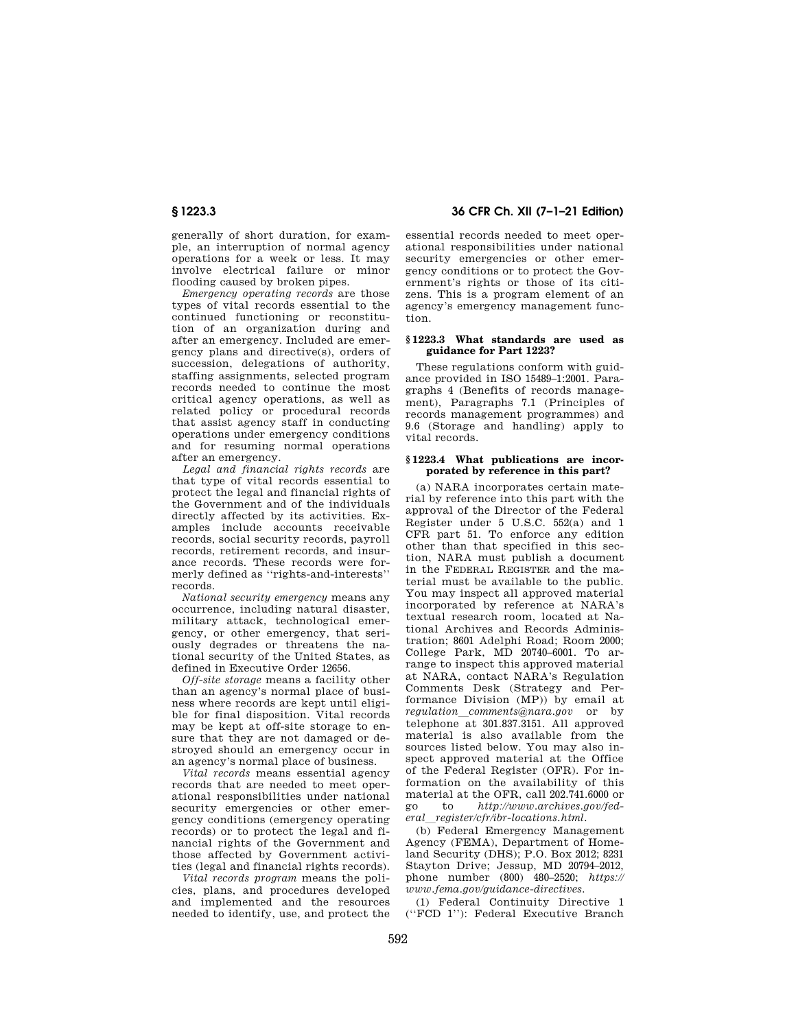generally of short duration, for example, an interruption of normal agency operations for a week or less. It may involve electrical failure or minor flooding caused by broken pipes.

*Emergency operating records* are those types of vital records essential to the continued functioning or reconstitution of an organization during and after an emergency. Included are emergency plans and directive(s), orders of succession, delegations of authority, staffing assignments, selected program records needed to continue the most critical agency operations, as well as related policy or procedural records that assist agency staff in conducting operations under emergency conditions and for resuming normal operations after an emergency.

*Legal and financial rights records* are that type of vital records essential to protect the legal and financial rights of the Government and of the individuals directly affected by its activities. Examples include accounts receivable records, social security records, payroll records, retirement records, and insurance records. These records were formerly defined as ''rights-and-interests'' records.

*National security emergency* means any occurrence, including natural disaster, military attack, technological emergency, or other emergency, that seriously degrades or threatens the national security of the United States, as defined in Executive Order 12656.

*Off-site storage* means a facility other than an agency's normal place of business where records are kept until eligible for final disposition. Vital records may be kept at off-site storage to ensure that they are not damaged or destroyed should an emergency occur in an agency's normal place of business.

*Vital records* means essential agency records that are needed to meet operational responsibilities under national security emergencies or other emergency conditions (emergency operating records) or to protect the legal and financial rights of the Government and those affected by Government activities (legal and financial rights records).

*Vital records program* means the policies, plans, and procedures developed and implemented and the resources needed to identify, use, and protect the essential records needed to meet operational responsibilities under national security emergencies or other emergency conditions or to protect the Government's rights or those of its citizens. This is a program element of an agency's emergency management function.

### § 1223.3 What standards are used as guidance for Part 1223?

These regulations conform with guidance provided in ISO 15489–1:2001. Paragraphs 4 (Benefits of records management), Paragraphs 7.1 (Principles of records management programmes) and 9.6 (Storage and handling) apply to vital records.

### § 1223.4 What publications are incorporated by reference in this part?

(a) NARA incorporates certain material by reference into this part with the approval of the Director of the Federal Register under 5 U.S.C. 552(a) and 1 CFR part 51. To enforce any edition other than that specified in this section, NARA must publish a document in the FEDERAL REGISTER and the material must be available to the public. You may inspect all approved material incorporated by reference at NARA's textual research room, located at National Archives and Records Administration; 8601 Adelphi Road; Room 2000; College Park, MD 20740–6001. To arrange to inspect this approved material at NARA, contact NARA's Regulation Comments Desk (Strategy and Performance Division (MP)) by email at *regulation_comments@nara.gov* or by telephone at 301.837.3151. All approved material is also available from the sources listed below. You may also inspect approved material at the Office of the Federal Register (OFR). For information on the availability of this material at the OFR, call 202.741.6000 or go to *http://www.archives.gov/federal_register/cfr/ibr-locations.html*.

(b) Federal Emergency Management Agency (FEMA), Department of Homeland Security (DHS); P.O. Box 2012; 8231 Stayton Drive; Jessup, MD 20794–2012, phone number (800) 480–2520; *https://www.fema.gov/guidance-directives*.

(1) Federal Continuity Directive 1 (''FCD 1''): Federal Executive Branch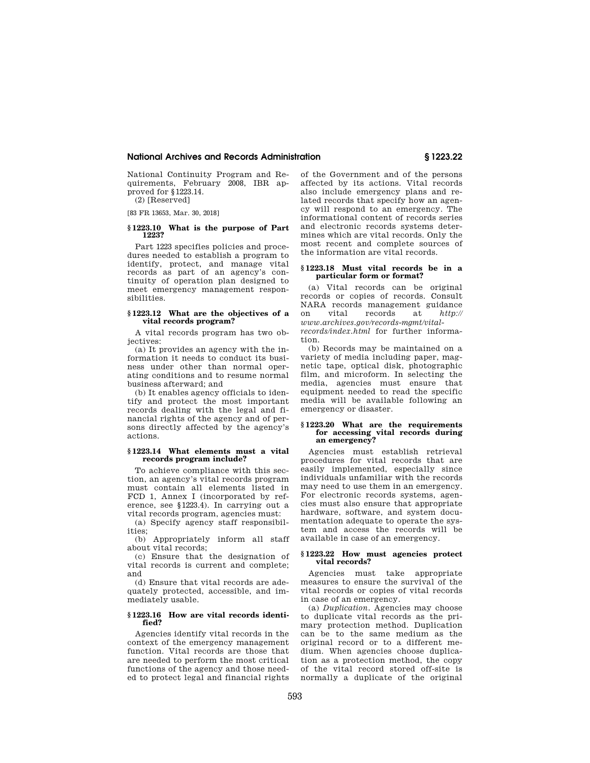National Continuity Program and Requirements, February 2008, IBR approved for §1223.14.

(2) [Reserved]

[83 FR 13653, Mar. 30, 2018]

### §1223.10 What is the purpose of Part 1223?

Part 1223 specifies policies and procedures needed to establish a program to identify, protect, and manage vital records as part of an agency's continuity of operation plan designed to meet emergency management responsibilities.

### §1223.12 What are the objectives of a vital records program?

A vital records program has two objectives:

(a) It provides an agency with the information it needs to conduct its business under other than normal operating conditions and to resume normal business afterward; and

(b) It enables agency officials to identify and protect the most important records dealing with the legal and financial rights of the agency and of persons directly affected by the agency's actions.

### §1223.14 What elements must a vital records program include?

To achieve compliance with this section, an agency's vital records program must contain all elements listed in FCD 1, Annex I (incorporated by reference, see §1223.4). In carrying out a vital records program, agencies must:

(a) Specify agency staff responsibilities;

(b) Appropriately inform all staff about vital records;

(c) Ensure that the designation of vital records is current and complete; and

(d) Ensure that vital records are adequately protected, accessible, and immediately usable.

### §1223.16 How are vital records identified?

Agencies identify vital records in the context of the emergency management function. Vital records are those that are needed to perform the most critical functions of the agency and those needed to protect legal and financial rights of the Government and of the persons affected by its actions. Vital records also include emergency plans and related records that specify how an agency will respond to an emergency. The informational content of records series and electronic records systems determines which are vital records. Only the most recent and complete sources of the information are vital records.

### §1223.18 Must vital records be in a particular form or format?

(a) Vital records can be original records or copies of records. Consult NARA records management guidance on vital records at *http://www.archives.gov/records-mgmt/vital-records/index.html* for further information.

(b) Records may be maintained on a variety of media including paper, magnetic tape, optical disk, photographic film, and microform. In selecting the media, agencies must ensure that equipment needed to read the specific media will be available following an emergency or disaster.

### §1223.20 What are the requirements for accessing vital records during an emergency?

Agencies must establish retrieval procedures for vital records that are easily implemented, especially since individuals unfamiliar with the records may need to use them in an emergency. For electronic records systems, agencies must also ensure that appropriate hardware, software, and system documentation adequate to operate the system and access the records will be available in case of an emergency.

### §1223.22 How must agencies protect vital records?

Agencies must take appropriate measures to ensure the survival of the vital records or copies of vital records in case of an emergency.

(a) *Duplication.* Agencies may choose to duplicate vital records as the primary protection method. Duplication can be to the same medium as the original record or to a different medium. When agencies choose duplication as a protection method, the copy of the vital record stored off-site is normally a duplicate of the original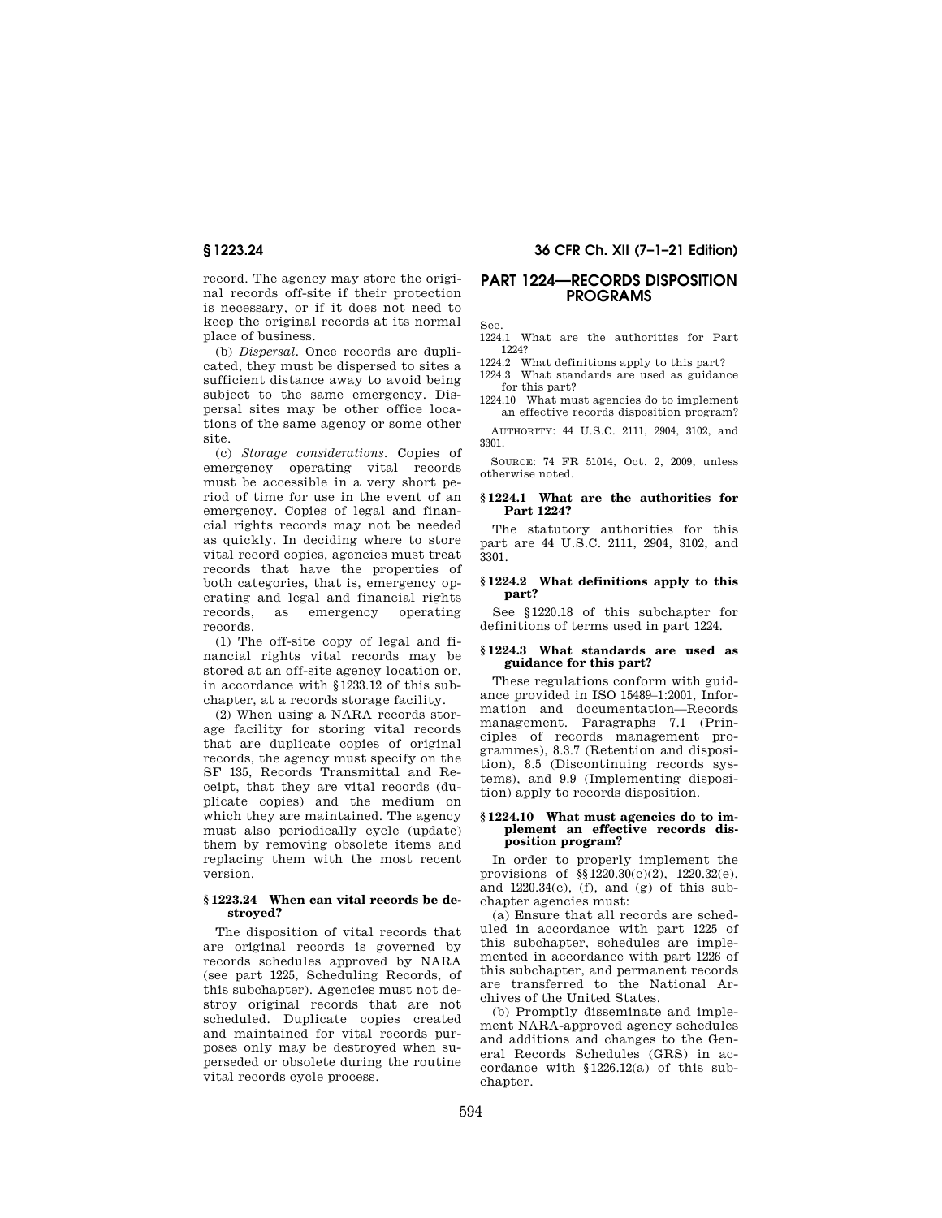record. The agency may store the original records off-site if their protection is necessary, or if it does not need to keep the original records at its normal place of business.

(b) *Dispersal.* Once records are duplicated, they must be dispersed to sites a sufficient distance away to avoid being subject to the same emergency. Dispersal sites may be other office locations of the same agency or some other site.

(c) *Storage considerations.* Copies of emergency operating vital records must be accessible in a very short period of time for use in the event of an emergency. Copies of legal and financial rights records may not be needed as quickly. In deciding where to store vital record copies, agencies must treat records that have the properties of both categories, that is, emergency operating and legal and financial rights records, as emergency operating records.

(1) The off-site copy of legal and financial rights vital records may be stored at an off-site agency location or, in accordance with §1233.12 of this subchapter, at a records storage facility.

(2) When using a NARA records storage facility for storing vital records that are duplicate copies of original records, the agency must specify on the SF 135, Records Transmittal and Receipt, that they are vital records (duplicate copies) and the medium on which they are maintained. The agency must also periodically cycle (update) them by removing obsolete items and replacing them with the most recent version.

### §1223.24 When can vital records be destroyed?

The disposition of vital records that are original records is governed by records schedules approved by NARA (see part 1225, Scheduling Records, of this subchapter). Agencies must not destroy original records that are not scheduled. Duplicate copies created and maintained for vital records purposes only may be destroyed when superseded or obsolete during the routine vital records cycle process.

## PART 1224—RECORDS DISPOSITION PROGRAMS

Sec.

1224.1 What are the authorities for Part 1224?

1224.2 What definitions apply to this part?

1224.3 What standards are used as guidance for this part?

1224.10 What must agencies do to implement an effective records disposition program?

AUTHORITY: 44 U.S.C. 2111, 2904, 3102, and 3301.

SOURCE: 74 FR 51014, Oct. 2, 2009, unless otherwise noted.

### §1224.1 What are the authorities for Part 1224?

The statutory authorities for this part are 44 U.S.C. 2111, 2904, 3102, and 3301.

### §1224.2 What definitions apply to this part?

See §1220.18 of this subchapter for definitions of terms used in part 1224.

### §1224.3 What standards are used as guidance for this part?

These regulations conform with guidance provided in ISO 15489–1:2001, Information and documentation—Records management. Paragraphs 7.1 (Principles of records management programmes), 8.3.7 (Retention and disposition), 8.5 (Discontinuing records systems), and 9.9 (Implementing disposition) apply to records disposition.

### §1224.10 What must agencies do to implement an effective records disposition program?

In order to properly implement the provisions of §§1220.30(c)(2), 1220.32(e), and 1220.34(c), (f), and (g) of this subchapter agencies must:

(a) Ensure that all records are scheduled in accordance with part 1225 of this subchapter, schedules are implemented in accordance with part 1226 of this subchapter, and permanent records are transferred to the National Archives of the United States.

(b) Promptly disseminate and implement NARA-approved agency schedules and additions and changes to the General Records Schedules (GRS) in accordance with §1226.12(a) of this subchapter.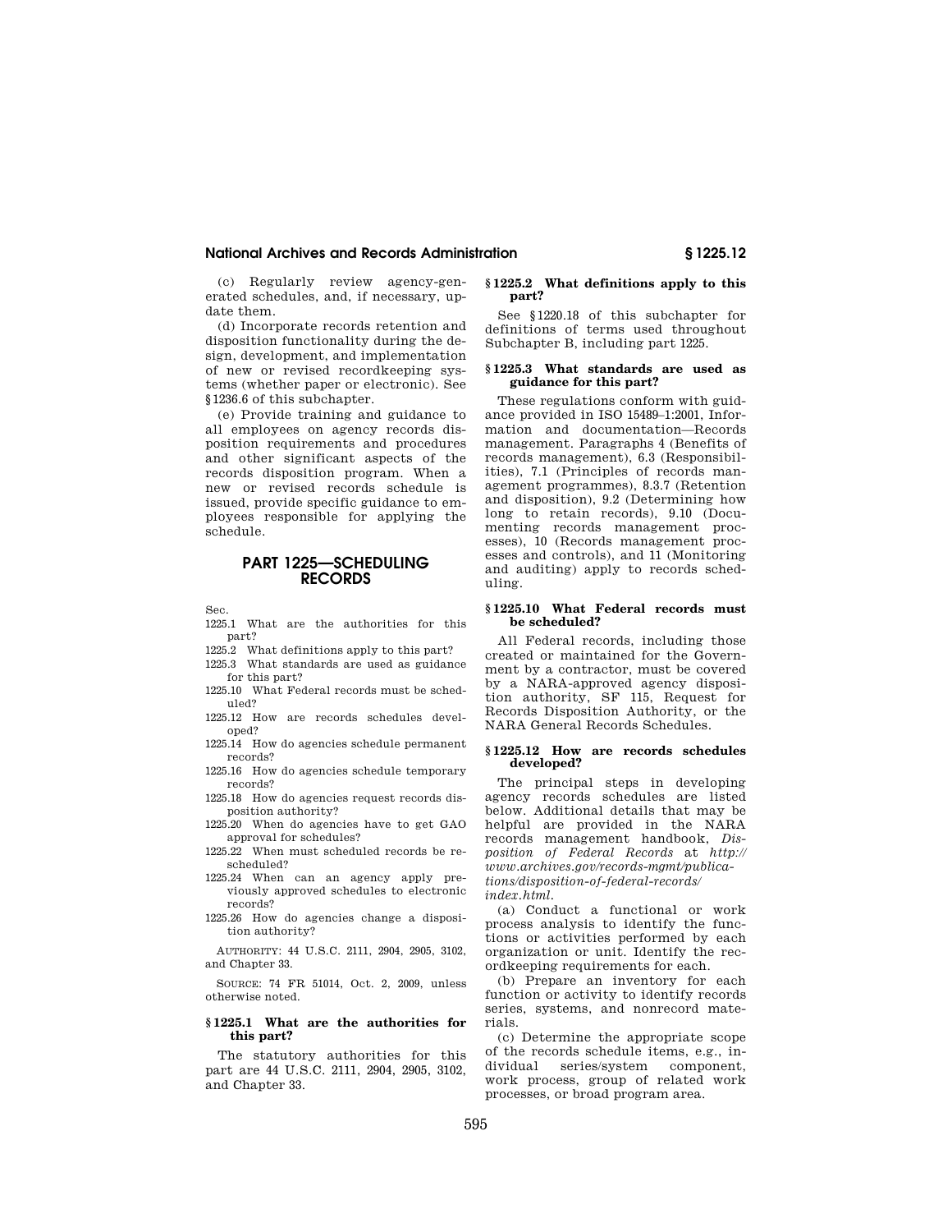(c) Regularly review agency-generated schedules, and, if necessary, update them.

(d) Incorporate records retention and disposition functionality during the design, development, and implementation of new or revised recordkeeping systems (whether paper or electronic). See §1236.6 of this subchapter.

(e) Provide training and guidance to all employees on agency records disposition requirements and procedures and other significant aspects of the records disposition program. When a new or revised records schedule is issued, provide specific guidance to employees responsible for applying the schedule.

## PART 1225—SCHEDULING RECORDS

Sec.

1225.1 What are the authorities for this part?

1225.2 What definitions apply to this part?

1225.3 What standards are used as guidance for this part?

1225.10 What Federal records must be scheduled?

1225.12 How are records schedules developed?

1225.14 How do agencies schedule permanent records?

1225.16 How do agencies schedule temporary records?

1225.18 How do agencies request records disposition authority?

1225.20 When do agencies have to get GAO approval for schedules?

1225.22 When must scheduled records be rescheduled?

1225.24 When can an agency apply previously approved schedules to electronic records?

1225.26 How do agencies change a disposition authority?

AUTHORITY: 44 U.S.C. 2111, 2904, 2905, 3102, and Chapter 33.

SOURCE: 74 FR 51014, Oct. 2, 2009, unless otherwise noted.

### § 1225.1 What are the authorities for this part?

The statutory authorities for this part are 44 U.S.C. 2111, 2904, 2905, 3102, and Chapter 33.

### § 1225.2 What definitions apply to this part?

See §1220.18 of this subchapter for definitions of terms used throughout Subchapter B, including part 1225.

### § 1225.3 What standards are used as guidance for this part?

These regulations conform with guidance provided in ISO 15489–1:2001, Information and documentation—Records management. Paragraphs 4 (Benefits of records management), 6.3 (Responsibilities), 7.1 (Principles of records management programmes), 8.3.7 (Retention and disposition), 9.2 (Determining how long to retain records), 9.10 (Documenting records management processes), 10 (Records management processes and controls), and 11 (Monitoring and auditing) apply to records scheduling.

### § 1225.10 What Federal records must be scheduled?

All Federal records, including those created or maintained for the Government by a contractor, must be covered by a NARA-approved agency disposition authority, SF 115, Request for Records Disposition Authority, or the NARA General Records Schedules.

### § 1225.12 How are records schedules developed?

The principal steps in developing agency records schedules are listed below. Additional details that may be helpful are provided in the NARA records management handbook, *Disposition of Federal Records* at *http://www.archives.gov/records-mgmt/publications/disposition-of-federal-records/index.html.*

(a) Conduct a functional or work process analysis to identify the functions or activities performed by each organization or unit. Identify the recordkeeping requirements for each.

(b) Prepare an inventory for each function or activity to identify records series, systems, and nonrecord materials.

(c) Determine the appropriate scope of the records schedule items, e.g., individual series/system component, work process, group of related work processes, or broad program area.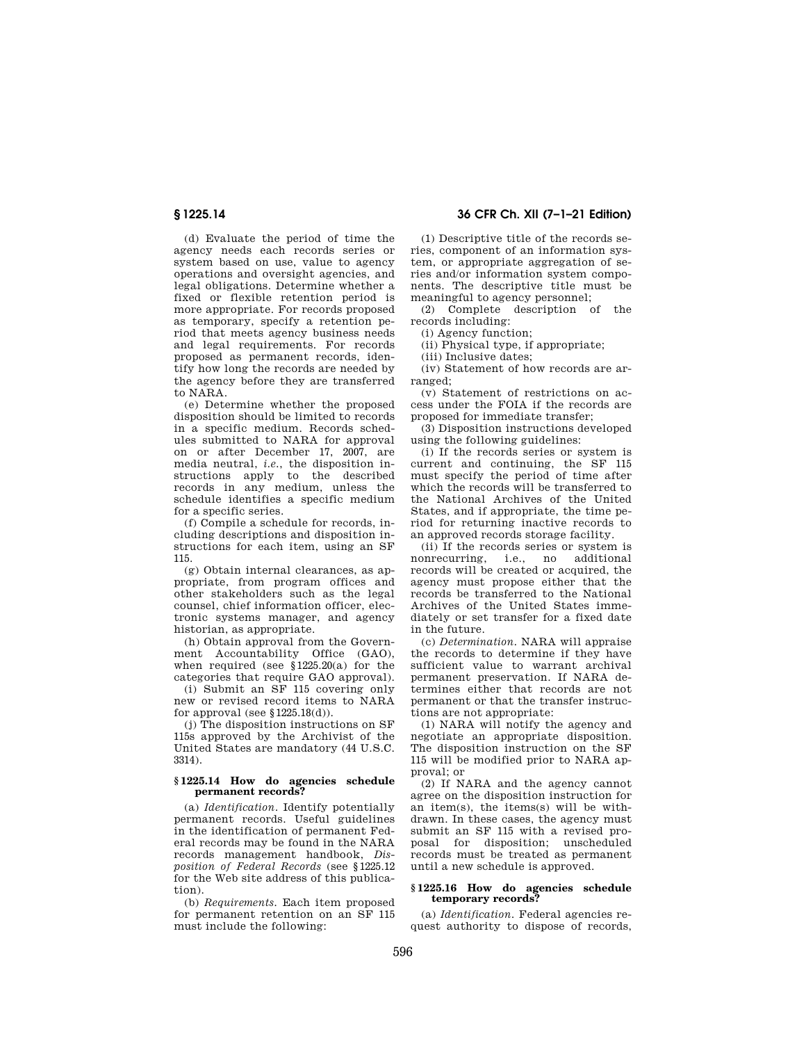(d) Evaluate the period of time the agency needs each records series or system based on use, value to agency operations and oversight agencies, and legal obligations. Determine whether a fixed or flexible retention period is more appropriate. For records proposed as temporary, specify a retention period that meets agency business needs and legal requirements. For records proposed as permanent records, identify how long the records are needed by the agency before they are transferred to NARA.

(e) Determine whether the proposed disposition should be limited to records in a specific medium. Records schedules submitted to NARA for approval on or after December 17, 2007, are media neutral, *i.e.*, the disposition instructions apply to the described records in any medium, unless the schedule identifies a specific medium for a specific series.

(f) Compile a schedule for records, including descriptions and disposition instructions for each item, using an SF 115.

(g) Obtain internal clearances, as appropriate, from program offices and other stakeholders such as the legal counsel, chief information officer, electronic systems manager, and agency historian, as appropriate.

(h) Obtain approval from the Government Accountability Office (GAO), when required (see §1225.20(a) for the categories that require GAO approval).

(i) Submit an SF 115 covering only new or revised record items to NARA for approval (see §1225.18(d)).

(j) The disposition instructions on SF 115s approved by the Archivist of the United States are mandatory (44 U.S.C. 3314).

### §1225.14 How do agencies schedule permanent records?

(a) *Identification.* Identify potentially permanent records. Useful guidelines in the identification of permanent Federal records may be found in the NARA records management handbook, *Disposition of Federal Records* (see §1225.12 for the Web site address of this publication).

(b) *Requirements.* Each item proposed for permanent retention on an SF 115 must include the following:

(1) Descriptive title of the records series, component of an information system, or appropriate aggregation of series and/or information system components. The descriptive title must be meaningful to agency personnel;

(2) Complete description of the records including:

(i) Agency function;

(ii) Physical type, if appropriate;

(iii) Inclusive dates;

(iv) Statement of how records are arranged;

(v) Statement of restrictions on access under the FOIA if the records are proposed for immediate transfer;

(3) Disposition instructions developed using the following guidelines:

(i) If the records series or system is current and continuing, the SF 115 must specify the period of time after which the records will be transferred to the National Archives of the United States, and if appropriate, the time period for returning inactive records to an approved records storage facility.

(ii) If the records series or system is nonrecurring, i.e., no additional records will be created or acquired, the agency must propose either that the records be transferred to the National Archives of the United States immediately or set transfer for a fixed date in the future.

(c) *Determination.* NARA will appraise the records to determine if they have sufficient value to warrant archival permanent preservation. If NARA determines either that records are not permanent or that the transfer instructions are not appropriate:

(1) NARA will notify the agency and negotiate an appropriate disposition. The disposition instruction on the SF 115 will be modified prior to NARA approval; or

(2) If NARA and the agency cannot agree on the disposition instruction for an item(s), the items(s) will be withdrawn. In these cases, the agency must submit an SF 115 with a revised proposal for disposition; unscheduled records must be treated as permanent until a new schedule is approved.

### §1225.16 How do agencies schedule temporary records?

(a) *Identification.* Federal agencies request authority to dispose of records,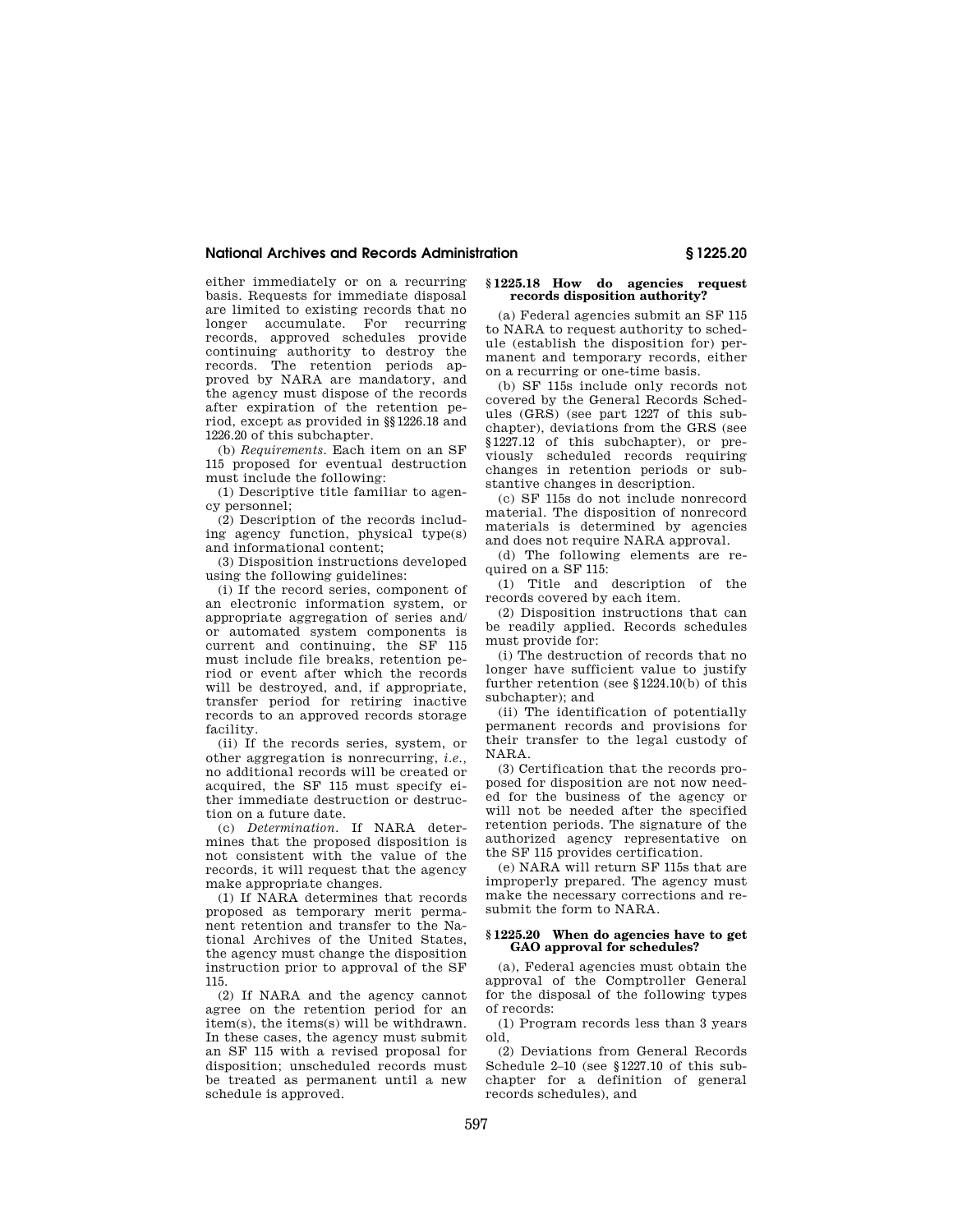either immediately or on a recurring basis. Requests for immediate disposal are limited to existing records that no longer accumulate. For recurring records, approved schedules provide continuing authority to destroy the records. The retention periods approved by NARA are mandatory, and the agency must dispose of the records after expiration of the retention period, except as provided in §§1226.18 and 1226.20 of this subchapter.

(b) *Requirements.* Each item on an SF 115 proposed for eventual destruction must include the following:

(1) Descriptive title familiar to agency personnel;

(2) Description of the records including agency function, physical type(s) and informational content;

(3) Disposition instructions developed using the following guidelines:

(i) If the record series, component of an electronic information system, or appropriate aggregation of series and/or automated system components is current and continuing, the SF 115 must include file breaks, retention period or event after which the records will be destroyed, and, if appropriate, transfer period for retiring inactive records to an approved records storage facility.

(ii) If the records series, system, or other aggregation is nonrecurring, *i.e.,* no additional records will be created or acquired, the SF 115 must specify either immediate destruction or destruction on a future date.

(c) *Determination.* If NARA determines that the proposed disposition is not consistent with the value of the records, it will request that the agency make appropriate changes.

(1) If NARA determines that records proposed as temporary merit permanent retention and transfer to the National Archives of the United States, the agency must change the disposition instruction prior to approval of the SF 115.

(2) If NARA and the agency cannot agree on the retention period for an item(s), the items(s) will be withdrawn. In these cases, the agency must submit an SF 115 with a revised proposal for disposition; unscheduled records must be treated as permanent until a new schedule is approved.

### §1225.18 How do agencies request records disposition authority?

(a) Federal agencies submit an SF 115 to NARA to request authority to schedule (establish the disposition for) permanent and temporary records, either on a recurring or one-time basis.

(b) SF 115s include only records not covered by the General Records Schedules (GRS) (see part 1227 of this subchapter), deviations from the GRS (see §1227.12 of this subchapter), or previously scheduled records requiring changes in retention periods or substantive changes in description.

(c) SF 115s do not include nonrecord material. The disposition of nonrecord materials is determined by agencies and does not require NARA approval.

(d) The following elements are required on a SF 115:

(1) Title and description of the records covered by each item.

(2) Disposition instructions that can be readily applied. Records schedules must provide for:

(i) The destruction of records that no longer have sufficient value to justify further retention (see §1224.10(b) of this subchapter); and

(ii) The identification of potentially permanent records and provisions for their transfer to the legal custody of NARA.

(3) Certification that the records proposed for disposition are not now needed for the business of the agency or will not be needed after the specified retention periods. The signature of the authorized agency representative on the SF 115 provides certification.

(e) NARA will return SF 115s that are improperly prepared. The agency must make the necessary corrections and resubmit the form to NARA.

### §1225.20 When do agencies have to get GAO approval for schedules?

(a), Federal agencies must obtain the approval of the Comptroller General for the disposal of the following types of records:

(1) Program records less than 3 years old,

(2) Deviations from General Records Schedule 2–10 (see §1227.10 of this subchapter for a definition of general records schedules), and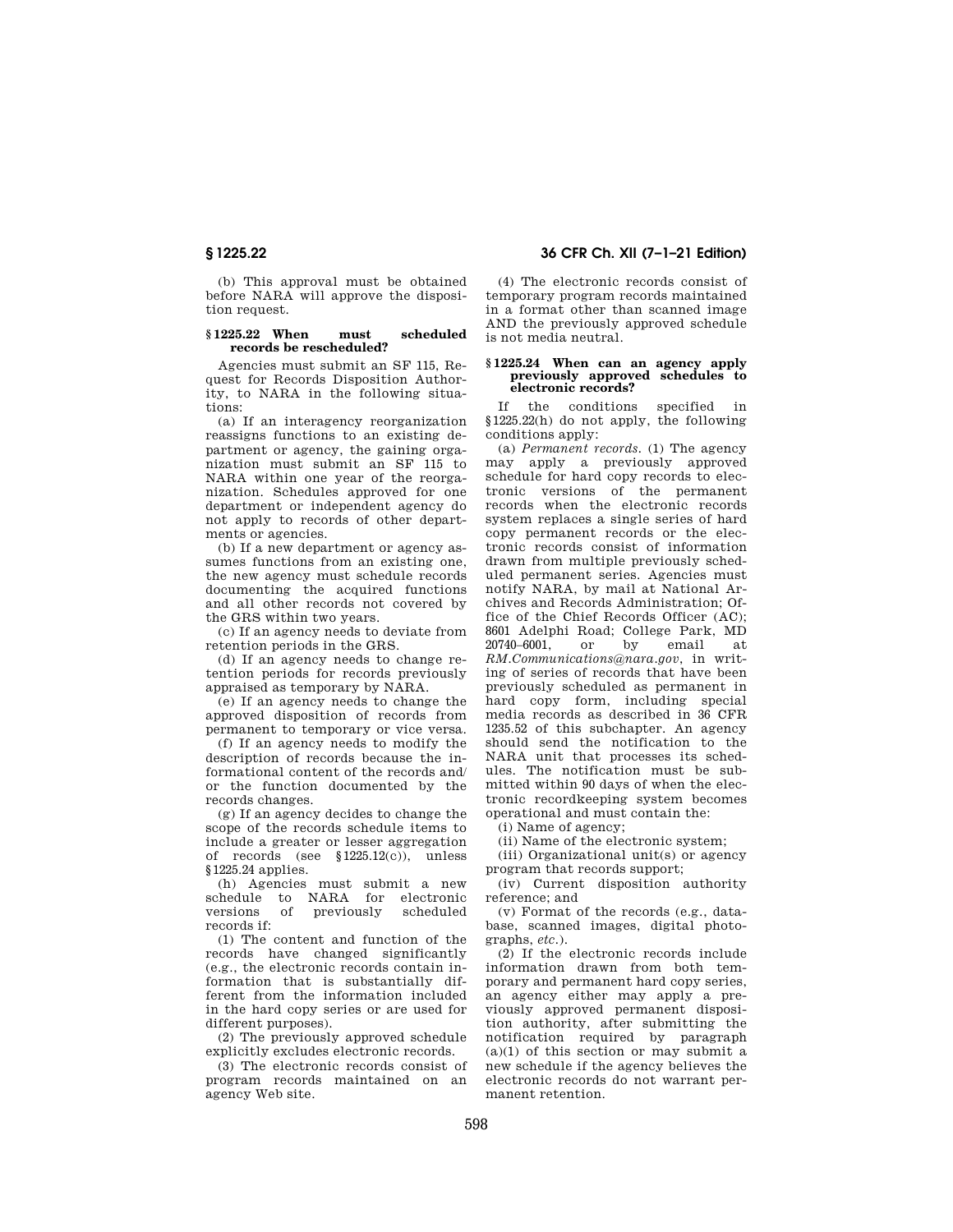(b) This approval must be obtained before NARA will approve the disposition request.

### § 1225.22 When must scheduled records be rescheduled?

Agencies must submit an SF 115, Request for Records Disposition Authority, to NARA in the following situations:

(a) If an interagency reorganization reassigns functions to an existing department or agency, the gaining organization must submit an SF 115 to NARA within one year of the reorganization. Schedules approved for one department or independent agency do not apply to records of other departments or agencies.

(b) If a new department or agency assumes functions from an existing one, the new agency must schedule records documenting the acquired functions and all other records not covered by the GRS within two years.

(c) If an agency needs to deviate from retention periods in the GRS.

(d) If an agency needs to change retention periods for records previously appraised as temporary by NARA.

(e) If an agency needs to change the approved disposition of records from permanent to temporary or vice versa.

(f) If an agency needs to modify the description of records because the informational content of the records and/or the function documented by the records changes.

(g) If an agency decides to change the scope of the records schedule items to include a greater or lesser aggregation of records (see §1225.12(c)), unless §1225.24 applies.

(h) Agencies must submit a new schedule to NARA for electronic versions of previously scheduled records if:

(1) The content and function of the records have changed significantly (e.g., the electronic records contain information that is substantially different from the information included in the hard copy series or are used for different purposes).

(2) The previously approved schedule explicitly excludes electronic records.

(3) The electronic records consist of program records maintained on an agency Web site.

(4) The electronic records consist of temporary program records maintained in a format other than scanned image AND the previously approved schedule is not media neutral.

### § 1225.24 When can an agency apply previously approved schedules to electronic records?

If the conditions specified in §1225.22(h) do not apply, the following conditions apply:

(a) *Permanent records.* (1) The agency may apply a previously approved schedule for hard copy records to electronic versions of the permanent records when the electronic records system replaces a single series of hard copy permanent records or the electronic records consist of information drawn from multiple previously scheduled permanent series. Agencies must notify NARA, by mail at National Archives and Records Administration; Office of the Chief Records Officer (AC); 8601 Adelphi Road; College Park, MD 20740–6001, or by email at *RM.Communications@nara.gov*, in writing of series of records that have been previously scheduled as permanent in hard copy form, including special media records as described in 36 CFR 1235.52 of this subchapter. An agency should send the notification to the NARA unit that processes its schedules. The notification must be submitted within 90 days of when the electronic recordkeeping system becomes operational and must contain the:

(i) Name of agency;

(ii) Name of the electronic system;

(iii) Organizational unit(s) or agency program that records support;

(iv) Current disposition authority reference; and

(v) Format of the records (e.g., database, scanned images, digital photographs, *etc.*).

(2) If the electronic records include information drawn from both temporary and permanent hard copy series, an agency either may apply a previously approved permanent disposition authority, after submitting the notification required by paragraph (a)(1) of this section or may submit a new schedule if the agency believes the electronic records do not warrant permanent retention.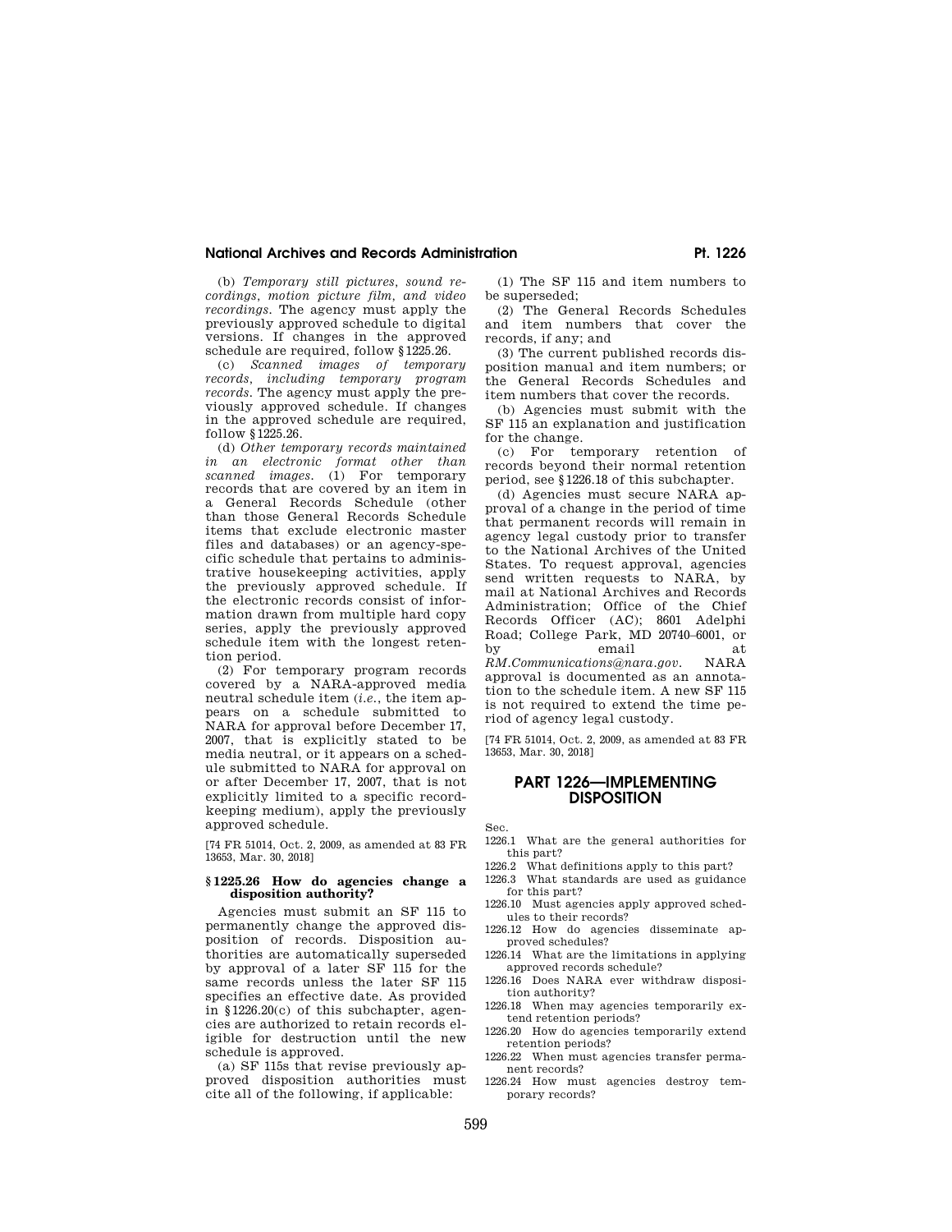(b) *Temporary still pictures, sound recordings, motion picture film, and video recordings.* The agency must apply the previously approved schedule to digital versions. If changes in the approved schedule are required, follow §1225.26.

(c) *Scanned images of temporary records, including temporary program records.* The agency must apply the previously approved schedule. If changes in the approved schedule are required, follow §1225.26.

(d) *Other temporary records maintained in an electronic format other than scanned images.* (1) For temporary records that are covered by an item in a General Records Schedule (other than those General Records Schedule items that exclude electronic master files and databases) or an agency-specific schedule that pertains to administrative housekeeping activities, apply the previously approved schedule. If the electronic records consist of information drawn from multiple hard copy series, apply the previously approved schedule item with the longest retention period.

(2) For temporary program records covered by a NARA-approved media neutral schedule item (*i.e.*, the item appears on a schedule submitted to NARA for approval before December 17, 2007, that is explicitly stated to be media neutral, or it appears on a schedule submitted to NARA for approval on or after December 17, 2007, that is not explicitly limited to a specific recordkeeping medium), apply the previously approved schedule.

[74 FR 51014, Oct. 2, 2009, as amended at 83 FR 13653, Mar. 30, 2018]

### § 1225.26 How do agencies change a disposition authority?

Agencies must submit an SF 115 to permanently change the approved disposition of records. Disposition authorities are automatically superseded by approval of a later SF 115 for the same records unless the later SF 115 specifies an effective date. As provided in §1226.20(c) of this subchapter, agencies are authorized to retain records eligible for destruction until the new schedule is approved.

(a) SF 115s that revise previously approved disposition authorities must cite all of the following, if applicable:

(1) The SF 115 and item numbers to be superseded;

(2) The General Records Schedules and item numbers that cover the records, if any; and

(3) The current published records disposition manual and item numbers; or the General Records Schedules and item numbers that cover the records.

(b) Agencies must submit with the SF 115 an explanation and justification for the change.

(c) For temporary retention of records beyond their normal retention period, see §1226.18 of this subchapter.

(d) Agencies must secure NARA approval of a change in the period of time that permanent records will remain in agency legal custody prior to transfer to the National Archives of the United States. To request approval, agencies send written requests to NARA, by mail at National Archives and Records Administration; Office of the Chief Records Officer (AC); 8601 Adelphi Road; College Park, MD 20740–6001, or by email at *RM.Communications@nara.gov*. NARA approval is documented as an annotation to the schedule item. A new SF 115 is not required to extend the time period of agency legal custody.

[74 FR 51014, Oct. 2, 2009, as amended at 83 FR 13653, Mar. 30, 2018]

## PART 1226—IMPLEMENTING DISPOSITION

Sec.

1226.1 What are the general authorities for this part?

1226.2 What definitions apply to this part?

1226.3 What standards are used as guidance for this part?

1226.10 Must agencies apply approved schedules to their records?

1226.12 How do agencies disseminate approved schedules?

1226.14 What are the limitations in applying approved records schedule?

1226.16 Does NARA ever withdraw disposition authority?

1226.18 When may agencies temporarily extend retention periods?

1226.20 How do agencies temporarily extend retention periods?

1226.22 When must agencies transfer permanent records?

1226.24 How must agencies destroy temporary records?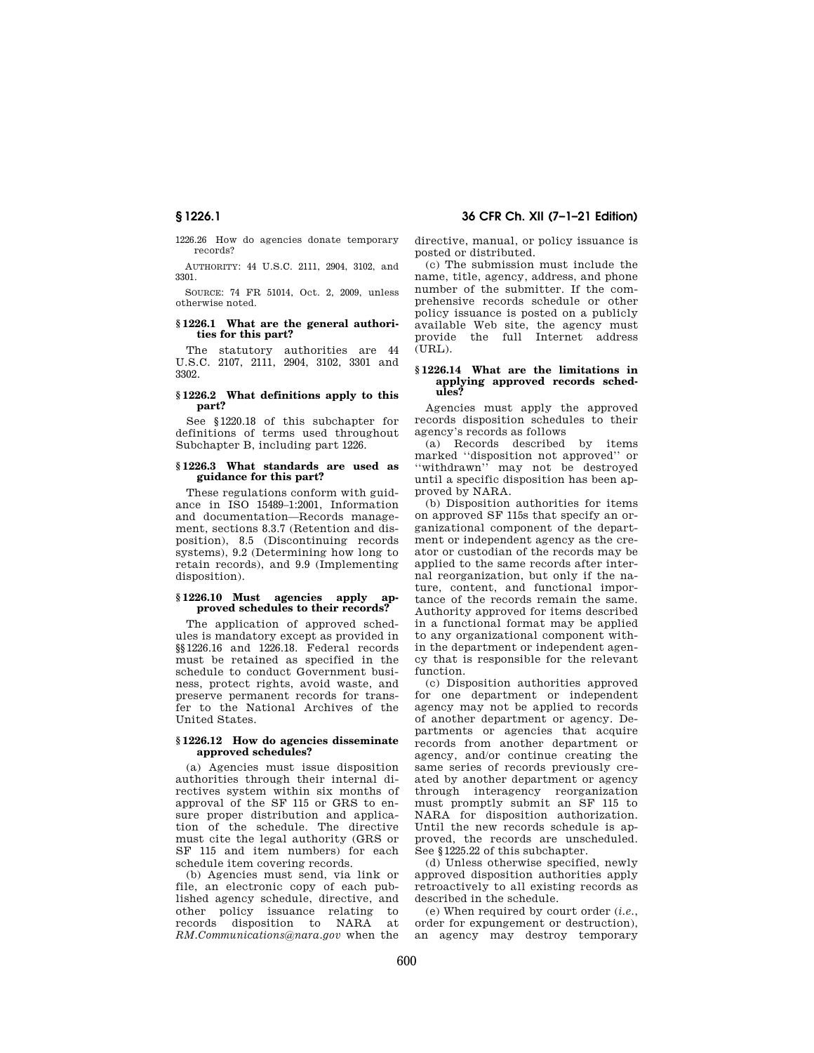1226.26 How do agencies donate temporary records?

AUTHORITY: 44 U.S.C. 2111, 2904, 3102, and 3301.

SOURCE: 74 FR 51014, Oct. 2, 2009, unless otherwise noted.

### § 1226.1 What are the general authorities for this part?

The statutory authorities are 44 U.S.C. 2107, 2111, 2904, 3102, 3301 and 3302.

### § 1226.2 What definitions apply to this part?

See § 1220.18 of this subchapter for definitions of terms used throughout Subchapter B, including part 1226.

### § 1226.3 What standards are used as guidance for this part?

These regulations conform with guidance in ISO 15489–1:2001, Information and documentation—Records management, sections 8.3.7 (Retention and disposition), 8.5 (Discontinuing records systems), 9.2 (Determining how long to retain records), and 9.9 (Implementing disposition).

### § 1226.10 Must agencies apply approved schedules to their records?

The application of approved schedules is mandatory except as provided in §§ 1226.16 and 1226.18. Federal records must be retained as specified in the schedule to conduct Government business, protect rights, avoid waste, and preserve permanent records for transfer to the National Archives of the United States.

### § 1226.12 How do agencies disseminate approved schedules?

(a) Agencies must issue disposition authorities through their internal directives system within six months of approval of the SF 115 or GRS to ensure proper distribution and application of the schedule. The directive must cite the legal authority (GRS or SF 115 and item numbers) for each schedule item covering records.

(b) Agencies must send, via link or file, an electronic copy of each published agency schedule, directive, and other policy issuance relating to records disposition to NARA at *RM.Communications@nara.gov* when the directive, manual, or policy issuance is posted or distributed.

(c) The submission must include the name, title, agency, address, and phone number of the submitter. If the comprehensive records schedule or other policy issuance is posted on a publicly available Web site, the agency must provide the full Internet address (URL).

### § 1226.14 What are the limitations in applying approved records schedules?

Agencies must apply the approved records disposition schedules to their agency's records as follows

(a) Records described by items marked "disposition not approved" or "withdrawn" may not be destroyed until a specific disposition has been approved by NARA.

(b) Disposition authorities for items on approved SF 115s that specify an organizational component of the department or independent agency as the creator or custodian of the records may be applied to the same records after internal reorganization, but only if the nature, content, and functional importance of the records remain the same. Authority approved for items described in a functional format may be applied to any organizational component within the department or independent agency that is responsible for the relevant function.

(c) Disposition authorities approved for one department or independent agency may not be applied to records of another department or agency. Departments or agencies that acquire records from another department or agency, and/or continue creating the same series of records previously created by another department or agency through interagency reorganization must promptly submit an SF 115 to NARA for disposition authorization. Until the new records schedule is approved, the records are unscheduled. See § 1225.22 of this subchapter.

(d) Unless otherwise specified, newly approved disposition authorities apply retroactively to all existing records as described in the schedule.

(e) When required by court order (*i.e.*, order for expungement or destruction), an agency may destroy temporary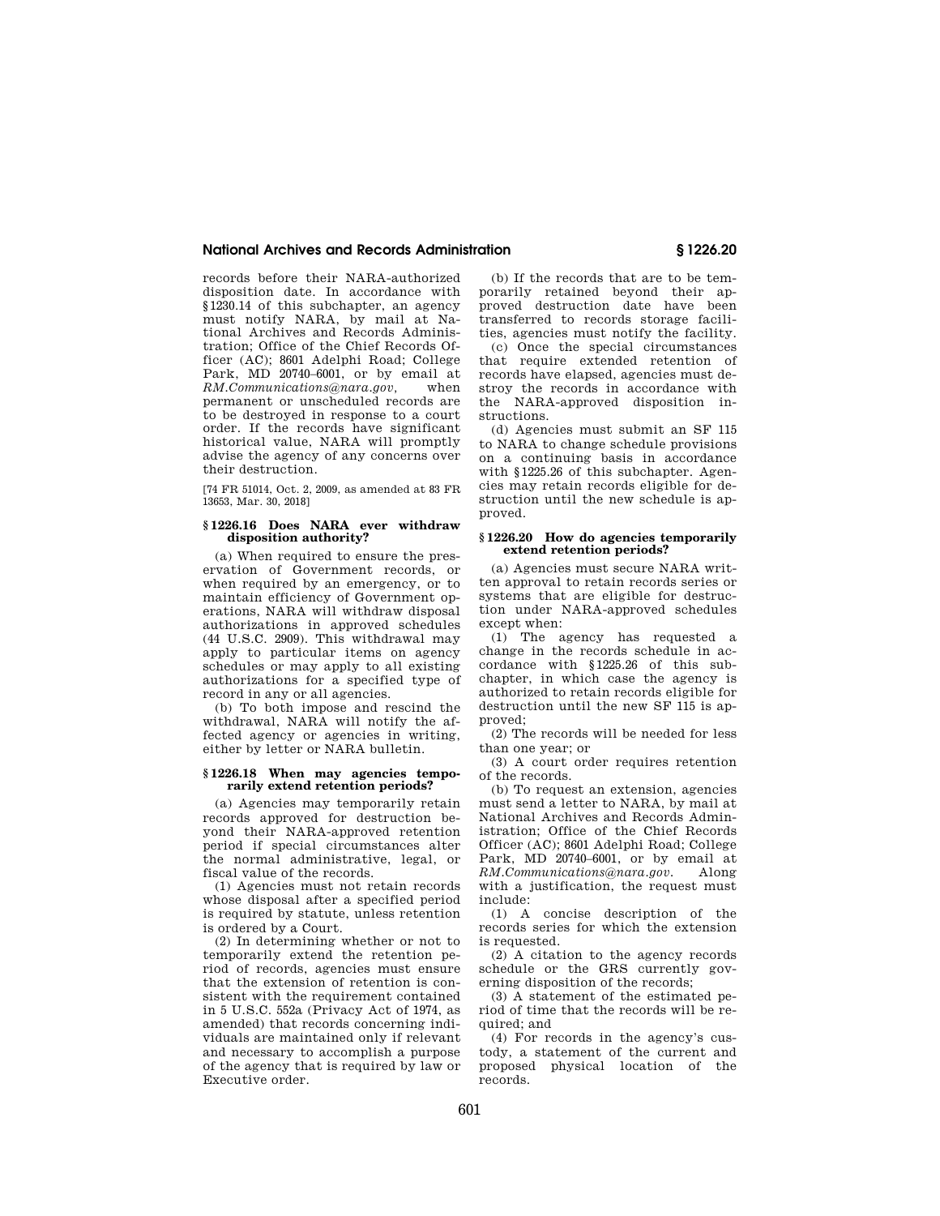records before their NARA-authorized disposition date. In accordance with §1230.14 of this subchapter, an agency must notify NARA, by mail at National Archives and Records Administration; Office of the Chief Records Officer (AC); 8601 Adelphi Road; College Park, MD 20740–6001, or by email at *RM.Communications@nara.gov*, when permanent or unscheduled records are to be destroyed in response to a court order. If the records have significant historical value, NARA will promptly advise the agency of any concerns over their destruction.

[74 FR 51014, Oct. 2, 2009, as amended at 83 FR 13653, Mar. 30, 2018]

### § 1226.16 Does NARA ever withdraw disposition authority?

(a) When required to ensure the preservation of Government records, or when required by an emergency, or to maintain efficiency of Government operations, NARA will withdraw disposal authorizations in approved schedules (44 U.S.C. 2909). This withdrawal may apply to particular items on agency schedules or may apply to all existing authorizations for a specified type of record in any or all agencies.

(b) To both impose and rescind the withdrawal, NARA will notify the affected agency or agencies in writing, either by letter or NARA bulletin.

### § 1226.18 When may agencies temporarily extend retention periods?

(a) Agencies may temporarily retain records approved for destruction beyond their NARA-approved retention period if special circumstances alter the normal administrative, legal, or fiscal value of the records.

(1) Agencies must not retain records whose disposal after a specified period is required by statute, unless retention is ordered by a Court.

(2) In determining whether or not to temporarily extend the retention period of records, agencies must ensure that the extension of retention is consistent with the requirement contained in 5 U.S.C. 552a (Privacy Act of 1974, as amended) that records concerning individuals are maintained only if relevant and necessary to accomplish a purpose of the agency that is required by law or Executive order.

(b) If the records that are to be temporarily retained beyond their approved destruction date have been transferred to records storage facilities, agencies must notify the facility.

(c) Once the special circumstances that require extended retention of records have elapsed, agencies must destroy the records in accordance with the NARA-approved disposition instructions.

(d) Agencies must submit an SF 115 to NARA to change schedule provisions on a continuing basis in accordance with §1225.26 of this subchapter. Agencies may retain records eligible for destruction until the new schedule is approved.

### § 1226.20 How do agencies temporarily extend retention periods?

(a) Agencies must secure NARA written approval to retain records series or systems that are eligible for destruction under NARA-approved schedules except when:

(1) The agency has requested a change in the records schedule in accordance with §1225.26 of this subchapter, in which case the agency is authorized to retain records eligible for destruction until the new SF 115 is approved;

(2) The records will be needed for less than one year; or

(3) A court order requires retention of the records.

(b) To request an extension, agencies must send a letter to NARA, by mail at National Archives and Records Administration; Office of the Chief Records Officer (AC); 8601 Adelphi Road; College Park, MD 20740–6001, or by email at *RM.Communications@nara.gov*. Along with a justification, the request must include:

(1) A concise description of the records series for which the extension is requested.

(2) A citation to the agency records schedule or the GRS currently governing disposition of the records;

(3) A statement of the estimated period of time that the records will be required; and

(4) For records in the agency's custody, a statement of the current and proposed physical location of the records.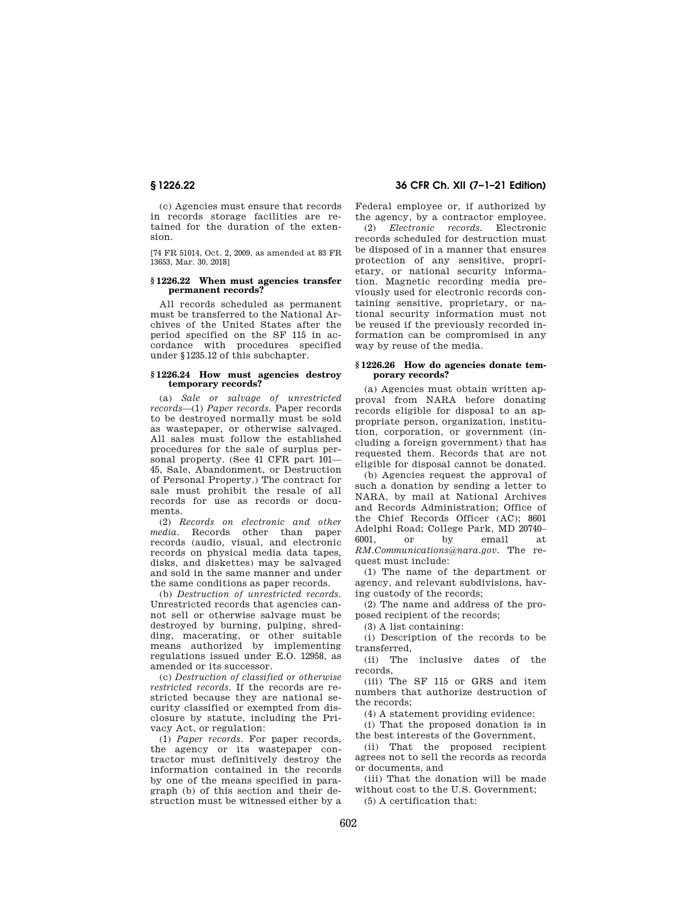(c) Agencies must ensure that records in records storage facilities are retained for the duration of the extension.

[74 FR 51014, Oct. 2, 2009, as amended at 83 FR 13653, Mar. 30, 2018]

### § 1226.22 When must agencies transfer permanent records?

All records scheduled as permanent must be transferred to the National Archives of the United States after the period specified on the SF 115 in accordance with procedures specified under §1235.12 of this subchapter.

### § 1226.24 How must agencies destroy temporary records?

(a) *Sale or salvage of unrestricted records*—(1) *Paper records.* Paper records to be destroyed normally must be sold as wastepaper, or otherwise salvaged. All sales must follow the established procedures for the sale of surplus personal property. (See 41 CFR part 101–45, Sale, Abandonment, or Destruction of Personal Property.) The contract for sale must prohibit the resale of all records for use as records or documents.

(2) *Records on electronic and other media.* Records other than paper records (audio, visual, and electronic records on physical media data tapes, disks, and diskettes) may be salvaged and sold in the same manner and under the same conditions as paper records.

(b) *Destruction of unrestricted records.* Unrestricted records that agencies cannot sell or otherwise salvage must be destroyed by burning, pulping, shredding, macerating, or other suitable means authorized by implementing regulations issued under E.O. 12958, as amended or its successor.

(c) *Destruction of classified or otherwise restricted records.* If the records are restricted because they are national security classified or exempted from disclosure by statute, including the Privacy Act, or regulation:

(1) *Paper records.* For paper records, the agency or its wastepaper contractor must definitively destroy the information contained in the records by one of the means specified in paragraph (b) of this section and their destruction must be witnessed either by a Federal employee or, if authorized by the agency, by a contractor employee.

(2) *Electronic records.* Electronic records scheduled for destruction must be disposed of in a manner that ensures protection of any sensitive, proprietary, or national security information. Magnetic recording media previously used for electronic records containing sensitive, proprietary, or national security information must not be reused if the previously recorded information can be compromised in any way by reuse of the media.

### § 1226.26 How do agencies donate temporary records?

(a) Agencies must obtain written approval from NARA before donating records eligible for disposal to an appropriate person, organization, institution, corporation, or government (including a foreign government) that has requested them. Records that are not eligible for disposal cannot be donated.

(b) Agencies request the approval of such a donation by sending a letter to NARA, by mail at National Archives and Records Administration; Office of the Chief Records Officer (AC); 8601 Adelphi Road; College Park, MD 20740–6001, or by email at *RM.Communications@nara.gov*. The request must include:

(1) The name of the department or agency, and relevant subdivisions, having custody of the records;

(2) The name and address of the proposed recipient of the records;

(3) A list containing:

(i) Description of the records to be transferred,

(ii) The inclusive dates of the records,

(iii) The SF 115 or GRS and item numbers that authorize destruction of the records;

(4) A statement providing evidence:

(i) That the proposed donation is in the best interests of the Government,

(ii) That the proposed recipient agrees not to sell the records as records or documents, and

(iii) That the donation will be made without cost to the U.S. Government;

(5) A certification that: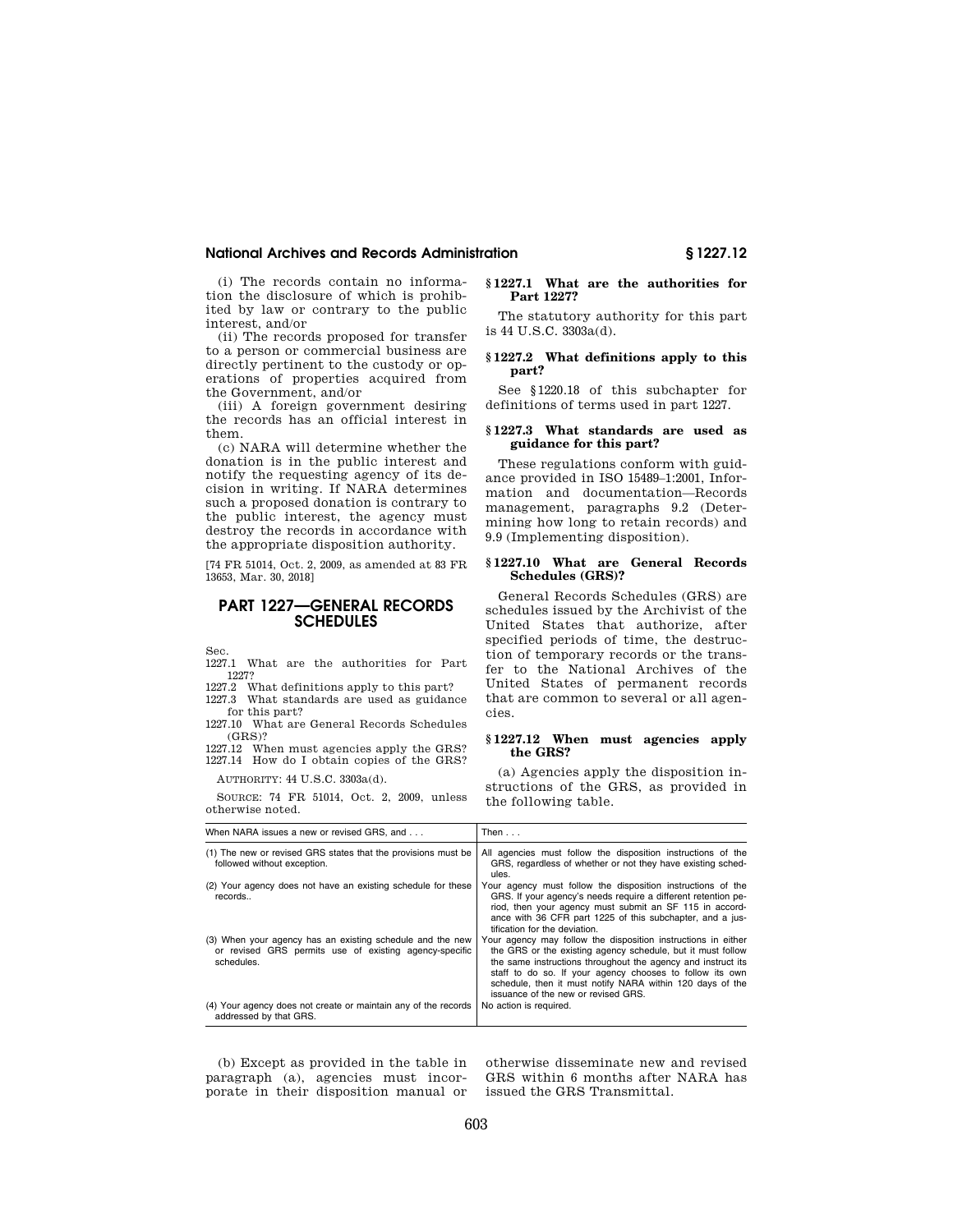(i) The records contain no information the disclosure of which is prohibited by law or contrary to the public interest, and/or

(ii) The records proposed for transfer to a person or commercial business are directly pertinent to the custody or operations of properties acquired from the Government, and/or

(iii) A foreign government desiring the records has an official interest in them.

(c) NARA will determine whether the donation is in the public interest and notify the requesting agency of its decision in writing. If NARA determines such a proposed donation is contrary to the public interest, the agency must destroy the records in accordance with the appropriate disposition authority.

[74 FR 51014, Oct. 2, 2009, as amended at 83 FR 13653, Mar. 30, 2018]

# PART 1227—GENERAL RECORDS SCHEDULES

Sec.

1227.1 What are the authorities for Part 1227?

1227.2 What definitions apply to this part?

1227.3 What standards are used as guidance for this part?

1227.10 What are General Records Schedules (GRS)?

1227.12 When must agencies apply the GRS?

1227.14 How do I obtain copies of the GRS?

AUTHORITY: 44 U.S.C. 3303a(d).

SOURCE: 74 FR 51014, Oct. 2, 2009, unless otherwise noted.

### § 1227.1 What are the authorities for Part 1227?

The statutory authority for this part is 44 U.S.C. 3303a(d).

### § 1227.2 What definitions apply to this part?

See § 1220.18 of this subchapter for definitions of terms used in part 1227.

### § 1227.3 What standards are used as guidance for this part?

These regulations conform with guidance provided in ISO 15489–1:2001, Information and documentation—Records management, paragraphs 9.2 (Determining how long to retain records) and 9.9 (Implementing disposition).

### § 1227.10 What are General Records Schedules (GRS)?

General Records Schedules (GRS) are schedules issued by the Archivist of the United States that authorize, after specified periods of time, the destruction of temporary records or the transfer to the National Archives of the United States of permanent records that are common to several or all agencies.

### § 1227.12 When must agencies apply the GRS?

(a) Agencies apply the disposition instructions of the GRS, as provided in the following table.

| When NARA issues a new or revised GRS, and . . . | Then . . . |
|---|---|
| (1) The new or revised GRS states that the provisions must be followed without exception. | All agencies must follow the disposition instructions of the GRS, regardless of whether or not they have existing schedules. |
| (2) Your agency does not have an existing schedule for these records.. | Your agency must follow the disposition instructions of the GRS. If your agency's needs require a different retention period, then your agency must submit an SF 115 in accordance with 36 CFR part 1225 of this subchapter, and a justification for the deviation. |
| (3) When your agency has an existing schedule and the new or revised GRS permits use of existing agency-specific schedules. | Your agency may follow the disposition instructions in either the GRS or the existing agency schedule, but it must follow the same instructions throughout the agency and instruct its staff to do so. If your agency chooses to follow its own schedule, then it must notify NARA within 120 days of the issuance of the new or revised GRS. |
| (4) Your agency does not create or maintain any of the records addressed by that GRS. | No action is required. |

(b) Except as provided in the table in paragraph (a), agencies must incorporate in their disposition manual or otherwise disseminate new and revised GRS within 6 months after NARA has issued the GRS Transmittal.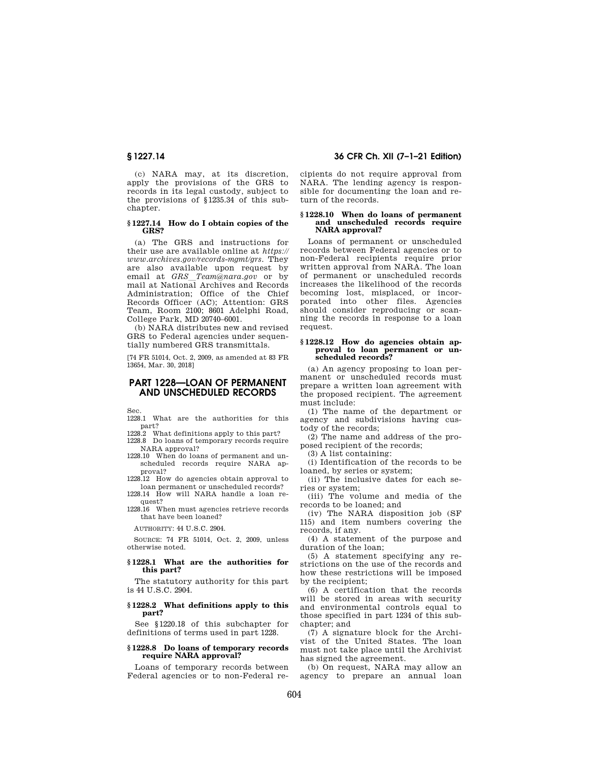(c) NARA may, at its discretion, apply the provisions of the GRS to records in its legal custody, subject to the provisions of §1235.34 of this subchapter.

**§ 1227.14 How do I obtain copies of the GRS?**

(a) The GRS and instructions for their use are available online at *https://www.archives.gov/records-mgmt/grs*. They are also available upon request by email at *GRS_Team@nara.gov* or by mail at National Archives and Records Administration; Office of the Chief Records Officer (AC); Attention: GRS Team, Room 2100; 8601 Adelphi Road, College Park, MD 20740–6001.

(b) NARA distributes new and revised GRS to Federal agencies under sequentially numbered GRS transmittals.

[74 FR 51014, Oct. 2, 2009, as amended at 83 FR 13654, Mar. 30, 2018]

## PART 1228—LOAN OF PERMANENT AND UNSCHEDULED RECORDS

Sec.

1228.1 What are the authorities for this part?

1228.2 What definitions apply to this part?

1228.8 Do loans of temporary records require NARA approval?

1228.10 When do loans of permanent and unscheduled records require NARA approval?

1228.12 How do agencies obtain approval to loan permanent or unscheduled records?

1228.14 How will NARA handle a loan request?

1228.16 When must agencies retrieve records that have been loaned?

AUTHORITY: 44 U.S.C. 2904.

SOURCE: 74 FR 51014, Oct. 2, 2009, unless otherwise noted.

**§ 1228.1 What are the authorities for this part?**

The statutory authority for this part is 44 U.S.C. 2904.

**§ 1228.2 What definitions apply to this part?**

See §1220.18 of this subchapter for definitions of terms used in part 1228.

**§ 1228.8 Do loans of temporary records require NARA approval?**

Loans of temporary records between Federal agencies or to non-Federal recipients do not require approval from NARA. The lending agency is responsible for documenting the loan and return of the records.

**§ 1228.10 When do loans of permanent and unscheduled records require NARA approval?**

Loans of permanent or unscheduled records between Federal agencies or to non-Federal recipients require prior written approval from NARA. The loan of permanent or unscheduled records increases the likelihood of the records becoming lost, misplaced, or incorporated into other files. Agencies should consider reproducing or scanning the records in response to a loan request.

**§ 1228.12 How do agencies obtain approval to loan permanent or unscheduled records?**

(a) An agency proposing to loan permanent or unscheduled records must prepare a written loan agreement with the proposed recipient. The agreement must include:

(1) The name of the department or agency and subdivisions having custody of the records;

(2) The name and address of the proposed recipient of the records;

(3) A list containing:

(i) Identification of the records to be loaned, by series or system;

(ii) The inclusive dates for each series or system;

(iii) The volume and media of the records to be loaned; and

(iv) The NARA disposition job (SF 115) and item numbers covering the records, if any.

(4) A statement of the purpose and duration of the loan;

(5) A statement specifying any restrictions on the use of the records and how these restrictions will be imposed by the recipient;

(6) A certification that the records will be stored in areas with security and environmental controls equal to those specified in part 1234 of this subchapter; and

(7) A signature block for the Archivist of the United States. The loan must not take place until the Archivist has signed the agreement.

(b) On request, NARA may allow an agency to prepare an annual loan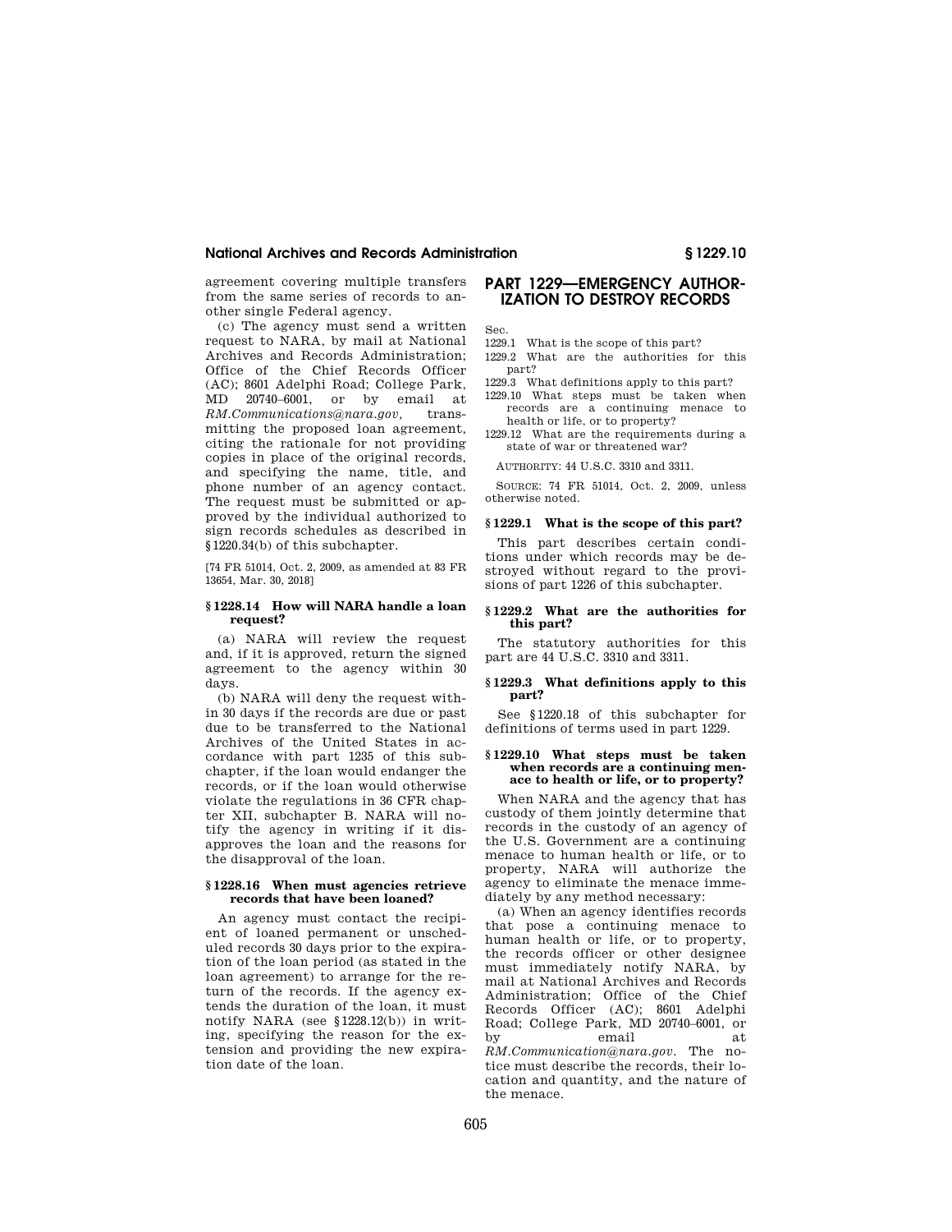agreement covering multiple transfers from the same series of records to another single Federal agency.

(c) The agency must send a written request to NARA, by mail at National Archives and Records Administration; Office of the Chief Records Officer (AC); 8601 Adelphi Road; College Park, MD 20740–6001, or by email at *RM.Communications@nara.gov*, transmitting the proposed loan agreement, citing the rationale for not providing copies in place of the original records, and specifying the name, title, and phone number of an agency contact. The request must be submitted or approved by the individual authorized to sign records schedules as described in §1220.34(b) of this subchapter.

[74 FR 51014, Oct. 2, 2009, as amended at 83 FR 13654, Mar. 30, 2018]

### §1228.14 How will NARA handle a loan request?

(a) NARA will review the request and, if it is approved, return the signed agreement to the agency within 30 days.

(b) NARA will deny the request within 30 days if the records are due or past due to be transferred to the National Archives of the United States in accordance with part 1235 of this subchapter, if the loan would endanger the records, or if the loan would otherwise violate the regulations in 36 CFR chapter XII, subchapter B. NARA will notify the agency in writing if it disapproves the loan and the reasons for the disapproval of the loan.

### §1228.16 When must agencies retrieve records that have been loaned?

An agency must contact the recipient of loaned permanent or unscheduled records 30 days prior to the expiration of the loan period (as stated in the loan agreement) to arrange for the return of the records. If the agency extends the duration of the loan, it must notify NARA (see §1228.12(b)) in writing, specifying the reason for the extension and providing the new expiration date of the loan.

## PART 1229—EMERGENCY AUTHORIZATION TO DESTROY RECORDS

Sec.

1229.1 What is the scope of this part?

1229.2 What are the authorities for this part?

1229.3 What definitions apply to this part?

1229.10 What steps must be taken when records are a continuing menace to health or life, or to property?

1229.12 What are the requirements during a state of war or threatened war?

AUTHORITY: 44 U.S.C. 3310 and 3311.

SOURCE: 74 FR 51014, Oct. 2, 2009, unless otherwise noted.

### §1229.1 What is the scope of this part?

This part describes certain conditions under which records may be destroyed without regard to the provisions of part 1226 of this subchapter.

### §1229.2 What are the authorities for this part?

The statutory authorities for this part are 44 U.S.C. 3310 and 3311.

### §1229.3 What definitions apply to this part?

See §1220.18 of this subchapter for definitions of terms used in part 1229.

### §1229.10 What steps must be taken when records are a continuing menace to health or life, or to property?

When NARA and the agency that has custody of them jointly determine that records in the custody of an agency of the U.S. Government are a continuing menace to human health or life, or to property, NARA will authorize the agency to eliminate the menace immediately by any method necessary:

(a) When an agency identifies records that pose a continuing menace to human health or life, or to property, the records officer or other designee must immediately notify NARA, by mail at National Archives and Records Administration; Office of the Chief Records Officer (AC); 8601 Adelphi Road; College Park, MD 20740–6001, or by email at *RM.Communication@nara.gov*. The notice must describe the records, their location and quantity, and the nature of the menace.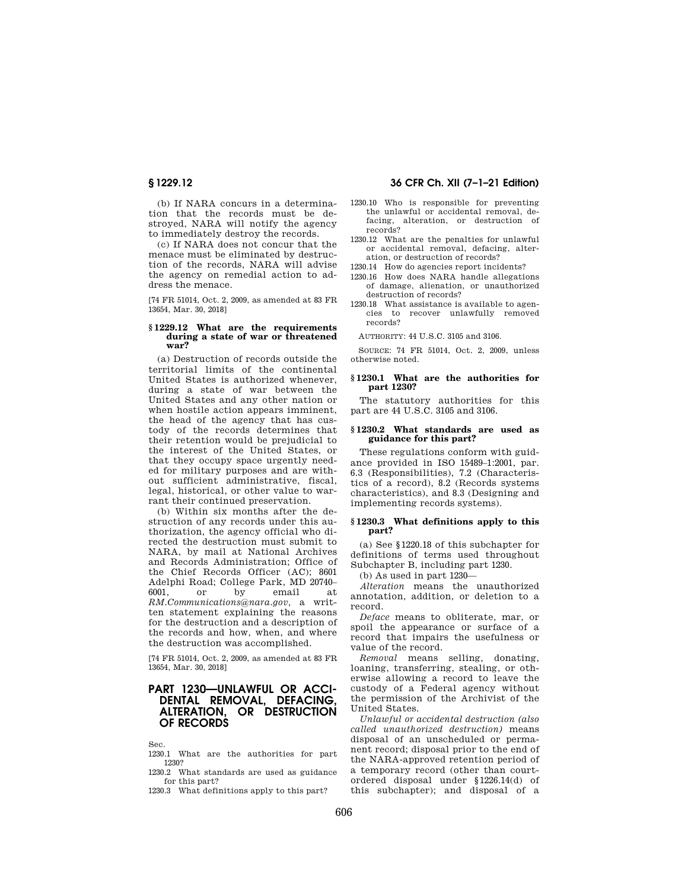(b) If NARA concurs in a determination that the records must be destroyed, NARA will notify the agency to immediately destroy the records.

(c) If NARA does not concur that the menace must be eliminated by destruction of the records, NARA will advise the agency on remedial action to address the menace.

[74 FR 51014, Oct. 2, 2009, as amended at 83 FR 13654, Mar. 30, 2018]

### § 1229.12 What are the requirements during a state of war or threatened war?

(a) Destruction of records outside the territorial limits of the continental United States is authorized whenever, during a state of war between the United States and any other nation or when hostile action appears imminent, the head of the agency that has custody of the records determines that their retention would be prejudicial to the interest of the United States, or that they occupy space urgently needed for military purposes and are without sufficient administrative, fiscal, legal, historical, or other value to warrant their continued preservation.

(b) Within six months after the destruction of any records under this authorization, the agency official who directed the destruction must submit to NARA, by mail at National Archives and Records Administration; Office of the Chief Records Officer (AC); 8601 Adelphi Road; College Park, MD 20740–6001, or by email at *RM.Communications@nara.gov*, a written statement explaining the reasons for the destruction and a description of the records and how, when, and where the destruction was accomplished.

[74 FR 51014, Oct. 2, 2009, as amended at 83 FR 13654, Mar. 30, 2018]

## PART 1230—UNLAWFUL OR ACCIDENTAL REMOVAL, DEFACING, ALTERATION, OR DESTRUCTION OF RECORDS

Sec.

1230.1 What are the authorities for part 1230?

1230.2 What standards are used as guidance for this part?

1230.3 What definitions apply to this part?

1230.10 Who is responsible for preventing the unlawful or accidental removal, defacing, alteration, or destruction of records?

1230.12 What are the penalties for unlawful or accidental removal, defacing, alteration, or destruction of records?

1230.14 How do agencies report incidents?

1230.16 How does NARA handle allegations of damage, alienation, or unauthorized destruction of records?

1230.18 What assistance is available to agencies to recover unlawfully removed records?

AUTHORITY: 44 U.S.C. 3105 and 3106.

SOURCE: 74 FR 51014, Oct. 2, 2009, unless otherwise noted.

### § 1230.1 What are the authorities for part 1230?

The statutory authorities for this part are 44 U.S.C. 3105 and 3106.

### § 1230.2 What standards are used as guidance for this part?

These regulations conform with guidance provided in ISO 15489–1:2001, par. 6.3 (Responsibilities), 7.2 (Characteristics of a record), 8.2 (Records systems characteristics), and 8.3 (Designing and implementing records systems).

### § 1230.3 What definitions apply to this part?

(a) See § 1220.18 of this subchapter for definitions of terms used throughout Subchapter B, including part 1230.

(b) As used in part 1230—

*Alteration* means the unauthorized annotation, addition, or deletion to a record.

*Deface* means to obliterate, mar, or spoil the appearance or surface of a record that impairs the usefulness or value of the record.

*Removal* means selling, donating, loaning, transferring, stealing, or otherwise allowing a record to leave the custody of a Federal agency without the permission of the Archivist of the United States.

*Unlawful or accidental destruction (also called unauthorized destruction)* means disposal of an unscheduled or permanent record; disposal prior to the end of the NARA-approved retention period of a temporary record (other than court-ordered disposal under § 1226.14(d) of this subchapter); and disposal of a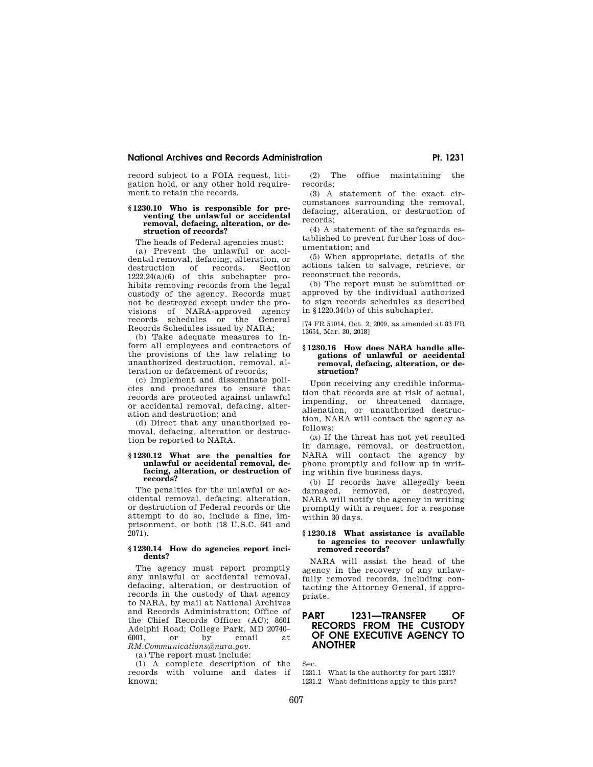record subject to a FOIA request, litigation hold, or any other hold requirement to retain the records.

### § 1230.10 Who is responsible for preventing the unlawful or accidental removal, defacing, alteration, or destruction of records?

The heads of Federal agencies must:

(a) Prevent the unlawful or accidental removal, defacing, alteration, or destruction of records. Section 1222.24(a)(6) of this subchapter prohibits removing records from the legal custody of the agency. Records must not be destroyed except under the provisions of NARA-approved agency records schedules or the General Records Schedules issued by NARA;

(b) Take adequate measures to inform all employees and contractors of the provisions of the law relating to unauthorized destruction, removal, alteration or defacement of records;

(c) Implement and disseminate policies and procedures to ensure that records are protected against unlawful or accidental removal, defacing, alteration and destruction; and

(d) Direct that any unauthorized removal, defacing, alteration or destruction be reported to NARA.

### § 1230.12 What are the penalties for unlawful or accidental removal, defacing, alteration, or destruction of records?

The penalties for the unlawful or accidental removal, defacing, alteration, or destruction of Federal records or the attempt to do so, include a fine, imprisonment, or both (18 U.S.C. 641 and 2071).

### § 1230.14 How do agencies report incidents?

The agency must report promptly any unlawful or accidental removal, defacing, alteration, or destruction of records in the custody of that agency to NARA, by mail at National Archives and Records Administration; Office of the Chief Records Officer (AC); 8601 Adelphi Road; College Park, MD 20740–6001, or by email at *RM.Communications@nara.gov*.

(a) The report must include:

(1) A complete description of the records with volume and dates if known;

(2) The office maintaining the records;

(3) A statement of the exact circumstances surrounding the removal, defacing, alteration, or destruction of records;

(4) A statement of the safeguards established to prevent further loss of documentation; and

(5) When appropriate, details of the actions taken to salvage, retrieve, or reconstruct the records.

(b) The report must be submitted or approved by the individual authorized to sign records schedules as described in §1220.34(b) of this subchapter.

[74 FR 51014, Oct. 2, 2009, as amended at 83 FR 13654, Mar. 30, 2018]

### § 1230.16 How does NARA handle allegations of unlawful or accidental removal, defacing, alteration, or destruction?

Upon receiving any credible information that records are at risk of actual, impending, or threatened damage, alienation, or unauthorized destruction, NARA will contact the agency as follows:

(a) If the threat has not yet resulted in damage, removal, or destruction, NARA will contact the agency by phone promptly and follow up in writing within five business days.

(b) If records have allegedly been damaged, removed, or destroyed, NARA will notify the agency in writing promptly with a request for a response within 30 days.

### § 1230.18 What assistance is available to agencies to recover unlawfully removed records?

NARA will assist the head of the agency in the recovery of any unlawfully removed records, including contacting the Attorney General, if appropriate.

## PART 1231—TRANSFER OF RECORDS FROM THE CUSTODY OF ONE EXECUTIVE AGENCY TO ANOTHER

Sec.

1231.1 What is the authority for part 1231?

1231.2 What definitions apply to this part?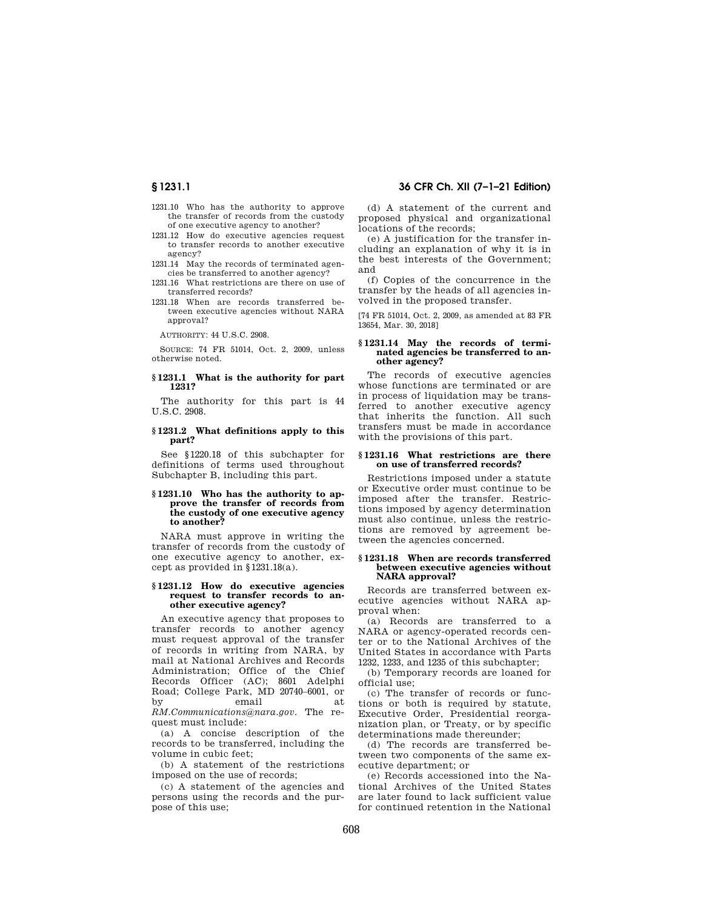1231.10 Who has the authority to approve the transfer of records from the custody of one executive agency to another?

1231.12 How do executive agencies request to transfer records to another executive agency?

1231.14 May the records of terminated agencies be transferred to another agency?

1231.16 What restrictions are there on use of transferred records?

1231.18 When are records transferred between executive agencies without NARA approval?

AUTHORITY: 44 U.S.C. 2908.

SOURCE: 74 FR 51014, Oct. 2, 2009, unless otherwise noted.

### § 1231.1 What is the authority for part 1231?

The authority for this part is 44 U.S.C. 2908.

### § 1231.2 What definitions apply to this part?

See § 1220.18 of this subchapter for definitions of terms used throughout Subchapter B, including this part.

### § 1231.10 Who has the authority to approve the transfer of records from the custody of one executive agency to another?

NARA must approve in writing the transfer of records from the custody of one executive agency to another, except as provided in § 1231.18(a).

### § 1231.12 How do executive agencies request to transfer records to another executive agency?

An executive agency that proposes to transfer records to another agency must request approval of the transfer of records in writing from NARA, by mail at National Archives and Records Administration; Office of the Chief Records Officer (AC); 8601 Adelphi Road; College Park, MD 20740–6001, or by email at *RM.Communications@nara.gov*. The request must include:

(a) A concise description of the records to be transferred, including the volume in cubic feet;

(b) A statement of the restrictions imposed on the use of records;

(c) A statement of the agencies and persons using the records and the purpose of this use;

(d) A statement of the current and proposed physical and organizational locations of the records;

(e) A justification for the transfer including an explanation of why it is in the best interests of the Government; and

(f) Copies of the concurrence in the transfer by the heads of all agencies involved in the proposed transfer.

[74 FR 51014, Oct. 2, 2009, as amended at 83 FR 13654, Mar. 30, 2018]

### § 1231.14 May the records of terminated agencies be transferred to another agency?

The records of executive agencies whose functions are terminated or are in process of liquidation may be transferred to another executive agency that inherits the function. All such transfers must be made in accordance with the provisions of this part.

### § 1231.16 What restrictions are there on use of transferred records?

Restrictions imposed under a statute or Executive order must continue to be imposed after the transfer. Restrictions imposed by agency determination must also continue, unless the restrictions are removed by agreement between the agencies concerned.

### § 1231.18 When are records transferred between executive agencies without NARA approval?

Records are transferred between executive agencies without NARA approval when:

(a) Records are transferred to a NARA or agency-operated records center or to the National Archives of the United States in accordance with Parts 1232, 1233, and 1235 of this subchapter;

(b) Temporary records are loaned for official use;

(c) The transfer of records or functions or both is required by statute, Executive Order, Presidential reorganization plan, or Treaty, or by specific determinations made thereunder;

(d) The records are transferred between two components of the same executive department; or

(e) Records accessioned into the National Archives of the United States are later found to lack sufficient value for continued retention in the National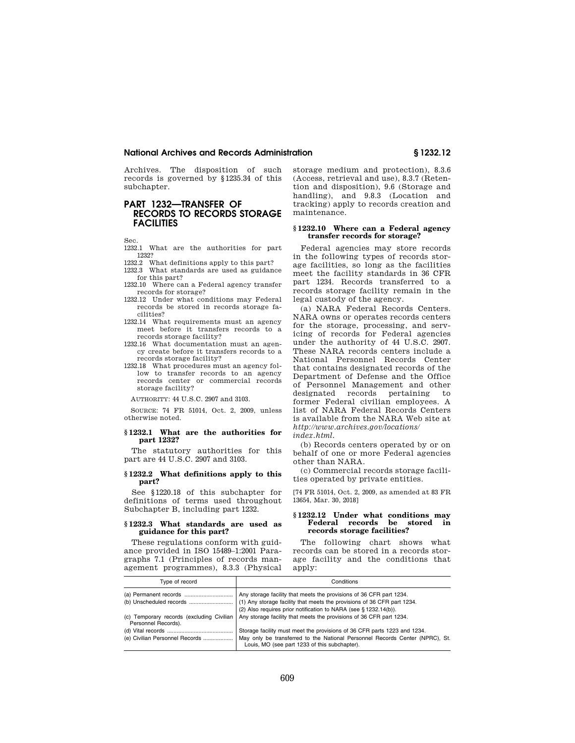Archives. The disposition of such records is governed by §1235.34 of this subchapter.

## PART 1232—TRANSFER OF RECORDS TO RECORDS STORAGE FACILITIES

Sec.

1232.1 What are the authorities for part 1232?

1232.2 What definitions apply to this part?

1232.3 What standards are used as guidance for this part?

1232.10 Where can a Federal agency transfer records for storage?

1232.12 Under what conditions may Federal records be stored in records storage facilities?

1232.14 What requirements must an agency meet before it transfers records to a records storage facility?

1232.16 What documentation must an agency create before it transfers records to a records storage facility?

1232.18 What procedures must an agency follow to transfer records to an agency records center or commercial records storage facility?

AUTHORITY: 44 U.S.C. 2907 and 3103.

SOURCE: 74 FR 51014, Oct. 2, 2009, unless otherwise noted.

### §1232.1 What are the authorities for part 1232?

The statutory authorities for this part are 44 U.S.C. 2907 and 3103.

### §1232.2 What definitions apply to this part?

See §1220.18 of this subchapter for definitions of terms used throughout Subchapter B, including part 1232.

### §1232.3 What standards are used as guidance for this part?

These regulations conform with guidance provided in ISO 15489–1:2001 Paragraphs 7.1 (Principles of records management programmes), 8.3.3 (Physical storage medium and protection), 8.3.6 (Access, retrieval and use), 8.3.7 (Retention and disposition), 9.6 (Storage and handling), and 9.8.3 (Location and tracking) apply to records creation and maintenance.

### §1232.10 Where can a Federal agency transfer records for storage?

Federal agencies may store records in the following types of records storage facilities, so long as the facilities meet the facility standards in 36 CFR part 1234. Records transferred to a records storage facility remain in the legal custody of the agency.

(a) NARA Federal Records Centers. NARA owns or operates records centers for the storage, processing, and servicing of records for Federal agencies under the authority of 44 U.S.C. 2907. These NARA records centers include a National Personnel Records Center that contains designated records of the Department of Defense and the Office of Personnel Management and other designated records pertaining to former Federal civilian employees. A list of NARA Federal Records Centers is available from the NARA Web site at *http://www.archives.gov/locations/index.html*.

(b) Records centers operated by or on behalf of one or more Federal agencies other than NARA.

(c) Commercial records storage facilities operated by private entities.

[74 FR 51014, Oct. 2, 2009, as amended at 83 FR 13654, Mar. 30, 2018]

### §1232.12 Under what conditions may Federal records be stored in records storage facilities?

The following chart shows what records can be stored in a records storage facility and the conditions that apply:

| Type of record | Conditions |
|---|---|
| (a) Permanent records | Any storage facility that meets the provisions of 36 CFR part 1234. |
| (b) Unscheduled records | (1) Any storage facility that meets the provisions of 36 CFR part 1234.<br>(2) Also requires prior notification to NARA (see §1232.14(b)). |
| (c) Temporary records (excluding Civilian Personnel Records). | Any storage facility that meets the provisions of 36 CFR part 1234. |
| (d) Vital records | Storage facility must meet the provisions of 36 CFR parts 1223 and 1234. |
| (e) Civilian Personnel Records | May only be transferred to the National Personnel Records Center (NPRC), St. Louis, MO (see part 1233 of this subchapter). |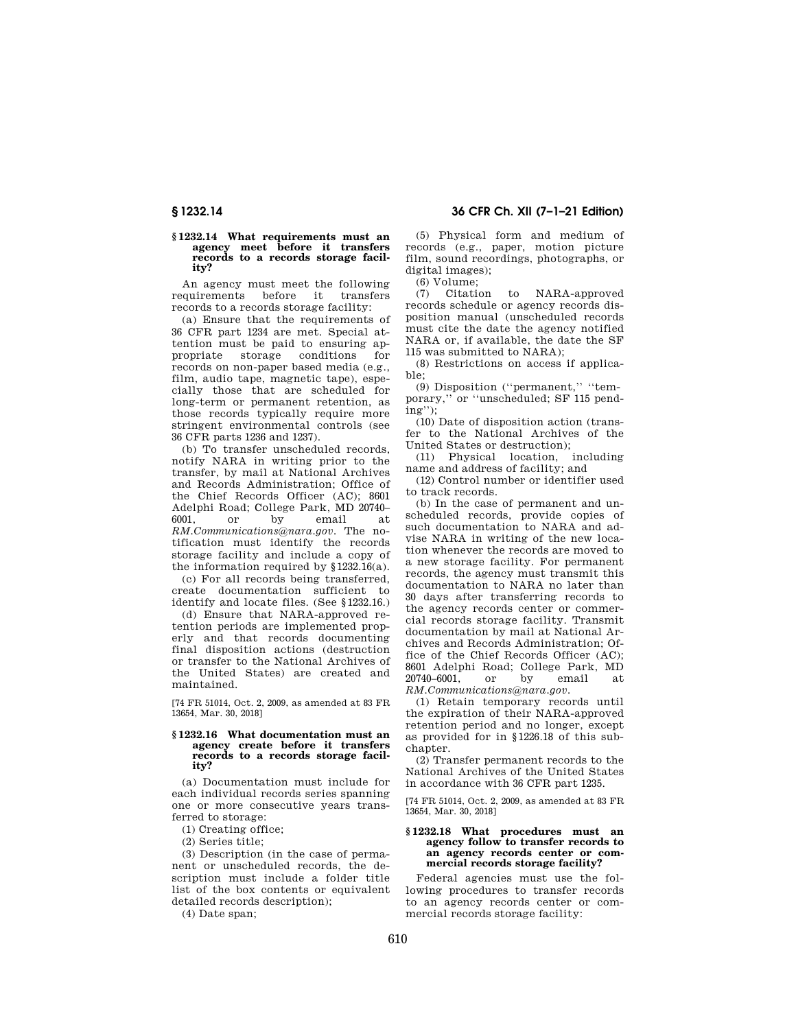### § 1232.14 What requirements must an agency meet before it transfers records to a records storage facility?

An agency must meet the following requirements before it transfers records to a records storage facility:

(a) Ensure that the requirements of 36 CFR part 1234 are met. Special attention must be paid to ensuring appropriate storage conditions for records on non-paper based media (e.g., film, audio tape, magnetic tape), especially those that are scheduled for long-term or permanent retention, as those records typically require more stringent environmental controls (see 36 CFR parts 1236 and 1237).

(b) To transfer unscheduled records, notify NARA in writing prior to the transfer, by mail at National Archives and Records Administration; Office of the Chief Records Officer (AC); 8601 Adelphi Road; College Park, MD 20740–6001, or by email at *RM.Communications@nara.gov*. The notification must identify the records storage facility and include a copy of the information required by §1232.16(a).

(c) For all records being transferred, create documentation sufficient to identify and locate files. (See §1232.16.)

(d) Ensure that NARA-approved retention periods are implemented properly and that records documenting final disposition actions (destruction or transfer to the National Archives of the United States) are created and maintained.

[74 FR 51014, Oct. 2, 2009, as amended at 83 FR 13654, Mar. 30, 2018]

### § 1232.16 What documentation must an agency create before it transfers records to a records storage facility?

(a) Documentation must include for each individual records series spanning one or more consecutive years transferred to storage:

(1) Creating office;

(2) Series title;

(3) Description (in the case of permanent or unscheduled records, the description must include a folder title list of the box contents or equivalent detailed records description);

(4) Date span;

(5) Physical form and medium of records (e.g., paper, motion picture film, sound recordings, photographs, or digital images);

(6) Volume;

(7) Citation to NARA-approved records schedule or agency records disposition manual (unscheduled records must cite the date the agency notified NARA or, if available, the date the SF 115 was submitted to NARA);

(8) Restrictions on access if applicable;

(9) Disposition (''permanent,'' ''temporary,'' or ''unscheduled; SF 115 pending'');

(10) Date of disposition action (transfer to the National Archives of the United States or destruction);

(11) Physical location, including name and address of facility; and

(12) Control number or identifier used to track records.

(b) In the case of permanent and unscheduled records, provide copies of such documentation to NARA and advise NARA in writing of the new location whenever the records are moved to a new storage facility. For permanent records, the agency must transmit this documentation to NARA no later than 30 days after transferring records to the agency records center or commercial records storage facility. Transmit documentation by mail at National Archives and Records Administration; Office of the Chief Records Officer (AC); 8601 Adelphi Road; College Park, MD 20740–6001, or by email at *RM.Communications@nara.gov*.

(1) Retain temporary records until the expiration of their NARA-approved retention period and no longer, except as provided for in §1226.18 of this subchapter.

(2) Transfer permanent records to the National Archives of the United States in accordance with 36 CFR part 1235.

[74 FR 51014, Oct. 2, 2009, as amended at 83 FR 13654, Mar. 30, 2018]

### § 1232.18 What procedures must an agency follow to transfer records to an agency records center or commercial records storage facility?

Federal agencies must use the following procedures to transfer records to an agency records center or commercial records storage facility: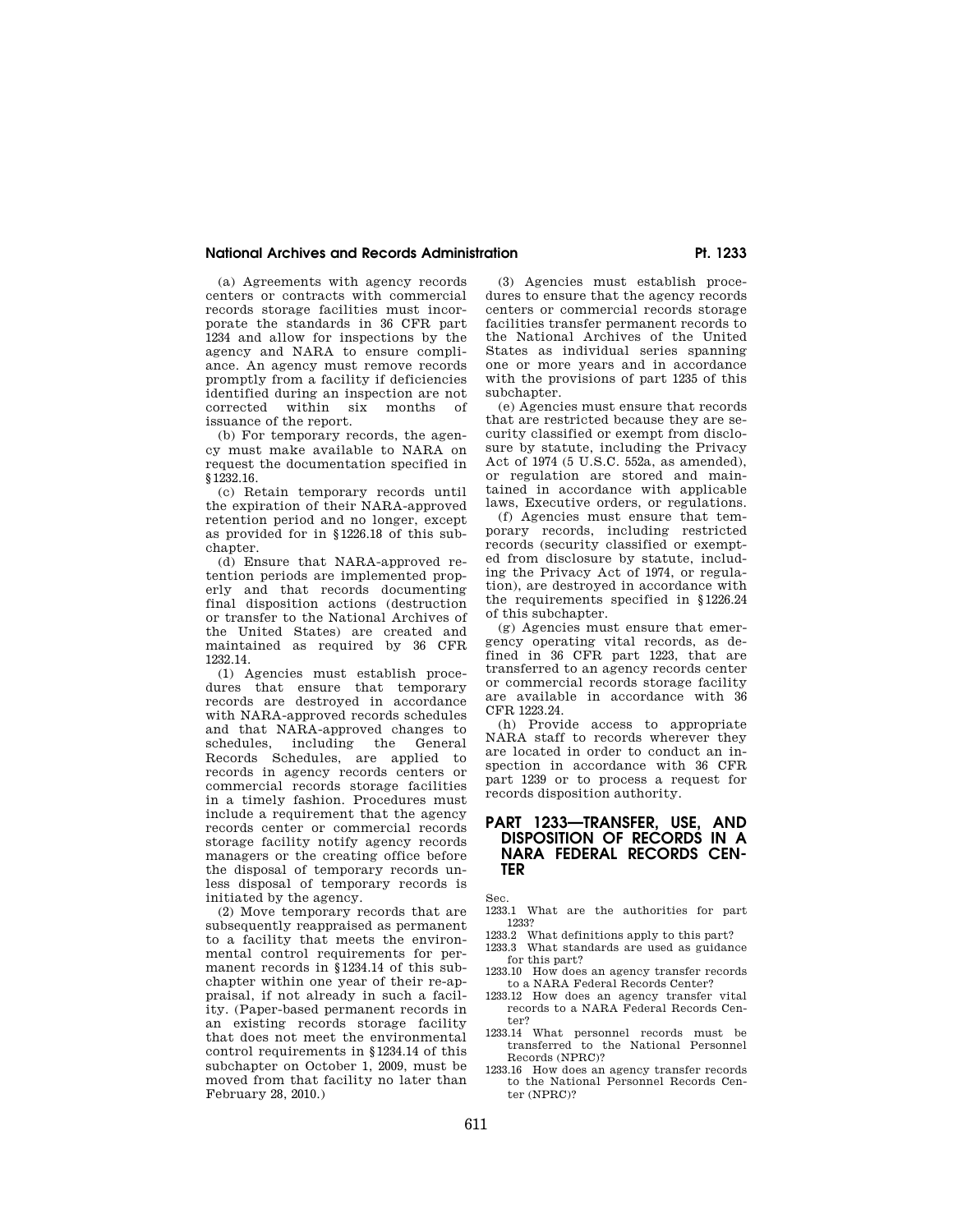(a) Agreements with agency records centers or contracts with commercial records storage facilities must incorporate the standards in 36 CFR part 1234 and allow for inspections by the agency and NARA to ensure compliance. An agency must remove records promptly from a facility if deficiencies identified during an inspection are not corrected within six months of issuance of the report.

(b) For temporary records, the agency must make available to NARA on request the documentation specified in §1232.16.

(c) Retain temporary records until the expiration of their NARA-approved retention period and no longer, except as provided for in §1226.18 of this subchapter.

(d) Ensure that NARA-approved retention periods are implemented properly and that records documenting final disposition actions (destruction or transfer to the National Archives of the United States) are created and maintained as required by 36 CFR 1232.14.

(1) Agencies must establish procedures that ensure that temporary records are destroyed in accordance with NARA-approved records schedules and that NARA-approved changes to schedules, including the General Records Schedules, are applied to records in agency records centers or commercial records storage facilities in a timely fashion. Procedures must include a requirement that the agency records center or commercial records storage facility notify agency records managers or the creating office before the disposal of temporary records unless disposal of temporary records is initiated by the agency.

(2) Move temporary records that are subsequently reappraised as permanent to a facility that meets the environmental control requirements for permanent records in §1234.14 of this subchapter within one year of their re-appraisal, if not already in such a facility. (Paper-based permanent records in an existing records storage facility that does not meet the environmental control requirements in §1234.14 of this subchapter on October 1, 2009, must be moved from that facility no later than February 28, 2010.)

(3) Agencies must establish procedures to ensure that the agency records centers or commercial records storage facilities transfer permanent records to the National Archives of the United States as individual series spanning one or more years and in accordance with the provisions of part 1235 of this subchapter.

(e) Agencies must ensure that records that are restricted because they are security classified or exempt from disclosure by statute, including the Privacy Act of 1974 (5 U.S.C. 552a, as amended), or regulation are stored and maintained in accordance with applicable laws, Executive orders, or regulations.

(f) Agencies must ensure that temporary records, including restricted records (security classified or exempted from disclosure by statute, including the Privacy Act of 1974, or regulation), are destroyed in accordance with the requirements specified in §1226.24 of this subchapter.

(g) Agencies must ensure that emergency operating vital records, as defined in 36 CFR part 1223, that are transferred to an agency records center or commercial records storage facility are available in accordance with 36 CFR 1223.24.

(h) Provide access to appropriate NARA staff to records wherever they are located in order to conduct an inspection in accordance with 36 CFR part 1239 or to process a request for records disposition authority.

# PART 1233—TRANSFER, USE, AND DISPOSITION OF RECORDS IN A NARA FEDERAL RECORDS CENTER

Sec.

1233.1 What are the authorities for part 1233?

1233.2 What definitions apply to this part?

1233.3 What standards are used as guidance for this part?

1233.10 How does an agency transfer records to a NARA Federal Records Center?

1233.12 How does an agency transfer vital records to a NARA Federal Records Center?

1233.14 What personnel records must be transferred to the National Personnel Records (NPRC)?

1233.16 How does an agency transfer records to the National Personnel Records Center (NPRC)?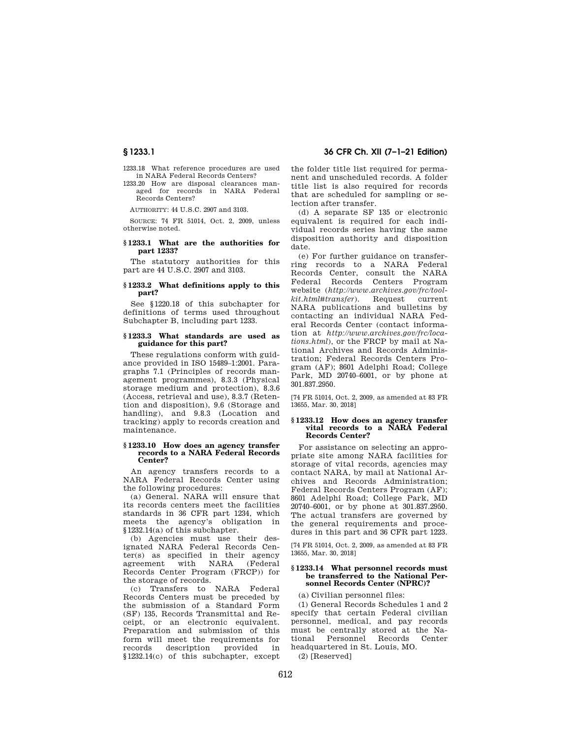1233.18 What reference procedures are used in NARA Federal Records Centers?

1233.20 How are disposal clearances managed for records in NARA Federal Records Centers?

AUTHORITY: 44 U.S.C. 2907 and 3103.

SOURCE: 74 FR 51014, Oct. 2, 2009, unless otherwise noted.

### § 1233.1 What are the authorities for part 1233?

The statutory authorities for this part are 44 U.S.C. 2907 and 3103.

### § 1233.2 What definitions apply to this part?

See §1220.18 of this subchapter for definitions of terms used throughout Subchapter B, including part 1233.

### § 1233.3 What standards are used as guidance for this part?

These regulations conform with guidance provided in ISO 15489–1:2001. Paragraphs 7.1 (Principles of records management programmes), 8.3.3 (Physical storage medium and protection), 8.3.6 (Access, retrieval and use), 8.3.7 (Retention and disposition), 9.6 (Storage and handling), and 9.8.3 (Location and tracking) apply to records creation and maintenance.

### § 1233.10 How does an agency transfer records to a NARA Federal Records Center?

An agency transfers records to a NARA Federal Records Center using the following procedures:

(a) General. NARA will ensure that its records centers meet the facilities standards in 36 CFR part 1234, which meets the agency's obligation in §1232.14(a) of this subchapter.

(b) Agencies must use their designated NARA Federal Records Center(s) as specified in their agency agreement with NARA (Federal Records Center Program (FRCP)) for the storage of records.

(c) Transfers to NARA Federal Records Centers must be preceded by the submission of a Standard Form (SF) 135, Records Transmittal and Receipt, or an electronic equivalent. Preparation and submission of this form will meet the requirements for records description provided in §1232.14(c) of this subchapter, except the folder title list required for permanent and unscheduled records. A folder title list is also required for records that are scheduled for sampling or selection after transfer.

(d) A separate SF 135 or electronic equivalent is required for each individual records series having the same disposition authority and disposition date.

(e) For further guidance on transferring records to a NARA Federal Records Center, consult the NARA Federal Records Centers Program website (*http://www.archives.gov/frc/toolkit.html#transfer*). Request current NARA publications and bulletins by contacting an individual NARA Federal Records Center (contact information at *http://www.archives.gov/frc/locations.html*), or the FRCP by mail at National Archives and Records Administration; Federal Records Centers Program (AF); 8601 Adelphi Road; College Park, MD 20740–6001, or by phone at 301.837.2950.

[74 FR 51014, Oct. 2, 2009, as amended at 83 FR 13655, Mar. 30, 2018]

### § 1233.12 How does an agency transfer vital records to a NARA Federal Records Center?

For assistance on selecting an appropriate site among NARA facilities for storage of vital records, agencies may contact NARA, by mail at National Archives and Records Administration; Federal Records Centers Program (AF); 8601 Adelphi Road; College Park, MD 20740–6001, or by phone at 301.837.2950. The actual transfers are governed by the general requirements and procedures in this part and 36 CFR part 1223.

[74 FR 51014, Oct. 2, 2009, as amended at 83 FR 13655, Mar. 30, 2018]

### § 1233.14 What personnel records must be transferred to the National Personnel Records Center (NPRC)?

(a) Civilian personnel files:

(1) General Records Schedules 1 and 2 specify that certain Federal civilian personnel, medical, and pay records must be centrally stored at the National Personnel Records Center headquartered in St. Louis, MO.

(2) [Reserved]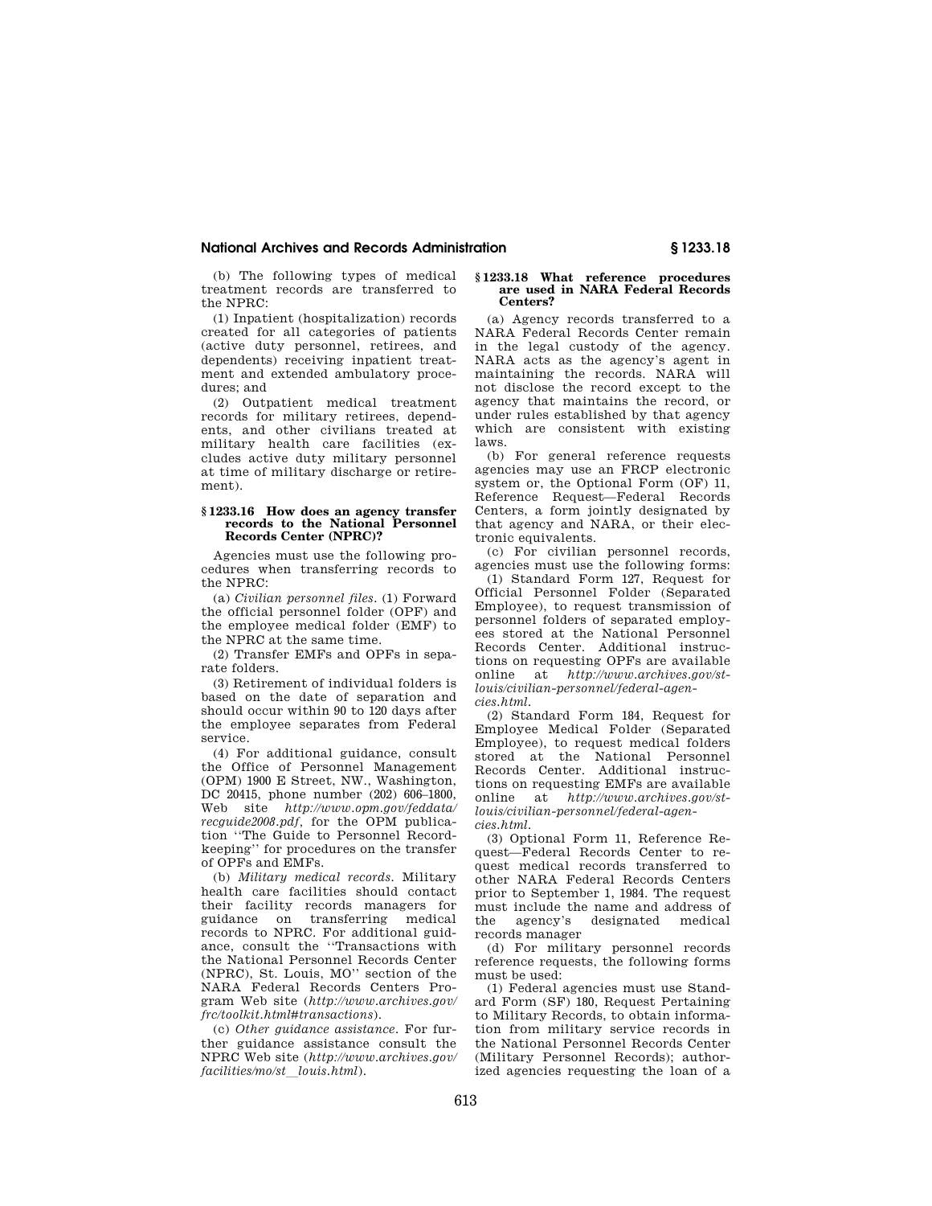(b) The following types of medical treatment records are transferred to the NPRC:

(1) Inpatient (hospitalization) records created for all categories of patients (active duty personnel, retirees, and dependents) receiving inpatient treatment and extended ambulatory procedures; and

(2) Outpatient medical treatment records for military retirees, dependents, and other civilians treated at military health care facilities (excludes active duty military personnel at time of military discharge or retirement).

### § 1233.16 How does an agency transfer records to the National Personnel Records Center (NPRC)?

Agencies must use the following procedures when transferring records to the NPRC:

(a) *Civilian personnel files.* (1) Forward the official personnel folder (OPF) and the employee medical folder (EMF) to the NPRC at the same time.

(2) Transfer EMFs and OPFs in separate folders.

(3) Retirement of individual folders is based on the date of separation and should occur within 90 to 120 days after the employee separates from Federal service.

(4) For additional guidance, consult the Office of Personnel Management (OPM) 1900 E Street, NW., Washington, DC 20415, phone number (202) 606–1800, Web site *http://www.opm.gov/feddata/recguide2008.pdf*, for the OPM publication ''The Guide to Personnel Recordkeeping'' for procedures on the transfer of OPFs and EMFs.

(b) *Military medical records.* Military health care facilities should contact their facility records managers for guidance on transferring medical records to NPRC. For additional guidance, consult the ''Transactions with the National Personnel Records Center (NPRC), St. Louis, MO'' section of the NARA Federal Records Centers Program Web site (*http://www.archives.gov/frc/toolkit.html#transactions*).

(c) *Other guidance assistance.* For further guidance assistance consult the NPRC Web site (*http://www.archives.gov/facilities/mo/st_louis.html*).

### § 1233.18 What reference procedures are used in NARA Federal Records Centers?

(a) Agency records transferred to a NARA Federal Records Center remain in the legal custody of the agency. NARA acts as the agency's agent in maintaining the records. NARA will not disclose the record except to the agency that maintains the record, or under rules established by that agency which are consistent with existing laws.

(b) For general reference requests agencies may use an FRCP electronic system or, the Optional Form (OF) 11, Reference Request—Federal Records Centers, a form jointly designated by that agency and NARA, or their electronic equivalents.

(c) For civilian personnel records, agencies must use the following forms:

(1) Standard Form 127, Request for Official Personnel Folder (Separated Employee), to request transmission of personnel folders of separated employees stored at the National Personnel Records Center. Additional instructions on requesting OPFs are available online at *http://www.archives.gov/st-louis/civilian-personnel/federal-agencies.html*.

(2) Standard Form 184, Request for Employee Medical Folder (Separated Employee), to request medical folders stored at the National Personnel Records Center. Additional instructions on requesting EMFs are available online at *http://www.archives.gov/st-louis/civilian-personnel/federal-agencies.html*.

(3) Optional Form 11, Reference Request—Federal Records Center to request medical records transferred to other NARA Federal Records Centers prior to September 1, 1984. The request must include the name and address of the agency's designated medical records manager

(d) For military personnel records reference requests, the following forms must be used:

(1) Federal agencies must use Standard Form (SF) 180, Request Pertaining to Military Records, to obtain information from military service records in the National Personnel Records Center (Military Personnel Records); authorized agencies requesting the loan of a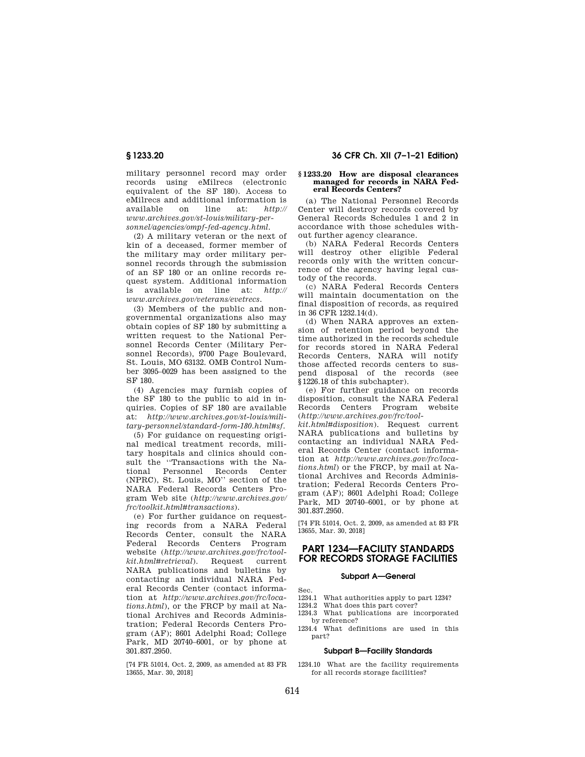military personnel record may order records using eMilrecs (electronic equivalent of the SF 180). Access to eMilrecs and additional information is available on line at: *http://www.archives.gov/st-louis/military-personnel/agencies/ompf-fed-agency.html*.

(2) A military veteran or the next of kin of a deceased, former member of the military may order military personnel records through the submission of an SF 180 or an online records request system. Additional information is available on line at: *http://www.archives.gov/veterans/evetrecs*.

(3) Members of the public and nongovernmental organizations also may obtain copies of SF 180 by submitting a written request to the National Personnel Records Center (Military Personnel Records), 9700 Page Boulevard, St. Louis, MO 63132. OMB Control Number 3095–0029 has been assigned to the SF 180.

(4) Agencies may furnish copies of the SF 180 to the public to aid in inquiries. Copies of SF 180 are available at: *http://www.archives.gov/st-louis/military-personnel/standard-form-180.html#sf*.

(5) For guidance on requesting original medical treatment records, military hospitals and clinics should consult the ''Transactions with the National Personnel Records Center (NPRC), St. Louis, MO'' section of the NARA Federal Records Centers Program Web site (*http://www.archives.gov/frc/toolkit.html#transactions*).

(e) For further guidance on requesting records from a NARA Federal Records Center, consult the NARA Federal Records Centers Program website (*http://www.archives.gov/frc/toolkit.html#retrieval*). Request current NARA publications and bulletins by contacting an individual NARA Federal Records Center (contact information at *http://www.archives.gov/frc/locations.html*), or the FRCP by mail at National Archives and Records Administration; Federal Records Centers Program (AF); 8601 Adelphi Road; College Park, MD 20740–6001, or by phone at 301.837.2950.

[74 FR 51014, Oct. 2, 2009, as amended at 83 FR 13655, Mar. 30, 2018]

### § 1233.20 How are disposal clearances managed for records in NARA Federal Records Centers?

(a) The National Personnel Records Center will destroy records covered by General Records Schedules 1 and 2 in accordance with those schedules without further agency clearance.

(b) NARA Federal Records Centers will destroy other eligible Federal records only with the written concurrence of the agency having legal custody of the records.

(c) NARA Federal Records Centers will maintain documentation on the final disposition of records, as required in 36 CFR 1232.14(d).

(d) When NARA approves an extension of retention period beyond the time authorized in the records schedule for records stored in NARA Federal Records Centers, NARA will notify those affected records centers to suspend disposal of the records (see § 1226.18 of this subchapter).

(e) For further guidance on records disposition, consult the NARA Federal Records Centers Program website (*http://www.archives.gov/frc/toolkit.html#disposition*). Request current NARA publications and bulletins by contacting an individual NARA Federal Records Center (contact information at *http://www.archives.gov/frc/locations.html*) or the FRCP, by mail at National Archives and Records Administration; Federal Records Centers Program (AF); 8601 Adelphi Road; College Park, MD 20740–6001, or by phone at 301.837.2950.

[74 FR 51014, Oct. 2, 2009, as amended at 83 FR 13655, Mar. 30, 2018]

## PART 1234—FACILITY STANDARDS FOR RECORDS STORAGE FACILITIES

### Subpart A—General

Sec.

1234.1 What authorities apply to part 1234?

1234.2 What does this part cover?

1234.3 What publications are incorporated by reference?

1234.4 What definitions are used in this part?

### Subpart B—Facility Standards

1234.10 What are the facility requirements for all records storage facilities?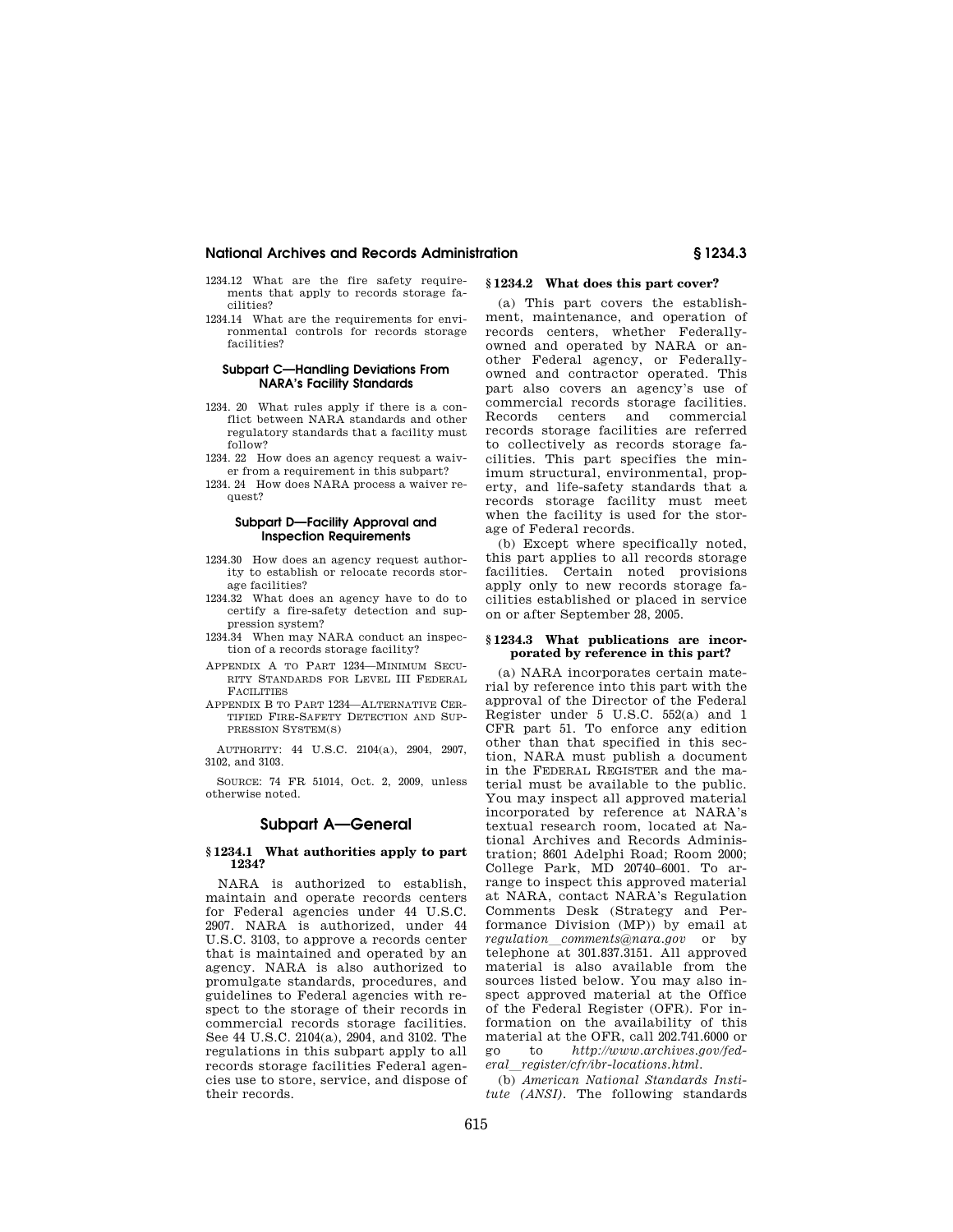1234.12 What are the fire safety requirements that apply to records storage facilities?

1234.14 What are the requirements for environmental controls for records storage facilities?

#### Subpart C—Handling Deviations From NARA's Facility Standards

1234. 20 What rules apply if there is a conflict between NARA standards and other regulatory standards that a facility must follow?

1234. 22 How does an agency request a waiver from a requirement in this subpart?

1234. 24 How does NARA process a waiver request?

#### Subpart D—Facility Approval and Inspection Requirements

1234.30 How does an agency request authority to establish or relocate records storage facilities?

1234.32 What does an agency have to do to certify a fire-safety detection and suppression system?

1234.34 When may NARA conduct an inspection of a records storage facility?

APPENDIX A TO PART 1234—MINIMUM SECURITY STANDARDS FOR LEVEL III FEDERAL FACILITIES

APPENDIX B TO PART 1234—ALTERNATIVE CERTIFIED FIRE-SAFETY DETECTION AND SUPPRESSION SYSTEM(S)

AUTHORITY: 44 U.S.C. 2104(a), 2904, 2907, 3102, and 3103.

SOURCE: 74 FR 51014, Oct. 2, 2009, unless otherwise noted.

## Subpart A—General

### § 1234.1 What authorities apply to part 1234?

NARA is authorized to establish, maintain and operate records centers for Federal agencies under 44 U.S.C. 2907. NARA is authorized, under 44 U.S.C. 3103, to approve a records center that is maintained and operated by an agency. NARA is also authorized to promulgate standards, procedures, and guidelines to Federal agencies with respect to the storage of their records in commercial records storage facilities. See 44 U.S.C. 2104(a), 2904, and 3102. The regulations in this subpart apply to all records storage facilities Federal agencies use to store, service, and dispose of their records.

### § 1234.2 What does this part cover?

(a) This part covers the establishment, maintenance, and operation of records centers, whether Federally-owned and operated by NARA or another Federal agency, or Federally-owned and contractor operated. This part also covers an agency's use of commercial records storage facilities. Records centers and commercial records storage facilities are referred to collectively as records storage facilities. This part specifies the minimum structural, environmental, property, and life-safety standards that a records storage facility must meet when the facility is used for the storage of Federal records.

(b) Except where specifically noted, this part applies to all records storage facilities. Certain noted provisions apply only to new records storage facilities established or placed in service on or after September 28, 2005.

### § 1234.3 What publications are incorporated by reference in this part?

(a) NARA incorporates certain material by reference into this part with the approval of the Director of the Federal Register under 5 U.S.C. 552(a) and 1 CFR part 51. To enforce any edition other than that specified in this section, NARA must publish a document in the FEDERAL REGISTER and the material must be available to the public. You may inspect all approved material incorporated by reference at NARA's textual research room, located at National Archives and Records Administration; 8601 Adelphi Road; Room 2000; College Park, MD 20740–6001. To arrange to inspect this approved material at NARA, contact NARA's Regulation Comments Desk (Strategy and Performance Division (MP)) by email at *regulation_comments@nara.gov* or by telephone at 301.837.3151. All approved material is also available from the sources listed below. You may also inspect approved material at the Office of the Federal Register (OFR). For information on the availability of this material at the OFR, call 202.741.6000 or go to *http://www.archives.gov/federal_register/cfr/ibr-locations.html*.

(b) *American National Standards Institute (ANSI)*. The following standards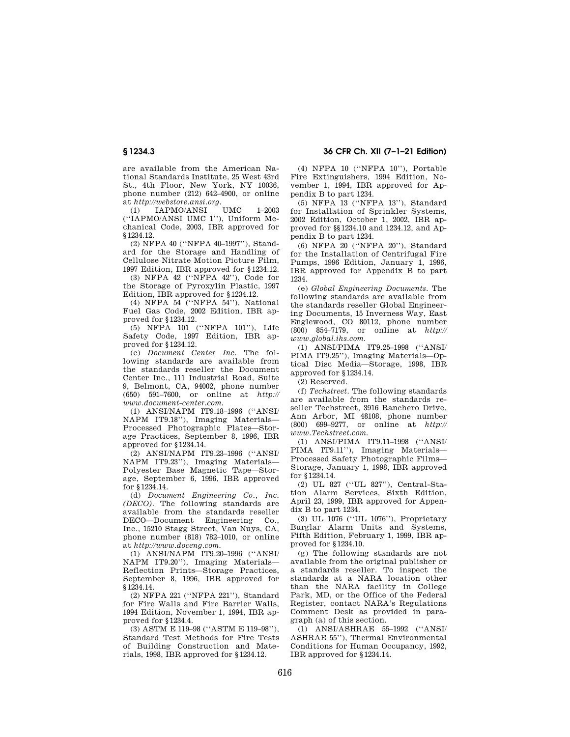are available from the American National Standards Institute, 25 West 43rd St., 4th Floor, New York, NY 10036, phone number (212) 642–4900, or online at *http://webstore.ansi.org.*

(1) IAPMO/ANSI UMC 1–2003 (''IAPMO/ANSI UMC 1''), Uniform Mechanical Code, 2003, IBR approved for §1234.12.

(2) NFPA 40 (''NFPA 40–1997''), Standard for the Storage and Handling of Cellulose Nitrate Motion Picture Film, 1997 Edition, IBR approved for §1234.12.

(3) NFPA 42 (''NFPA 42''), Code for the Storage of Pyroxylin Plastic, 1997 Edition, IBR approved for §1234.12.

(4) NFPA 54 (''NFPA 54''), National Fuel Gas Code, 2002 Edition, IBR approved for §1234.12.

(5) NFPA 101 (''NFPA 101''), Life Safety Code, 1997 Edition, IBR approved for §1234.12.

(c) *Document Center Inc.* The following standards are available from the standards reseller the Document Center Inc., 111 Industrial Road, Suite 9, Belmont, CA, 94002, phone number (650) 591–7600, or online at *http://www.document-center.com.*

(1) ANSI/NAPM IT9.18–1996 (''ANSI/NAPM IT9.18''), Imaging Materials—Processed Photographic Plates—Storage Practices, September 8, 1996, IBR approved for §1234.14.

(2) ANSI/NAPM IT9.23–1996 (''ANSI/NAPM IT9.23''), Imaging Materials—Polyester Base Magnetic Tape—Storage, September 6, 1996, IBR approved for §1234.14.

(d) *Document Engineering Co., Inc. (DECO).* The following standards are available from the standards reseller DECO—Document Engineering Co., Inc., 15210 Stagg Street, Van Nuys, CA, phone number (818) 782–1010, or online at *http://www.doceng.com.*

(1) ANSI/NAPM IT9.20–1996 (''ANSI/NAPM IT9.20''), Imaging Materials—Reflection Prints—Storage Practices, September 8, 1996, IBR approved for §1234.14.

(2) NFPA 221 (''NFPA 221''), Standard for Fire Walls and Fire Barrier Walls, 1994 Edition, November 1, 1994, IBR approved for §1234.4.

(3) ASTM E 119–98 (''ASTM E 119–98''), Standard Test Methods for Fire Tests of Building Construction and Materials, 1998, IBR approved for §1234.12.

(4) NFPA 10 (''NFPA 10''), Portable Fire Extinguishers, 1994 Edition, November 1, 1994, IBR approved for Appendix B to part 1234.

(5) NFPA 13 (''NFPA 13''), Standard for Installation of Sprinkler Systems, 2002 Edition, October 1, 2002, IBR approved for §§1234.10 and 1234.12, and Appendix B to part 1234.

(6) NFPA 20 (''NFPA 20''), Standard for the Installation of Centrifugal Fire Pumps, 1996 Edition, January 1, 1996, IBR approved for Appendix B to part 1234.

(e) *Global Engineering Documents.* The following standards are available from the standards reseller Global Engineering Documents, 15 Inverness Way, East Englewood, CO 80112, phone number (800) 854–7179, or online at *http://www.global.ihs.com.*

(1) ANSI/PIMA IT9.25–1998 (''ANSI/PIMA IT9.25''), Imaging Materials—Optical Disc Media—Storage, 1998, IBR approved for §1234.14.

(2) Reserved.

(f) *Techstreet.* The following standards are available from the standards reseller Techstreet, 3916 Ranchero Drive, Ann Arbor, MI 48108, phone number (800) 699–9277, or online at *http://www.Techstreet.com.*

(1) ANSI/PIMA IT9.11–1998 (''ANSI/PIMA IT9.11''), Imaging Materials—Processed Safety Photographic Films—Storage, January 1, 1998, IBR approved for §1234.14.

(2) UL 827 (''UL 827''), Central-Station Alarm Services, Sixth Edition, April 23, 1999, IBR approved for Appendix B to part 1234.

(3) UL 1076 (''UL 1076''), Proprietary Burglar Alarm Units and Systems, Fifth Edition, February 1, 1999, IBR approved for §1234.10.

(g) The following standards are not available from the original publisher or a standards reseller. To inspect the standards at a NARA location other than the NARA facility in College Park, MD, or the Office of the Federal Register, contact NARA's Regulations Comment Desk as provided in paragraph (a) of this section.

(1) ANSI/ASHRAE 55–1992 (''ANSI/ASHRAE 55''), Thermal Environmental Conditions for Human Occupancy, 1992, IBR approved for §1234.14.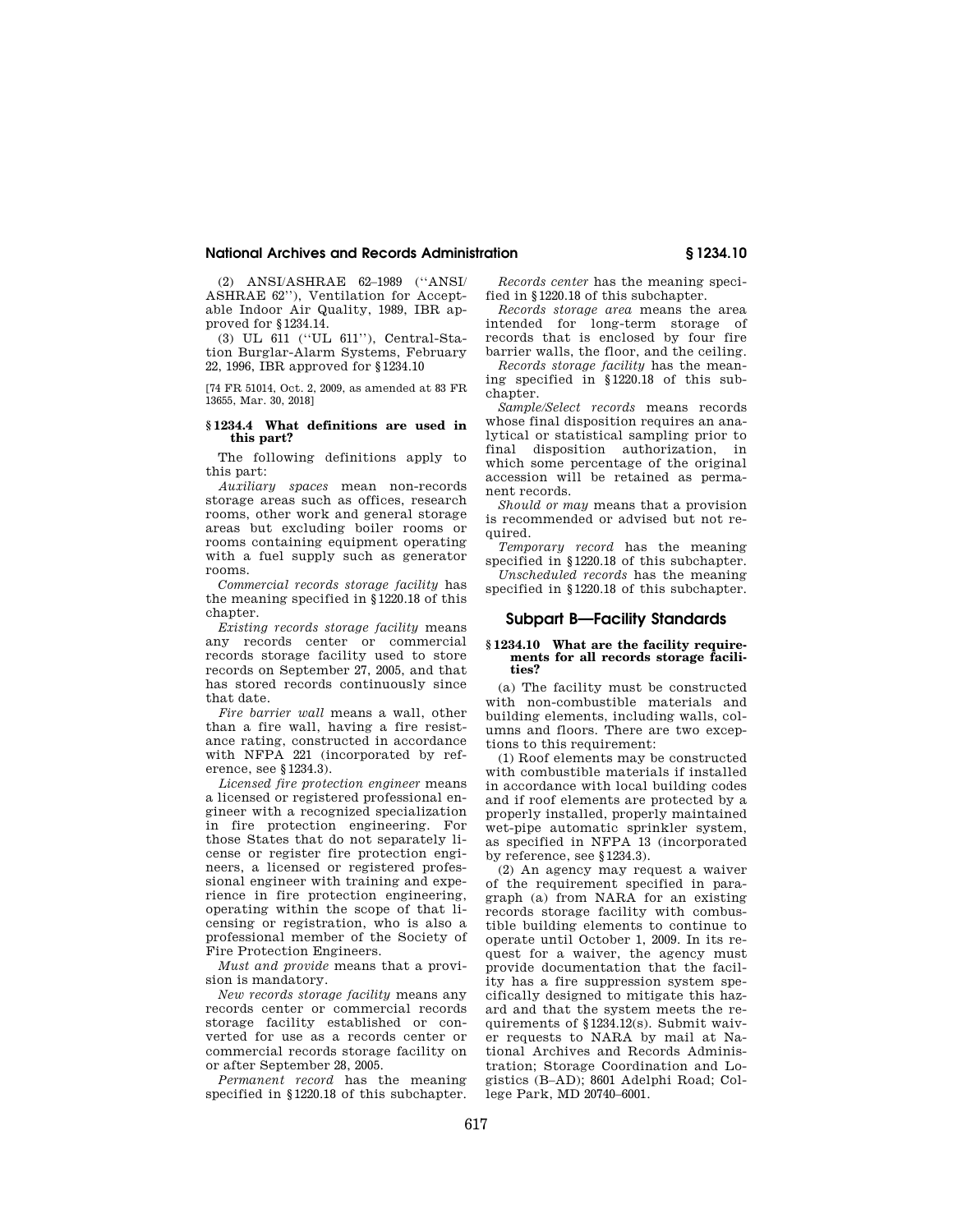(2) ANSI/ASHRAE 62–1989 (''ANSI/ASHRAE 62''), Ventilation for Acceptable Indoor Air Quality, 1989, IBR approved for §1234.14.

(3) UL 611 (''UL 611''), Central-Station Burglar-Alarm Systems, February 22, 1996, IBR approved for §1234.10

[74 FR 51014, Oct. 2, 2009, as amended at 83 FR 13655, Mar. 30, 2018]

### §1234.4 What definitions are used in this part?

The following definitions apply to this part:

*Auxiliary spaces* mean non-records storage areas such as offices, research rooms, other work and general storage areas but excluding boiler rooms or rooms containing equipment operating with a fuel supply such as generator rooms.

*Commercial records storage facility* has the meaning specified in §1220.18 of this chapter.

*Existing records storage facility* means any records center or commercial records storage facility used to store records on September 27, 2005, and that has stored records continuously since that date.

*Fire barrier wall* means a wall, other than a fire wall, having a fire resistance rating, constructed in accordance with NFPA 221 (incorporated by reference, see §1234.3).

*Licensed fire protection engineer* means a licensed or registered professional engineer with a recognized specialization in fire protection engineering. For those States that do not separately license or register fire protection engineers, a licensed or registered professional engineer with training and experience in fire protection engineering, operating within the scope of that licensing or registration, who is also a professional member of the Society of Fire Protection Engineers.

*Must and provide* means that a provision is mandatory.

*New records storage facility* means any records center or commercial records storage facility established or converted for use as a records center or commercial records storage facility on or after September 28, 2005.

*Permanent record* has the meaning specified in §1220.18 of this subchapter.

*Records center* has the meaning specified in §1220.18 of this subchapter.

*Records storage area* means the area intended for long-term storage of records that is enclosed by four fire barrier walls, the floor, and the ceiling.

*Records storage facility* has the meaning specified in §1220.18 of this subchapter.

*Sample/Select records* means records whose final disposition requires an analytical or statistical sampling prior to final disposition authorization, in which some percentage of the original accession will be retained as permanent records.

*Should or may* means that a provision is recommended or advised but not required.

*Temporary record* has the meaning specified in §1220.18 of this subchapter.

*Unscheduled records* has the meaning specified in §1220.18 of this subchapter.

## Subpart B—Facility Standards

### §1234.10 What are the facility requirements for all records storage facilities?

(a) The facility must be constructed with non-combustible materials and building elements, including walls, columns and floors. There are two exceptions to this requirement:

(1) Roof elements may be constructed with combustible materials if installed in accordance with local building codes and if roof elements are protected by a properly installed, properly maintained wet-pipe automatic sprinkler system, as specified in NFPA 13 (incorporated by reference, see §1234.3).

(2) An agency may request a waiver of the requirement specified in paragraph (a) from NARA for an existing records storage facility with combustible building elements to continue to operate until October 1, 2009. In its request for a waiver, the agency must provide documentation that the facility has a fire suppression system specifically designed to mitigate this hazard and that the system meets the requirements of §1234.12(s). Submit waiver requests to NARA by mail at National Archives and Records Administration; Storage Coordination and Logistics (B–AD); 8601 Adelphi Road; College Park, MD 20740–6001.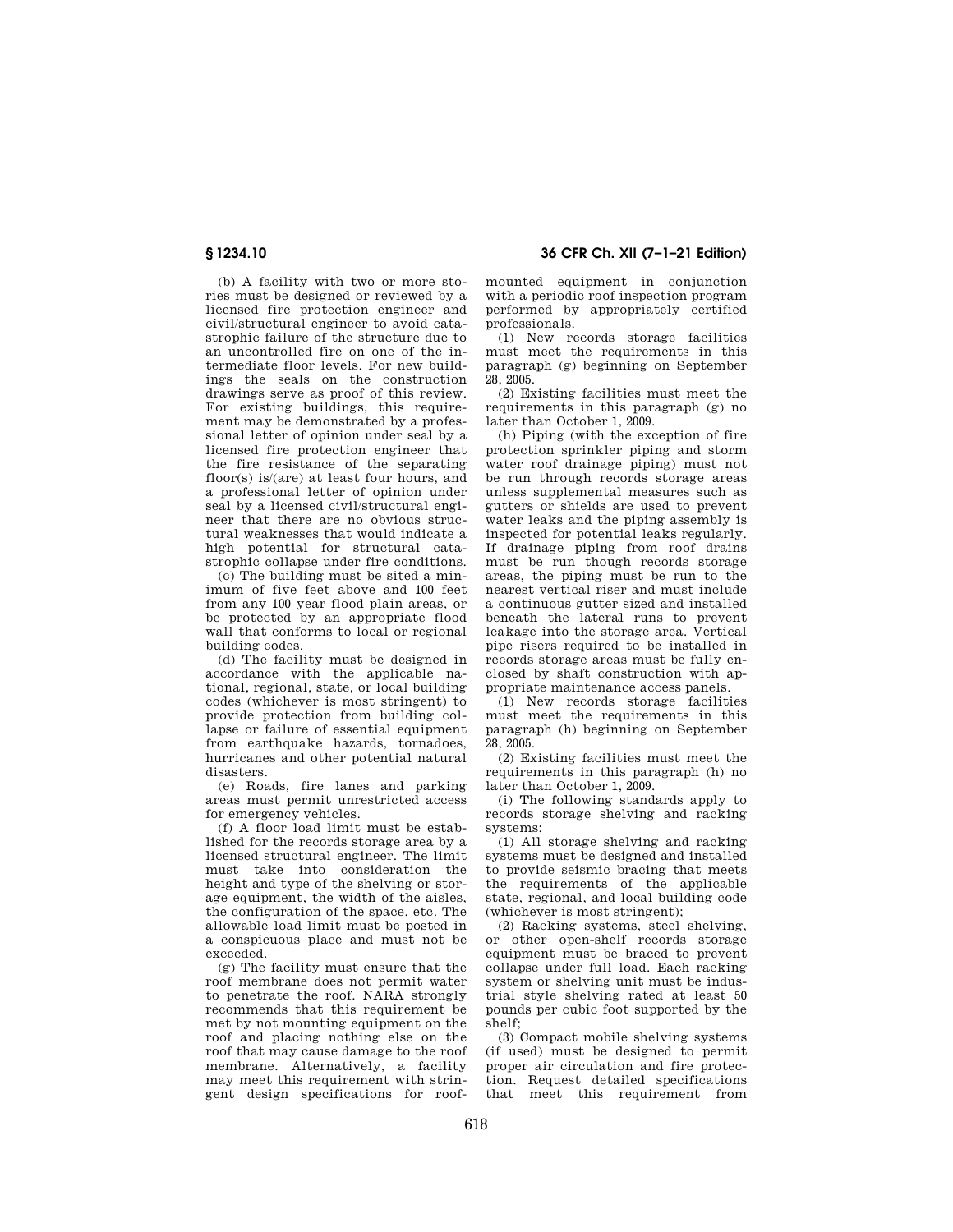(b) A facility with two or more stories must be designed or reviewed by a licensed fire protection engineer and civil/structural engineer to avoid catastrophic failure of the structure due to an uncontrolled fire on one of the intermediate floor levels. For new buildings the seals on the construction drawings serve as proof of this review. For existing buildings, this requirement may be demonstrated by a professional letter of opinion under seal by a licensed fire protection engineer that the fire resistance of the separating floor(s) is/(are) at least four hours, and a professional letter of opinion under seal by a licensed civil/structural engineer that there are no obvious structural weaknesses that would indicate a high potential for structural catastrophic collapse under fire conditions.

(c) The building must be sited a minimum of five feet above and 100 feet from any 100 year flood plain areas, or be protected by an appropriate flood wall that conforms to local or regional building codes.

(d) The facility must be designed in accordance with the applicable national, regional, state, or local building codes (whichever is most stringent) to provide protection from building collapse or failure of essential equipment from earthquake hazards, tornadoes, hurricanes and other potential natural disasters.

(e) Roads, fire lanes and parking areas must permit unrestricted access for emergency vehicles.

(f) A floor load limit must be established for the records storage area by a licensed structural engineer. The limit must take into consideration the height and type of the shelving or storage equipment, the width of the aisles, the configuration of the space, etc. The allowable load limit must be posted in a conspicuous place and must not be exceeded.

(g) The facility must ensure that the roof membrane does not permit water to penetrate the roof. NARA strongly recommends that this requirement be met by not mounting equipment on the roof and placing nothing else on the roof that may cause damage to the roof membrane. Alternatively, a facility may meet this requirement with stringent design specifications for roof-mounted equipment in conjunction with a periodic roof inspection program performed by appropriately certified professionals.

(1) New records storage facilities must meet the requirements in this paragraph (g) beginning on September 28, 2005.

(2) Existing facilities must meet the requirements in this paragraph (g) no later than October 1, 2009.

(h) Piping (with the exception of fire protection sprinkler piping and storm water roof drainage piping) must not be run through records storage areas unless supplemental measures such as gutters or shields are used to prevent water leaks and the piping assembly is inspected for potential leaks regularly. If drainage piping from roof drains must be run though records storage areas, the piping must be run to the nearest vertical riser and must include a continuous gutter sized and installed beneath the lateral runs to prevent leakage into the storage area. Vertical pipe risers required to be installed in records storage areas must be fully enclosed by shaft construction with appropriate maintenance access panels.

(1) New records storage facilities must meet the requirements in this paragraph (h) beginning on September 28, 2005.

(2) Existing facilities must meet the requirements in this paragraph (h) no later than October 1, 2009.

(i) The following standards apply to records storage shelving and racking systems:

(1) All storage shelving and racking systems must be designed and installed to provide seismic bracing that meets the requirements of the applicable state, regional, and local building code (whichever is most stringent);

(2) Racking systems, steel shelving, or other open-shelf records storage equipment must be braced to prevent collapse under full load. Each racking system or shelving unit must be industrial style shelving rated at least 50 pounds per cubic foot supported by the shelf;

(3) Compact mobile shelving systems (if used) must be designed to permit proper air circulation and fire protection. Request detailed specifications that meet this requirement from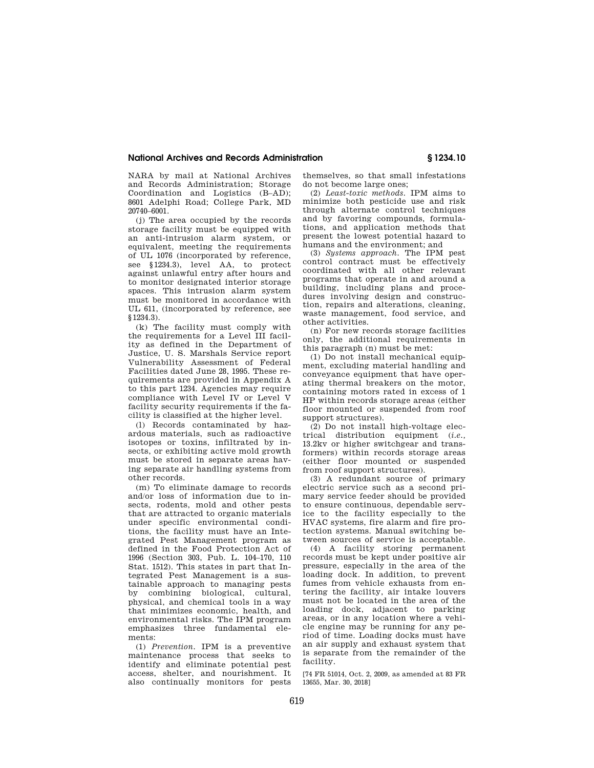NARA by mail at National Archives and Records Administration; Storage Coordination and Logistics (B–AD); 8601 Adelphi Road; College Park, MD 20740–6001.

(j) The area occupied by the records storage facility must be equipped with an anti-intrusion alarm system, or equivalent, meeting the requirements of UL 1076 (incorporated by reference, see §1234.3), level AA, to protect against unlawful entry after hours and to monitor designated interior storage spaces. This intrusion alarm system must be monitored in accordance with UL 611, (incorporated by reference, see §1234.3).

(k) The facility must comply with the requirements for a Level III facility as defined in the Department of Justice, U. S. Marshals Service report Vulnerability Assessment of Federal Facilities dated June 28, 1995. These requirements are provided in Appendix A to this part 1234. Agencies may require compliance with Level IV or Level V facility security requirements if the facility is classified at the higher level.

(l) Records contaminated by hazardous materials, such as radioactive isotopes or toxins, infiltrated by insects, or exhibiting active mold growth must be stored in separate areas having separate air handling systems from other records.

(m) To eliminate damage to records and/or loss of information due to insects, rodents, mold and other pests that are attracted to organic materials under specific environmental conditions, the facility must have an Integrated Pest Management program as defined in the Food Protection Act of 1996 (Section 303, Pub. L. 104–170, 110 Stat. 1512). This states in part that Integrated Pest Management is a sustainable approach to managing pests by combining biological, cultural, physical, and chemical tools in a way that minimizes economic, health, and environmental risks. The IPM program emphasizes three fundamental elements:

(1) *Prevention.* IPM is a preventive maintenance process that seeks to identify and eliminate potential pest access, shelter, and nourishment. It also continually monitors for pests themselves, so that small infestations do not become large ones;

(2) *Least-toxic methods.* IPM aims to minimize both pesticide use and risk through alternate control techniques and by favoring compounds, formulations, and application methods that present the lowest potential hazard to humans and the environment; and

(3) *Systems approach.* The IPM pest control contract must be effectively coordinated with all other relevant programs that operate in and around a building, including plans and procedures involving design and construction, repairs and alterations, cleaning, waste management, food service, and other activities.

(n) For new records storage facilities only, the additional requirements in this paragraph (n) must be met:

(1) Do not install mechanical equipment, excluding material handling and conveyance equipment that have operating thermal breakers on the motor, containing motors rated in excess of 1 HP within records storage areas (either floor mounted or suspended from roof support structures).

(2) Do not install high-voltage electrical distribution equipment (*i.e.*, 13.2kv or higher switchgear and transformers) within records storage areas (either floor mounted or suspended from roof support structures).

(3) A redundant source of primary electric service such as a second primary service feeder should be provided to ensure continuous, dependable service to the facility especially to the HVAC systems, fire alarm and fire protection systems. Manual switching between sources of service is acceptable.

(4) A facility storing permanent records must be kept under positive air pressure, especially in the area of the loading dock. In addition, to prevent fumes from vehicle exhausts from entering the facility, air intake louvers must not be located in the area of the loading dock, adjacent to parking areas, or in any location where a vehicle engine may be running for any period of time. Loading docks must have an air supply and exhaust system that is separate from the remainder of the facility.

[74 FR 51014, Oct. 2, 2009, as amended at 83 FR 13655, Mar. 30, 2018]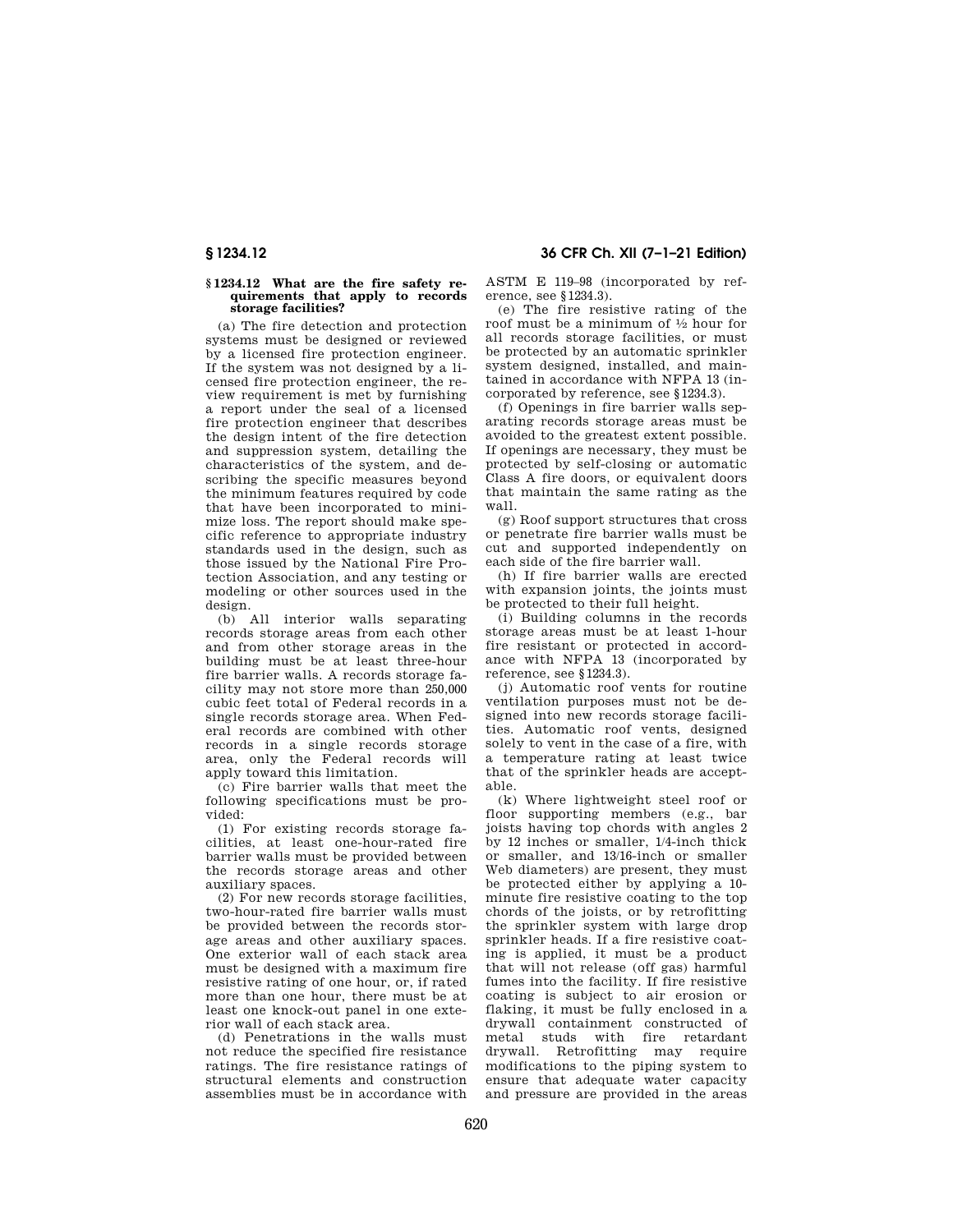### § 1234.12 What are the fire safety requirements that apply to records storage facilities?

(a) The fire detection and protection systems must be designed or reviewed by a licensed fire protection engineer. If the system was not designed by a licensed fire protection engineer, the review requirement is met by furnishing a report under the seal of a licensed fire protection engineer that describes the design intent of the fire detection and suppression system, detailing the characteristics of the system, and describing the specific measures beyond the minimum features required by code that have been incorporated to minimize loss. The report should make specific reference to appropriate industry standards used in the design, such as those issued by the National Fire Protection Association, and any testing or modeling or other sources used in the design.

(b) All interior walls separating records storage areas from each other and from other storage areas in the building must be at least three-hour fire barrier walls. A records storage facility may not store more than 250,000 cubic feet total of Federal records in a single records storage area. When Federal records are combined with other records in a single records storage area, only the Federal records will apply toward this limitation.

(c) Fire barrier walls that meet the following specifications must be provided:

(1) For existing records storage facilities, at least one-hour-rated fire barrier walls must be provided between the records storage areas and other auxiliary spaces.

(2) For new records storage facilities, two-hour-rated fire barrier walls must be provided between the records storage areas and other auxiliary spaces. One exterior wall of each stack area must be designed with a maximum fire resistive rating of one hour, or, if rated more than one hour, there must be at least one knock-out panel in one exterior wall of each stack area.

(d) Penetrations in the walls must not reduce the specified fire resistance ratings. The fire resistance ratings of structural elements and construction assemblies must be in accordance with ASTM E 119–98 (incorporated by reference, see §1234.3).

(e) The fire resistive rating of the roof must be a minimum of ½ hour for all records storage facilities, or must be protected by an automatic sprinkler system designed, installed, and maintained in accordance with NFPA 13 (incorporated by reference, see §1234.3).

(f) Openings in fire barrier walls separating records storage areas must be avoided to the greatest extent possible. If openings are necessary, they must be protected by self-closing or automatic Class A fire doors, or equivalent doors that maintain the same rating as the wall.

(g) Roof support structures that cross or penetrate fire barrier walls must be cut and supported independently on each side of the fire barrier wall.

(h) If fire barrier walls are erected with expansion joints, the joints must be protected to their full height.

(i) Building columns in the records storage areas must be at least 1-hour fire resistant or protected in accordance with NFPA 13 (incorporated by reference, see §1234.3).

(j) Automatic roof vents for routine ventilation purposes must not be designed into new records storage facilities. Automatic roof vents, designed solely to vent in the case of a fire, with a temperature rating at least twice that of the sprinkler heads are acceptable.

(k) Where lightweight steel roof or floor supporting members (e.g., bar joists having top chords with angles 2 by 12 inches or smaller, 1/4-inch thick or smaller, and 13/16-inch or smaller Web diameters) are present, they must be protected either by applying a 10-minute fire resistive coating to the top chords of the joists, or by retrofitting the sprinkler system with large drop sprinkler heads. If a fire resistive coating is applied, it must be a product that will not release (off gas) harmful fumes into the facility. If fire resistive coating is subject to air erosion or flaking, it must be fully enclosed in a drywall containment constructed of metal studs with fire retardant drywall. Retrofitting may require modifications to the piping system to ensure that adequate water capacity and pressure are provided in the areas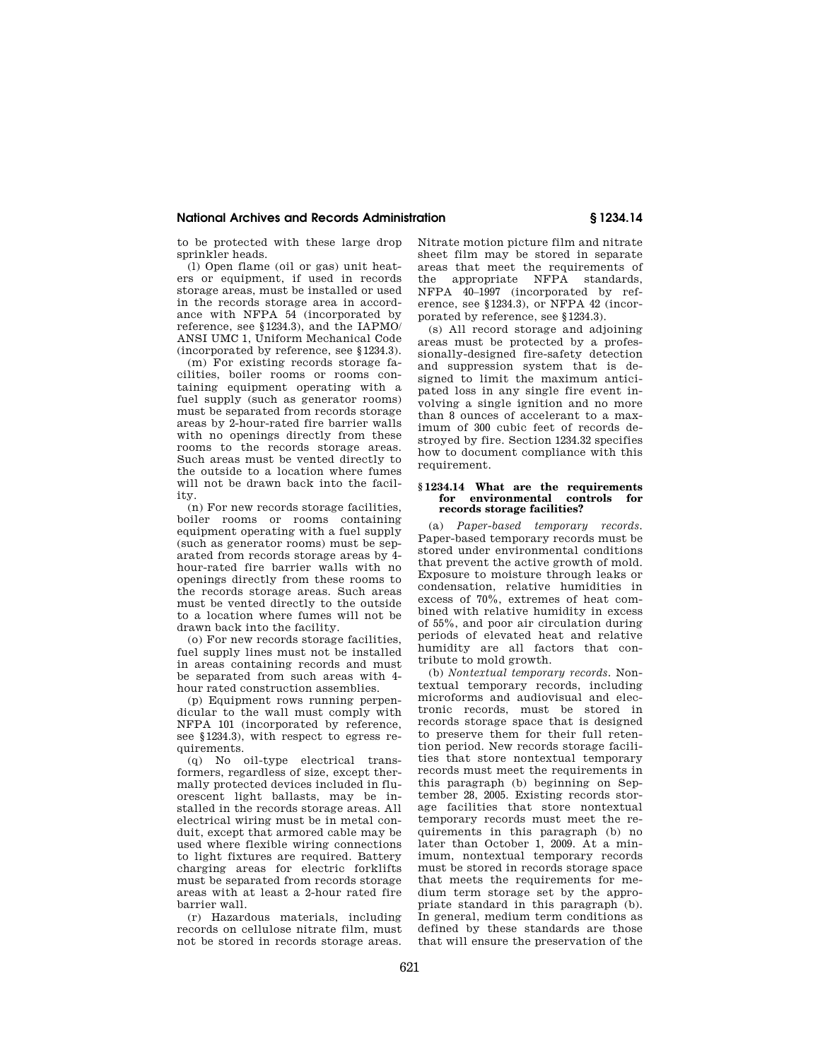to be protected with these large drop sprinkler heads.

(l) Open flame (oil or gas) unit heaters or equipment, if used in records storage areas, must be installed or used in the records storage area in accordance with NFPA 54 (incorporated by reference, see §1234.3), and the IAPMO/ANSI UMC 1, Uniform Mechanical Code (incorporated by reference, see §1234.3).

(m) For existing records storage facilities, boiler rooms or rooms containing equipment operating with a fuel supply (such as generator rooms) must be separated from records storage areas by 2-hour-rated fire barrier walls with no openings directly from these rooms to the records storage areas. Such areas must be vented directly to the outside to a location where fumes will not be drawn back into the facility.

(n) For new records storage facilities, boiler rooms or rooms containing equipment operating with a fuel supply (such as generator rooms) must be separated from records storage areas by 4-hour-rated fire barrier walls with no openings directly from these rooms to the records storage areas. Such areas must be vented directly to the outside to a location where fumes will not be drawn back into the facility.

(o) For new records storage facilities, fuel supply lines must not be installed in areas containing records and must be separated from such areas with 4-hour rated construction assemblies.

(p) Equipment rows running perpendicular to the wall must comply with NFPA 101 (incorporated by reference, see §1234.3), with respect to egress requirements.

(q) No oil-type electrical transformers, regardless of size, except thermally protected devices included in fluorescent light ballasts, may be installed in the records storage areas. All electrical wiring must be in metal conduit, except that armored cable may be used where flexible wiring connections to light fixtures are required. Battery charging areas for electric forklifts must be separated from records storage areas with at least a 2-hour rated fire barrier wall.

(r) Hazardous materials, including records on cellulose nitrate film, must not be stored in records storage areas. Nitrate motion picture film and nitrate sheet film may be stored in separate areas that meet the requirements of the appropriate NFPA standards, NFPA 40–1997 (incorporated by reference, see §1234.3), or NFPA 42 (incorporated by reference, see §1234.3).

(s) All record storage and adjoining areas must be protected by a professionally-designed fire-safety detection and suppression system that is designed to limit the maximum anticipated loss in any single fire event involving a single ignition and no more than 8 ounces of accelerant to a maximum of 300 cubic feet of records destroyed by fire. Section 1234.32 specifies how to document compliance with this requirement.

### §1234.14 What are the requirements for environmental controls for records storage facilities?

(a) *Paper-based temporary records*. Paper-based temporary records must be stored under environmental conditions that prevent the active growth of mold. Exposure to moisture through leaks or condensation, relative humidities in excess of 70%, extremes of heat combined with relative humidity in excess of 55%, and poor air circulation during periods of elevated heat and relative humidity are all factors that contribute to mold growth.

(b) *Nontextual temporary records*. Nontextual temporary records, including microforms and audiovisual and electronic records, must be stored in records storage space that is designed to preserve them for their full retention period. New records storage facilities that store nontextual temporary records must meet the requirements in this paragraph (b) beginning on September 28, 2005. Existing records storage facilities that store nontextual temporary records must meet the requirements in this paragraph (b) no later than October 1, 2009. At a minimum, nontextual temporary records must be stored in records storage space that meets the requirements for medium term storage set by the appropriate standard in this paragraph (b). In general, medium term conditions as defined by these standards are those that will ensure the preservation of the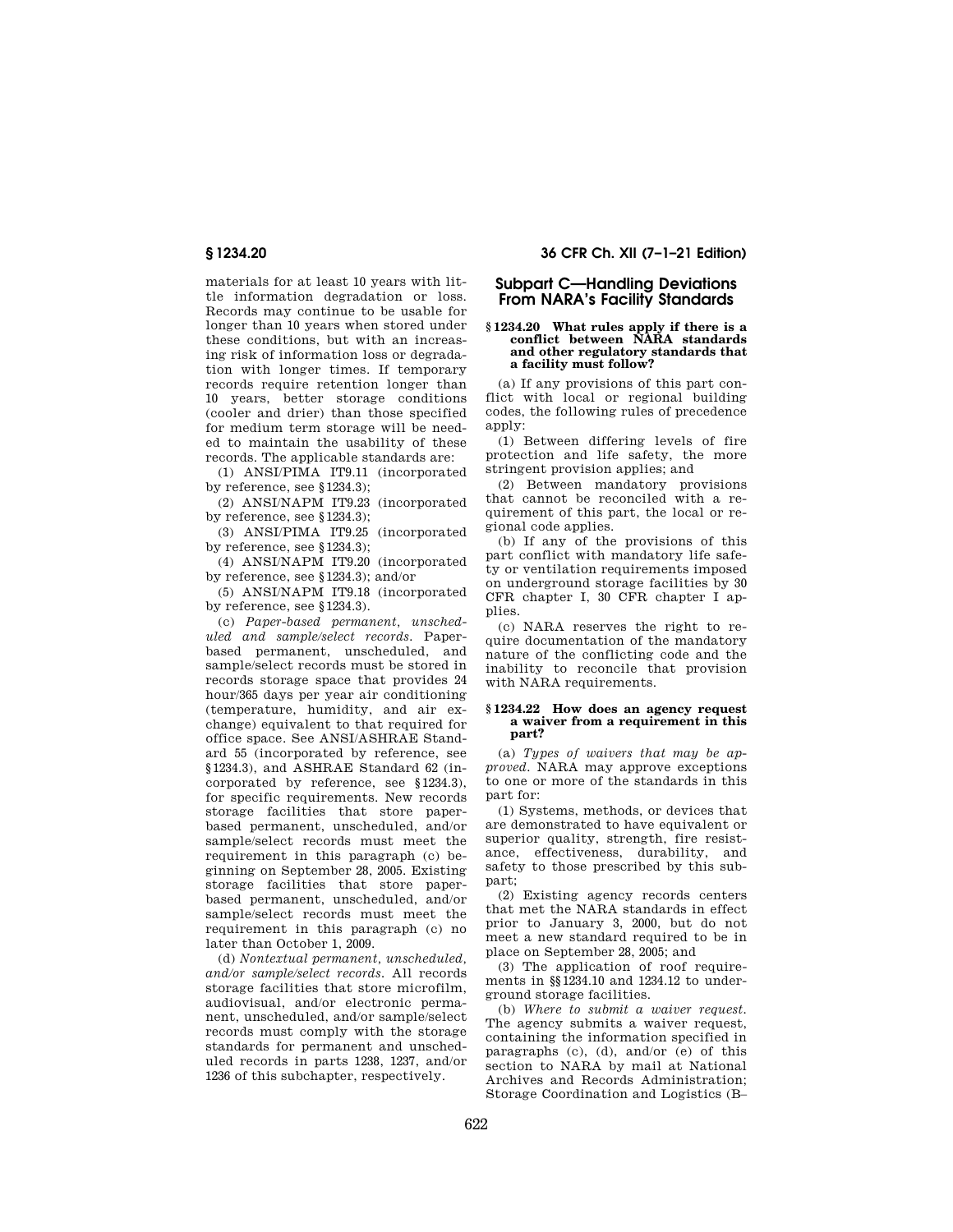materials for at least 10 years with little information degradation or loss. Records may continue to be usable for longer than 10 years when stored under these conditions, but with an increasing risk of information loss or degradation with longer times. If temporary records require retention longer than 10 years, better storage conditions (cooler and drier) than those specified for medium term storage will be needed to maintain the usability of these records. The applicable standards are:

(1) ANSI/PIMA IT9.11 (incorporated by reference, see §1234.3);

(2) ANSI/NAPM IT9.23 (incorporated by reference, see §1234.3);

(3) ANSI/PIMA IT9.25 (incorporated by reference, see §1234.3);

(4) ANSI/NAPM IT9.20 (incorporated by reference, see §1234.3); and/or

(5) ANSI/NAPM IT9.18 (incorporated by reference, see §1234.3).

(c) *Paper-based permanent, unscheduled and sample/select records.* Paper-based permanent, unscheduled, and sample/select records must be stored in records storage space that provides 24 hour/365 days per year air conditioning (temperature, humidity, and air exchange) equivalent to that required for office space. See ANSI/ASHRAE Standard 55 (incorporated by reference, see §1234.3), and ASHRAE Standard 62 (incorporated by reference, see §1234.3), for specific requirements. New records storage facilities that store paper-based permanent, unscheduled, and/or sample/select records must meet the requirement in this paragraph (c) beginning on September 28, 2005. Existing storage facilities that store paper-based permanent, unscheduled, and/or sample/select records must meet the requirement in this paragraph (c) no later than October 1, 2009.

(d) *Nontextual permanent, unscheduled, and/or sample/select records.* All records storage facilities that store microfilm, audiovisual, and/or electronic permanent, unscheduled, and/or sample/select records must comply with the storage standards for permanent and unscheduled records in parts 1238, 1237, and/or 1236 of this subchapter, respectively.

## Subpart C—Handling Deviations From NARA's Facility Standards

### §1234.20 What rules apply if there is a conflict between NARA standards and other regulatory standards that a facility must follow?

(a) If any provisions of this part conflict with local or regional building codes, the following rules of precedence apply:

(1) Between differing levels of fire protection and life safety, the more stringent provision applies; and

(2) Between mandatory provisions that cannot be reconciled with a requirement of this part, the local or regional code applies.

(b) If any of the provisions of this part conflict with mandatory life safety or ventilation requirements imposed on underground storage facilities by 30 CFR chapter I, 30 CFR chapter I applies.

(c) NARA reserves the right to require documentation of the mandatory nature of the conflicting code and the inability to reconcile that provision with NARA requirements.

### §1234.22 How does an agency request a waiver from a requirement in this part?

(a) *Types of waivers that may be approved.* NARA may approve exceptions to one or more of the standards in this part for:

(1) Systems, methods, or devices that are demonstrated to have equivalent or superior quality, strength, fire resistance, effectiveness, durability, and safety to those prescribed by this subpart;

(2) Existing agency records centers that met the NARA standards in effect prior to January 3, 2000, but do not meet a new standard required to be in place on September 28, 2005; and

(3) The application of roof requirements in §§1234.10 and 1234.12 to underground storage facilities.

(b) *Where to submit a waiver request.* The agency submits a waiver request, containing the information specified in paragraphs (c), (d), and/or (e) of this section to NARA by mail at National Archives and Records Administration; Storage Coordination and Logistics (B–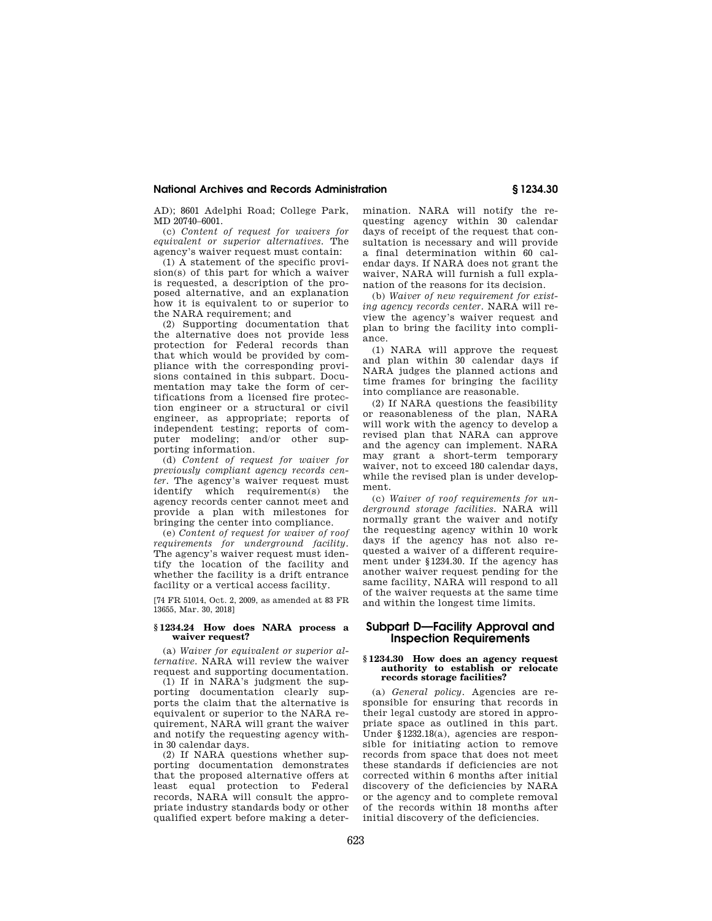AD); 8601 Adelphi Road; College Park, MD 20740–6001.

(c) *Content of request for waivers for equivalent or superior alternatives.* The agency's waiver request must contain:

(1) A statement of the specific provision(s) of this part for which a waiver is requested, a description of the proposed alternative, and an explanation how it is equivalent to or superior to the NARA requirement; and

(2) Supporting documentation that the alternative does not provide less protection for Federal records than that which would be provided by compliance with the corresponding provisions contained in this subpart. Documentation may take the form of certifications from a licensed fire protection engineer or a structural or civil engineer, as appropriate; reports of independent testing; reports of computer modeling; and/or other supporting information.

(d) *Content of request for waiver for previously compliant agency records center.* The agency's waiver request must identify which requirement(s) the agency records center cannot meet and provide a plan with milestones for bringing the center into compliance.

(e) *Content of request for waiver of roof requirements for underground facility.* The agency's waiver request must identify the location of the facility and whether the facility is a drift entrance facility or a vertical access facility.

[74 FR 51014, Oct. 2, 2009, as amended at 83 FR 13655, Mar. 30, 2018]

### § 1234.24 How does NARA process a waiver request?

(a) *Waiver for equivalent or superior alternative.* NARA will review the waiver request and supporting documentation.

(1) If in NARA's judgment the supporting documentation clearly supports the claim that the alternative is equivalent or superior to the NARA requirement, NARA will grant the waiver and notify the requesting agency within 30 calendar days.

(2) If NARA questions whether supporting documentation demonstrates that the proposed alternative offers at least equal protection to Federal records, NARA will consult the appropriate industry standards body or other qualified expert before making a determination. NARA will notify the requesting agency within 30 calendar days of receipt of the request that consultation is necessary and will provide a final determination within 60 calendar days. If NARA does not grant the waiver, NARA will furnish a full explanation of the reasons for its decision.

(b) *Waiver of new requirement for existing agency records center.* NARA will review the agency's waiver request and plan to bring the facility into compliance.

(1) NARA will approve the request and plan within 30 calendar days if NARA judges the planned actions and time frames for bringing the facility into compliance are reasonable.

(2) If NARA questions the feasibility or reasonableness of the plan, NARA will work with the agency to develop a revised plan that NARA can approve and the agency can implement. NARA may grant a short-term temporary waiver, not to exceed 180 calendar days, while the revised plan is under development.

(c) *Waiver of roof requirements for underground storage facilities.* NARA will normally grant the waiver and notify the requesting agency within 10 work days if the agency has not also requested a waiver of a different requirement under §1234.30. If the agency has another waiver request pending for the same facility, NARA will respond to all of the waiver requests at the same time and within the longest time limits.

## Subpart D—Facility Approval and Inspection Requirements

### § 1234.30 How does an agency request authority to establish or relocate records storage facilities?

(a) *General policy.* Agencies are responsible for ensuring that records in their legal custody are stored in appropriate space as outlined in this part. Under §1232.18(a), agencies are responsible for initiating action to remove records from space that does not meet these standards if deficiencies are not corrected within 6 months after initial discovery of the deficiencies by NARA or the agency and to complete removal of the records within 18 months after initial discovery of the deficiencies.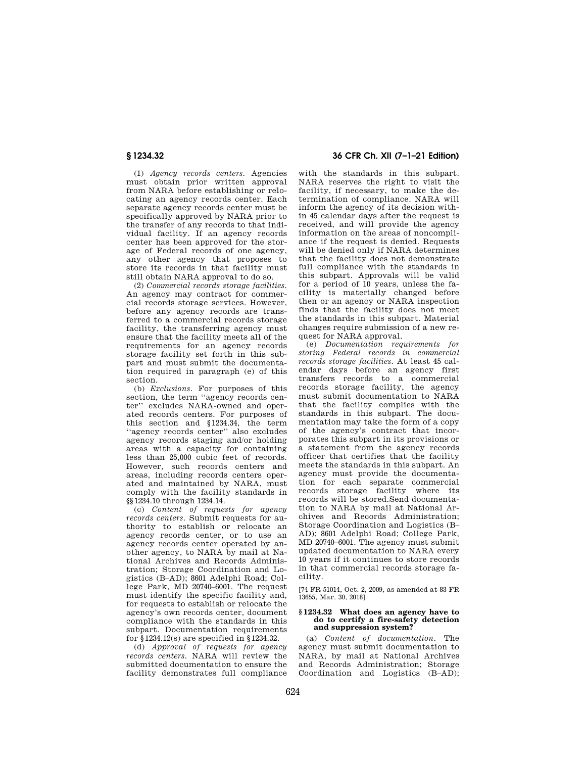(1) *Agency records centers.* Agencies must obtain prior written approval from NARA before establishing or relocating an agency records center. Each separate agency records center must be specifically approved by NARA prior to the transfer of any records to that individual facility. If an agency records center has been approved for the storage of Federal records of one agency, any other agency that proposes to store its records in that facility must still obtain NARA approval to do so.

(2) *Commercial records storage facilities.* An agency may contract for commercial records storage services. However, before any agency records are transferred to a commercial records storage facility, the transferring agency must ensure that the facility meets all of the requirements for an agency records storage facility set forth in this subpart and must submit the documentation required in paragraph (e) of this section.

(b) *Exclusions.* For purposes of this section, the term ''agency records center'' excludes NARA-owned and operated records centers. For purposes of this section and §1234.34, the term ''agency records center'' also excludes agency records staging and/or holding areas with a capacity for containing less than 25,000 cubic feet of records. However, such records centers and areas, including records centers operated and maintained by NARA, must comply with the facility standards in §§1234.10 through 1234.14.

(c) *Content of requests for agency records centers.* Submit requests for authority to establish or relocate an agency records center, or to use an agency records center operated by another agency, to NARA by mail at National Archives and Records Administration; Storage Coordination and Logistics (B–AD); 8601 Adelphi Road; College Park, MD 20740–6001. The request must identify the specific facility and, for requests to establish or relocate the agency's own records center, document compliance with the standards in this subpart. Documentation requirements for §1234.12(s) are specified in §1234.32.

(d) *Approval of requests for agency records centers.* NARA will review the submitted documentation to ensure the facility demonstrates full compliance with the standards in this subpart. NARA reserves the right to visit the facility, if necessary, to make the determination of compliance. NARA will inform the agency of its decision within 45 calendar days after the request is received, and will provide the agency information on the areas of noncompliance if the request is denied. Requests will be denied only if NARA determines that the facility does not demonstrate full compliance with the standards in this subpart. Approvals will be valid for a period of 10 years, unless the facility is materially changed before then or an agency or NARA inspection finds that the facility does not meet the standards in this subpart. Material changes require submission of a new request for NARA approval.

(e) *Documentation requirements for storing Federal records in commercial records storage facilities.* At least 45 calendar days before an agency first transfers records to a commercial records storage facility, the agency must submit documentation to NARA that the facility complies with the standards in this subpart. The documentation may take the form of a copy of the agency's contract that incorporates this subpart in its provisions or a statement from the agency records officer that certifies that the facility meets the standards in this subpart. An agency must provide the documentation for each separate commercial records storage facility where its records will be stored.Send documentation to NARA by mail at National Archives and Records Administration; Storage Coordination and Logistics (B–AD); 8601 Adelphi Road; College Park, MD 20740–6001. The agency must submit updated documentation to NARA every 10 years if it continues to store records in that commercial records storage facility.

[74 FR 51014, Oct. 2, 2009, as amended at 83 FR 13655, Mar. 30, 2018]

### § 1234.32 What does an agency have to do to certify a fire-safety detection and suppression system?

(a) *Content of documentation.* The agency must submit documentation to NARA, by mail at National Archives and Records Administration; Storage Coordination and Logistics (B–AD);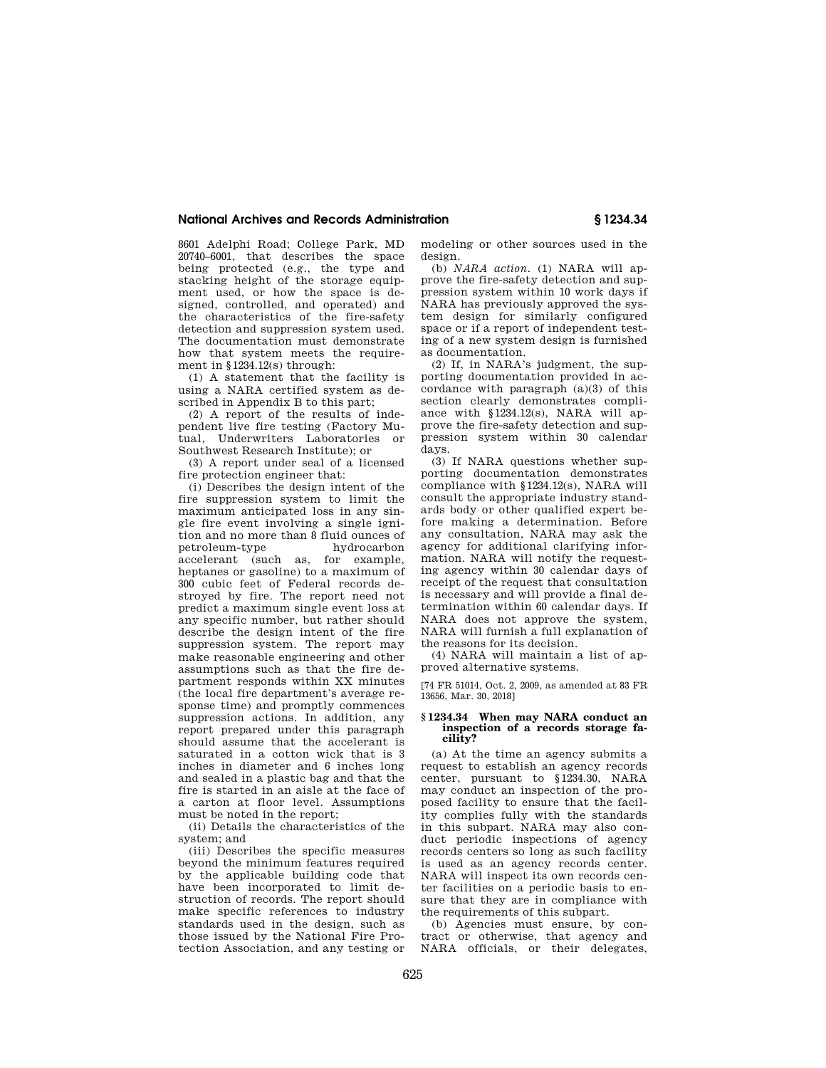8601 Adelphi Road; College Park, MD 20740–6001, that describes the space being protected (e.g., the type and stacking height of the storage equipment used, or how the space is designed, controlled, and operated) and the characteristics of the fire-safety detection and suppression system used. The documentation must demonstrate how that system meets the requirement in §1234.12(s) through:

(1) A statement that the facility is using a NARA certified system as described in Appendix B to this part;

(2) A report of the results of independent live fire testing (Factory Mutual, Underwriters Laboratories or Southwest Research Institute); or

(3) A report under seal of a licensed fire protection engineer that:

(i) Describes the design intent of the fire suppression system to limit the maximum anticipated loss in any single fire event involving a single ignition and no more than 8 fluid ounces of petroleum-type hydrocarbon accelerant (such as, for example, heptanes or gasoline) to a maximum of 300 cubic feet of Federal records destroyed by fire. The report need not predict a maximum single event loss at any specific number, but rather should describe the design intent of the fire suppression system. The report may make reasonable engineering and other assumptions such as that the fire department responds within XX minutes (the local fire department's average response time) and promptly commences suppression actions. In addition, any report prepared under this paragraph should assume that the accelerant is saturated in a cotton wick that is 3 inches in diameter and 6 inches long and sealed in a plastic bag and that the fire is started in an aisle at the face of a carton at floor level. Assumptions must be noted in the report;

(ii) Details the characteristics of the system; and

(iii) Describes the specific measures beyond the minimum features required by the applicable building code that have been incorporated to limit destruction of records. The report should make specific references to industry standards used in the design, such as those issued by the National Fire Protection Association, and any testing or modeling or other sources used in the design.

(b) *NARA action.* (1) NARA will approve the fire-safety detection and suppression system within 10 work days if NARA has previously approved the system design for similarly configured space or if a report of independent testing of a new system design is furnished as documentation.

(2) If, in NARA's judgment, the supporting documentation provided in accordance with paragraph (a)(3) of this section clearly demonstrates compliance with §1234.12(s), NARA will approve the fire-safety detection and suppression system within 30 calendar days.

(3) If NARA questions whether supporting documentation demonstrates compliance with §1234.12(s), NARA will consult the appropriate industry standards body or other qualified expert before making a determination. Before any consultation, NARA may ask the agency for additional clarifying information. NARA will notify the requesting agency within 30 calendar days of receipt of the request that consultation is necessary and will provide a final determination within 60 calendar days. If NARA does not approve the system, NARA will furnish a full explanation of the reasons for its decision.

(4) NARA will maintain a list of approved alternative systems.

[74 FR 51014, Oct. 2, 2009, as amended at 83 FR 13656, Mar. 30, 2018]

### § 1234.34 When may NARA conduct an inspection of a records storage facility?

(a) At the time an agency submits a request to establish an agency records center, pursuant to §1234.30, NARA may conduct an inspection of the proposed facility to ensure that the facility complies fully with the standards in this subpart. NARA may also conduct periodic inspections of agency records centers so long as such facility is used as an agency records center. NARA will inspect its own records center facilities on a periodic basis to ensure that they are in compliance with the requirements of this subpart.

(b) Agencies must ensure, by contract or otherwise, that agency and NARA officials, or their delegates,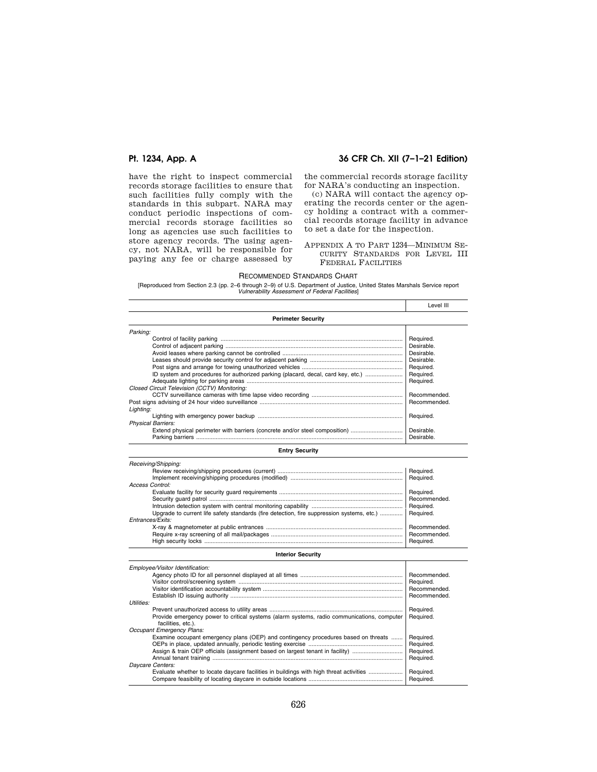have the right to inspect commercial records storage facilities to ensure that such facilities fully comply with the standards in this subpart. NARA may conduct periodic inspections of commercial records storage facilities so long as agencies use such facilities to store agency records. The using agency, not NARA, will be responsible for paying any fee or charge assessed by the commercial records storage facility for NARA's conducting an inspection.

(c) NARA will contact the agency operating the records center or the agency holding a contract with a commercial records storage facility in advance to set a date for the inspection.

## Appendix A to Part 1234—Minimum Security Standards for Level III Federal Facilities

Recommended Standards Chart

[Reproduced from Section 2.3 (pp. 2–6 through 2–9) of U.S. Department of Justice, United States Marshals Service report *Vulnerability Assessment of Federal Facilities*]

| | Level III |
|---|---|
| **Perimeter Security** | |
| *Parking:* | |
| Control of facility parking | Required. |
| Control of adjacent parking | Desirable. |
| Avoid leases where parking cannot be controlled | Desirable. |
| Leases should provide security control for adjacent parking | Desirable. |
| Post signs and arrange for towing unauthorized vehicles | Required. |
| ID system and procedures for authorized parking (placard, decal, card key, etc.) | Required. |
| Adequate lighting for parking areas | Required. |
| *Closed Circuit Television (CCTV) Monitoring:* | |
| CCTV surveillance cameras with time lapse video recording | Recommended. |
| Post signs advising of 24 hour video surveillance | Recommended. |
| *Lighting:* | |
| Lighting with emergency power backup | Required. |
| *Physical Barriers:* | |
| Extend physical perimeter with barriers (concrete and/or steel composition) | Desirable. |
| Parking barriers | Desirable. |
| **Entry Security** | |
| *Receiving/Shipping:* | |
| Review receiving/shipping procedures (current) | Required. |
| Implement receiving/shipping procedures (modified) | Required. |
| *Access Control:* | |
| Evaluate facility for security guard requirements | Required. |
| Security guard patrol | Recommended. |
| Intrusion detection system with central monitoring capability | Required. |
| Upgrade to current life safety standards (fire detection, fire suppression systems, etc.) | Required. |
| *Entrances/Exits:* | |
| X-ray & magnetometer at public entrances | Recommended. |
| Require x-ray screening of all mail/packages | Recommended. |
| High security locks | Required. |
| **Interior Security** | |
| *Employee/Visitor Identification:* | |
| Agency photo ID for all personnel displayed at all times | Recommended. |
| Visitor control/screening system | Required. |
| Visitor identification accountability system | Recommended. |
| Establish ID issuing authority | Recommended. |
| *Utilities:* | |
| Prevent unauthorized access to utility areas | Required. |
| Provide emergency power to critical systems (alarm systems, radio communications, computer facilities, etc.). | Required. |
| *Occupant Emergency Plans:* | |
| Examine occupant emergency plans (OEP) and contingency procedures based on threats | Required. |
| OEPs in place, updated annually, periodic testing exercise | Required. |
| Assign & train OEP officials (assignment based on largest tenant in facility) | Required. |
| Annual tenant training | Required. |
| *Daycare Centers:* | |
| Evaluate whether to locate daycare facilities in buildings with high threat activities | Required. |
| Compare feasibility of locating daycare in outside locations | Required. |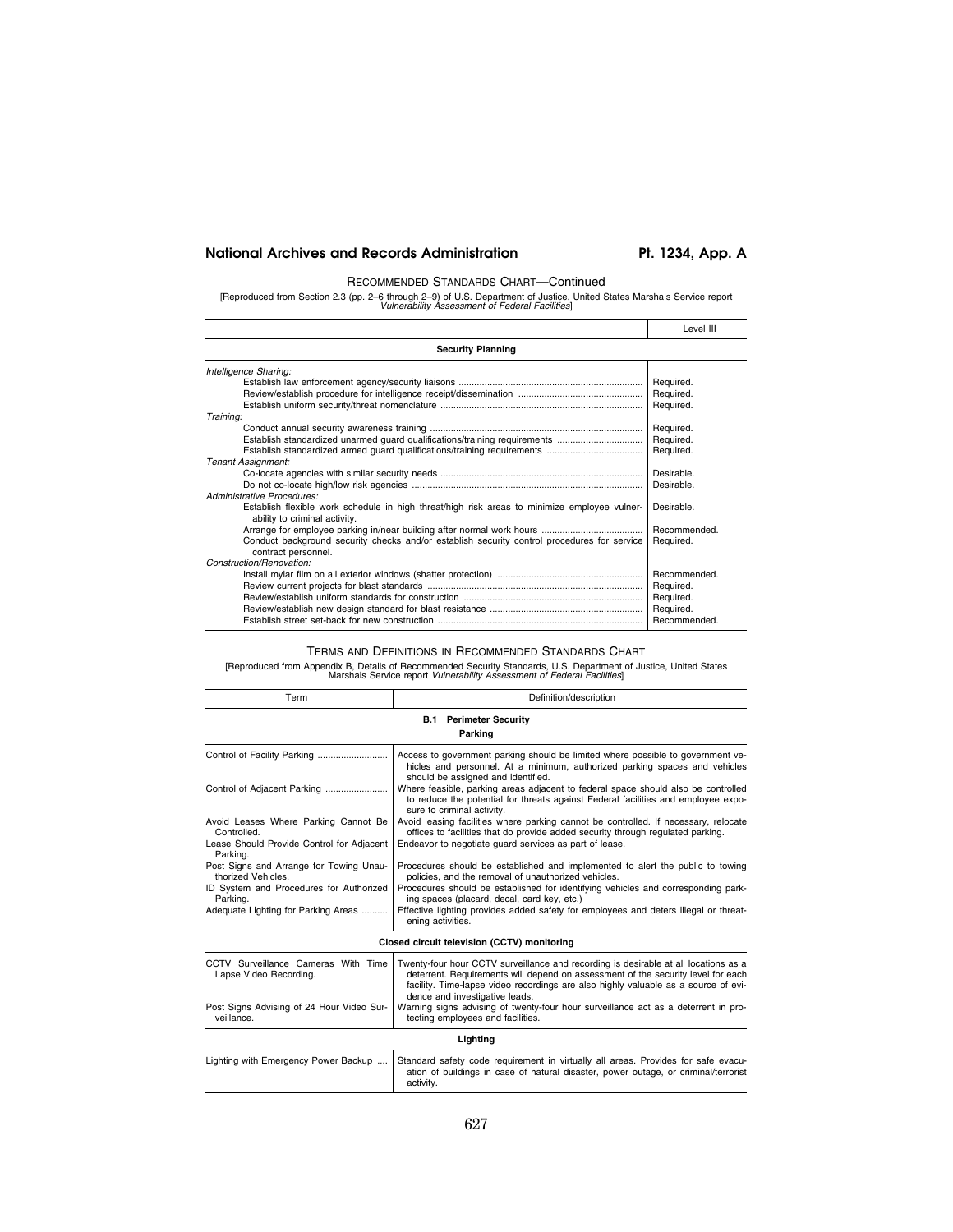RECOMMENDED STANDARDS CHART—Continued

[Reproduced from Section 2.3 (pp. 2–6 through 2–9) of U.S. Department of Justice, United States Marshals Service report *Vulnerability Assessment of Federal Facilities*]

| | Level III |
|---|---|
| **Security Planning** | |
| *Intelligence Sharing:* | |
| Establish law enforcement agency/security liaisons | Required. |
| Review/establish procedure for intelligence receipt/dissemination | Required. |
| Establish uniform security/threat nomenclature | Required. |
| *Training:* | |
| Conduct annual security awareness training | Required. |
| Establish standardized unarmed guard qualifications/training requirements | Required. |
| Establish standardized armed guard qualifications/training requirements | Required. |
| *Tenant Assignment:* | |
| Co-locate agencies with similar security needs | Desirable. |
| Do not co-locate high/low risk agencies | Desirable. |
| *Administrative Procedures:* | |
| Establish flexible work schedule in high threat/high risk areas to minimize employee vulnerability to criminal activity. | Desirable. |
| Arrange for employee parking in/near building after normal work hours | Recommended. |
| Conduct background security checks and/or establish security control procedures for service contract personnel. | Required. |
| *Construction/Renovation:* | |
| Install mylar film on all exterior windows (shatter protection) | Recommended. |
| Review current projects for blast standards | Required. |
| Review/establish uniform standards for construction | Required. |
| Review/establish new design standard for blast resistance | Required. |
| Establish street set-back for new construction | Recommended. |

TERMS AND DEFINITIONS IN RECOMMENDED STANDARDS CHART

[Reproduced from Appendix B, Details of Recommended Security Standards, U.S. Department of Justice, United States Marshals Service report *Vulnerability Assessment of Federal Facilities*]

| Term | Definition/description |
|---|---|
| **B.1 Perimeter Security** | |
| **Parking** | |
| Control of Facility Parking | Access to government parking should be limited where possible to government vehicles and personnel. At a minimum, authorized parking spaces and vehicles should be assigned and identified. |
| Control of Adjacent Parking | Where feasible, parking areas adjacent to federal space should also be controlled to reduce the potential for threats against Federal facilities and employee exposure to criminal activity. |
| Avoid Leases Where Parking Cannot Be Controlled. | Avoid leasing facilities where parking cannot be controlled. If necessary, relocate offices to facilities that do provide added security through regulated parking. |
| Lease Should Provide Control for Adjacent Parking. | Endeavor to negotiate guard services as part of lease. |
| Post Signs and Arrange for Towing Unauthorized Vehicles. | Procedures should be established and implemented to alert the public to towing policies, and the removal of unauthorized vehicles. |
| ID System and Procedures for Authorized Parking. | Procedures should be established for identifying vehicles and corresponding parking spaces (placard, decal, card key, etc.) |
| Adequate Lighting for Parking Areas | Effective lighting provides added safety for employees and deters illegal or threatening activities. |
| **Closed circuit television (CCTV) monitoring** | |
| CCTV Surveillance Cameras With Time Lapse Video Recording. | Twenty-four hour CCTV surveillance and recording is desirable at all locations as a deterrent. Requirements will depend on assessment of the security level for each facility. Time-lapse video recordings are also highly valuable as a source of evidence and investigative leads. |
| Post Signs Advising of 24 Hour Video Surveillance. | Warning signs advising of twenty-four hour surveillance act as a deterrent in protecting employees and facilities. |
| **Lighting** | |
| Lighting with Emergency Power Backup | Standard safety code requirement in virtually all areas. Provides for safe evacuation of buildings in case of natural disaster, power outage, or criminal/terrorist activity. |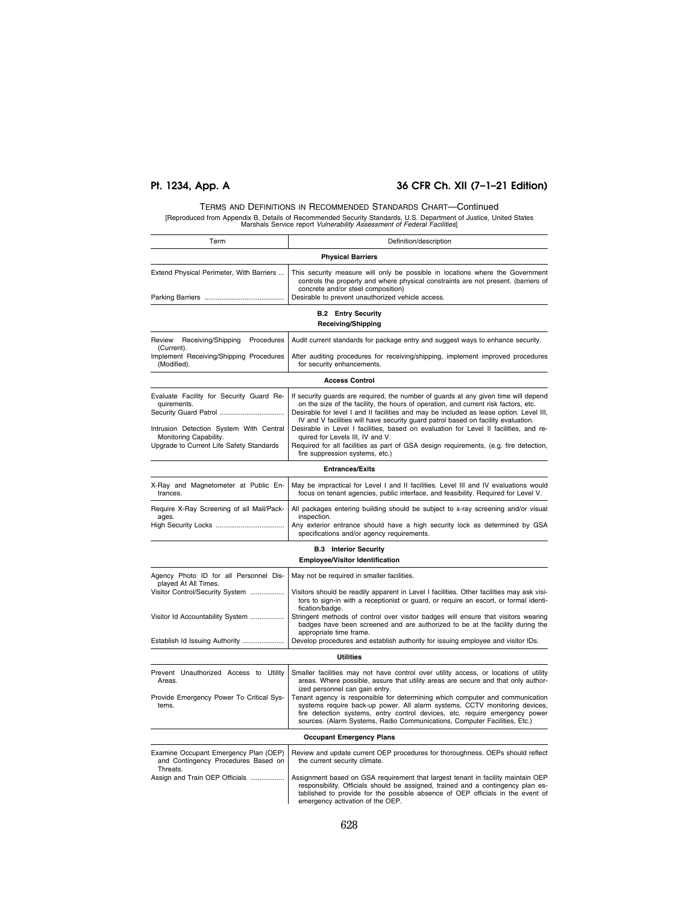TERMS AND DEFINITIONS IN RECOMMENDED STANDARDS CHART—Continued

[Reproduced from Appendix B, Details of Recommended Security Standards, U.S. Department of Justice, United States Marshals Service report *Vulnerability Assessment of Federal Facilities*]

| Term | Definition/description |
|---|---|
| **Physical Barriers** | |
| Extend Physical Perimeter, With Barriers | This security measure will only be possible in locations where the Government controls the property and where physical constraints are not present. (barriers of concrete and/or steel composition) |
| Parking Barriers | Desirable to prevent unauthorized vehicle access. |
| **B.2 Entry Security** | |
| **Receiving/Shipping** | |
| Review Receiving/Shipping Procedures (Current). | Audit current standards for package entry and suggest ways to enhance security. |
| Implement Receiving/Shipping Procedures (Modified). | After auditing procedures for receiving/shipping, implement improved procedures for security enhancements. |
| **Access Control** | |
| Evaluate Facility for Security Guard Requirements. | If security guards are required, the number of guards at any given time will depend on the size of the facility, the hours of operation, and current risk factors, etc. |
| Security Guard Patrol | Desirable for level I and II facilities and may be included as lease option. Level III, IV and V facilities will have security guard patrol based on facility evaluation. |
| Intrusion Detection System With Central Monitoring Capability. | Desirable in Level I facilities, based on evaluation for Level II facilities, and required for Levels III, IV and V. |
| Upgrade to Current Life Safety Standards | Required for all facilities as part of GSA design requirements, (e.g. fire detection, fire suppression systems, etc.) |
| **Entrances/Exits** | |
| X-Ray and Magnetometer at Public Entrances. | May be impractical for Level I and II facilities. Level III and IV evaluations would focus on tenant agencies, public interface, and feasibility. Required for Level V. |
| Require X-Ray Screening of all Mail/Packages. | All packages entering building should be subject to x-ray screening and/or visual inspection. |
| High Security Locks | Any exterior entrance should have a high security lock as determined by GSA specifications and/or agency requirements. |
| **B.3 Interior Security** | |
| **Employee/Visitor Identification** | |
| Agency Photo ID for all Personnel Displayed At All Times. | May not be required in smaller facilities. |
| Visitor Control/Security System | Visitors should be readily apparent in Level I facilities. Other facilities may ask visitors to sign-in with a receptionist or guard, or require an escort, or formal identification/badge. |
| Visitor Id Accountability System | Stringent methods of control over visitor badges will ensure that visitors wearing badges have been screened and are authorized to be at the facility during the appropriate time frame. |
| Establish Id Issuing Authority | Develop procedures and establish authority for issuing employee and visitor IDs. |
| **Utilities** | |
| Prevent Unauthorized Access to Utility Areas. | Smaller facilities may not have control over utility access, or locations of utility areas. Where possible, assure that utility areas are secure and that only authorized personnel can gain entry. |
| Provide Emergency Power To Critical Systems. | Tenant agency is responsible for determining which computer and communication systems require back-up power. All alarm systems, CCTV monitoring devices, fire detection systems, entry control devices, etc. require emergency power sources. (Alarm Systems, Radio Communications, Computer Facilities, Etc.) |
| **Occupant Emergency Plans** | |
| Examine Occupant Emergency Plan (OEP) and Contingency Procedures Based on Threats. | Review and update current OEP procedures for thoroughness. OEPs should reflect the current security climate. |
| Assign and Train OEP Officials | Assignment based on GSA requirement that largest tenant in facility maintain OEP responsibility. Officials should be assigned, trained and a contingency plan established to provide for the possible absence of OEP officials in the event of emergency activation of the OEP. |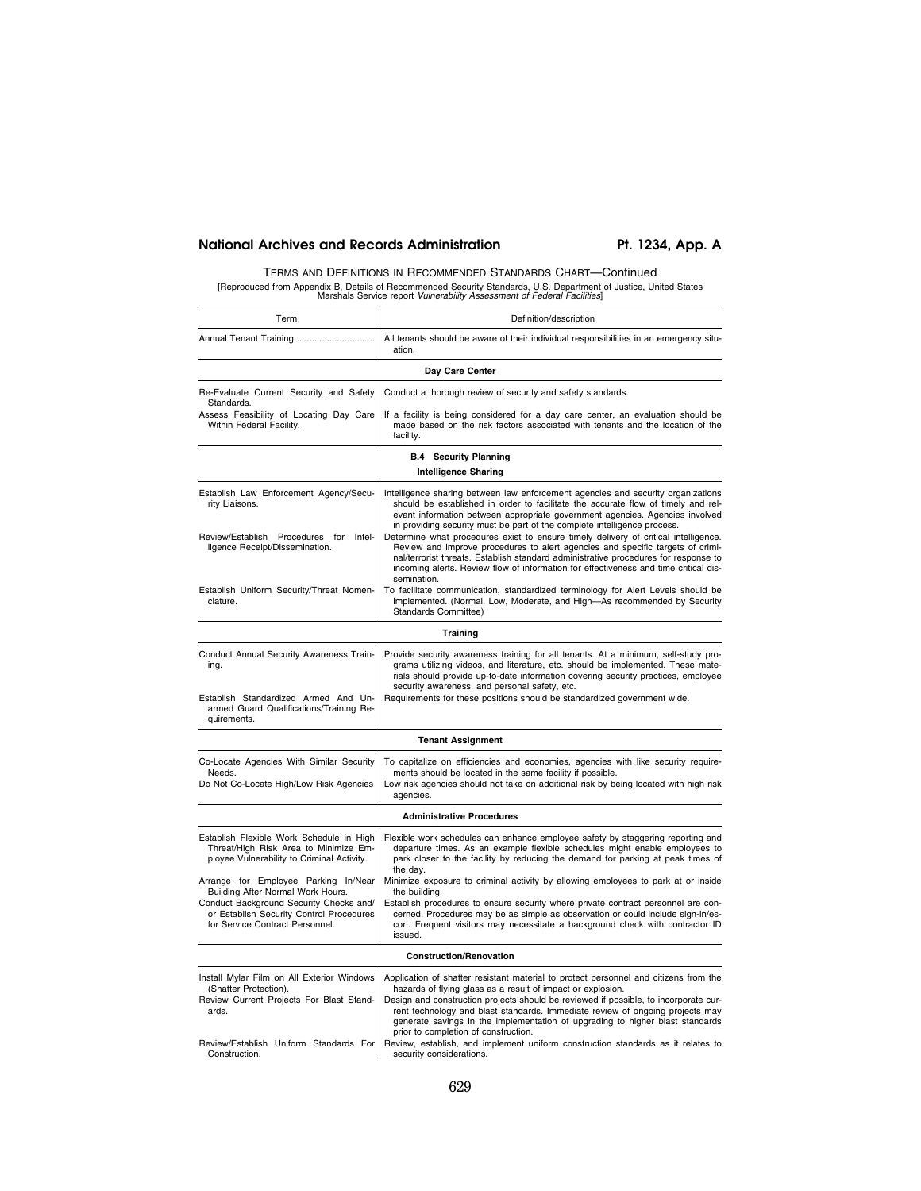TERMS AND DEFINITIONS IN RECOMMENDED STANDARDS CHART—Continued

[Reproduced from Appendix B, Details of Recommended Security Standards, U.S. Department of Justice, United States Marshals Service report *Vulnerability Assessment of Federal Facilities*]

| Term | Definition/description |
|---|---|
| Annual Tenant Training | All tenants should be aware of their individual responsibilities in an emergency situation. |
| **Day Care Center** | |
| Re-Evaluate Current Security and Safety Standards. | Conduct a thorough review of security and safety standards. |
| Assess Feasibility of Locating Day Care Within Federal Facility. | If a facility is being considered for a day care center, an evaluation should be made based on the risk factors associated with tenants and the location of the facility. |
| **B.4 Security Planning** | |
| **Intelligence Sharing** | |
| Establish Law Enforcement Agency/Security Liaisons. | Intelligence sharing between law enforcement agencies and security organizations should be established in order to facilitate the accurate flow of timely and relevant information between appropriate government agencies. Agencies involved in providing security must be part of the complete intelligence process. |
| Review/Establish Procedures for Intelligence Receipt/Dissemination. | Determine what procedures exist to ensure timely delivery of critical intelligence. Review and improve procedures to alert agencies and specific targets of criminal/terrorist threats. Establish standard administrative procedures for response to incoming alerts. Review flow of information for effectiveness and time critical dissemination. |
| Establish Uniform Security/Threat Nomenclature. | To facilitate communication, standardized terminology for Alert Levels should be implemented. (Normal, Low, Moderate, and High—As recommended by Security Standards Committee) |
| **Training** | |
| Conduct Annual Security Awareness Training. | Provide security awareness training for all tenants. At a minimum, self-study programs utilizing videos, and literature, etc. should be implemented. These materials should provide up-to-date information covering security practices, employee security awareness, and personal safety, etc. |
| Establish Standardized Armed And Unarmed Guard Qualifications/Training Requirements. | Requirements for these positions should be standardized government wide. |
| **Tenant Assignment** | |
| Co-Locate Agencies With Similar Security Needs. | To capitalize on efficiencies and economies, agencies with like security requirements should be located in the same facility if possible. |
| Do Not Co-Locate High/Low Risk Agencies | Low risk agencies should not take on additional risk by being located with high risk agencies. |
| **Administrative Procedures** | |
| Establish Flexible Work Schedule in High Threat/High Risk Area to Minimize Employee Vulnerability to Criminal Activity. | Flexible work schedules can enhance employee safety by staggering reporting and departure times. As an example flexible schedules might enable employees to park closer to the facility by reducing the demand for parking at peak times of the day. |
| Arrange for Employee Parking In/Near Building After Normal Work Hours. | Minimize exposure to criminal activity by allowing employees to park at or inside the building. |
| Conduct Background Security Checks and/or Establish Security Control Procedures for Service Contract Personnel. | Establish procedures to ensure security where private contract personnel are concerned. Procedures may be as simple as observation or could include sign-in/escort. Frequent visitors may necessitate a background check with contractor ID issued. |
| **Construction/Renovation** | |
| Install Mylar Film on All Exterior Windows (Shatter Protection). | Application of shatter resistant material to protect personnel and citizens from the hazards of flying glass as a result of impact or explosion. |
| Review Current Projects For Blast Standards. | Design and construction projects should be reviewed if possible, to incorporate current technology and blast standards. Immediate review of ongoing projects may generate savings in the implementation of upgrading to higher blast standards prior to completion of construction. |
| Review/Establish Uniform Standards For Construction. | Review, establish, and implement uniform construction standards as it relates to security considerations. |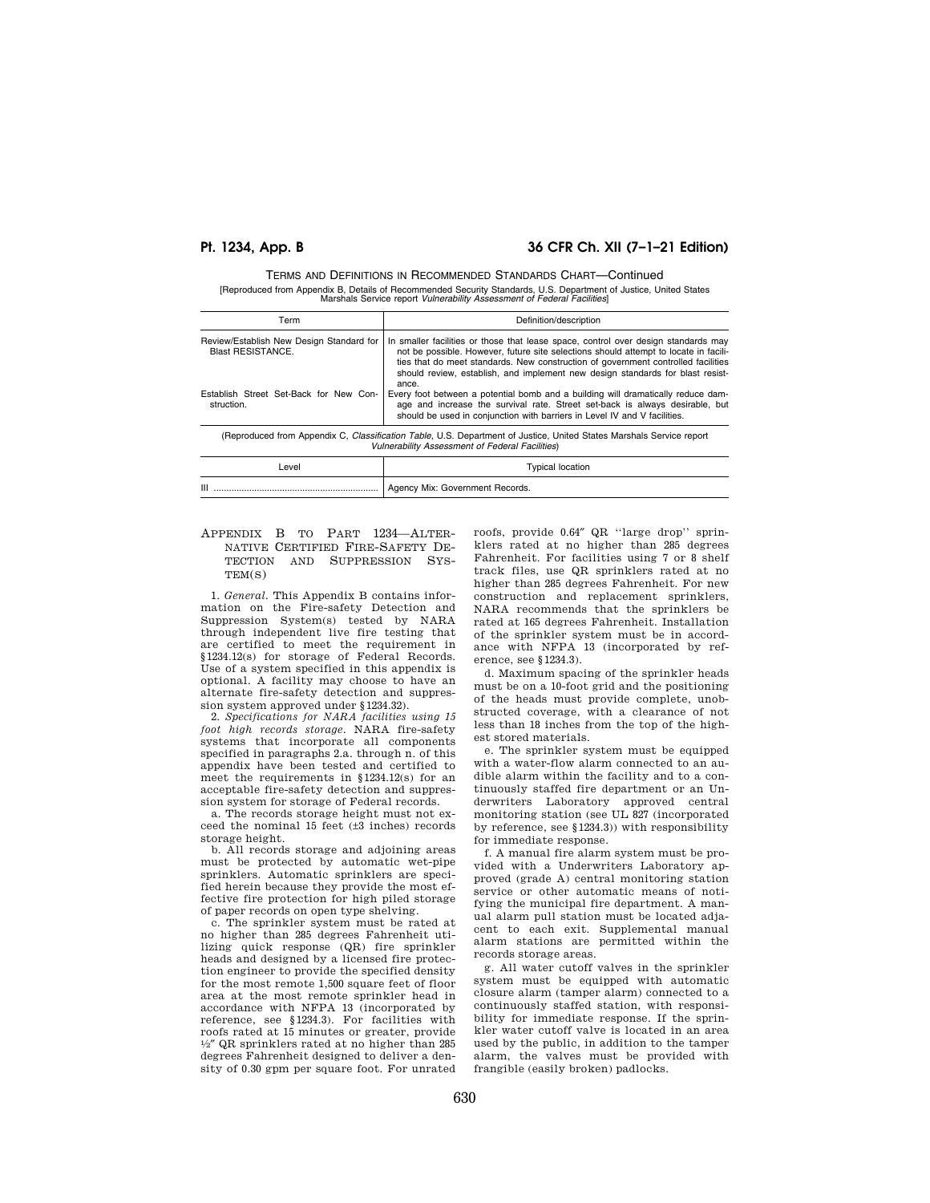TERMS AND DEFINITIONS IN RECOMMENDED STANDARDS CHART—Continued

[Reproduced from Appendix B, Details of Recommended Security Standards, U.S. Department of Justice, United States Marshals Service report *Vulnerability Assessment of Federal Facilities*]

| Term | Definition/description |
|---|---|
| Review/Establish New Design Standard for Blast RESISTANCE. | In smaller facilities or those that lease space, control over design standards may not be possible. However, future site selections should attempt to locate in facilities that do meet standards. New construction of government controlled facilities should review, establish, and implement new design standards for blast resistance. |
| Establish Street Set-Back for New Construction. | Every foot between a potential bomb and a building will dramatically reduce damage and increase the survival rate. Street set-back is always desirable, but should be used in conjunction with barriers in Level IV and V facilities. |

(Reproduced from Appendix C, *Classification Table*, U.S. Department of Justice, United States Marshals Service report *Vulnerability Assessment of Federal Facilities*)

| Level | Typical location |
|---|---|
| III | Agency Mix: Government Records. |

## APPENDIX B TO PART 1234—ALTERNATIVE CERTIFIED FIRE-SAFETY DETECTION AND SUPPRESSION SYSTEM(S)

1. *General.* This Appendix B contains information on the Fire-safety Detection and Suppression System(s) tested by NARA through independent live fire testing that are certified to meet the requirement in §1234.12(s) for storage of Federal Records. Use of a system specified in this appendix is optional. A facility may choose to have an alternate fire-safety detection and suppression system approved under §1234.32).

2. *Specifications for NARA facilities using 15 foot high records storage.* NARA fire-safety systems that incorporate all components specified in paragraphs 2.a. through n. of this appendix have been tested and certified to meet the requirements in §1234.12(s) for an acceptable fire-safety detection and suppression system for storage of Federal records.

a. The records storage height must not exceed the nominal 15 feet (±3 inches) records storage height.

b. All records storage and adjoining areas must be protected by automatic wet-pipe sprinklers. Automatic sprinklers are specified herein because they provide the most effective fire protection for high piled storage of paper records on open type shelving.

c. The sprinkler system must be rated at no higher than 285 degrees Fahrenheit utilizing quick response (QR) fire sprinkler heads and designed by a licensed fire protection engineer to provide the specified density for the most remote 1,500 square feet of floor area at the most remote sprinkler head in accordance with NFPA 13 (incorporated by reference, see §1234.3). For facilities with roofs rated at 15 minutes or greater, provide ½″ QR sprinklers rated at no higher than 285 degrees Fahrenheit designed to deliver a density of 0.30 gpm per square foot. For unrated roofs, provide 0.64″ QR ''large drop'' sprinklers rated at no higher than 285 degrees Fahrenheit. For facilities using 7 or 8 shelf track files, use QR sprinklers rated at no higher than 285 degrees Fahrenheit. For new construction and replacement sprinklers, NARA recommends that the sprinklers be rated at 165 degrees Fahrenheit. Installation of the sprinkler system must be in accordance with NFPA 13 (incorporated by reference, see §1234.3).

d. Maximum spacing of the sprinkler heads must be on a 10-foot grid and the positioning of the heads must provide complete, unobstructed coverage, with a clearance of not less than 18 inches from the top of the highest stored materials.

e. The sprinkler system must be equipped with a water-flow alarm connected to an audible alarm within the facility and to a continuously staffed fire department or an Underwriters Laboratory approved central monitoring station (see UL 827 (incorporated by reference, see §1234.3)) with responsibility for immediate response.

f. A manual fire alarm system must be provided with a Underwriters Laboratory approved (grade A) central monitoring station service or other automatic means of notifying the municipal fire department. A manual alarm pull station must be located adjacent to each exit. Supplemental manual alarm stations are permitted within the records storage areas.

g. All water cutoff valves in the sprinkler system must be equipped with automatic closure alarm (tamper alarm) connected to a continuously staffed station, with responsibility for immediate response. If the sprinkler water cutoff valve is located in an area used by the public, in addition to the tamper alarm, the valves must be provided with frangible (easily broken) padlocks.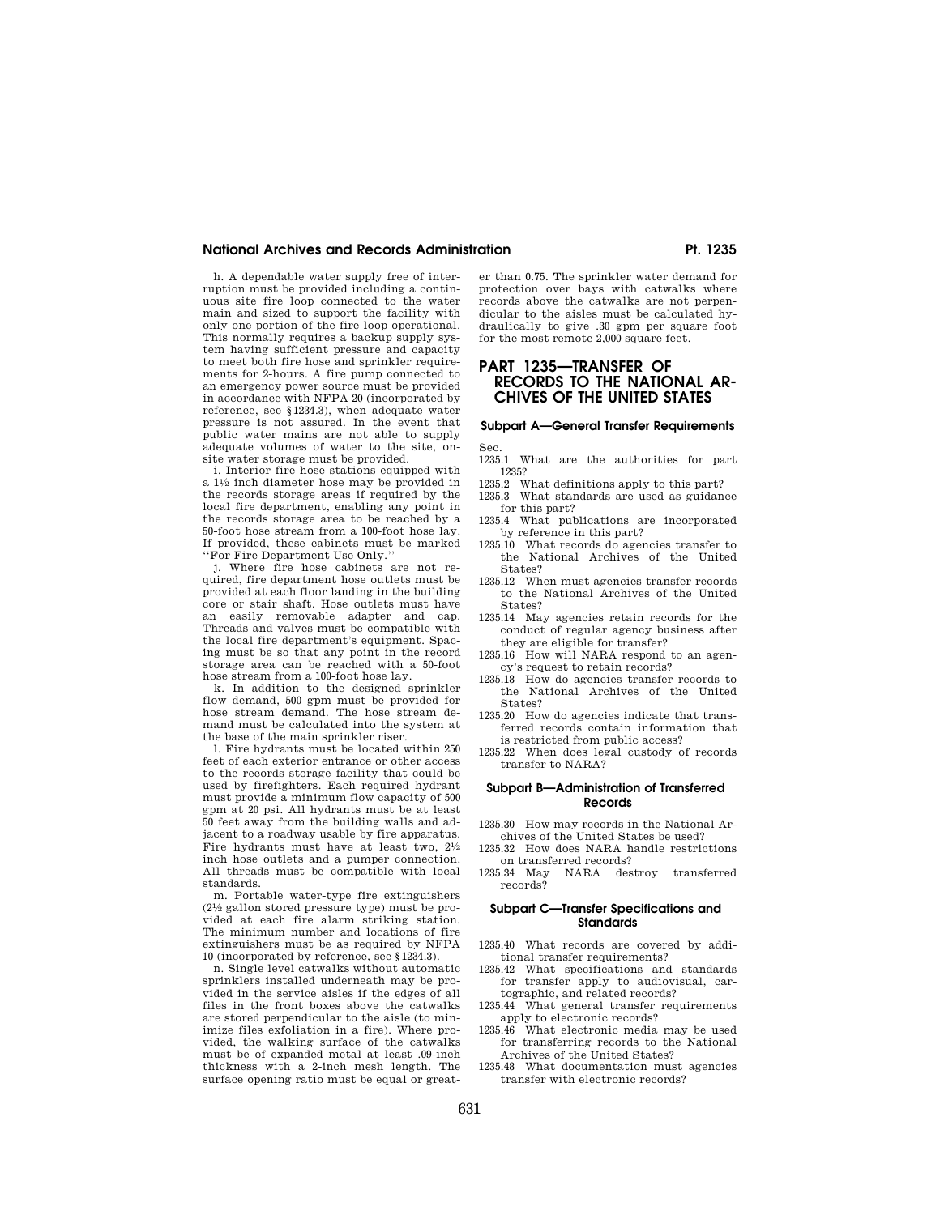h. A dependable water supply free of interruption must be provided including a continuous site fire loop connected to the water main and sized to support the facility with only one portion of the fire loop operational. This normally requires a backup supply system having sufficient pressure and capacity to meet both fire hose and sprinkler requirements for 2-hours. A fire pump connected to an emergency power source must be provided in accordance with NFPA 20 (incorporated by reference, see §1234.3), when adequate water pressure is not assured. In the event that public water mains are not able to supply adequate volumes of water to the site, on-site water storage must be provided.

i. Interior fire hose stations equipped with a 1½ inch diameter hose may be provided in the records storage areas if required by the local fire department, enabling any point in the records storage area to be reached by a 50-foot hose stream from a 100-foot hose lay. If provided, these cabinets must be marked ''For Fire Department Use Only.''

j. Where fire hose cabinets are not required, fire department hose outlets must be provided at each floor landing in the building core or stair shaft. Hose outlets must have an easily removable adapter and cap. Threads and valves must be compatible with the local fire department's equipment. Spacing must be so that any point in the record storage area can be reached with a 50-foot hose stream from a 100-foot hose lay.

k. In addition to the designed sprinkler flow demand, 500 gpm must be provided for hose stream demand. The hose stream demand must be calculated into the system at the base of the main sprinkler riser.

l. Fire hydrants must be located within 250 feet of each exterior entrance or other access to the records storage facility that could be used by firefighters. Each required hydrant must provide a minimum flow capacity of 500 gpm at 20 psi. All hydrants must be at least 50 feet away from the building walls and adjacent to a roadway usable by fire apparatus. Fire hydrants must have at least two, 2½ inch hose outlets and a pumper connection. All threads must be compatible with local standards.

m. Portable water-type fire extinguishers (2½ gallon stored pressure type) must be provided at each fire alarm striking station. The minimum number and locations of fire extinguishers must be as required by NFPA 10 (incorporated by reference, see §1234.3).

n. Single level catwalks without automatic sprinklers installed underneath may be provided in the service aisles if the edges of all files in the front boxes above the catwalks are stored perpendicular to the aisle (to minimize files exfoliation in a fire). Where provided, the walking surface of the catwalks must be of expanded metal at least .09-inch thickness with a 2-inch mesh length. The surface opening ratio must be equal or greater than 0.75. The sprinkler water demand for protection over bays with catwalks where records above the catwalks are not perpendicular to the aisles must be calculated hydraulically to give .30 gpm per square foot for the most remote 2,000 square feet.

# PART 1235—TRANSFER OF RECORDS TO THE NATIONAL ARCHIVES OF THE UNITED STATES

### Subpart A—General Transfer Requirements

Sec.

1235.1 What are the authorities for part 1235?

1235.2 What definitions apply to this part?

1235.3 What standards are used as guidance for this part?

1235.4 What publications are incorporated by reference in this part?

1235.10 What records do agencies transfer to the National Archives of the United States?

1235.12 When must agencies transfer records to the National Archives of the United States?

1235.14 May agencies retain records for the conduct of regular agency business after they are eligible for transfer?

1235.16 How will NARA respond to an agency's request to retain records?

1235.18 How do agencies transfer records to the National Archives of the United States?

1235.20 How do agencies indicate that transferred records contain information that is restricted from public access?

1235.22 When does legal custody of records transfer to NARA?

### Subpart B—Administration of Transferred Records

1235.30 How may records in the National Archives of the United States be used?

1235.32 How does NARA handle restrictions on transferred records?

1235.34 May NARA destroy transferred records?

### Subpart C—Transfer Specifications and Standards

1235.40 What records are covered by additional transfer requirements?

1235.42 What specifications and standards for transfer apply to audiovisual, cartographic, and related records?

1235.44 What general transfer requirements apply to electronic records?

1235.46 What electronic media may be used for transferring records to the National Archives of the United States?

1235.48 What documentation must agencies transfer with electronic records?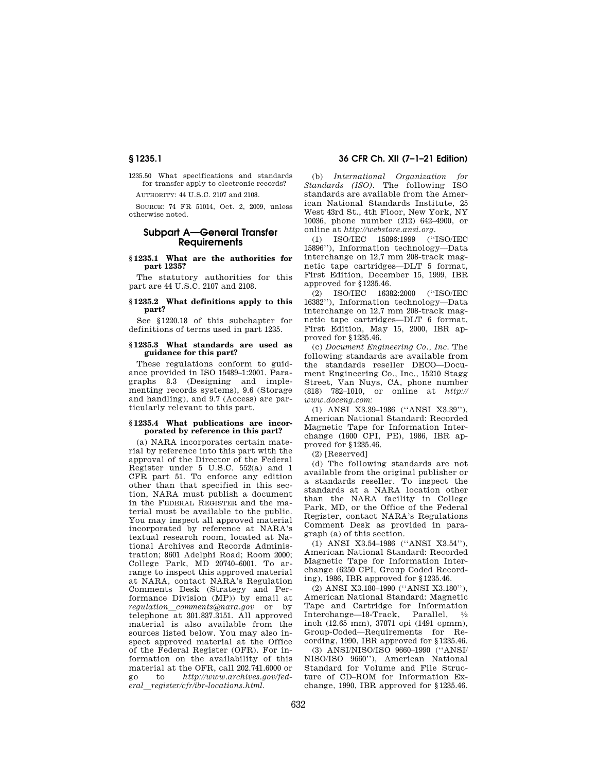1235.50 What specifications and standards for transfer apply to electronic records?

AUTHORITY: 44 U.S.C. 2107 and 2108.

SOURCE: 74 FR 51014, Oct. 2, 2009, unless otherwise noted.

## Subpart A—General Transfer Requirements

### § 1235.1 What are the authorities for part 1235?

The statutory authorities for this part are 44 U.S.C. 2107 and 2108.

### § 1235.2 What definitions apply to this part?

See §1220.18 of this subchapter for definitions of terms used in part 1235.

### § 1235.3 What standards are used as guidance for this part?

These regulations conform to guidance provided in ISO 15489–1:2001. Paragraphs 8.3 (Designing and implementing records systems), 9.6 (Storage and handling), and 9.7 (Access) are particularly relevant to this part.

### § 1235.4 What publications are incorporated by reference in this part?

(a) NARA incorporates certain material by reference into this part with the approval of the Director of the Federal Register under 5 U.S.C. 552(a) and 1 CFR part 51. To enforce any edition other than that specified in this section, NARA must publish a document in the FEDERAL REGISTER and the material must be available to the public. You may inspect all approved material incorporated by reference at NARA's textual research room, located at National Archives and Records Administration; 8601 Adelphi Road; Room 2000; College Park, MD 20740–6001. To arrange to inspect this approved material at NARA, contact NARA's Regulation Comments Desk (Strategy and Performance Division (MP)) by email at *regulation_comments@nara.gov* or by telephone at 301.837.3151. All approved material is also available from the sources listed below. You may also inspect approved material at the Office of the Federal Register (OFR). For information on the availability of this material at the OFR, call 202.741.6000 or go to *http://www.archives.gov/federal_register/cfr/ibr-locations.html*.

(b) *International Organization for Standards (ISO)*. The following ISO standards are available from the American National Standards Institute, 25 West 43rd St., 4th Floor, New York, NY 10036, phone number (212) 642–4900, or online at *http://webstore.ansi.org*.

(1) ISO/IEC 15896:1999 (''ISO/IEC 15896''), Information technology—Data interchange on 12,7 mm 208-track magnetic tape cartridges—DLT 5 format, First Edition, December 15, 1999, IBR approved for §1235.46.

(2) ISO/IEC 16382:2000 (''ISO/IEC 16382''), Information technology—Data interchange on 12,7 mm 208-track magnetic tape cartridges—DLT 6 format, First Edition, May 15, 2000, IBR approved for §1235.46.

(c) *Document Engineering Co., Inc.* The following standards are available from the standards reseller DECO—Document Engineering Co., Inc., 15210 Stagg Street, Van Nuys, CA, phone number (818) 782–1010, or online at *http://www.doceng.com:*

(1) ANSI X3.39–1986 (''ANSI X3.39''), American National Standard: Recorded Magnetic Tape for Information Interchange (1600 CPI, PE), 1986, IBR approved for §1235.46.

(2) [Reserved]

(d) The following standards are not available from the original publisher or a standards reseller. To inspect the standards at a NARA location other than the NARA facility in College Park, MD, or the Office of the Federal Register, contact NARA's Regulations Comment Desk as provided in paragraph (a) of this section.

(1) ANSI X3.54–1986 (''ANSI X3.54''), American National Standard: Recorded Magnetic Tape for Information Interchange (6250 CPI, Group Coded Recording), 1986, IBR approved for §1235.46.

(2) ANSI X3.180–1990 (''ANSI X3.180''), American National Standard: Magnetic Tape and Cartridge for Information Interchange—18-Track, Parallel, ½ inch (12.65 mm), 37871 cpi (1491 cpmm), Group-Coded—Requirements for Recording, 1990, IBR approved for §1235.46.

(3) ANSI/NISO/ISO 9660–1990 (''ANSI/NISO/ISO 9660''), American National Standard for Volume and File Structure of CD–ROM for Information Exchange, 1990, IBR approved for §1235.46.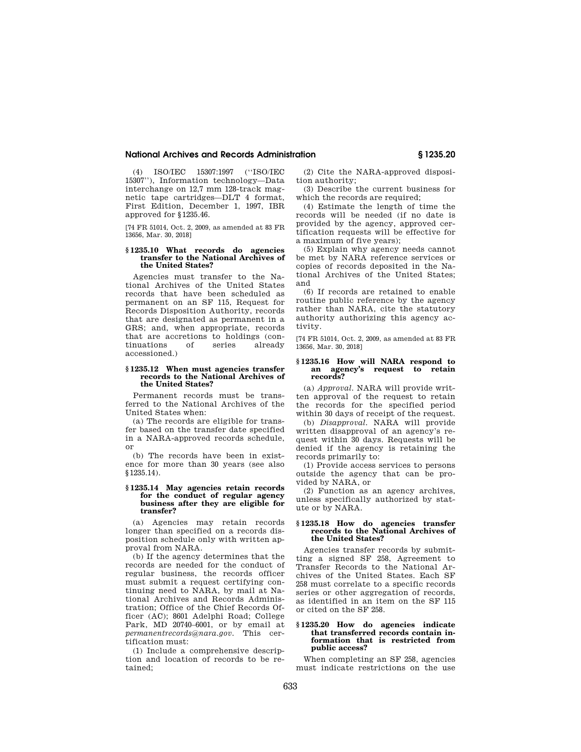(4) ISO/IEC 15307:1997 (''ISO/IEC 15307''), Information technology—Data interchange on 12,7 mm 128-track magnetic tape cartridges—DLT 4 format, First Edition, December 1, 1997, IBR approved for §1235.46.

[74 FR 51014, Oct. 2, 2009, as amended at 83 FR 13656, Mar. 30, 2018]

### §1235.10 What records do agencies transfer to the National Archives of the United States?

Agencies must transfer to the National Archives of the United States records that have been scheduled as permanent on an SF 115, Request for Records Disposition Authority, records that are designated as permanent in a GRS; and, when appropriate, records that are accretions to holdings (continuations of series already accessioned.)

### §1235.12 When must agencies transfer records to the National Archives of the United States?

Permanent records must be transferred to the National Archives of the United States when:

(a) The records are eligible for transfer based on the transfer date specified in a NARA-approved records schedule, or

(b) The records have been in existence for more than 30 years (see also §1235.14).

### §1235.14 May agencies retain records for the conduct of regular agency business after they are eligible for transfer?

(a) Agencies may retain records longer than specified on a records disposition schedule only with written approval from NARA.

(b) If the agency determines that the records are needed for the conduct of regular business, the records officer must submit a request certifying continuing need to NARA, by mail at National Archives and Records Administration; Office of the Chief Records Officer (AC); 8601 Adelphi Road; College Park, MD 20740–6001, or by email at *permanentrecords@nara.gov*. This certification must:

(1) Include a comprehensive description and location of records to be retained;

(2) Cite the NARA-approved disposition authority;

(3) Describe the current business for which the records are required;

(4) Estimate the length of time the records will be needed (if no date is provided by the agency, approved certification requests will be effective for a maximum of five years);

(5) Explain why agency needs cannot be met by NARA reference services or copies of records deposited in the National Archives of the United States; and

(6) If records are retained to enable routine public reference by the agency rather than NARA, cite the statutory authority authorizing this agency activity.

[74 FR 51014, Oct. 2, 2009, as amended at 83 FR 13656, Mar. 30, 2018]

### §1235.16 How will NARA respond to an agency's request to retain records?

(a) *Approval*. NARA will provide written approval of the request to retain the records for the specified period within 30 days of receipt of the request.

(b) *Disapproval*. NARA will provide written disapproval of an agency's request within 30 days. Requests will be denied if the agency is retaining the records primarily to:

(1) Provide access services to persons outside the agency that can be provided by NARA, or

(2) Function as an agency archives, unless specifically authorized by statute or by NARA.

### §1235.18 How do agencies transfer records to the National Archives of the United States?

Agencies transfer records by submitting a signed SF 258, Agreement to Transfer Records to the National Archives of the United States. Each SF 258 must correlate to a specific records series or other aggregation of records, as identified in an item on the SF 115 or cited on the SF 258.

### §1235.20 How do agencies indicate that transferred records contain information that is restricted from public access?

When completing an SF 258, agencies must indicate restrictions on the use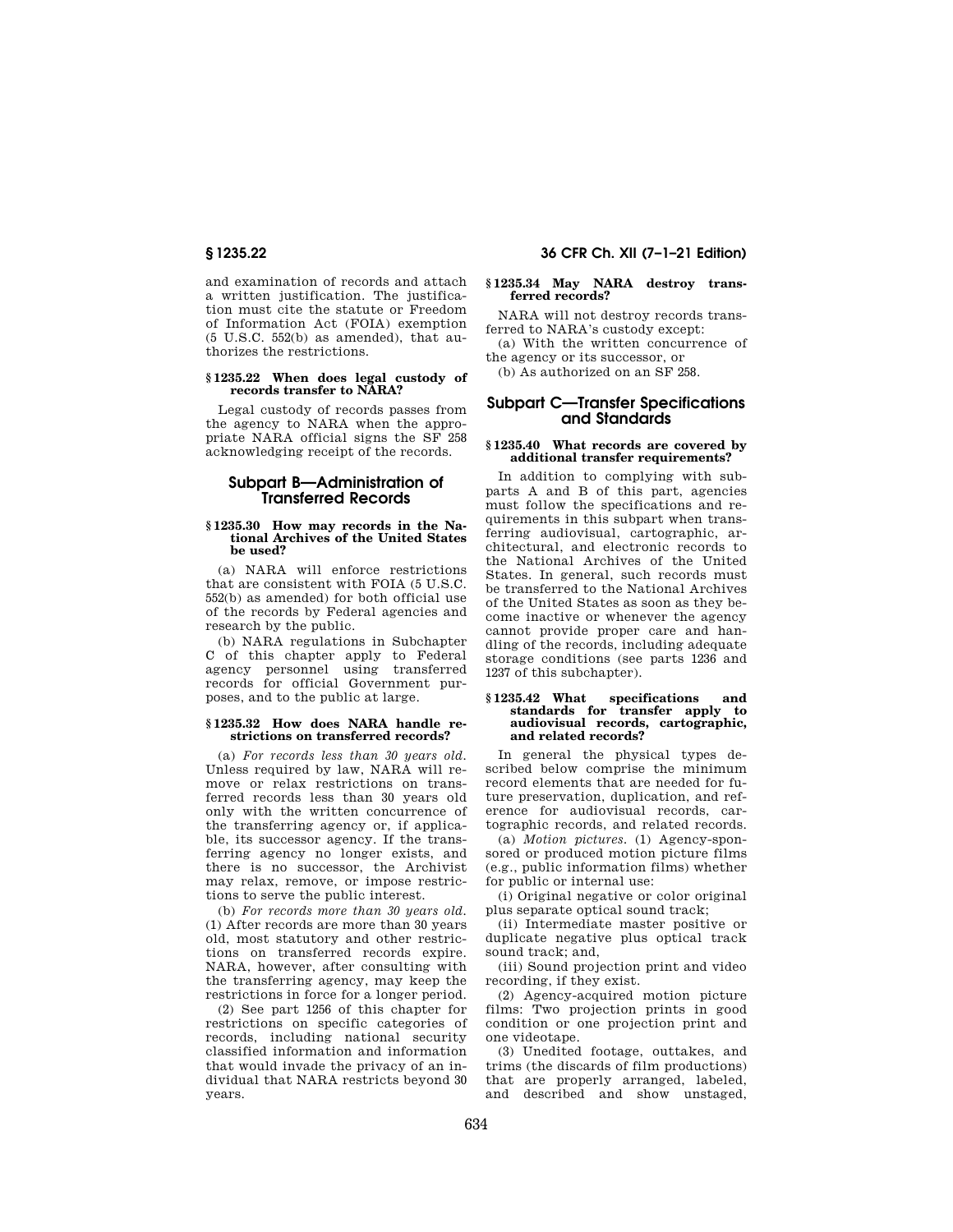and examination of records and attach a written justification. The justification must cite the statute or Freedom of Information Act (FOIA) exemption (5 U.S.C. 552(b) as amended), that authorizes the restrictions.

### § 1235.22 When does legal custody of records transfer to NARA?

Legal custody of records passes from the agency to NARA when the appropriate NARA official signs the SF 258 acknowledging receipt of the records.

## Subpart B—Administration of Transferred Records

### § 1235.30 How may records in the National Archives of the United States be used?

(a) NARA will enforce restrictions that are consistent with FOIA (5 U.S.C. 552(b) as amended) for both official use of the records by Federal agencies and research by the public.

(b) NARA regulations in Subchapter C of this chapter apply to Federal agency personnel using transferred records for official Government purposes, and to the public at large.

### § 1235.32 How does NARA handle restrictions on transferred records?

(a) *For records less than 30 years old.* Unless required by law, NARA will remove or relax restrictions on transferred records less than 30 years old only with the written concurrence of the transferring agency or, if applicable, its successor agency. If the transferring agency no longer exists, and there is no successor, the Archivist may relax, remove, or impose restrictions to serve the public interest.

(b) *For records more than 30 years old.* (1) After records are more than 30 years old, most statutory and other restrictions on transferred records expire. NARA, however, after consulting with the transferring agency, may keep the restrictions in force for a longer period.

(2) See part 1256 of this chapter for restrictions on specific categories of records, including national security classified information and information that would invade the privacy of an individual that NARA restricts beyond 30 years.

### § 1235.34 May NARA destroy transferred records?

NARA will not destroy records transferred to NARA's custody except:

(a) With the written concurrence of the agency or its successor, or

(b) As authorized on an SF 258.

## Subpart C—Transfer Specifications and Standards

### § 1235.40 What records are covered by additional transfer requirements?

In addition to complying with subparts A and B of this part, agencies must follow the specifications and requirements in this subpart when transferring audiovisual, cartographic, architectural, and electronic records to the National Archives of the United States. In general, such records must be transferred to the National Archives of the United States as soon as they become inactive or whenever the agency cannot provide proper care and handling of the records, including adequate storage conditions (see parts 1236 and 1237 of this subchapter).

### § 1235.42 What specifications and standards for transfer apply to audiovisual records, cartographic, and related records?

In general the physical types described below comprise the minimum record elements that are needed for future preservation, duplication, and reference for audiovisual records, cartographic records, and related records.

(a) *Motion pictures.* (1) Agency-sponsored or produced motion picture films (e.g., public information films) whether for public or internal use:

(i) Original negative or color original plus separate optical sound track;

(ii) Intermediate master positive or duplicate negative plus optical track sound track; and,

(iii) Sound projection print and video recording, if they exist.

(2) Agency-acquired motion picture films: Two projection prints in good condition or one projection print and one videotape.

(3) Unedited footage, outtakes, and trims (the discards of film productions) that are properly arranged, labeled, and described and show unstaged,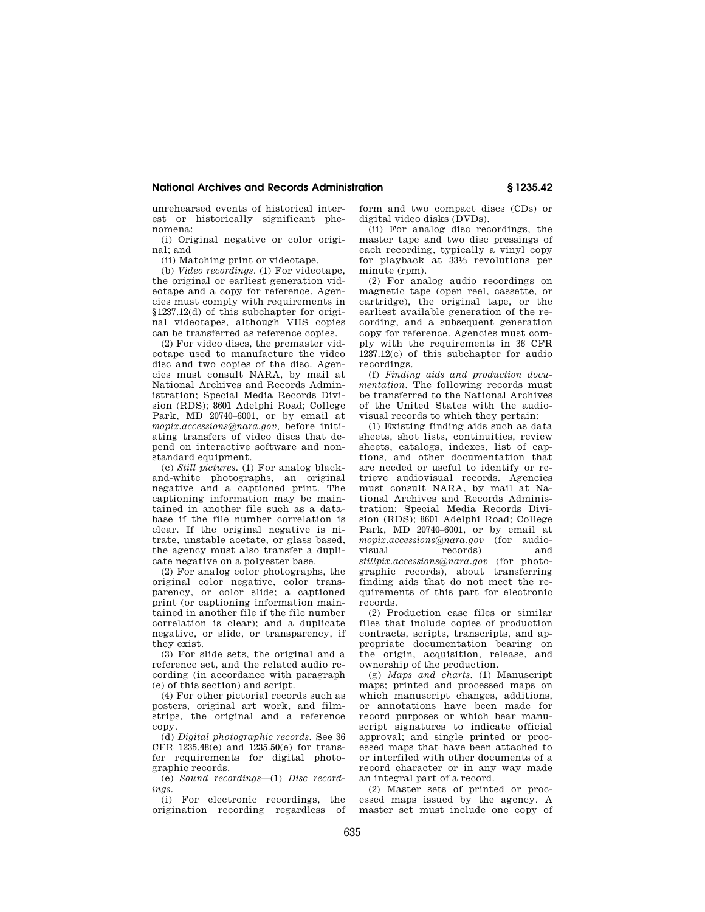unrehearsed events of historical interest or historically significant phenomena:

(i) Original negative or color original; and

(ii) Matching print or videotape.

(b) *Video recordings.* (1) For videotape, the original or earliest generation videotape and a copy for reference. Agencies must comply with requirements in §1237.12(d) of this subchapter for original videotapes, although VHS copies can be transferred as reference copies.

(2) For video discs, the premaster videotape used to manufacture the video disc and two copies of the disc. Agencies must consult NARA, by mail at National Archives and Records Administration; Special Media Records Division (RDS); 8601 Adelphi Road; College Park, MD 20740–6001, or by email at *mopix.accessions@nara.gov*, before initiating transfers of video discs that depend on interactive software and nonstandard equipment.

(c) *Still pictures.* (1) For analog black-and-white photographs, an original negative and a captioned print. The captioning information may be maintained in another file such as a database if the file number correlation is clear. If the original negative is nitrate, unstable acetate, or glass based, the agency must also transfer a duplicate negative on a polyester base.

(2) For analog color photographs, the original color negative, color transparency, or color slide; a captioned print (or captioning information maintained in another file if the file number correlation is clear); and a duplicate negative, or slide, or transparency, if they exist.

(3) For slide sets, the original and a reference set, and the related audio recording (in accordance with paragraph (e) of this section) and script.

(4) For other pictorial records such as posters, original art work, and filmstrips, the original and a reference copy.

(d) *Digital photographic records.* See 36 CFR 1235.48(e) and 1235.50(e) for transfer requirements for digital photographic records.

(e) *Sound recordings*—(1) *Disc recordings.*

(i) For electronic recordings, the origination recording regardless of form and two compact discs (CDs) or digital video disks (DVDs).

(ii) For analog disc recordings, the master tape and two disc pressings of each recording, typically a vinyl copy for playback at 33⅓ revolutions per minute (rpm).

(2) For analog audio recordings on magnetic tape (open reel, cassette, or cartridge), the original tape, or the earliest available generation of the recording, and a subsequent generation copy for reference. Agencies must comply with the requirements in 36 CFR 1237.12(c) of this subchapter for audio recordings.

(f) *Finding aids and production documentation.* The following records must be transferred to the National Archives of the United States with the audiovisual records to which they pertain:

(1) Existing finding aids such as data sheets, shot lists, continuities, review sheets, catalogs, indexes, list of captions, and other documentation that are needed or useful to identify or retrieve audiovisual records. Agencies must consult NARA, by mail at National Archives and Records Administration; Special Media Records Division (RDS); 8601 Adelphi Road; College Park, MD 20740–6001, or by email at *mopix.accessions@nara.gov* (for audiovisual records) and *stillpix.accessions@nara.gov* (for photographic records), about transferring finding aids that do not meet the requirements of this part for electronic records.

(2) Production case files or similar files that include copies of production contracts, scripts, transcripts, and appropriate documentation bearing on the origin, acquisition, release, and ownership of the production.

(g) *Maps and charts.* (1) Manuscript maps; printed and processed maps on which manuscript changes, additions, or annotations have been made for record purposes or which bear manuscript signatures to indicate official approval; and single printed or processed maps that have been attached to or interfiled with other documents of a record character or in any way made an integral part of a record.

(2) Master sets of printed or processed maps issued by the agency. A master set must include one copy of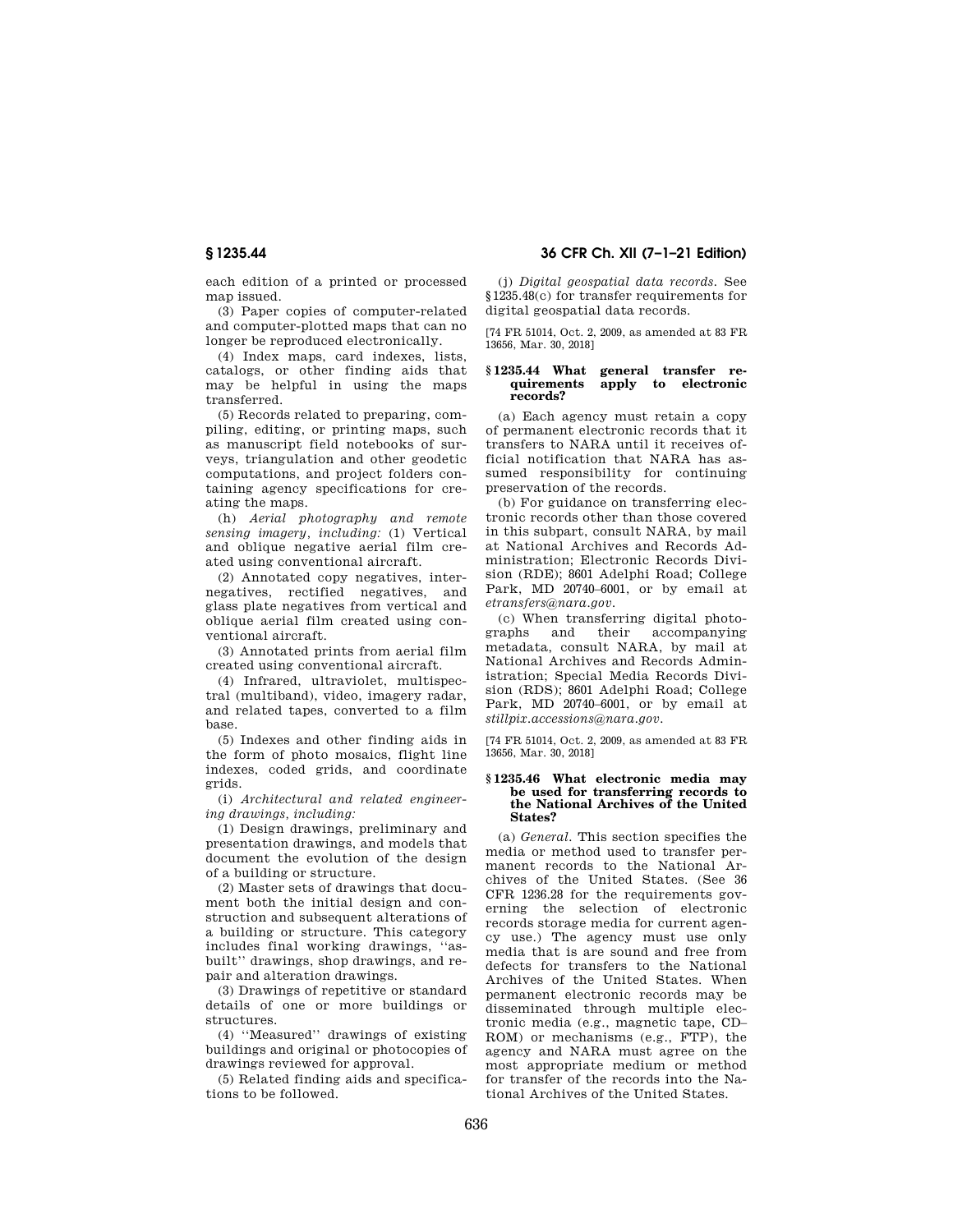each edition of a printed or processed map issued.

(3) Paper copies of computer-related and computer-plotted maps that can no longer be reproduced electronically.

(4) Index maps, card indexes, lists, catalogs, or other finding aids that may be helpful in using the maps transferred.

(5) Records related to preparing, compiling, editing, or printing maps, such as manuscript field notebooks of surveys, triangulation and other geodetic computations, and project folders containing agency specifications for creating the maps.

(h) *Aerial photography and remote sensing imagery, including:* (1) Vertical and oblique negative aerial film created using conventional aircraft.

(2) Annotated copy negatives, internegatives, rectified negatives, and glass plate negatives from vertical and oblique aerial film created using conventional aircraft.

(3) Annotated prints from aerial film created using conventional aircraft.

(4) Infrared, ultraviolet, multispectral (multiband), video, imagery radar, and related tapes, converted to a film base.

(5) Indexes and other finding aids in the form of photo mosaics, flight line indexes, coded grids, and coordinate grids.

(i) *Architectural and related engineering drawings, including:*

(1) Design drawings, preliminary and presentation drawings, and models that document the evolution of the design of a building or structure.

(2) Master sets of drawings that document both the initial design and construction and subsequent alterations of a building or structure. This category includes final working drawings, ''as-built'' drawings, shop drawings, and repair and alteration drawings.

(3) Drawings of repetitive or standard details of one or more buildings or structures.

(4) ''Measured'' drawings of existing buildings and original or photocopies of drawings reviewed for approval.

(5) Related finding aids and specifications to be followed.

(j) *Digital geospatial data records.* See §1235.48(c) for transfer requirements for digital geospatial data records.

[74 FR 51014, Oct. 2, 2009, as amended at 83 FR 13656, Mar. 30, 2018]

### § 1235.44 What general transfer requirements apply to electronic records?

(a) Each agency must retain a copy of permanent electronic records that it transfers to NARA until it receives official notification that NARA has assumed responsibility for continuing preservation of the records.

(b) For guidance on transferring electronic records other than those covered in this subpart, consult NARA, by mail at National Archives and Records Administration; Electronic Records Division (RDE); 8601 Adelphi Road; College Park, MD 20740–6001, or by email at *etransfers@nara.gov*.

(c) When transferring digital photographs and their accompanying metadata, consult NARA, by mail at National Archives and Records Administration; Special Media Records Division (RDS); 8601 Adelphi Road; College Park, MD 20740–6001, or by email at *stillpix.accessions@nara.gov*.

[74 FR 51014, Oct. 2, 2009, as amended at 83 FR 13656, Mar. 30, 2018]

### § 1235.46 What electronic media may be used for transferring records to the National Archives of the United States?

(a) *General.* This section specifies the media or method used to transfer permanent records to the National Archives of the United States. (See 36 CFR 1236.28 for the requirements governing the selection of electronic records storage media for current agency use.) The agency must use only media that is are sound and free from defects for transfers to the National Archives of the United States. When permanent electronic records may be disseminated through multiple electronic media (e.g., magnetic tape, CD–ROM) or mechanisms (e.g., FTP), the agency and NARA must agree on the most appropriate medium or method for transfer of the records into the National Archives of the United States.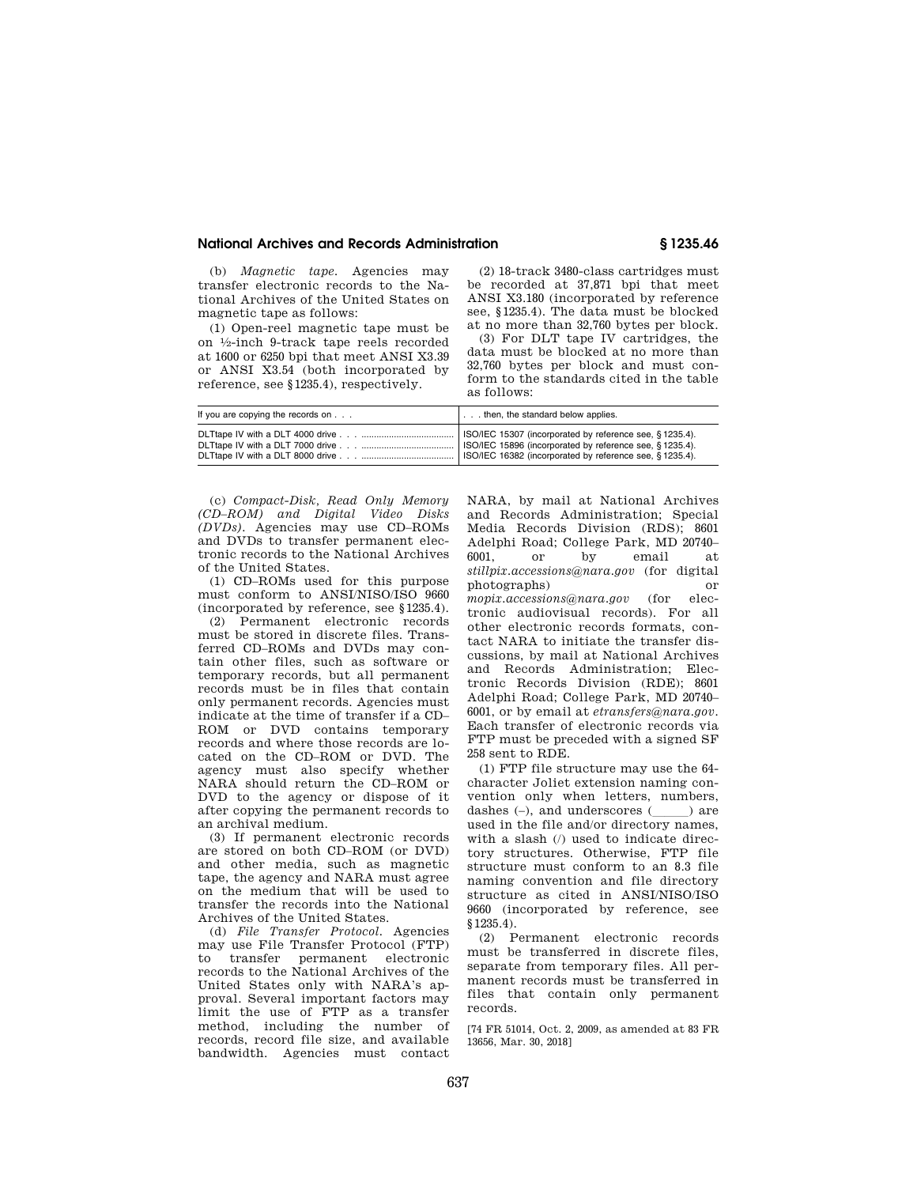(b) *Magnetic tape.* Agencies may transfer electronic records to the National Archives of the United States on magnetic tape as follows:

(1) Open-reel magnetic tape must be on ½-inch 9-track tape reels recorded at 1600 or 6250 bpi that meet ANSI X3.39 or ANSI X3.54 (both incorporated by reference, see §1235.4), respectively.

(2) 18-track 3480-class cartridges must be recorded at 37,871 bpi that meet ANSI X3.180 (incorporated by reference see, §1235.4). The data must be blocked at no more than 32,760 bytes per block.

(3) For DLT tape IV cartridges, the data must be blocked at no more than 32,760 bytes per block and must conform to the standards cited in the table as follows:

| If you are copying the records on . . . | . . . then, the standard below applies. |
|---|---|
| DLTtape IV with a DLT 4000 drive . . . | ISO/IEC 15307 (incorporated by reference see, § 1235.4). |
| DLTtape IV with a DLT 7000 drive . . . | ISO/IEC 15896 (incorporated by reference see, § 1235.4). |
| DLTtape IV with a DLT 8000 drive . . . | ISO/IEC 16382 (incorporated by reference see, § 1235.4). |

(c) *Compact-Disk, Read Only Memory (CD–ROM) and Digital Video Disks (DVDs).* Agencies may use CD–ROMs and DVDs to transfer permanent electronic records to the National Archives of the United States.

(1) CD–ROMs used for this purpose must conform to ANSI/NISO/ISO 9660 (incorporated by reference, see §1235.4).

(2) Permanent electronic records must be stored in discrete files. Transferred CD–ROMs and DVDs may contain other files, such as software or temporary records, but all permanent records must be in files that contain only permanent records. Agencies must indicate at the time of transfer if a CD–ROM or DVD contains temporary records and where those records are located on the CD–ROM or DVD. The agency must also specify whether NARA should return the CD–ROM or DVD to the agency or dispose of it after copying the permanent records to an archival medium.

(3) If permanent electronic records are stored on both CD–ROM (or DVD) and other media, such as magnetic tape, the agency and NARA must agree on the medium that will be used to transfer the records into the National Archives of the United States.

(d) *File Transfer Protocol.* Agencies may use File Transfer Protocol (FTP) to transfer permanent electronic records to the National Archives of the United States only with NARA's approval. Several important factors may limit the use of FTP as a transfer method, including the number of records, record file size, and available bandwidth. Agencies must contact NARA, by mail at National Archives and Records Administration; Special Media Records Division (RDS); 8601 Adelphi Road; College Park, MD 20740–6001, or by email at *stillpix.accessions@nara.gov* (for digital photographs) or *mopix.accessions@nara.gov* (for electronic audiovisual records). For all other electronic records formats, contact NARA to initiate the transfer discussions, by mail at National Archives and Records Administration; Electronic Records Division (RDE); 8601 Adelphi Road; College Park, MD 20740–6001, or by email at *etransfers@nara.gov*. Each transfer of electronic records via FTP must be preceded with a signed SF 258 sent to RDE.

(1) FTP file structure may use the 64-character Joliet extension naming convention only when letters, numbers, dashes (–), and underscores (\_\_\_\_\_) are used in the file and/or directory names, with a slash (/) used to indicate directory structures. Otherwise, FTP file structure must conform to an 8.3 file naming convention and file directory structure as cited in ANSI/NISO/ISO 9660 (incorporated by reference, see §1235.4).

(2) Permanent electronic records must be transferred in discrete files, separate from temporary files. All permanent records must be transferred in files that contain only permanent records.

[74 FR 51014, Oct. 2, 2009, as amended at 83 FR 13656, Mar. 30, 2018]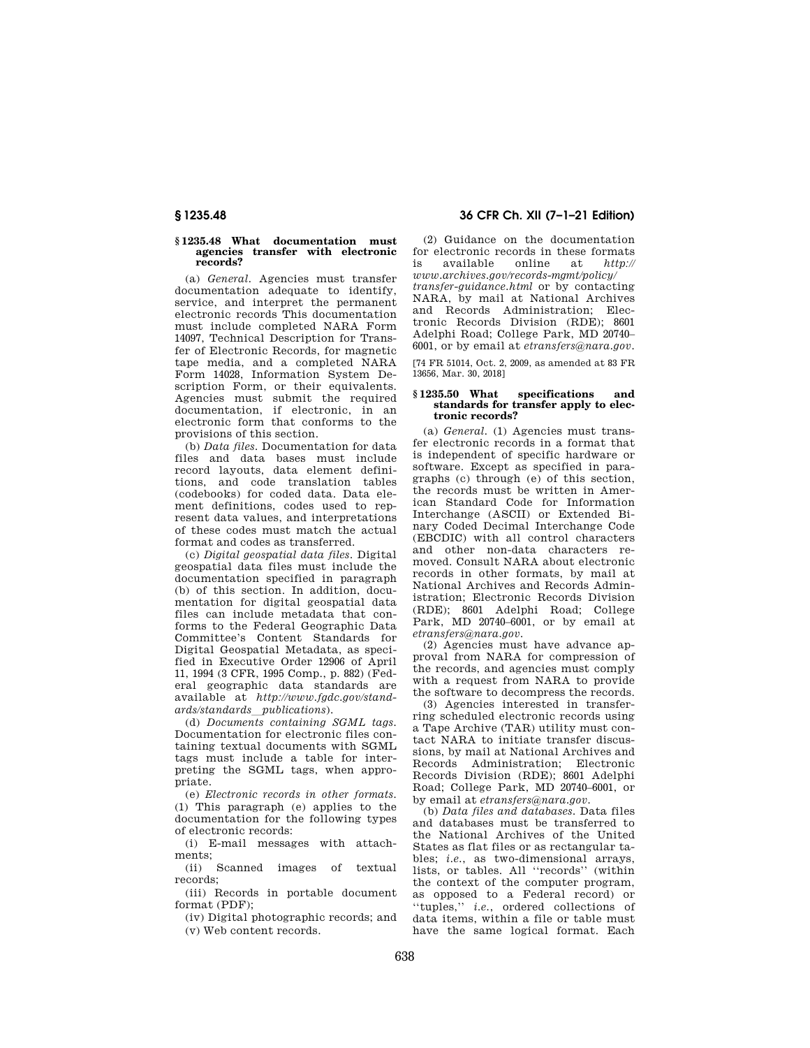### § 1235.48 What documentation must agencies transfer with electronic records?

(a) *General.* Agencies must transfer documentation adequate to identify, service, and interpret the permanent electronic records This documentation must include completed NARA Form 14097, Technical Description for Transfer of Electronic Records, for magnetic tape media, and a completed NARA Form 14028, Information System Description Form, or their equivalents. Agencies must submit the required documentation, if electronic, in an electronic form that conforms to the provisions of this section.

(b) *Data files.* Documentation for data files and data bases must include record layouts, data element definitions, and code translation tables (codebooks) for coded data. Data element definitions, codes used to represent data values, and interpretations of these codes must match the actual format and codes as transferred.

(c) *Digital geospatial data files.* Digital geospatial data files must include the documentation specified in paragraph (b) of this section. In addition, documentation for digital geospatial data files can include metadata that conforms to the Federal Geographic Data Committee's Content Standards for Digital Geospatial Metadata, as specified in Executive Order 12906 of April 11, 1994 (3 CFR, 1995 Comp., p. 882) (Federal geographic data standards are available at *http://www.fgdc.gov/standards/standards_publications*).

(d) *Documents containing SGML tags.* Documentation for electronic files containing textual documents with SGML tags must include a table for interpreting the SGML tags, when appropriate.

(e) *Electronic records in other formats.* (1) This paragraph (e) applies to the documentation for the following types of electronic records:

(i) E-mail messages with attachments;

(ii) Scanned images of textual records;

(iii) Records in portable document format (PDF);

(iv) Digital photographic records; and

(v) Web content records.

(2) Guidance on the documentation for electronic records in these formats is available online at *http://www.archives.gov/records-mgmt/policy/transfer-guidance.html* or by contacting NARA, by mail at National Archives and Records Administration; Electronic Records Division (RDE); 8601 Adelphi Road; College Park, MD 20740–6001, or by email at *etransfers@nara.gov*.

[74 FR 51014, Oct. 2, 2009, as amended at 83 FR 13656, Mar. 30, 2018]

### § 1235.50 What specifications and standards for transfer apply to electronic records?

(a) *General.* (1) Agencies must transfer electronic records in a format that is independent of specific hardware or software. Except as specified in paragraphs (c) through (e) of this section, the records must be written in American Standard Code for Information Interchange (ASCII) or Extended Binary Coded Decimal Interchange Code (EBCDIC) with all control characters and other non-data characters removed. Consult NARA about electronic records in other formats, by mail at National Archives and Records Administration; Electronic Records Division (RDE); 8601 Adelphi Road; College Park, MD 20740–6001, or by email at *etransfers@nara.gov*.

(2) Agencies must have advance approval from NARA for compression of the records, and agencies must comply with a request from NARA to provide the software to decompress the records.

(3) Agencies interested in transferring scheduled electronic records using a Tape Archive (TAR) utility must contact NARA to initiate transfer discussions, by mail at National Archives and Records Administration; Electronic Records Division (RDE); 8601 Adelphi Road; College Park, MD 20740–6001, or by email at *etransfers@nara.gov*.

(b) *Data files and databases.* Data files and databases must be transferred to the National Archives of the United States as flat files or as rectangular tables; *i.e.*, as two-dimensional arrays, lists, or tables. All "records" (within the context of the computer program, as opposed to a Federal record) or "tuples," *i.e.*, ordered collections of data items, within a file or table must have the same logical format. Each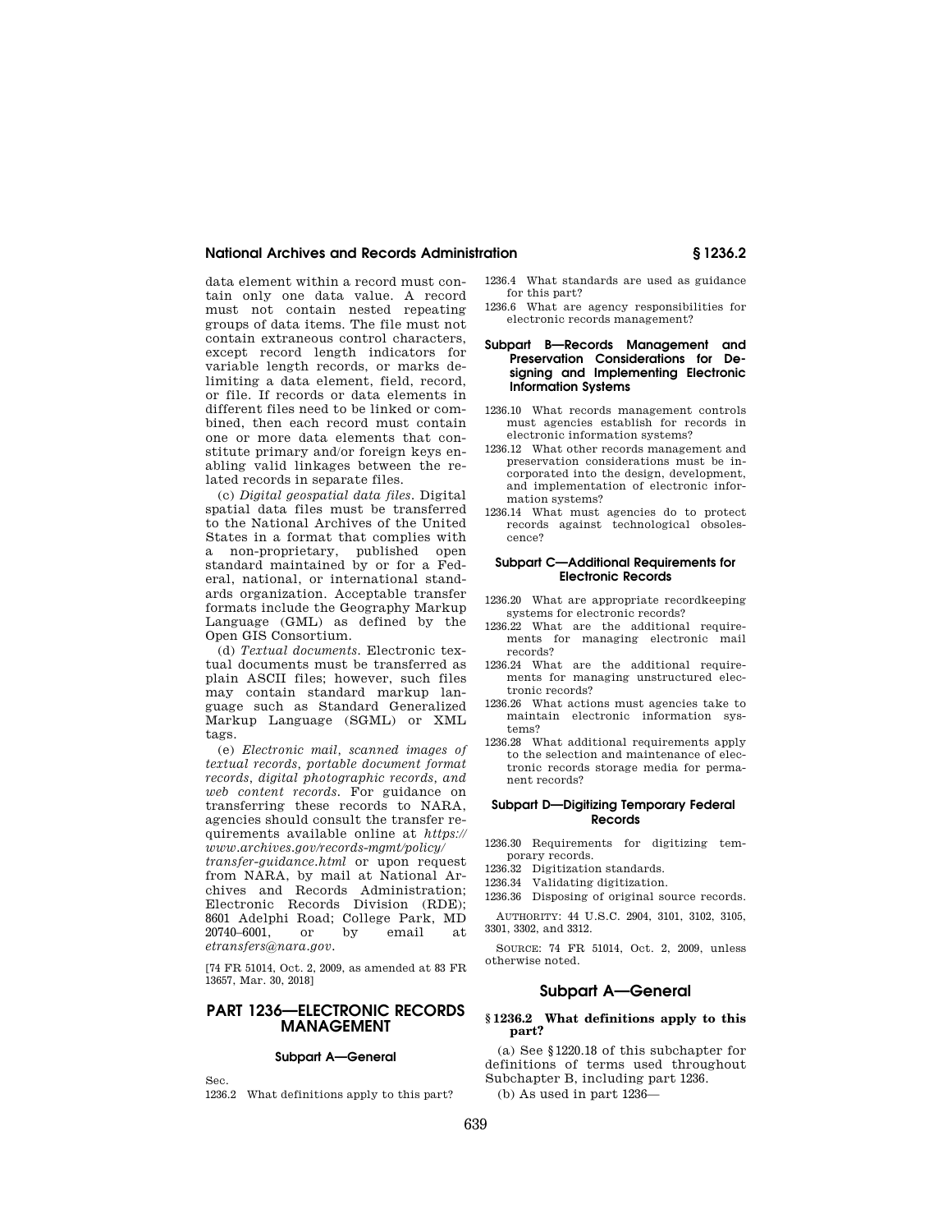data element within a record must contain only one data value. A record must not contain nested repeating groups of data items. The file must not contain extraneous control characters, except record length indicators for variable length records, or marks delimiting a data element, field, record, or file. If records or data elements in different files need to be linked or combined, then each record must contain one or more data elements that constitute primary and/or foreign keys enabling valid linkages between the related records in separate files.

(c) *Digital geospatial data files.* Digital spatial data files must be transferred to the National Archives of the United States in a format that complies with a non-proprietary, published open standard maintained by or for a Federal, national, or international standards organization. Acceptable transfer formats include the Geography Markup Language (GML) as defined by the Open GIS Consortium.

(d) *Textual documents.* Electronic textual documents must be transferred as plain ASCII files; however, such files may contain standard markup language such as Standard Generalized Markup Language (SGML) or XML tags.

(e) *Electronic mail, scanned images of textual records, portable document format records, digital photographic records, and web content records.* For guidance on transferring these records to NARA, agencies should consult the transfer requirements available online at *https://www.archives.gov/records-mgmt/policy/transfer-guidance.html* or upon request from NARA, by mail at National Archives and Records Administration; Electronic Records Division (RDE); 8601 Adelphi Road; College Park, MD 20740–6001, or by email at *etransfers@nara.gov.*

[74 FR 51014, Oct. 2, 2009, as amended at 83 FR 13657, Mar. 30, 2018]

# PART 1236—ELECTRONIC RECORDS MANAGEMENT

### Subpart A—General

Sec.

1236.2 What definitions apply to this part?

1236.4 What standards are used as guidance for this part?

1236.6 What are agency responsibilities for electronic records management?

### Subpart B—Records Management and Preservation Considerations for Designing and Implementing Electronic Information Systems

1236.10 What records management controls must agencies establish for records in electronic information systems?

1236.12 What other records management and preservation considerations must be incorporated into the design, development, and implementation of electronic information systems?

1236.14 What must agencies do to protect records against technological obsolescence?

### Subpart C—Additional Requirements for Electronic Records

1236.20 What are appropriate recordkeeping systems for electronic records?

1236.22 What are the additional requirements for managing electronic mail records?

1236.24 What are the additional requirements for managing unstructured electronic records?

1236.26 What actions must agencies take to maintain electronic information systems?

1236.28 What additional requirements apply to the selection and maintenance of electronic records storage media for permanent records?

### Subpart D—Digitizing Temporary Federal Records

1236.30 Requirements for digitizing temporary records.

1236.32 Digitization standards.

1236.34 Validating digitization.

1236.36 Disposing of original source records.

AUTHORITY: 44 U.S.C. 2904, 3101, 3102, 3105, 3301, 3302, and 3312.

SOURCE: 74 FR 51014, Oct. 2, 2009, unless otherwise noted.

## Subpart A—General

### § 1236.2 What definitions apply to this part?

(a) See §1220.18 of this subchapter for definitions of terms used throughout Subchapter B, including part 1236.

(b) As used in part 1236—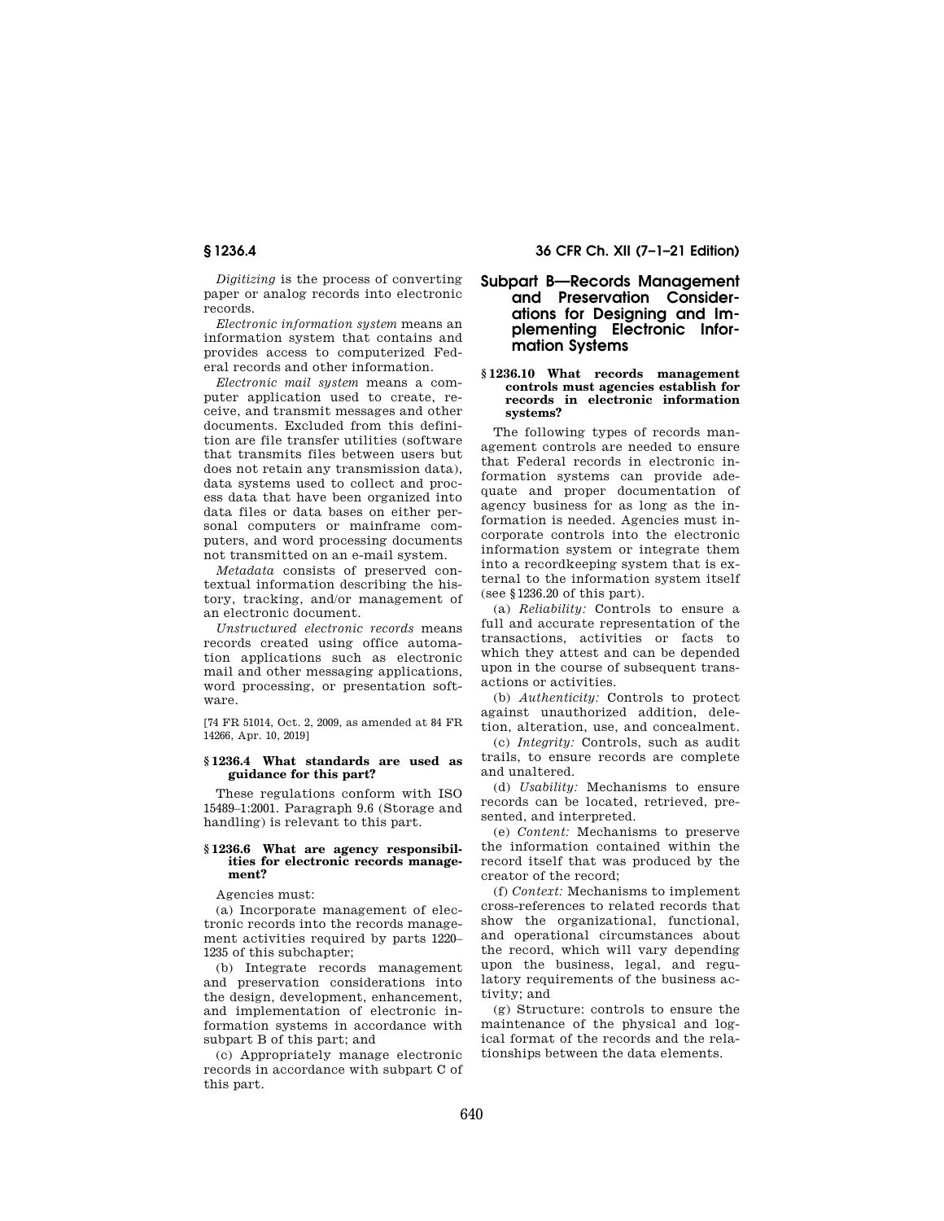*Digitizing* is the process of converting paper or analog records into electronic records.

*Electronic information system* means an information system that contains and provides access to computerized Federal records and other information.

*Electronic mail system* means a computer application used to create, receive, and transmit messages and other documents. Excluded from this definition are file transfer utilities (software that transmits files between users but does not retain any transmission data), data systems used to collect and process data that have been organized into data files or data bases on either personal computers or mainframe computers, and word processing documents not transmitted on an e-mail system.

*Metadata* consists of preserved contextual information describing the history, tracking, and/or management of an electronic document.

*Unstructured electronic records* means records created using office automation applications such as electronic mail and other messaging applications, word processing, or presentation software.

[74 FR 51014, Oct. 2, 2009, as amended at 84 FR 14266, Apr. 10, 2019]

### § 1236.4 What standards are used as guidance for this part?

These regulations conform with ISO 15489–1:2001. Paragraph 9.6 (Storage and handling) is relevant to this part.

### § 1236.6 What are agency responsibilities for electronic records management?

Agencies must:

(a) Incorporate management of electronic records into the records management activities required by parts 1220–1235 of this subchapter;

(b) Integrate records management and preservation considerations into the design, development, enhancement, and implementation of electronic information systems in accordance with subpart B of this part; and

(c) Appropriately manage electronic records in accordance with subpart C of this part.

## Subpart B—Records Management and Preservation Considerations for Designing and Implementing Electronic Information Systems

### § 1236.10 What records management controls must agencies establish for records in electronic information systems?

The following types of records management controls are needed to ensure that Federal records in electronic information systems can provide adequate and proper documentation of agency business for as long as the information is needed. Agencies must incorporate controls into the electronic information system or integrate them into a recordkeeping system that is external to the information system itself (see § 1236.20 of this part).

(a) *Reliability:* Controls to ensure a full and accurate representation of the transactions, activities or facts to which they attest and can be depended upon in the course of subsequent transactions or activities.

(b) *Authenticity:* Controls to protect against unauthorized addition, deletion, alteration, use, and concealment.

(c) *Integrity:* Controls, such as audit trails, to ensure records are complete and unaltered.

(d) *Usability:* Mechanisms to ensure records can be located, retrieved, presented, and interpreted.

(e) *Content:* Mechanisms to preserve the information contained within the record itself that was produced by the creator of the record;

(f) *Context:* Mechanisms to implement cross-references to related records that show the organizational, functional, and operational circumstances about the record, which will vary depending upon the business, legal, and regulatory requirements of the business activity; and

(g) Structure: controls to ensure the maintenance of the physical and logical format of the records and the relationships between the data elements.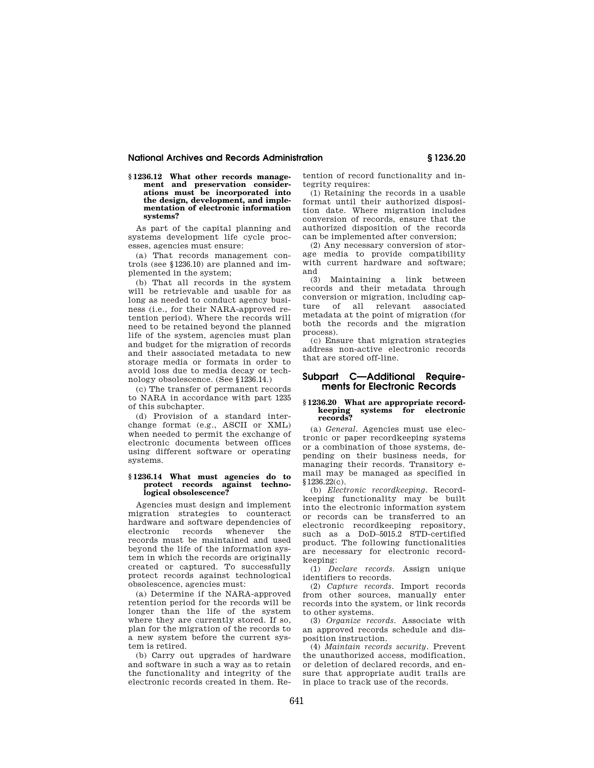### § 1236.12 What other records management and preservation considerations must be incorporated into the design, development, and implementation of electronic information systems?

As part of the capital planning and systems development life cycle processes, agencies must ensure:

(a) That records management controls (see § 1236.10) are planned and implemented in the system;

(b) That all records in the system will be retrievable and usable for as long as needed to conduct agency business (i.e., for their NARA-approved retention period). Where the records will need to be retained beyond the planned life of the system, agencies must plan and budget for the migration of records and their associated metadata to new storage media or formats in order to avoid loss due to media decay or technology obsolescence. (See § 1236.14.)

(c) The transfer of permanent records to NARA in accordance with part 1235 of this subchapter.

(d) Provision of a standard interchange format (e.g., ASCII or XML) when needed to permit the exchange of electronic documents between offices using different software or operating systems.

### § 1236.14 What must agencies do to protect records against technological obsolescence?

Agencies must design and implement migration strategies to counteract hardware and software dependencies of electronic records whenever the records must be maintained and used beyond the life of the information system in which the records are originally created or captured. To successfully protect records against technological obsolescence, agencies must:

(a) Determine if the NARA-approved retention period for the records will be longer than the life of the system where they are currently stored. If so, plan for the migration of the records to a new system before the current system is retired.

(b) Carry out upgrades of hardware and software in such a way as to retain the functionality and integrity of the electronic records created in them. Retention of record functionality and integrity requires:

(1) Retaining the records in a usable format until their authorized disposition date. Where migration includes conversion of records, ensure that the authorized disposition of the records can be implemented after conversion;

(2) Any necessary conversion of storage media to provide compatibility with current hardware and software; and

(3) Maintaining a link between records and their metadata through conversion or migration, including capture of all relevant associated metadata at the point of migration (for both the records and the migration process).

(c) Ensure that migration strategies address non-active electronic records that are stored off-line.

## Subpart C—Additional Requirements for Electronic Records

### § 1236.20 What are appropriate recordkeeping systems for electronic records?

(a) *General*. Agencies must use electronic or paper recordkeeping systems or a combination of those systems, depending on their business needs, for managing their records. Transitory e-mail may be managed as specified in § 1236.22(c).

(b) *Electronic recordkeeping*. Recordkeeping functionality may be built into the electronic information system or records can be transferred to an electronic recordkeeping repository, such as a DoD–5015.2 STD-certified product. The following functionalities are necessary for electronic recordkeeping:

(1) *Declare records*. Assign unique identifiers to records.

(2) *Capture records*. Import records from other sources, manually enter records into the system, or link records to other systems.

(3) *Organize records*. Associate with an approved records schedule and disposition instruction.

(4) *Maintain records security*. Prevent the unauthorized access, modification, or deletion of declared records, and ensure that appropriate audit trails are in place to track use of the records.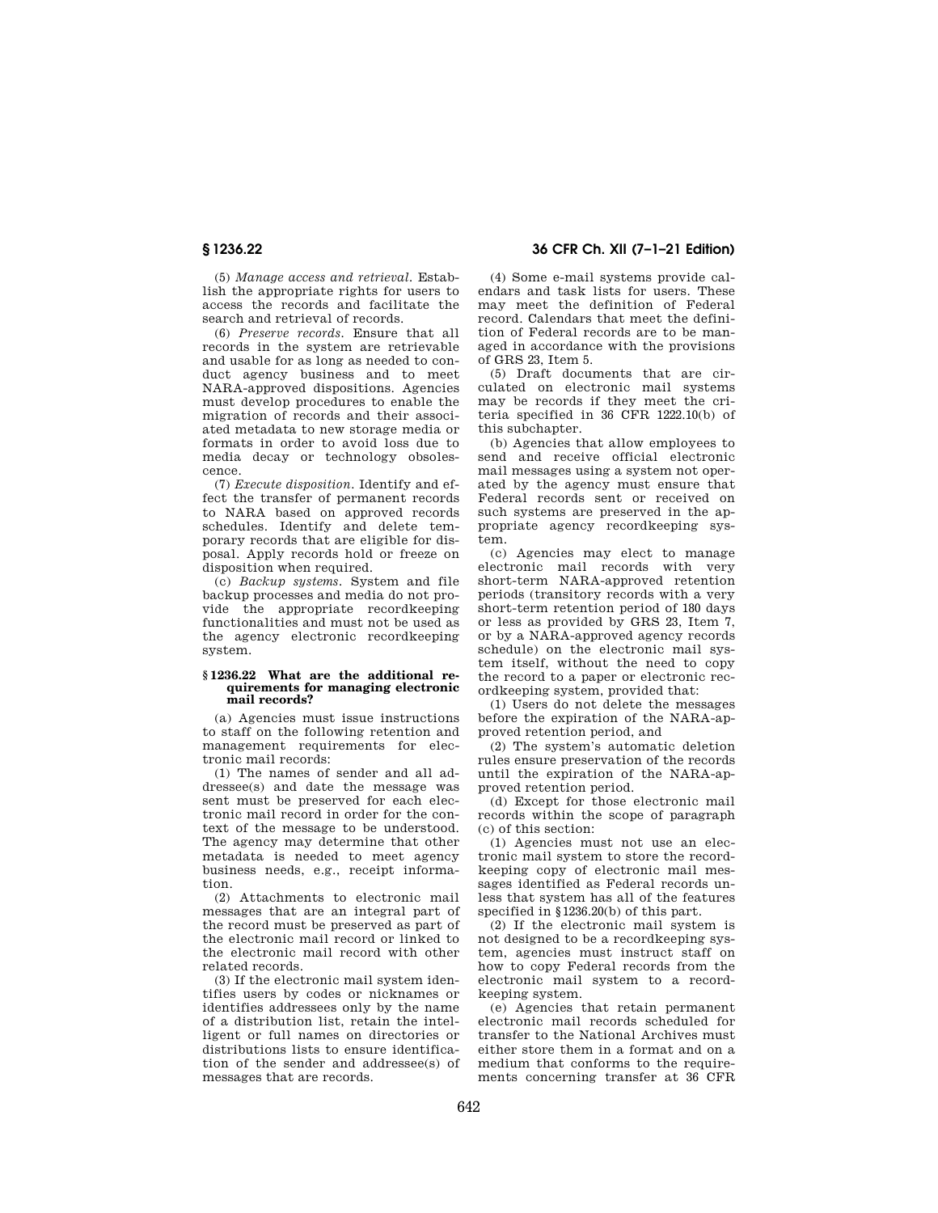(5) *Manage access and retrieval.* Establish the appropriate rights for users to access the records and facilitate the search and retrieval of records.

(6) *Preserve records.* Ensure that all records in the system are retrievable and usable for as long as needed to conduct agency business and to meet NARA-approved dispositions. Agencies must develop procedures to enable the migration of records and their associated metadata to new storage media or formats in order to avoid loss due to media decay or technology obsolescence.

(7) *Execute disposition.* Identify and effect the transfer of permanent records to NARA based on approved records schedules. Identify and delete temporary records that are eligible for disposal. Apply records hold or freeze on disposition when required.

(c) *Backup systems.* System and file backup processes and media do not provide the appropriate recordkeeping functionalities and must not be used as the agency electronic recordkeeping system.

### § 1236.22 What are the additional requirements for managing electronic mail records?

(a) Agencies must issue instructions to staff on the following retention and management requirements for electronic mail records:

(1) The names of sender and all addressee(s) and date the message was sent must be preserved for each electronic mail record in order for the context of the message to be understood. The agency may determine that other metadata is needed to meet agency business needs, e.g., receipt information.

(2) Attachments to electronic mail messages that are an integral part of the record must be preserved as part of the electronic mail record or linked to the electronic mail record with other related records.

(3) If the electronic mail system identifies users by codes or nicknames or identifies addressees only by the name of a distribution list, retain the intelligent or full names on directories or distributions lists to ensure identification of the sender and addressee(s) of messages that are records.

(4) Some e-mail systems provide calendars and task lists for users. These may meet the definition of Federal record. Calendars that meet the definition of Federal records are to be managed in accordance with the provisions of GRS 23, Item 5.

(5) Draft documents that are circulated on electronic mail systems may be records if they meet the criteria specified in 36 CFR 1222.10(b) of this subchapter.

(b) Agencies that allow employees to send and receive official electronic mail messages using a system not operated by the agency must ensure that Federal records sent or received on such systems are preserved in the appropriate agency recordkeeping system.

(c) Agencies may elect to manage electronic mail records with very short-term NARA-approved retention periods (transitory records with a very short-term retention period of 180 days or less as provided by GRS 23, Item 7, or by a NARA-approved agency records schedule) on the electronic mail system itself, without the need to copy the record to a paper or electronic recordkeeping system, provided that:

(1) Users do not delete the messages before the expiration of the NARA-approved retention period, and

(2) The system's automatic deletion rules ensure preservation of the records until the expiration of the NARA-approved retention period.

(d) Except for those electronic mail records within the scope of paragraph (c) of this section:

(1) Agencies must not use an electronic mail system to store the recordkeeping copy of electronic mail messages identified as Federal records unless that system has all of the features specified in §1236.20(b) of this part.

(2) If the electronic mail system is not designed to be a recordkeeping system, agencies must instruct staff on how to copy Federal records from the electronic mail system to a recordkeeping system.

(e) Agencies that retain permanent electronic mail records scheduled for transfer to the National Archives must either store them in a format and on a medium that conforms to the requirements concerning transfer at 36 CFR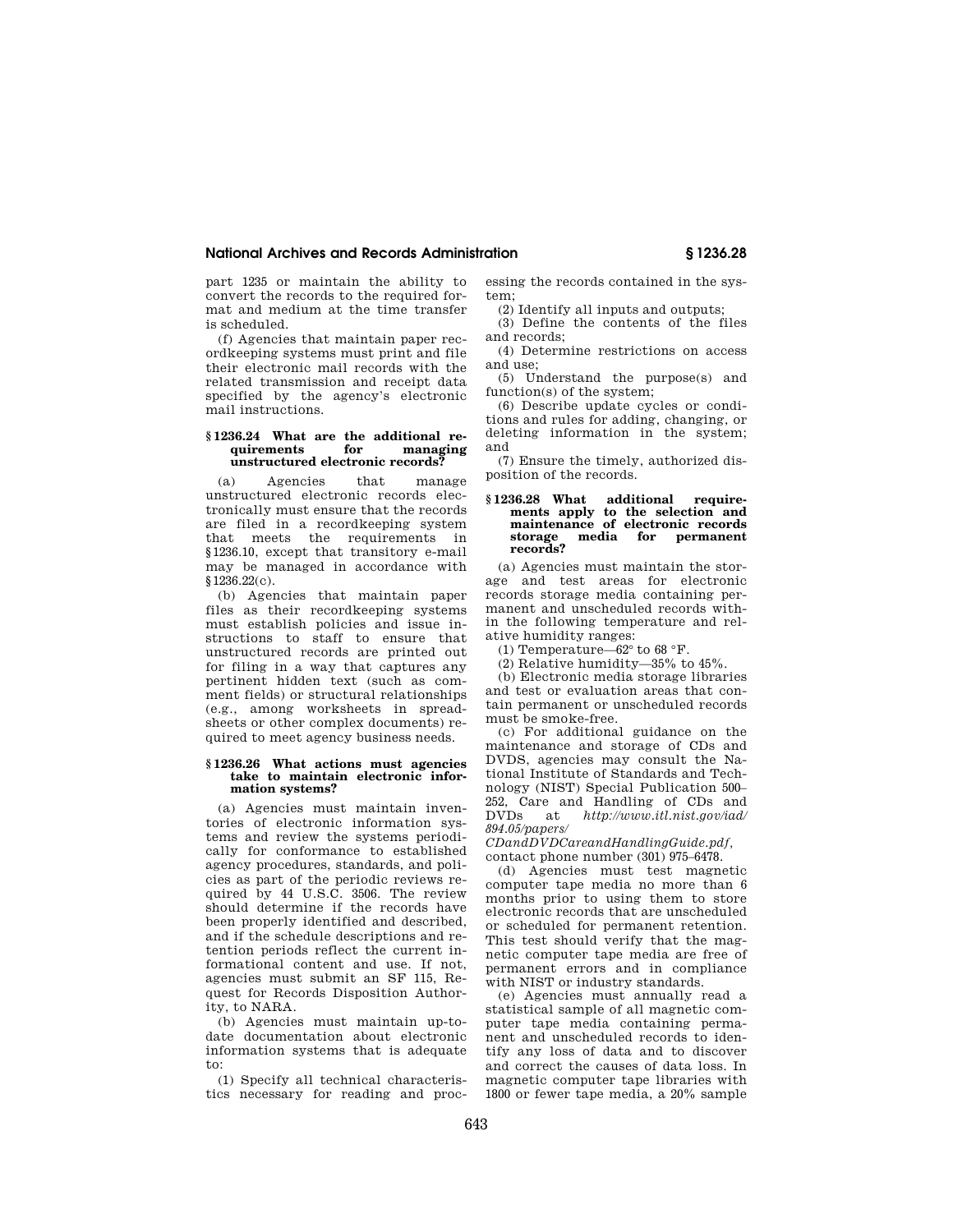part 1235 or maintain the ability to convert the records to the required format and medium at the time transfer is scheduled.

(f) Agencies that maintain paper recordkeeping systems must print and file their electronic mail records with the related transmission and receipt data specified by the agency's electronic mail instructions.

### § 1236.24 What are the additional requirements for managing unstructured electronic records?

(a) Agencies that manage unstructured electronic records electronically must ensure that the records are filed in a recordkeeping system that meets the requirements in §1236.10, except that transitory e-mail may be managed in accordance with §1236.22(c).

(b) Agencies that maintain paper files as their recordkeeping systems must establish policies and issue instructions to staff to ensure that unstructured records are printed out for filing in a way that captures any pertinent hidden text (such as comment fields) or structural relationships (e.g., among worksheets in spreadsheets or other complex documents) required to meet agency business needs.

### § 1236.26 What actions must agencies take to maintain electronic information systems?

(a) Agencies must maintain inventories of electronic information systems and review the systems periodically for conformance to established agency procedures, standards, and policies as part of the periodic reviews required by 44 U.S.C. 3506. The review should determine if the records have been properly identified and described, and if the schedule descriptions and retention periods reflect the current informational content and use. If not, agencies must submit an SF 115, Request for Records Disposition Authority, to NARA.

(b) Agencies must maintain up-to-date documentation about electronic information systems that is adequate to:

(1) Specify all technical characteristics necessary for reading and processing the records contained in the system;

(2) Identify all inputs and outputs;

(3) Define the contents of the files and records;

(4) Determine restrictions on access and use;

(5) Understand the purpose(s) and function(s) of the system;

(6) Describe update cycles or conditions and rules for adding, changing, or deleting information in the system; and

(7) Ensure the timely, authorized disposition of the records.

### § 1236.28 What additional requirements apply to the selection and maintenance of electronic records storage media for permanent records?

(a) Agencies must maintain the storage and test areas for electronic records storage media containing permanent and unscheduled records within the following temperature and relative humidity ranges:

(1) Temperature—62° to 68 °F.

(2) Relative humidity—35% to 45%.

(b) Electronic media storage libraries and test or evaluation areas that contain permanent or unscheduled records must be smoke-free.

(c) For additional guidance on the maintenance and storage of CDs and DVDS, agencies may consult the National Institute of Standards and Technology (NIST) Special Publication 500–252, Care and Handling of CDs and DVDs at *http://www.itl.nist.gov/iad/894.05/papers/CDandDVDCareandHandlingGuide.pdf*, contact phone number (301) 975–6478.

(d) Agencies must test magnetic computer tape media no more than 6 months prior to using them to store electronic records that are unscheduled or scheduled for permanent retention. This test should verify that the magnetic computer tape media are free of permanent errors and in compliance with NIST or industry standards.

(e) Agencies must annually read a statistical sample of all magnetic computer tape media containing permanent and unscheduled records to identify any loss of data and to discover and correct the causes of data loss. In magnetic computer tape libraries with 1800 or fewer tape media, a 20% sample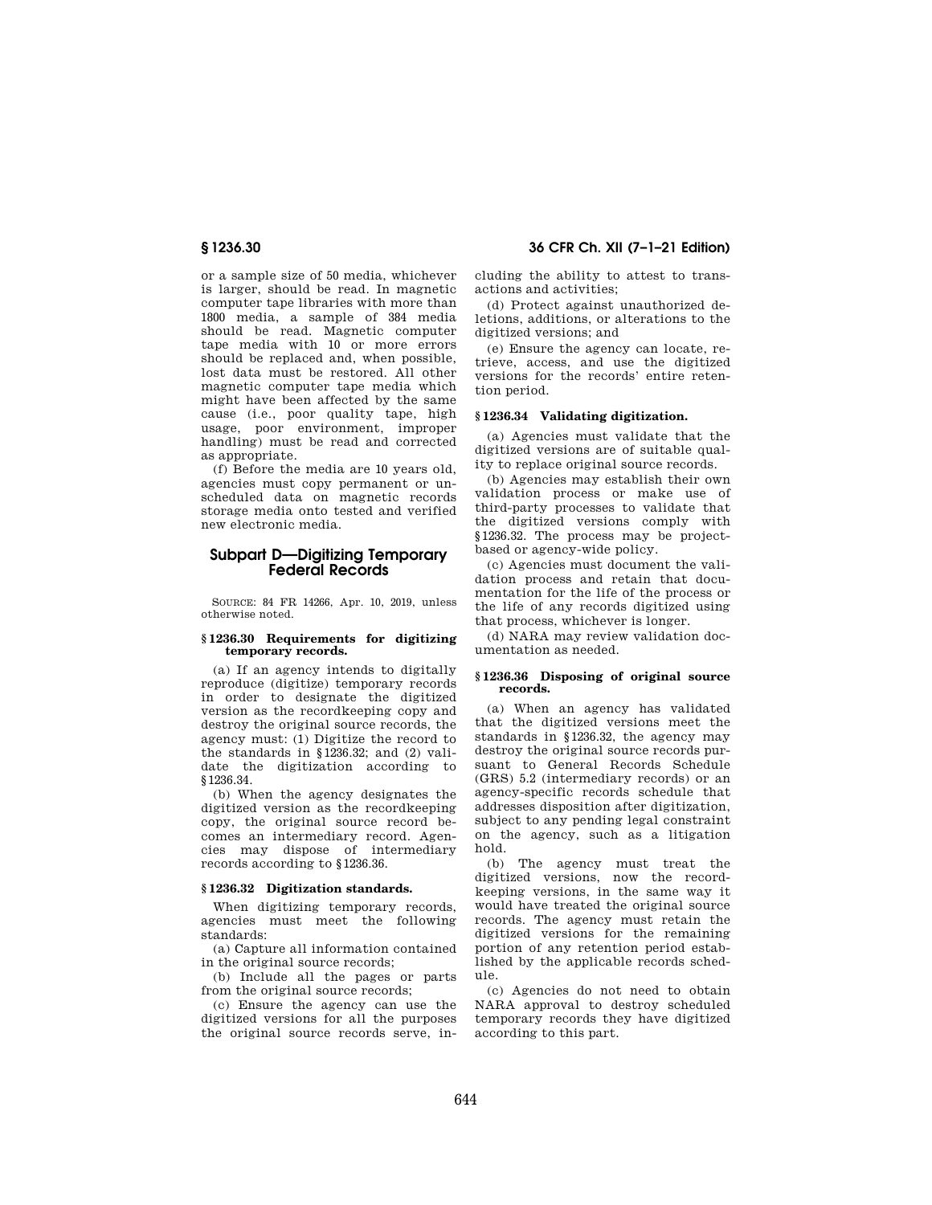or a sample size of 50 media, whichever is larger, should be read. In magnetic computer tape libraries with more than 1800 media, a sample of 384 media should be read. Magnetic computer tape media with 10 or more errors should be replaced and, when possible, lost data must be restored. All other magnetic computer tape media which might have been affected by the same cause (i.e., poor quality tape, high usage, poor environment, improper handling) must be read and corrected as appropriate.

(f) Before the media are 10 years old, agencies must copy permanent or unscheduled data on magnetic records storage media onto tested and verified new electronic media.

## Subpart D—Digitizing Temporary Federal Records

SOURCE: 84 FR 14266, Apr. 10, 2019, unless otherwise noted.

### § 1236.30 Requirements for digitizing temporary records.

(a) If an agency intends to digitally reproduce (digitize) temporary records in order to designate the digitized version as the recordkeeping copy and destroy the original source records, the agency must: (1) Digitize the record to the standards in § 1236.32; and (2) validate the digitization according to § 1236.34.

(b) When the agency designates the digitized version as the recordkeeping copy, the original source record becomes an intermediary record. Agencies may dispose of intermediary records according to § 1236.36.

### § 1236.32 Digitization standards.

When digitizing temporary records, agencies must meet the following standards:

(a) Capture all information contained in the original source records;

(b) Include all the pages or parts from the original source records;

(c) Ensure the agency can use the digitized versions for all the purposes the original source records serve, including the ability to attest to transactions and activities;

(d) Protect against unauthorized deletions, additions, or alterations to the digitized versions; and

(e) Ensure the agency can locate, retrieve, access, and use the digitized versions for the records' entire retention period.

### § 1236.34 Validating digitization.

(a) Agencies must validate that the digitized versions are of suitable quality to replace original source records.

(b) Agencies may establish their own validation process or make use of third-party processes to validate that the digitized versions comply with § 1236.32. The process may be project-based or agency-wide policy.

(c) Agencies must document the validation process and retain that documentation for the life of the process or the life of any records digitized using that process, whichever is longer.

(d) NARA may review validation documentation as needed.

### § 1236.36 Disposing of original source records.

(a) When an agency has validated that the digitized versions meet the standards in § 1236.32, the agency may destroy the original source records pursuant to General Records Schedule (GRS) 5.2 (intermediary records) or an agency-specific records schedule that addresses disposition after digitization, subject to any pending legal constraint on the agency, such as a litigation hold.

(b) The agency must treat the digitized versions, now the recordkeeping versions, in the same way it would have treated the original source records. The agency must retain the digitized versions for the remaining portion of any retention period established by the applicable records schedule.

(c) Agencies do not need to obtain NARA approval to destroy scheduled temporary records they have digitized according to this part.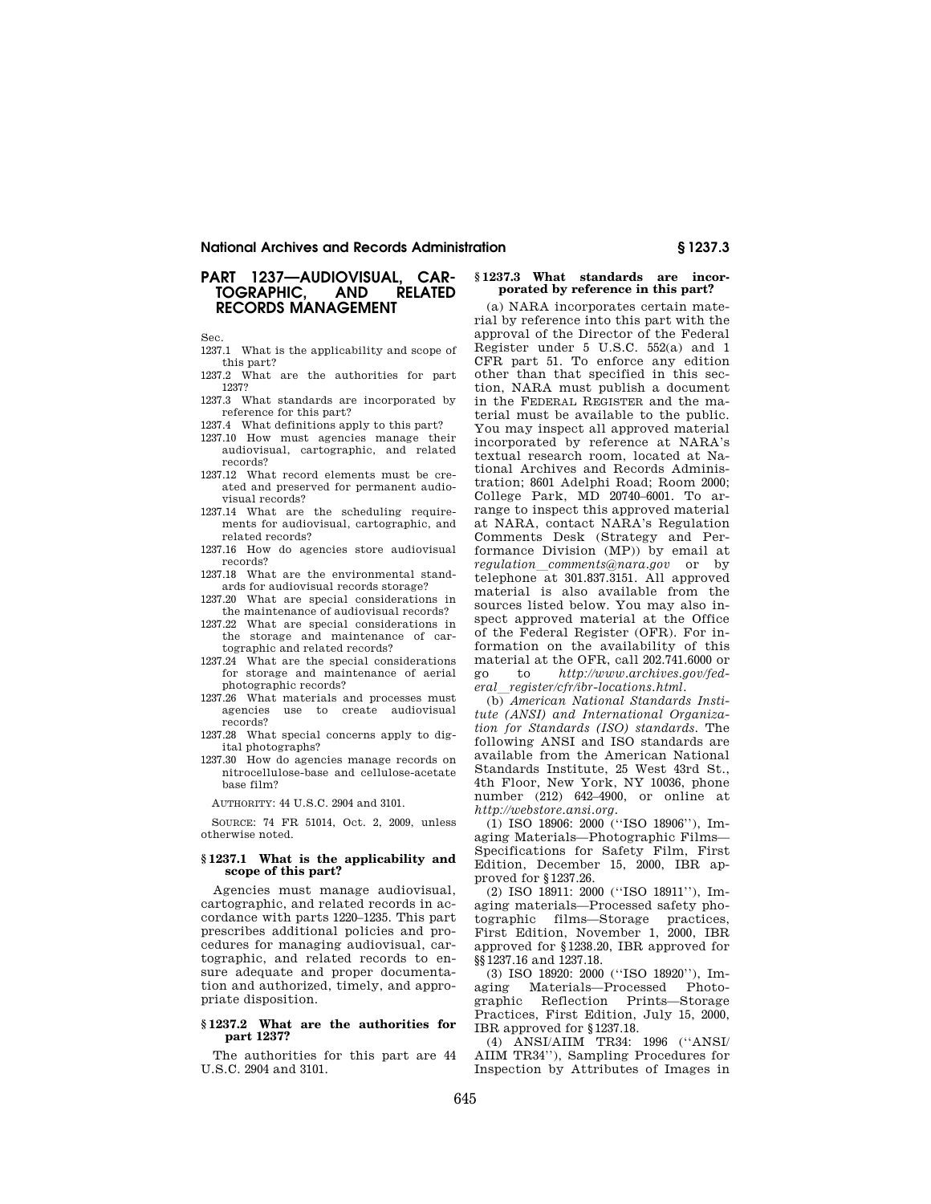# PART 1237—AUDIOVISUAL, CARTOGRAPHIC, AND RELATED RECORDS MANAGEMENT

Sec.

1237.1 What is the applicability and scope of this part?

1237.2 What are the authorities for part 1237?

1237.3 What standards are incorporated by reference for this part?

1237.4 What definitions apply to this part?

1237.10 How must agencies manage their audiovisual, cartographic, and related records?

1237.12 What record elements must be created and preserved for permanent audiovisual records?

1237.14 What are the scheduling requirements for audiovisual, cartographic, and related records?

1237.16 How do agencies store audiovisual records?

1237.18 What are the environmental standards for audiovisual records storage?

1237.20 What are special considerations in the maintenance of audiovisual records?

1237.22 What are special considerations in the storage and maintenance of cartographic and related records?

1237.24 What are the special considerations for storage and maintenance of aerial photographic records?

1237.26 What materials and processes must agencies use to create audiovisual records?

1237.28 What special concerns apply to digital photographs?

1237.30 How do agencies manage records on nitrocellulose-base and cellulose-acetate base film?

AUTHORITY: 44 U.S.C. 2904 and 3101.

SOURCE: 74 FR 51014, Oct. 2, 2009, unless otherwise noted.

### § 1237.1 What is the applicability and scope of this part?

Agencies must manage audiovisual, cartographic, and related records in accordance with parts 1220–1235. This part prescribes additional policies and procedures for managing audiovisual, cartographic, and related records to ensure adequate and proper documentation and authorized, timely, and appropriate disposition.

### § 1237.2 What are the authorities for part 1237?

The authorities for this part are 44 U.S.C. 2904 and 3101.

### § 1237.3 What standards are incorporated by reference in this part?

(a) NARA incorporates certain material by reference into this part with the approval of the Director of the Federal Register under 5 U.S.C. 552(a) and 1 CFR part 51. To enforce any edition other than that specified in this section, NARA must publish a document in the FEDERAL REGISTER and the material must be available to the public. You may inspect all approved material incorporated by reference at NARA's textual research room, located at National Archives and Records Administration; 8601 Adelphi Road; Room 2000; College Park, MD 20740–6001. To arrange to inspect this approved material at NARA, contact NARA's Regulation Comments Desk (Strategy and Performance Division (MP)) by email at *regulation_comments@nara.gov* or by telephone at 301.837.3151. All approved material is also available from the sources listed below. You may also inspect approved material at the Office of the Federal Register (OFR). For information on the availability of this material at the OFR, call 202.741.6000 or go to *http://www.archives.gov/federal_register/cfr/ibr-locations.html*.

(b) *American National Standards Institute (ANSI) and International Organization for Standards (ISO) standards.* The following ANSI and ISO standards are available from the American National Standards Institute, 25 West 43rd St., 4th Floor, New York, NY 10036, phone number (212) 642–4900, or online at *http://webstore.ansi.org*.

(1) ISO 18906: 2000 (''ISO 18906''), Imaging Materials—Photographic Films—Specifications for Safety Film, First Edition, December 15, 2000, IBR approved for §1237.26.

(2) ISO 18911: 2000 (''ISO 18911''), Imaging materials—Processed safety photographic films—Storage practices, First Edition, November 1, 2000, IBR approved for §1238.20, IBR approved for §§1237.16 and 1237.18.

(3) ISO 18920: 2000 (''ISO 18920''), Imaging Materials—Processed Photographic Reflection Prints—Storage Practices, First Edition, July 15, 2000, IBR approved for §1237.18.

(4) ANSI/AIIM TR34: 1996 (''ANSI/AIIM TR34''), Sampling Procedures for Inspection by Attributes of Images in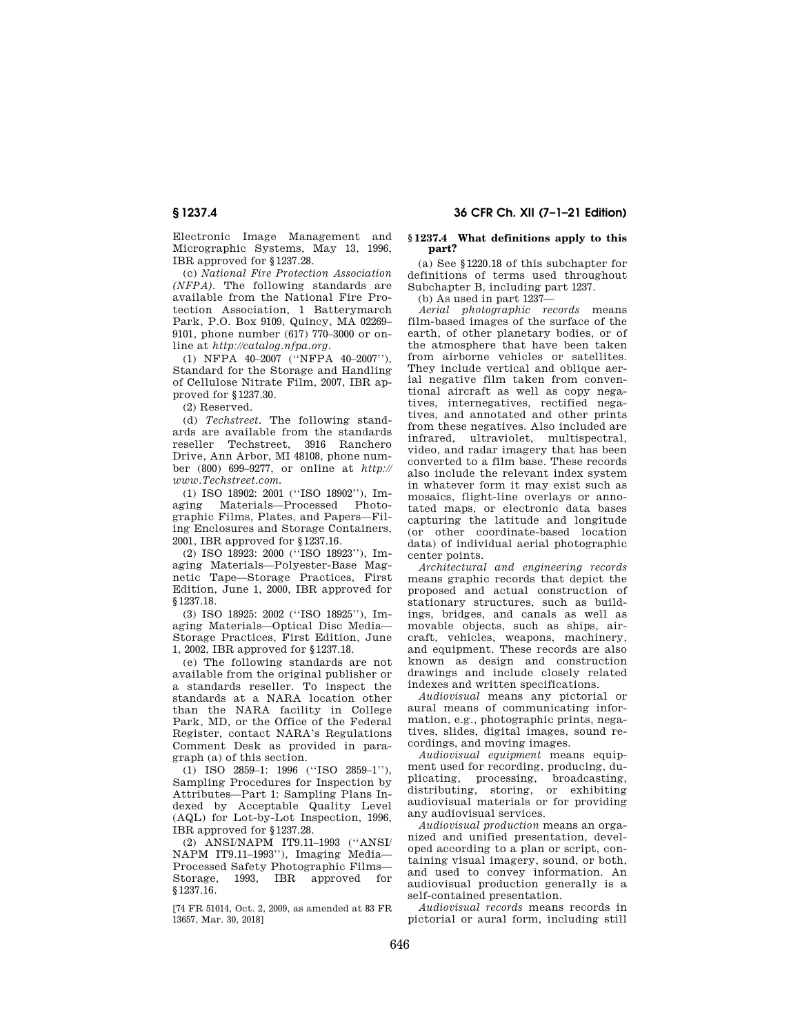Electronic Image Management and Micrographic Systems, May 13, 1996, IBR approved for §1237.28.

(c) *National Fire Protection Association (NFPA).* The following standards are available from the National Fire Protection Association, 1 Batterymarch Park, P.O. Box 9109, Quincy, MA 02269–9101, phone number (617) 770–3000 or online at *http://catalog.nfpa.org.*

(1) NFPA 40–2007 (''NFPA 40–2007''), Standard for the Storage and Handling of Cellulose Nitrate Film, 2007, IBR approved for §1237.30.

(2) Reserved.

(d) *Techstreet.* The following standards are available from the standards reseller Techstreet, 3916 Ranchero Drive, Ann Arbor, MI 48108, phone number (800) 699–9277, or online at *http://www.Techstreet.com.*

(1) ISO 18902: 2001 (''ISO 18902''), Imaging Materials—Processed Photographic Films, Plates, and Papers—Filing Enclosures and Storage Containers, 2001, IBR approved for §1237.16.

(2) ISO 18923: 2000 (''ISO 18923''), Imaging Materials—Polyester-Base Magnetic Tape—Storage Practices, First Edition, June 1, 2000, IBR approved for §1237.18.

(3) ISO 18925: 2002 (''ISO 18925''), Imaging Materials—Optical Disc Media—Storage Practices, First Edition, June 1, 2002, IBR approved for §1237.18.

(e) The following standards are not available from the original publisher or a standards reseller. To inspect the standards at a NARA location other than the NARA facility in College Park, MD, or the Office of the Federal Register, contact NARA's Regulations Comment Desk as provided in paragraph (a) of this section.

(1) ISO 2859–1: 1996 (''ISO 2859–1''), Sampling Procedures for Inspection by Attributes—Part 1: Sampling Plans Indexed by Acceptable Quality Level (AQL) for Lot-by-Lot Inspection, 1996, IBR approved for §1237.28.

(2) ANSI/NAPM IT9.11–1993 (''ANSI/NAPM IT9.11–1993''), Imaging Media—Processed Safety Photographic Films—Storage, 1993, IBR approved for §1237.16.

[74 FR 51014, Oct. 2, 2009, as amended at 83 FR 13657, Mar. 30, 2018]

### §1237.4 What definitions apply to this part?

(a) See §1220.18 of this subchapter for definitions of terms used throughout Subchapter B, including part 1237.

(b) As used in part 1237—

*Aerial photographic records* means film-based images of the surface of the earth, of other planetary bodies, or of the atmosphere that have been taken from airborne vehicles or satellites. They include vertical and oblique aerial negative film taken from conventional aircraft as well as copy negatives, internegatives, rectified negatives, and annotated and other prints from these negatives. Also included are infrared, ultraviolet, multispectral, video, and radar imagery that has been converted to a film base. These records also include the relevant index system in whatever form it may exist such as mosaics, flight-line overlays or annotated maps, or electronic data bases capturing the latitude and longitude (or other coordinate-based location data) of individual aerial photographic center points.

*Architectural and engineering records* means graphic records that depict the proposed and actual construction of stationary structures, such as buildings, bridges, and canals as well as movable objects, such as ships, aircraft, vehicles, weapons, machinery, and equipment. These records are also known as design and construction drawings and include closely related indexes and written specifications.

*Audiovisual* means any pictorial or aural means of communicating information, e.g., photographic prints, negatives, slides, digital images, sound recordings, and moving images.

*Audiovisual equipment* means equipment used for recording, producing, duplicating, processing, broadcasting, distributing, storing, or exhibiting audiovisual materials or for providing any audiovisual services.

*Audiovisual production* means an organized and unified presentation, developed according to a plan or script, containing visual imagery, sound, or both, and used to convey information. An audiovisual production generally is a self-contained presentation.

*Audiovisual records* means records in pictorial or aural form, including still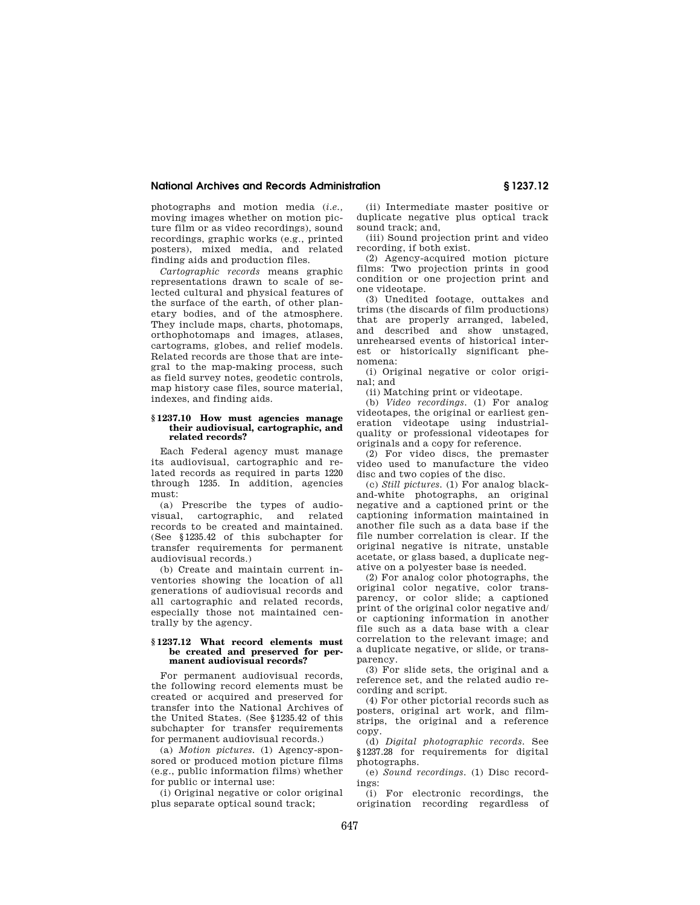photographs and motion media (*i.e.*, moving images whether on motion picture film or as video recordings), sound recordings, graphic works (e.g., printed posters), mixed media, and related finding aids and production files.

*Cartographic records* means graphic representations drawn to scale of selected cultural and physical features of the surface of the earth, of other planetary bodies, and of the atmosphere. They include maps, charts, photomaps, orthophotomaps and images, atlases, cartograms, globes, and relief models. Related records are those that are integral to the map-making process, such as field survey notes, geodetic controls, map history case files, source material, indexes, and finding aids.

### § 1237.10 How must agencies manage their audiovisual, cartographic, and related records?

Each Federal agency must manage its audiovisual, cartographic and related records as required in parts 1220 through 1235. In addition, agencies must:

(a) Prescribe the types of audiovisual, cartographic, and related records to be created and maintained. (See § 1235.42 of this subchapter for transfer requirements for permanent audiovisual records.)

(b) Create and maintain current inventories showing the location of all generations of audiovisual records and all cartographic and related records, especially those not maintained centrally by the agency.

### § 1237.12 What record elements must be created and preserved for permanent audiovisual records?

For permanent audiovisual records, the following record elements must be created or acquired and preserved for transfer into the National Archives of the United States. (See § 1235.42 of this subchapter for transfer requirements for permanent audiovisual records.)

(a) *Motion pictures.* (1) Agency-sponsored or produced motion picture films (e.g., public information films) whether for public or internal use:

(i) Original negative or color original plus separate optical sound track;

(ii) Intermediate master positive or duplicate negative plus optical track sound track; and,

(iii) Sound projection print and video recording, if both exist.

(2) Agency-acquired motion picture films: Two projection prints in good condition or one projection print and one videotape.

(3) Unedited footage, outtakes and trims (the discards of film productions) that are properly arranged, labeled, and described and show unstaged, unrehearsed events of historical interest or historically significant phenomena:

(i) Original negative or color original; and

(ii) Matching print or videotape.

(b) *Video recordings.* (1) For analog videotapes, the original or earliest generation videotape using industrial-quality or professional videotapes for originals and a copy for reference.

(2) For video discs, the premaster video used to manufacture the video disc and two copies of the disc.

(c) *Still pictures.* (1) For analog black-and-white photographs, an original negative and a captioned print or the captioning information maintained in another file such as a data base if the file number correlation is clear. If the original negative is nitrate, unstable acetate, or glass based, a duplicate negative on a polyester base is needed.

(2) For analog color photographs, the original color negative, color transparency, or color slide; a captioned print of the original color negative and/or captioning information in another file such as a data base with a clear correlation to the relevant image; and a duplicate negative, or slide, or transparency.

(3) For slide sets, the original and a reference set, and the related audio recording and script.

(4) For other pictorial records such as posters, original art work, and filmstrips, the original and a reference copy.

(d) *Digital photographic records.* See § 1237.28 for requirements for digital photographs.

(e) *Sound recordings.* (1) Disc recordings:

(i) For electronic recordings, the origination recording regardless of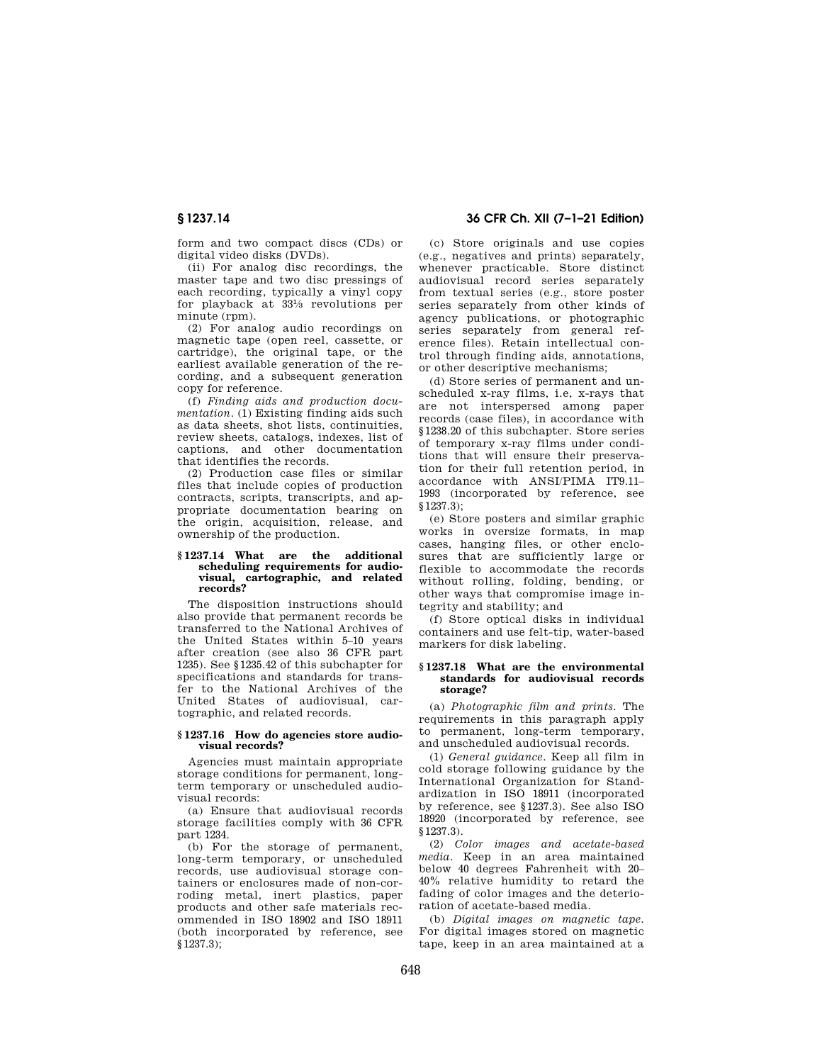form and two compact discs (CDs) or digital video disks (DVDs).

(ii) For analog disc recordings, the master tape and two disc pressings of each recording, typically a vinyl copy for playback at 33⅓ revolutions per minute (rpm).

(2) For analog audio recordings on magnetic tape (open reel, cassette, or cartridge), the original tape, or the earliest available generation of the recording, and a subsequent generation copy for reference.

(f) *Finding aids and production documentation.* (1) Existing finding aids such as data sheets, shot lists, continuities, review sheets, catalogs, indexes, list of captions, and other documentation that identifies the records.

(2) Production case files or similar files that include copies of production contracts, scripts, transcripts, and appropriate documentation bearing on the origin, acquisition, release, and ownership of the production.

### § 1237.14 What are the additional scheduling requirements for audiovisual, cartographic, and related records?

The disposition instructions should also provide that permanent records be transferred to the National Archives of the United States within 5–10 years after creation (see also 36 CFR part 1235). See § 1235.42 of this subchapter for specifications and standards for transfer to the National Archives of the United States of audiovisual, cartographic, and related records.

### § 1237.16 How do agencies store audiovisual records?

Agencies must maintain appropriate storage conditions for permanent, long-term temporary or unscheduled audiovisual records:

(a) Ensure that audiovisual records storage facilities comply with 36 CFR part 1234.

(b) For the storage of permanent, long-term temporary, or unscheduled records, use audiovisual storage containers or enclosures made of non-corroding metal, inert plastics, paper products and other safe materials recommended in ISO 18902 and ISO 18911 (both incorporated by reference, see § 1237.3);

(c) Store originals and use copies (e.g., negatives and prints) separately, whenever practicable. Store distinct audiovisual record series separately from textual series (e.g., store poster series separately from other kinds of agency publications, or photographic series separately from general reference files). Retain intellectual control through finding aids, annotations, or other descriptive mechanisms;

(d) Store series of permanent and unscheduled x-ray films, i.e, x-rays that are not interspersed among paper records (case files), in accordance with § 1238.20 of this subchapter. Store series of temporary x-ray films under conditions that will ensure their preservation for their full retention period, in accordance with ANSI/PIMA IT9.11–1993 (incorporated by reference, see § 1237.3);

(e) Store posters and similar graphic works in oversize formats, in map cases, hanging files, or other enclosures that are sufficiently large or flexible to accommodate the records without rolling, folding, bending, or other ways that compromise image integrity and stability; and

(f) Store optical disks in individual containers and use felt-tip, water-based markers for disk labeling.

### § 1237.18 What are the environmental standards for audiovisual records storage?

(a) *Photographic film and prints.* The requirements in this paragraph apply to permanent, long-term temporary, and unscheduled audiovisual records.

(1) *General guidance.* Keep all film in cold storage following guidance by the International Organization for Standardization in ISO 18911 (incorporated by reference, see § 1237.3). See also ISO 18920 (incorporated by reference, see § 1237.3).

(2) *Color images and acetate-based media.* Keep in an area maintained below 40 degrees Fahrenheit with 20–40% relative humidity to retard the fading of color images and the deterioration of acetate-based media.

(b) *Digital images on magnetic tape.* For digital images stored on magnetic tape, keep in an area maintained at a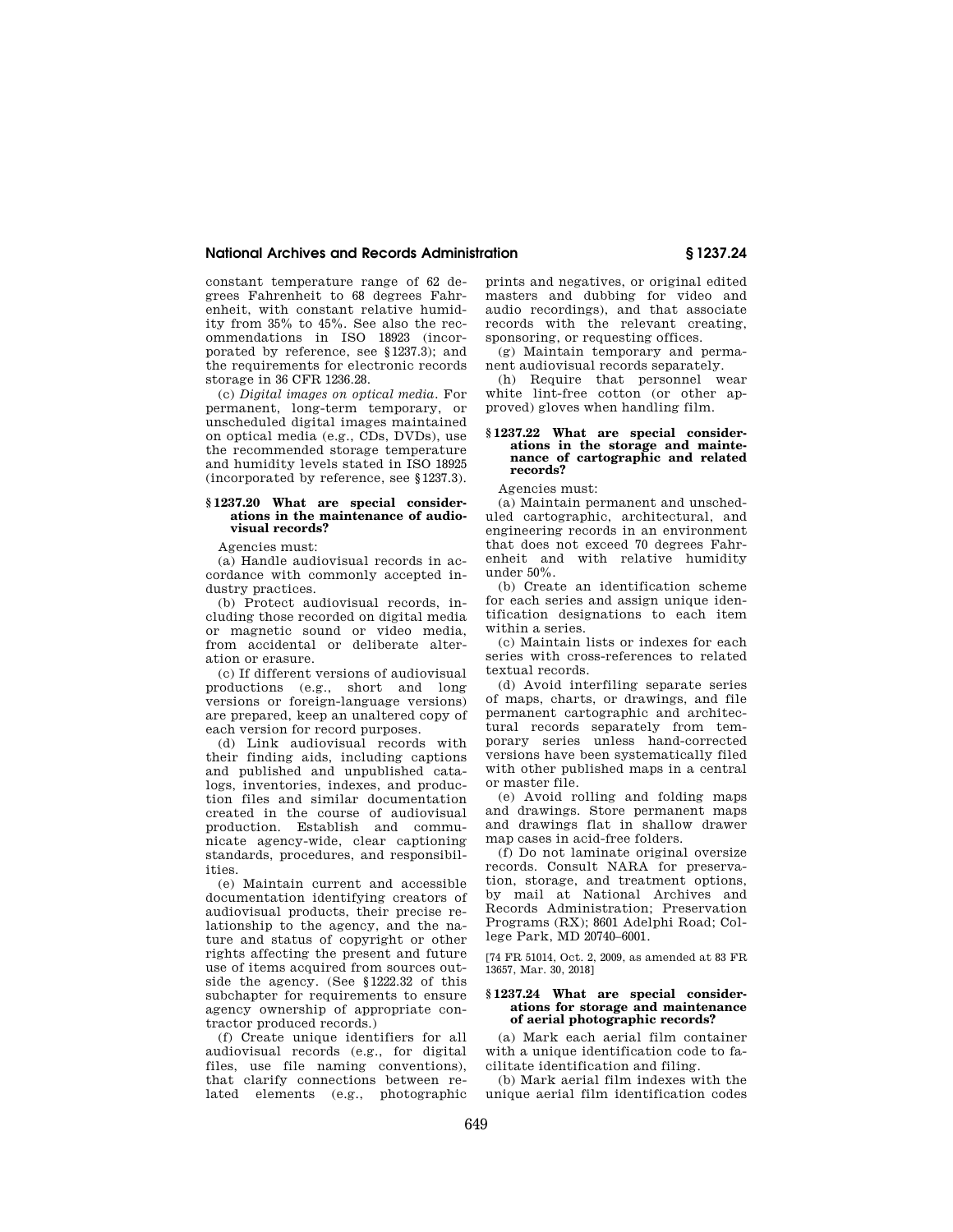constant temperature range of 62 degrees Fahrenheit to 68 degrees Fahrenheit, with constant relative humidity from 35% to 45%. See also the recommendations in ISO 18923 (incorporated by reference, see §1237.3); and the requirements for electronic records storage in 36 CFR 1236.28.

(c) *Digital images on optical media.* For permanent, long-term temporary, or unscheduled digital images maintained on optical media (e.g., CDs, DVDs), use the recommended storage temperature and humidity levels stated in ISO 18925 (incorporated by reference, see §1237.3).

### § 1237.20 What are special considerations in the maintenance of audiovisual records?

Agencies must:

(a) Handle audiovisual records in accordance with commonly accepted industry practices.

(b) Protect audiovisual records, including those recorded on digital media or magnetic sound or video media, from accidental or deliberate alteration or erasure.

(c) If different versions of audiovisual productions (e.g., short and long versions or foreign-language versions) are prepared, keep an unaltered copy of each version for record purposes.

(d) Link audiovisual records with their finding aids, including captions and published and unpublished catalogs, inventories, indexes, and production files and similar documentation created in the course of audiovisual production. Establish and communicate agency-wide, clear captioning standards, procedures, and responsibilities.

(e) Maintain current and accessible documentation identifying creators of audiovisual products, their precise relationship to the agency, and the nature and status of copyright or other rights affecting the present and future use of items acquired from sources outside the agency. (See §1222.32 of this subchapter for requirements to ensure agency ownership of appropriate contractor produced records.)

(f) Create unique identifiers for all audiovisual records (e.g., for digital files, use file naming conventions), that clarify connections between related elements (e.g., photographic prints and negatives, or original edited masters and dubbing for video and audio recordings), and that associate records with the relevant creating, sponsoring, or requesting offices.

(g) Maintain temporary and permanent audiovisual records separately.

(h) Require that personnel wear white lint-free cotton (or other approved) gloves when handling film.

### § 1237.22 What are special considerations in the storage and maintenance of cartographic and related records?

Agencies must:

(a) Maintain permanent and unscheduled cartographic, architectural, and engineering records in an environment that does not exceed 70 degrees Fahrenheit and with relative humidity under 50%.

(b) Create an identification scheme for each series and assign unique identification designations to each item within a series.

(c) Maintain lists or indexes for each series with cross-references to related textual records.

(d) Avoid interfiling separate series of maps, charts, or drawings, and file permanent cartographic and architectural records separately from temporary series unless hand-corrected versions have been systematically filed with other published maps in a central or master file.

(e) Avoid rolling and folding maps and drawings. Store permanent maps and drawings flat in shallow drawer map cases in acid-free folders.

(f) Do not laminate original oversize records. Consult NARA for preservation, storage, and treatment options, by mail at National Archives and Records Administration; Preservation Programs (RX); 8601 Adelphi Road; College Park, MD 20740–6001.

[74 FR 51014, Oct. 2, 2009, as amended at 83 FR 13657, Mar. 30, 2018]

### § 1237.24 What are special considerations for storage and maintenance of aerial photographic records?

(a) Mark each aerial film container with a unique identification code to facilitate identification and filing.

(b) Mark aerial film indexes with the unique aerial film identification codes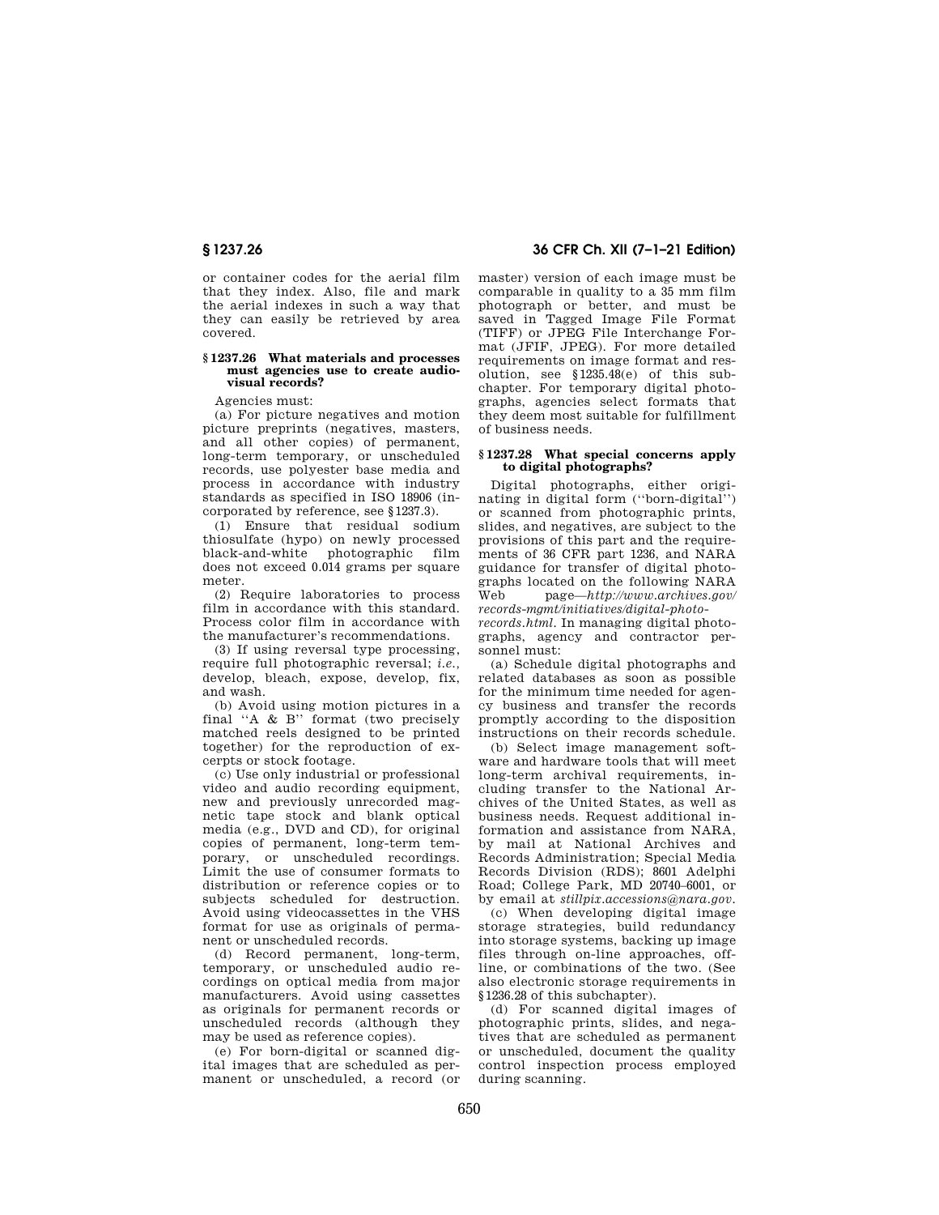or container codes for the aerial film that they index. Also, file and mark the aerial indexes in such a way that they can easily be retrieved by area covered.

### § 1237.26 What materials and processes must agencies use to create audiovisual records?

Agencies must:

(a) For picture negatives and motion picture preprints (negatives, masters, and all other copies) of permanent, long-term temporary, or unscheduled records, use polyester base media and process in accordance with industry standards as specified in ISO 18906 (incorporated by reference, see § 1237.3).

(1) Ensure that residual sodium thiosulfate (hypo) on newly processed black-and-white photographic film does not exceed 0.014 grams per square meter.

(2) Require laboratories to process film in accordance with this standard. Process color film in accordance with the manufacturer's recommendations.

(3) If using reversal type processing, require full photographic reversal; *i.e.*, develop, bleach, expose, develop, fix, and wash.

(b) Avoid using motion pictures in a final ''A & B'' format (two precisely matched reels designed to be printed together) for the reproduction of excerpts or stock footage.

(c) Use only industrial or professional video and audio recording equipment, new and previously unrecorded magnetic tape stock and blank optical media (e.g., DVD and CD), for original copies of permanent, long-term temporary, or unscheduled recordings. Limit the use of consumer formats to distribution or reference copies or to subjects scheduled for destruction. Avoid using videocassettes in the VHS format for use as originals of permanent or unscheduled records.

(d) Record permanent, long-term, temporary, or unscheduled audio recordings on optical media from major manufacturers. Avoid using cassettes as originals for permanent records or unscheduled records (although they may be used as reference copies).

(e) For born-digital or scanned digital images that are scheduled as permanent or unscheduled, a record (or master) version of each image must be comparable in quality to a 35 mm film photograph or better, and must be saved in Tagged Image File Format (TIFF) or JPEG File Interchange Format (JFIF, JPEG). For more detailed requirements on image format and resolution, see § 1235.48(e) of this subchapter. For temporary digital photographs, agencies select formats that they deem most suitable for fulfillment of business needs.

### § 1237.28 What special concerns apply to digital photographs?

Digital photographs, either originating in digital form (''born-digital'') or scanned from photographic prints, slides, and negatives, are subject to the provisions of this part and the requirements of 36 CFR part 1236, and NARA guidance for transfer of digital photographs located on the following NARA Web page—*http://www.archives.gov/records-mgmt/initiatives/digital-photo-records.html*. In managing digital photographs, agency and contractor personnel must:

(a) Schedule digital photographs and related databases as soon as possible for the minimum time needed for agency business and transfer the records promptly according to the disposition instructions on their records schedule.

(b) Select image management software and hardware tools that will meet long-term archival requirements, including transfer to the National Archives of the United States, as well as business needs. Request additional information and assistance from NARA, by mail at National Archives and Records Administration; Special Media Records Division (RDS); 8601 Adelphi Road; College Park, MD 20740–6001, or by email at *stillpix.accessions@nara.gov*.

(c) When developing digital image storage strategies, build redundancy into storage systems, backing up image files through on-line approaches, off-line, or combinations of the two. (See also electronic storage requirements in § 1236.28 of this subchapter).

(d) For scanned digital images of photographic prints, slides, and negatives that are scheduled as permanent or unscheduled, document the quality control inspection process employed during scanning.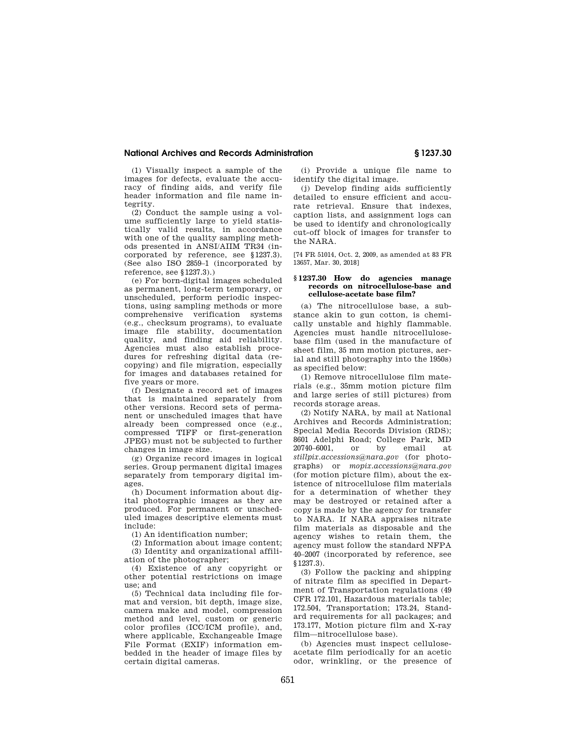(1) Visually inspect a sample of the images for defects, evaluate the accuracy of finding aids, and verify file header information and file name integrity.

(2) Conduct the sample using a volume sufficiently large to yield statistically valid results, in accordance with one of the quality sampling methods presented in ANSI/AIIM TR34 (incorporated by reference, see §1237.3). (See also ISO 2859–1 (incorporated by reference, see §1237.3).)

(e) For born-digital images scheduled as permanent, long-term temporary, or unscheduled, perform periodic inspections, using sampling methods or more comprehensive verification systems (e.g., checksum programs), to evaluate image file stability, documentation quality, and finding aid reliability. Agencies must also establish procedures for refreshing digital data (recopying) and file migration, especially for images and databases retained for five years or more.

(f) Designate a record set of images that is maintained separately from other versions. Record sets of permanent or unscheduled images that have already been compressed once (e.g., compressed TIFF or first-generation JPEG) must not be subjected to further changes in image size.

(g) Organize record images in logical series. Group permanent digital images separately from temporary digital images.

(h) Document information about digital photographic images as they are produced. For permanent or unscheduled images descriptive elements must include:

(1) An identification number;

(2) Information about image content;

(3) Identity and organizational affiliation of the photographer;

(4) Existence of any copyright or other potential restrictions on image use; and

(5) Technical data including file format and version, bit depth, image size, camera make and model, compression method and level, custom or generic color profiles (ICC/ICM profile), and, where applicable, Exchangeable Image File Format (EXIF) information embedded in the header of image files by certain digital cameras.

(i) Provide a unique file name to identify the digital image.

(j) Develop finding aids sufficiently detailed to ensure efficient and accurate retrieval. Ensure that indexes, caption lists, and assignment logs can be used to identify and chronologically cut-off block of images for transfer to the NARA.

[74 FR 51014, Oct. 2, 2009, as amended at 83 FR 13657, Mar. 30, 2018]

### § 1237.30 How do agencies manage records on nitrocellulose-base and cellulose-acetate base film?

(a) The nitrocellulose base, a substance akin to gun cotton, is chemically unstable and highly flammable. Agencies must handle nitrocellulose-base film (used in the manufacture of sheet film, 35 mm motion pictures, aerial and still photography into the 1950s) as specified below:

(1) Remove nitrocellulose film materials (e.g., 35mm motion picture film and large series of still pictures) from records storage areas.

(2) Notify NARA, by mail at National Archives and Records Administration; Special Media Records Division (RDS); 8601 Adelphi Road; College Park, MD 20740–6001, or by email at *stillpix.accessions@nara.gov* (for photographs) or *mopix.accessions@nara.gov* (for motion picture film), about the existence of nitrocellulose film materials for a determination of whether they may be destroyed or retained after a copy is made by the agency for transfer to NARA. If NARA appraises nitrate film materials as disposable and the agency wishes to retain them, the agency must follow the standard NFPA 40–2007 (incorporated by reference, see §1237.3).

(3) Follow the packing and shipping of nitrate film as specified in Department of Transportation regulations (49 CFR 172.101, Hazardous materials table; 172.504, Transportation; 173.24, Standard requirements for all packages; and 173.177, Motion picture film and X-ray film—nitrocellulose base).

(b) Agencies must inspect cellulose-acetate film periodically for an acetic odor, wrinkling, or the presence of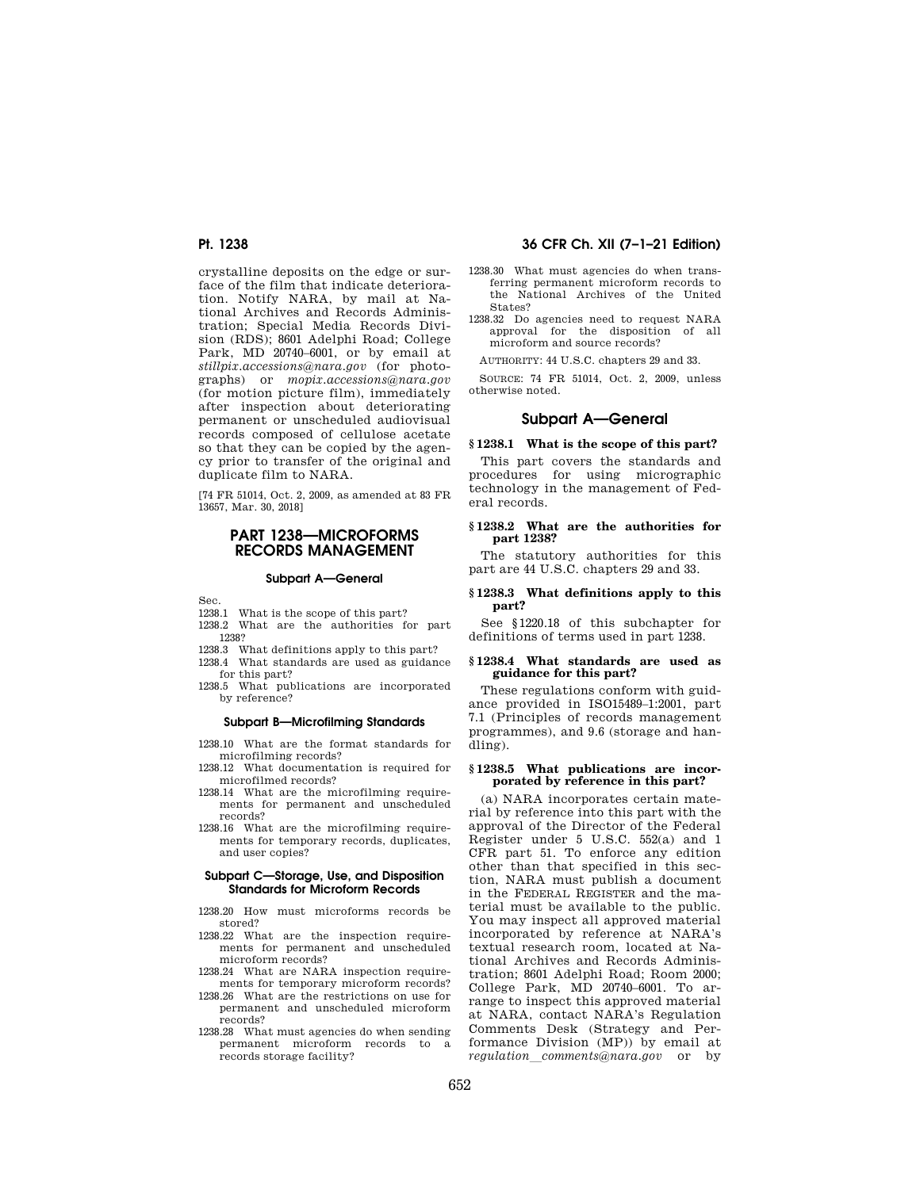crystalline deposits on the edge or surface of the film that indicate deterioration. Notify NARA, by mail at National Archives and Records Administration; Special Media Records Division (RDS); 8601 Adelphi Road; College Park, MD 20740–6001, or by email at *stillpix.accessions@nara.gov* (for photographs) or *mopix.accessions@nara.gov* (for motion picture film), immediately after inspection about deteriorating permanent or unscheduled audiovisual records composed of cellulose acetate so that they can be copied by the agency prior to transfer of the original and duplicate film to NARA.

[74 FR 51014, Oct. 2, 2009, as amended at 83 FR 13657, Mar. 30, 2018]

# PART 1238—MICROFORMS RECORDS MANAGEMENT

### Subpart A—General

Sec.

1238.1 What is the scope of this part?

1238.2 What are the authorities for part 1238?

1238.3 What definitions apply to this part?

1238.4 What standards are used as guidance for this part?

1238.5 What publications are incorporated by reference?

### Subpart B—Microfilming Standards

1238.10 What are the format standards for microfilming records?

1238.12 What documentation is required for microfilmed records?

1238.14 What are the microfilming requirements for permanent and unscheduled records?

1238.16 What are the microfilming requirements for temporary records, duplicates, and user copies?

### Subpart C—Storage, Use, and Disposition Standards for Microform Records

1238.20 How must microforms records be stored?

1238.22 What are the inspection requirements for permanent and unscheduled microform records?

1238.24 What are NARA inspection requirements for temporary microform records?

1238.26 What are the restrictions on use for permanent and unscheduled microform records?

1238.28 What must agencies do when sending permanent microform records to a records storage facility?

1238.30 What must agencies do when transferring permanent microform records to the National Archives of the United States?

1238.32 Do agencies need to request NARA approval for the disposition of all microform and source records?

AUTHORITY: 44 U.S.C. chapters 29 and 33.

SOURCE: 74 FR 51014, Oct. 2, 2009, unless otherwise noted.

## Subpart A—General

### § 1238.1 What is the scope of this part?

This part covers the standards and procedures for using micrographic technology in the management of Federal records.

### § 1238.2 What are the authorities for part 1238?

The statutory authorities for this part are 44 U.S.C. chapters 29 and 33.

### § 1238.3 What definitions apply to this part?

See § 1220.18 of this subchapter for definitions of terms used in part 1238.

### § 1238.4 What standards are used as guidance for this part?

These regulations conform with guidance provided in ISO15489–1:2001, part 7.1 (Principles of records management programmes), and 9.6 (storage and handling).

### § 1238.5 What publications are incorporated by reference in this part?

(a) NARA incorporates certain material by reference into this part with the approval of the Director of the Federal Register under 5 U.S.C. 552(a) and 1 CFR part 51. To enforce any edition other than that specified in this section, NARA must publish a document in the FEDERAL REGISTER and the material must be available to the public. You may inspect all approved material incorporated by reference at NARA's textual research room, located at National Archives and Records Administration; 8601 Adelphi Road; Room 2000; College Park, MD 20740–6001. To arrange to inspect this approved material at NARA, contact NARA's Regulation Comments Desk (Strategy and Performance Division (MP)) by email at *regulation_comments@nara.gov* or by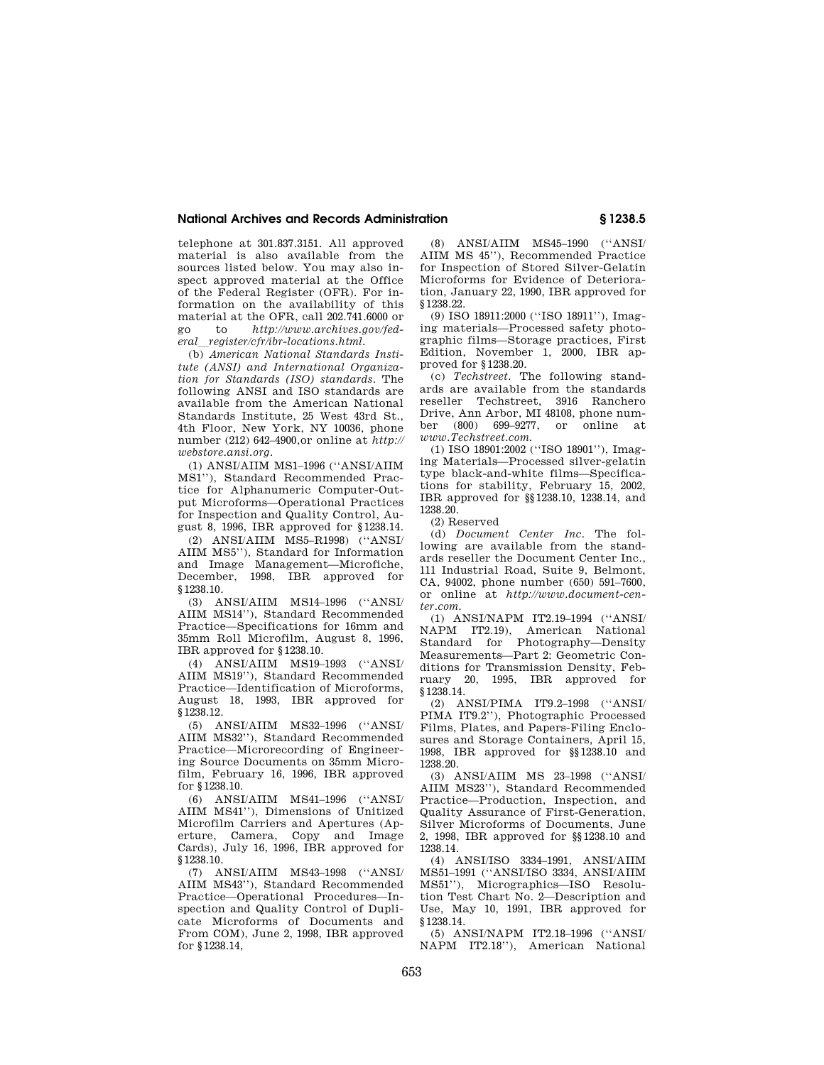telephone at 301.837.3151. All approved material is also available from the sources listed below. You may also inspect approved material at the Office of the Federal Register (OFR). For information on the availability of this material at the OFR, call 202.741.6000 or go to *http://www.archives.gov/federal_register/cfr/ibr-locations.html*.

(b) *American National Standards Institute (ANSI) and International Organization for Standards (ISO) standards*. The following ANSI and ISO standards are available from the American National Standards Institute, 25 West 43rd St., 4th Floor, New York, NY 10036, phone number (212) 642–4900,or online at *http://webstore.ansi.org*.

(1) ANSI/AIIM MS1–1996 (''ANSI/AIIM MS1''), Standard Recommended Practice for Alphanumeric Computer-Output Microforms—Operational Practices for Inspection and Quality Control, August 8, 1996, IBR approved for §1238.14.

(2) ANSI/AIIM MS5–R1998) (''ANSI/AIIM MS5''), Standard for Information and Image Management—Microfiche, December, 1998, IBR approved for §1238.10.

(3) ANSI/AIIM MS14–1996 (''ANSI/AIIM MS14''), Standard Recommended Practice—Specifications for 16mm and 35mm Roll Microfilm, August 8, 1996, IBR approved for §1238.10.

(4) ANSI/AIIM MS19–1993 (''ANSI/AIIM MS19''), Standard Recommended Practice—Identification of Microforms, August 18, 1993, IBR approved for §1238.12.

(5) ANSI/AIIM MS32–1996 (''ANSI/AIIM MS32''), Standard Recommended Practice—Microrecording of Engineering Source Documents on 35mm Microfilm, February 16, 1996, IBR approved for §1238.10.

(6) ANSI/AIIM MS41–1996 (''ANSI/AIIM MS41''), Dimensions of Unitized Microfilm Carriers and Apertures (Aperture, Camera, Copy and Image Cards), July 16, 1996, IBR approved for §1238.10.

(7) ANSI/AIIM MS43–1998 (''ANSI/AIIM MS43''), Standard Recommended Practice—Operational Procedures—Inspection and Quality Control of Duplicate Microforms of Documents and From COM), June 2, 1998, IBR approved for §1238.14,

(8) ANSI/AIIM MS45–1990 (''ANSI/AIIM MS 45''), Recommended Practice for Inspection of Stored Silver-Gelatin Microforms for Evidence of Deterioration, January 22, 1990, IBR approved for §1238.22.

(9) ISO 18911:2000 (''ISO 18911''), Imaging materials—Processed safety photographic films—Storage practices, First Edition, November 1, 2000, IBR approved for §1238.20.

(c) *Techstreet*. The following standards are available from the standards reseller Techstreet, 3916 Ranchero Drive, Ann Arbor, MI 48108, phone number (800) 699–9277, or online at *www.Techstreet.com*.

(1) ISO 18901:2002 (''ISO 18901''), Imaging Materials—Processed silver-gelatin type black-and-white films—Specifications for stability, February 15, 2002, IBR approved for §§1238.10, 1238.14, and 1238.20.

(2) Reserved

(d) *Document Center Inc*. The following are available from the standards reseller the Document Center Inc., 111 Industrial Road, Suite 9, Belmont, CA, 94002, phone number (650) 591–7600, or online at *http://www.document-center.com*.

(1) ANSI/NAPM IT2.19–1994 (''ANSI/NAPM IT2.19), American National Standard for Photography—Density Measurements—Part 2: Geometric Conditions for Transmission Density, February 20, 1995, IBR approved for §1238.14.

(2) ANSI/PIMA IT9.2–1998 (''ANSI/PIMA IT9.2''), Photographic Processed Films, Plates, and Papers-Filing Enclosures and Storage Containers, April 15, 1998, IBR approved for §§1238.10 and 1238.20.

(3) ANSI/AIIM MS 23–1998 (''ANSI/AIIM MS23''), Standard Recommended Practice—Production, Inspection, and Quality Assurance of First-Generation, Silver Microforms of Documents, June 2, 1998, IBR approved for §§1238.10 and 1238.14.

(4) ANSI/ISO 3334–1991, ANSI/AIIM MS51–1991 (''ANSI/ISO 3334, ANSI/AIIM MS51''), Micrographics—ISO Resolution Test Chart No. 2—Description and Use, May 10, 1991, IBR approved for §1238.14.

(5) ANSI/NAPM IT2.18–1996 (''ANSI/NAPM IT2.18''), American National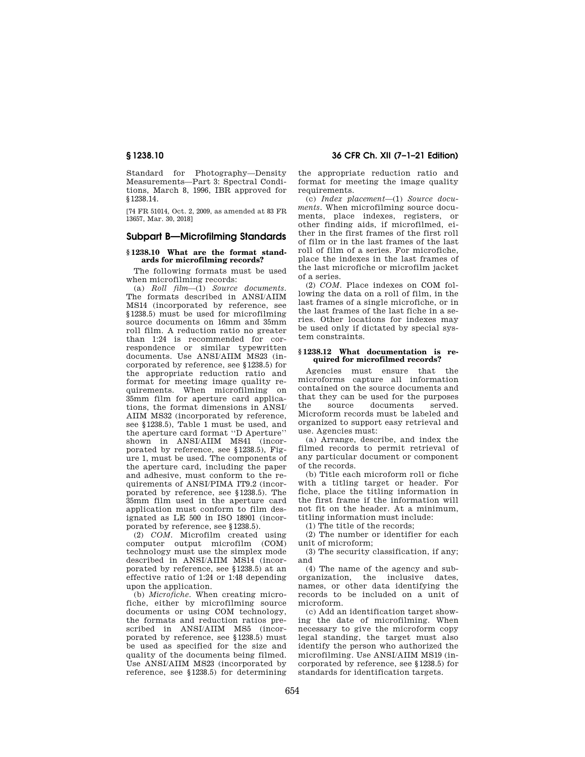Standard for Photography—Density Measurements—Part 3: Spectral Conditions, March 8, 1996, IBR approved for §1238.14.

[74 FR 51014, Oct. 2, 2009, as amended at 83 FR 13657, Mar. 30, 2018]

## Subpart B—Microfilming Standards

### § 1238.10 What are the format standards for microfilming records?

The following formats must be used when microfilming records:

(a) *Roll film*—(1) *Source documents.* The formats described in ANSI/AIIM MS14 (incorporated by reference, see §1238.5) must be used for microfilming source documents on 16mm and 35mm roll film. A reduction ratio no greater than 1:24 is recommended for correspondence or similar typewritten documents. Use ANSI/AIIM MS23 (incorporated by reference, see §1238.5) for the appropriate reduction ratio and format for meeting image quality requirements. When microfilming on 35mm film for aperture card applications, the format dimensions in ANSI/AIIM MS32 (incorporated by reference, see §1238.5), Table 1 must be used, and the aperture card format ''D Aperture'' shown in ANSI/AIIM MS41 (incorporated by reference, see §1238.5), Figure 1, must be used. The components of the aperture card, including the paper and adhesive, must conform to the requirements of ANSI/PIMA IT9.2 (incorporated by reference, see §1238.5). The 35mm film used in the aperture card application must conform to film designated as LE 500 in ISO 18901 (incorporated by reference, see §1238.5).

(2) *COM.* Microfilm created using computer output microfilm (COM) technology must use the simplex mode described in ANSI/AIIM MS14 (incorporated by reference, see §1238.5) at an effective ratio of 1:24 or 1:48 depending upon the application.

(b) *Microfiche.* When creating microfiche, either by microfilming source documents or using COM technology, the formats and reduction ratios prescribed in ANSI/AIIM MS5 (incorporated by reference, see §1238.5) must be used as specified for the size and quality of the documents being filmed. Use ANSI/AIIM MS23 (incorporated by reference, see §1238.5) for determining the appropriate reduction ratio and format for meeting the image quality requirements.

(c) *Index placement*—(1) *Source documents.* When microfilming source documents, place indexes, registers, or other finding aids, if microfilmed, either in the first frames of the first roll of film or in the last frames of the last roll of film of a series. For microfiche, place the indexes in the last frames of the last microfiche or microfilm jacket of a series.

(2) *COM.* Place indexes on COM following the data on a roll of film, in the last frames of a single microfiche, or in the last frames of the last fiche in a series. Other locations for indexes may be used only if dictated by special system constraints.

### § 1238.12 What documentation is required for microfilmed records?

Agencies must ensure that the microforms capture all information contained on the source documents and that they can be used for the purposes the source documents served. Microform records must be labeled and organized to support easy retrieval and use. Agencies must:

(a) Arrange, describe, and index the filmed records to permit retrieval of any particular document or component of the records.

(b) Title each microform roll or fiche with a titling target or header. For fiche, place the titling information in the first frame if the information will not fit on the header. At a minimum, titling information must include:

(1) The title of the records;

(2) The number or identifier for each unit of microform;

(3) The security classification, if any; and

(4) The name of the agency and suborganization, the inclusive dates, names, or other data identifying the records to be included on a unit of microform.

(c) Add an identification target showing the date of microfilming. When necessary to give the microform copy legal standing, the target must also identify the person who authorized the microfilming. Use ANSI/AIIM MS19 (incorporated by reference, see §1238.5) for standards for identification targets.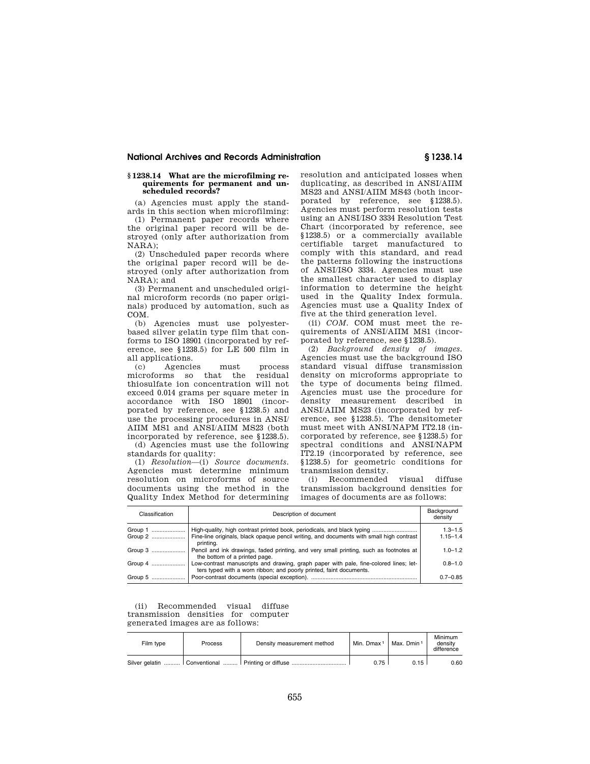## § 1238.14 What are the microfilming requirements for permanent and unscheduled records?

(a) Agencies must apply the standards in this section when microfilming:

(1) Permanent paper records where the original paper record will be destroyed (only after authorization from NARA);

(2) Unscheduled paper records where the original paper record will be destroyed (only after authorization from NARA); and

(3) Permanent and unscheduled original microform records (no paper originals) produced by automation, such as COM.

(b) Agencies must use polyester-based silver gelatin type film that conforms to ISO 18901 (incorporated by reference, see § 1238.5) for LE 500 film in all applications.

(c) Agencies must process microforms so that the residual thiosulfate ion concentration will not exceed 0.014 grams per square meter in accordance with ISO 18901 (incorporated by reference, see § 1238.5) and use the processing procedures in ANSI/AIIM MS1 and ANSI/AIIM MS23 (both incorporated by reference, see § 1238.5).

(d) Agencies must use the following standards for quality:

(1) *Resolution*—(i) *Source documents*. Agencies must determine minimum resolution on microforms of source documents using the method in the Quality Index Method for determining resolution and anticipated losses when duplicating, as described in ANSI/AIIM MS23 and ANSI/AIIM MS43 (both incorporated by reference, see § 1238.5). Agencies must perform resolution tests using an ANSI/ISO 3334 Resolution Test Chart (incorporated by reference, see § 1238.5) or a commercially available certifiable target manufactured to comply with this standard, and read the patterns following the instructions of ANSI/ISO 3334. Agencies must use the smallest character used to display information to determine the height used in the Quality Index formula. Agencies must use a Quality Index of five at the third generation level.

(ii) *COM*. COM must meet the requirements of ANSI/AIIM MS1 (incorporated by reference, see § 1238.5).

(2) *Background density of images*. Agencies must use the background ISO standard visual diffuse transmission density on microforms appropriate to the type of documents being filmed. Agencies must use the procedure for density measurement described in ANSI/AIIM MS23 (incorporated by reference, see § 1238.5). The densitometer must meet with ANSI/NAPM IT2.18 (incorporated by reference, see § 1238.5) for spectral conditions and ANSI/NAPM IT2.19 (incorporated by reference, see § 1238.5) for geometric conditions for transmission density.

(i) Recommended visual diffuse transmission background densities for images of documents are as follows:

| Classification | Description of document | Background density |
|---|---|---|
| Group 1 | High-quality, high contrast printed book, periodicals, and black typing | 1.3–1.5 |
| Group 2 | Fine-line originals, black opaque pencil writing, and documents with small high contrast printing. | 1.15–1.4 |
| Group 3 | Pencil and ink drawings, faded printing, and very small printing, such as footnotes at the bottom of a printed page. | 1.0–1.2 |
| Group 4 | Low-contrast manuscripts and drawing, graph paper with pale, fine-colored lines; letters typed with a worn ribbon; and poorly printed, faint documents. | 0.8–1.0 |
| Group 5 | Poor-contrast documents (special exception). | 0.7–0.85 |

(ii) Recommended visual diffuse transmission densities for computer generated images are as follows:

| Film type | Process | Density measurement method | Min. Dmax [1] | Max. Dmin [1] | Minimum density difference |
|---|---|---|---|---|---|
| Silver gelatin | Conventional | Printing or diffuse | 0.75 | 0.15 | 0.60 |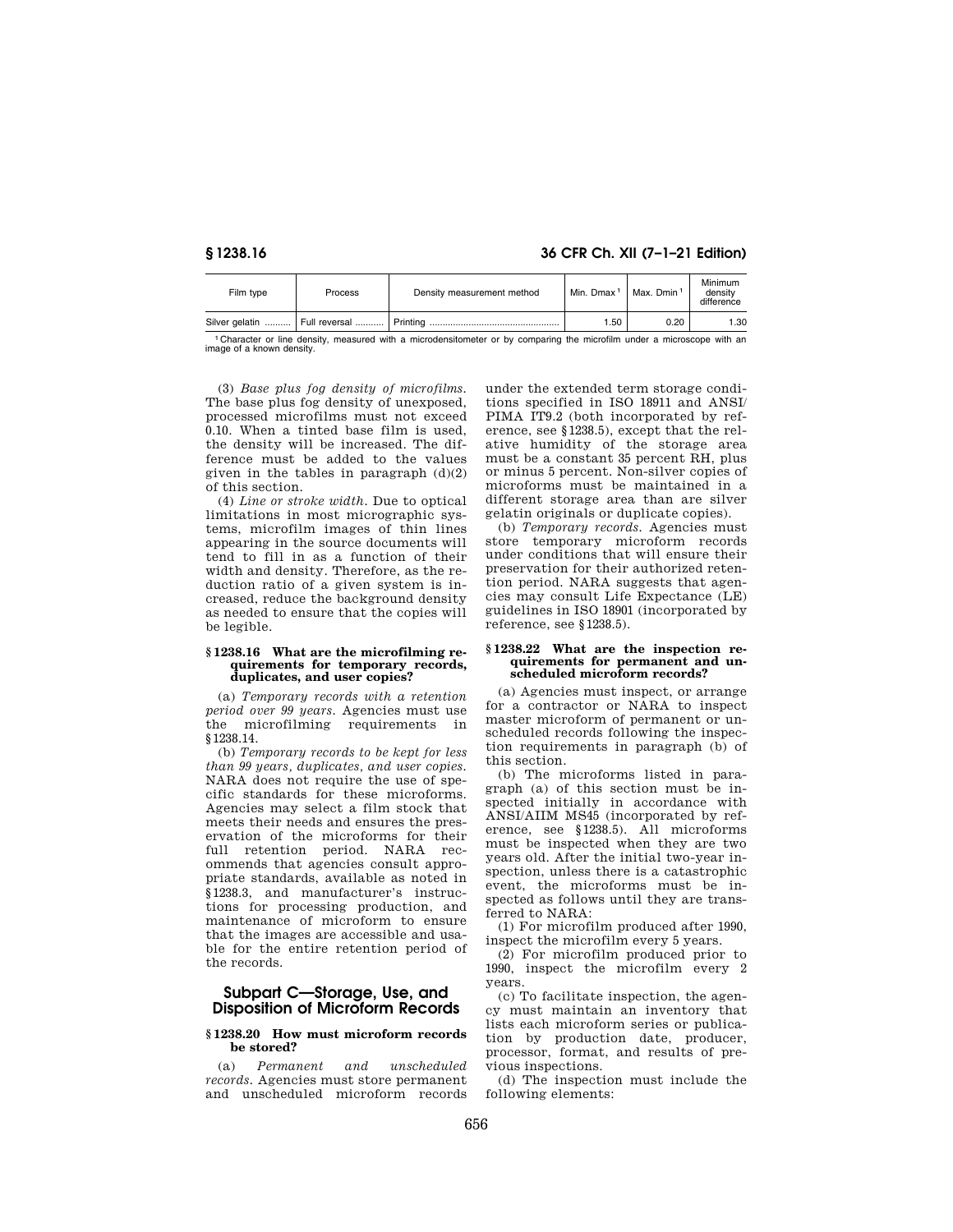| Film type | Process | Density measurement method | Min. Dmax [1] | Max. Dmin [1] | Minimum density difference |
| --- | --- | --- | --- | --- | --- |
| Silver gelatin | Full reversal | Printing | 1.50 | 0.20 | 1.30 |

[1] Character or line density, measured with a microdensitometer or by comparing the microfilm under a microscope with an image of a known density.

(3) *Base plus fog density of microfilms.* The base plus fog density of unexposed, processed microfilms must not exceed 0.10. When a tinted base film is used, the density will be increased. The difference must be added to the values given in the tables in paragraph (d)(2) of this section.

(4) *Line or stroke width.* Due to optical limitations in most micrographic systems, microfilm images of thin lines appearing in the source documents will tend to fill in as a function of their width and density. Therefore, as the reduction ratio of a given system is increased, reduce the background density as needed to ensure that the copies will be legible.

**§ 1238.16 What are the microfilming requirements for temporary records, duplicates, and user copies?**

(a) *Temporary records with a retention period over 99 years.* Agencies must use the microfilming requirements in §1238.14.

(b) *Temporary records to be kept for less than 99 years, duplicates, and user copies.* NARA does not require the use of specific standards for these microforms. Agencies may select a film stock that meets their needs and ensures the preservation of the microforms for their full retention period. NARA recommends that agencies consult appropriate standards, available as noted in §1238.3, and manufacturer's instructions for processing production, and maintenance of microform to ensure that the images are accessible and usable for the entire retention period of the records.

## Subpart C—Storage, Use, and Disposition of Microform Records

**§ 1238.20 How must microform records be stored?**

(a) *Permanent and unscheduled records.* Agencies must store permanent and unscheduled microform records under the extended term storage conditions specified in ISO 18911 and ANSI/PIMA IT9.2 (both incorporated by reference, see §1238.5), except that the relative humidity of the storage area must be a constant 35 percent RH, plus or minus 5 percent. Non-silver copies of microforms must be maintained in a different storage area than are silver gelatin originals or duplicate copies).

(b) *Temporary records.* Agencies must store temporary microform records under conditions that will ensure their preservation for their authorized retention period. NARA suggests that agencies may consult Life Expectance (LE) guidelines in ISO 18901 (incorporated by reference, see §1238.5).

**§ 1238.22 What are the inspection requirements for permanent and unscheduled microform records?**

(a) Agencies must inspect, or arrange for a contractor or NARA to inspect master microform of permanent or unscheduled records following the inspection requirements in paragraph (b) of this section.

(b) The microforms listed in paragraph (a) of this section must be inspected initially in accordance with ANSI/AIIM MS45 (incorporated by reference, see §1238.5). All microforms must be inspected when they are two years old. After the initial two-year inspection, unless there is a catastrophic event, the microforms must be inspected as follows until they are transferred to NARA:

(1) For microfilm produced after 1990, inspect the microfilm every 5 years.

(2) For microfilm produced prior to 1990, inspect the microfilm every 2 years.

(c) To facilitate inspection, the agency must maintain an inventory that lists each microform series or publication by production date, producer, processor, format, and results of previous inspections.

(d) The inspection must include the following elements: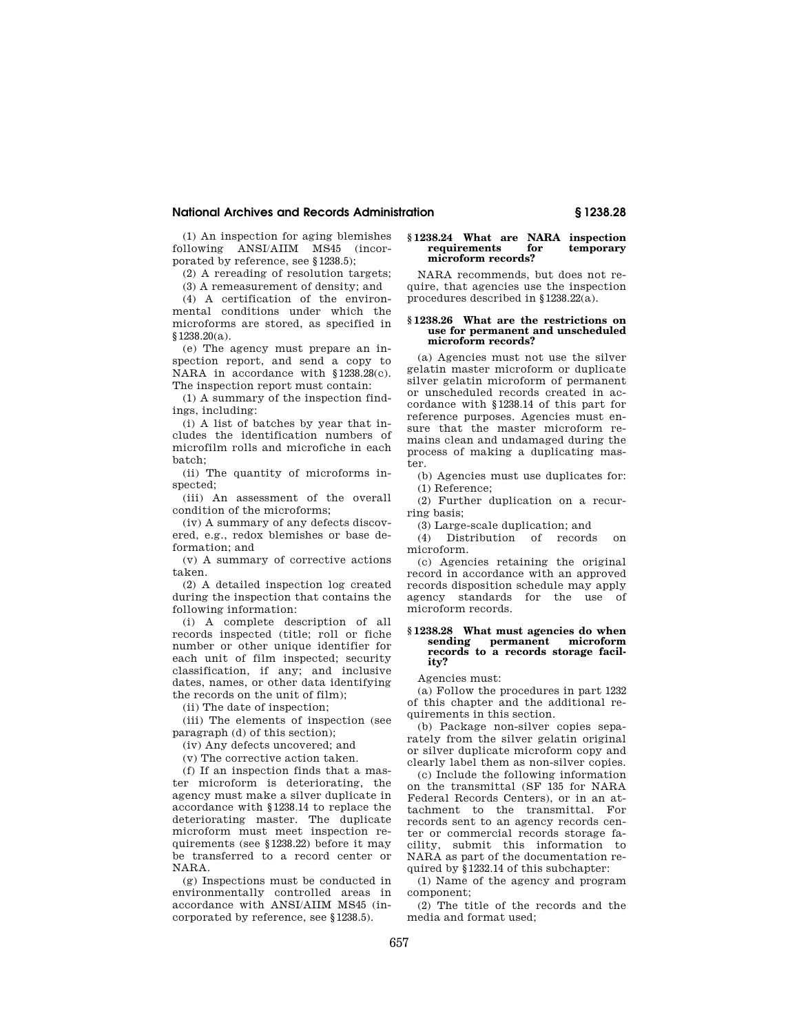(1) An inspection for aging blemishes following ANSI/AIIM MS45 (incorporated by reference, see §1238.5);

(2) A rereading of resolution targets;

(3) A remeasurement of density; and

(4) A certification of the environmental conditions under which the microforms are stored, as specified in §1238.20(a).

(e) The agency must prepare an inspection report, and send a copy to NARA in accordance with §1238.28(c). The inspection report must contain:

(1) A summary of the inspection findings, including:

(i) A list of batches by year that includes the identification numbers of microfilm rolls and microfiche in each batch;

(ii) The quantity of microforms inspected;

(iii) An assessment of the overall condition of the microforms;

(iv) A summary of any defects discovered, e.g., redox blemishes or base deformation; and

(v) A summary of corrective actions taken.

(2) A detailed inspection log created during the inspection that contains the following information:

(i) A complete description of all records inspected (title; roll or fiche number or other unique identifier for each unit of film inspected; security classification, if any; and inclusive dates, names, or other data identifying the records on the unit of film);

(ii) The date of inspection;

(iii) The elements of inspection (see paragraph (d) of this section);

(iv) Any defects uncovered; and

(v) The corrective action taken.

(f) If an inspection finds that a master microform is deteriorating, the agency must make a silver duplicate in accordance with §1238.14 to replace the deteriorating master. The duplicate microform must meet inspection requirements (see §1238.22) before it may be transferred to a record center or NARA.

(g) Inspections must be conducted in environmentally controlled areas in accordance with ANSI/AIIM MS45 (incorporated by reference, see §1238.5).

### §1238.24 What are NARA inspection requirements for temporary microform records?

NARA recommends, but does not require, that agencies use the inspection procedures described in §1238.22(a).

### §1238.26 What are the restrictions on use for permanent and unscheduled microform records?

(a) Agencies must not use the silver gelatin master microform or duplicate silver gelatin microform of permanent or unscheduled records created in accordance with §1238.14 of this part for reference purposes. Agencies must ensure that the master microform remains clean and undamaged during the process of making a duplicating master.

(b) Agencies must use duplicates for:

(1) Reference;

(2) Further duplication on a recurring basis;

(3) Large-scale duplication; and

(4) Distribution of records on microform.

(c) Agencies retaining the original record in accordance with an approved records disposition schedule may apply agency standards for the use of microform records.

### §1238.28 What must agencies do when sending permanent microform records to a records storage facility?

Agencies must:

(a) Follow the procedures in part 1232 of this chapter and the additional requirements in this section.

(b) Package non-silver copies separately from the silver gelatin original or silver duplicate microform copy and clearly label them as non-silver copies.

(c) Include the following information on the transmittal (SF 135 for NARA Federal Records Centers), or in an attachment to the transmittal. For records sent to an agency records center or commercial records storage facility, submit this information to NARA as part of the documentation required by §1232.14 of this subchapter:

(1) Name of the agency and program component;

(2) The title of the records and the media and format used;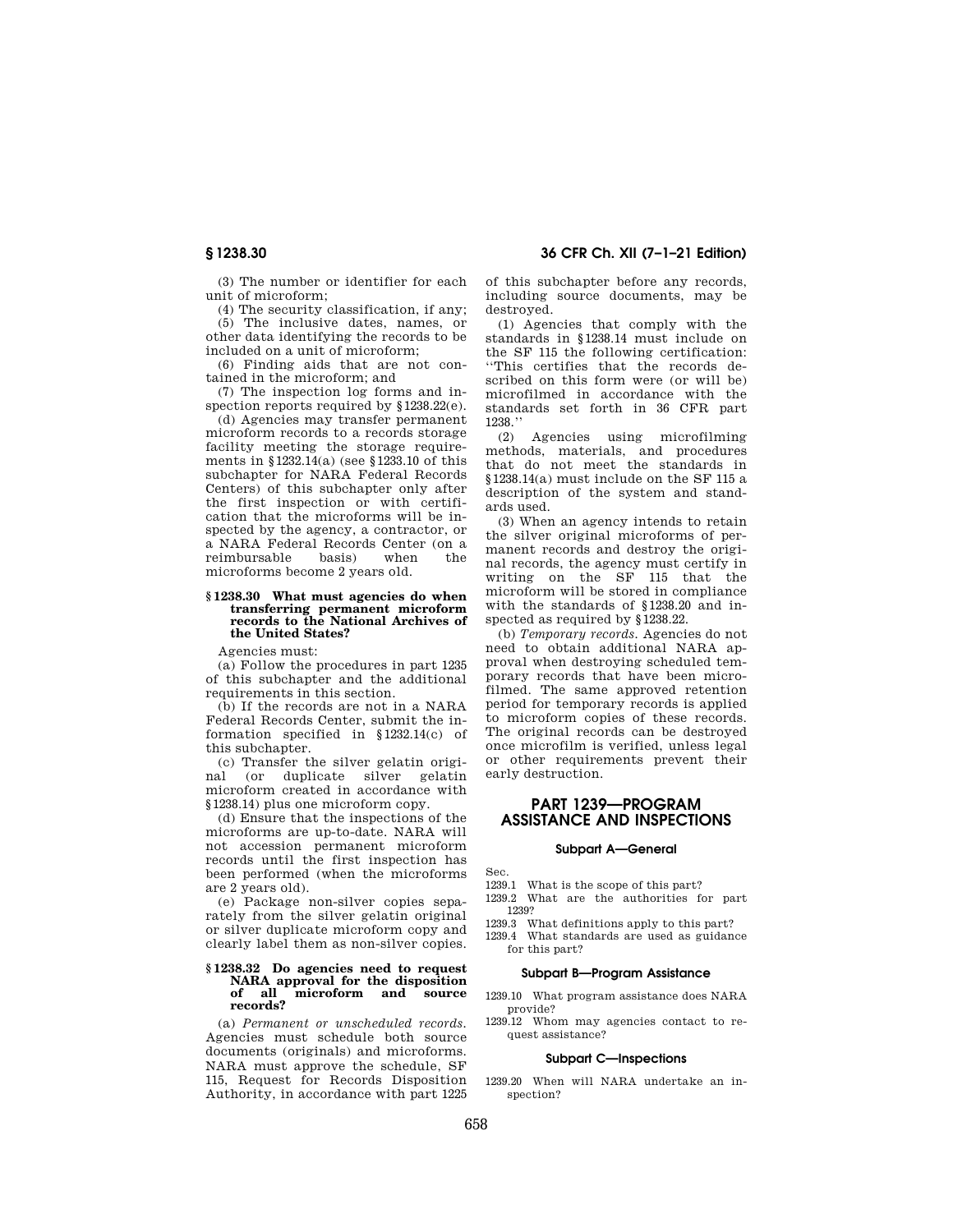(3) The number or identifier for each unit of microform;

(4) The security classification, if any;

(5) The inclusive dates, names, or other data identifying the records to be included on a unit of microform;

(6) Finding aids that are not contained in the microform; and

(7) The inspection log forms and inspection reports required by §1238.22(e).

(d) Agencies may transfer permanent microform records to a records storage facility meeting the storage requirements in §1232.14(a) (see §1233.10 of this subchapter for NARA Federal Records Centers) of this subchapter only after the first inspection or with certification that the microforms will be inspected by the agency, a contractor, or a NARA Federal Records Center (on a reimbursable basis) when the microforms become 2 years old.

### § 1238.30 What must agencies do when transferring permanent microform records to the National Archives of the United States?

Agencies must:

(a) Follow the procedures in part 1235 of this subchapter and the additional requirements in this section.

(b) If the records are not in a NARA Federal Records Center, submit the information specified in §1232.14(c) of this subchapter.

(c) Transfer the silver gelatin original (or duplicate silver gelatin microform created in accordance with §1238.14) plus one microform copy.

(d) Ensure that the inspections of the microforms are up-to-date. NARA will not accession permanent microform records until the first inspection has been performed (when the microforms are 2 years old).

(e) Package non-silver copies separately from the silver gelatin original or silver duplicate microform copy and clearly label them as non-silver copies.

### § 1238.32 Do agencies need to request NARA approval for the disposition of all microform and source records?

(a) *Permanent or unscheduled records.* Agencies must schedule both source documents (originals) and microforms. NARA must approve the schedule, SF 115, Request for Records Disposition Authority, in accordance with part 1225 of this subchapter before any records, including source documents, may be destroyed.

(1) Agencies that comply with the standards in §1238.14 must include on the SF 115 the following certification: ''This certifies that the records described on this form were (or will be) microfilmed in accordance with the standards set forth in 36 CFR part 1238.''

(2) Agencies using microfilming methods, materials, and procedures that do not meet the standards in §1238.14(a) must include on the SF 115 a description of the system and standards used.

(3) When an agency intends to retain the silver original microforms of permanent records and destroy the original records, the agency must certify in writing on the SF 115 that the microform will be stored in compliance with the standards of §1238.20 and inspected as required by §1238.22.

(b) *Temporary records.* Agencies do not need to obtain additional NARA approval when destroying scheduled temporary records that have been microfilmed. The same approved retention period for temporary records is applied to microform copies of these records. The original records can be destroyed once microfilm is verified, unless legal or other requirements prevent their early destruction.

# PART 1239—PROGRAM ASSISTANCE AND INSPECTIONS

#### Subpart A—General

Sec.

1239.1 What is the scope of this part?

1239.2 What are the authorities for part 1239?

1239.3 What definitions apply to this part?

1239.4 What standards are used as guidance for this part?

#### Subpart B—Program Assistance

1239.10 What program assistance does NARA provide?

1239.12 Whom may agencies contact to request assistance?

#### Subpart C—Inspections

1239.20 When will NARA undertake an inspection?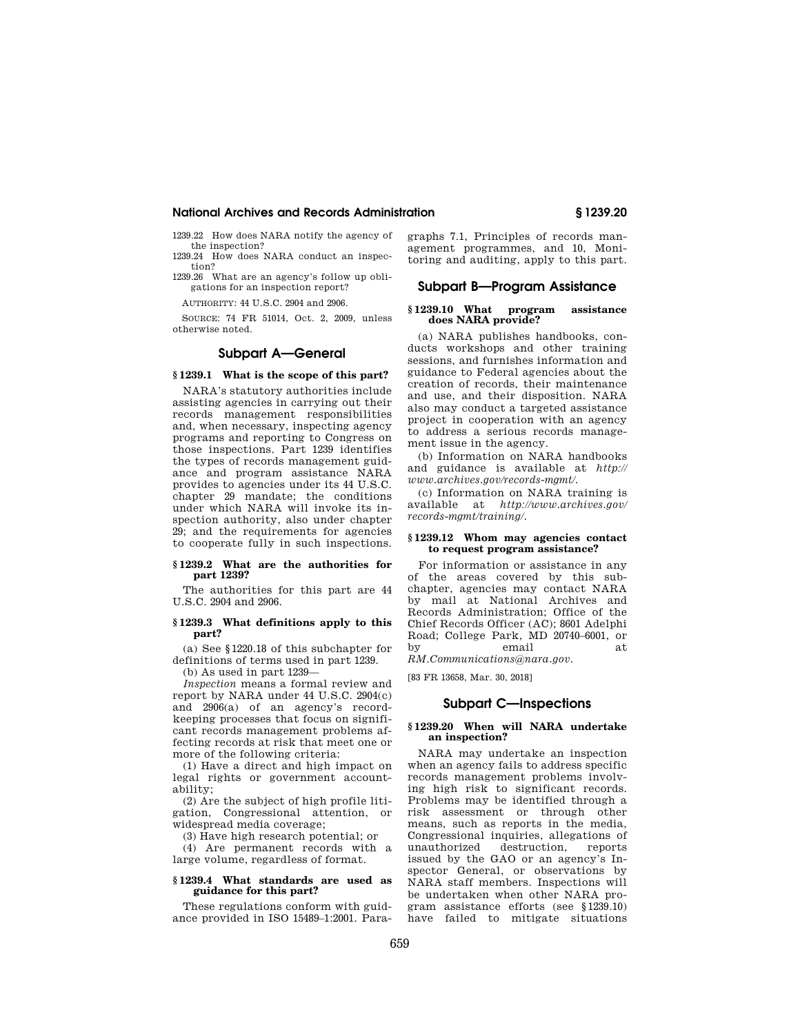1239.22 How does NARA notify the agency of the inspection?

1239.24 How does NARA conduct an inspection?

1239.26 What are an agency's follow up obligations for an inspection report?

AUTHORITY: 44 U.S.C. 2904 and 2906.

SOURCE: 74 FR 51014, Oct. 2, 2009, unless otherwise noted.

## Subpart A—General

### § 1239.1 What is the scope of this part?

NARA's statutory authorities include assisting agencies in carrying out their records management responsibilities and, when necessary, inspecting agency programs and reporting to Congress on those inspections. Part 1239 identifies the types of records management guidance and program assistance NARA provides to agencies under its 44 U.S.C. chapter 29 mandate; the conditions under which NARA will invoke its inspection authority, also under chapter 29; and the requirements for agencies to cooperate fully in such inspections.

### § 1239.2 What are the authorities for part 1239?

The authorities for this part are 44 U.S.C. 2904 and 2906.

### § 1239.3 What definitions apply to this part?

(a) See § 1220.18 of this subchapter for definitions of terms used in part 1239.

(b) As used in part 1239—

*Inspection* means a formal review and report by NARA under 44 U.S.C. 2904(c) and 2906(a) of an agency's recordkeeping processes that focus on significant records management problems affecting records at risk that meet one or more of the following criteria:

(1) Have a direct and high impact on legal rights or government accountability;

(2) Are the subject of high profile litigation, Congressional attention, or widespread media coverage;

(3) Have high research potential; or

(4) Are permanent records with a large volume, regardless of format.

### § 1239.4 What standards are used as guidance for this part?

These regulations conform with guidance provided in ISO 15489–1:2001. Paragraphs 7.1, Principles of records management programmes, and 10, Monitoring and auditing, apply to this part.

## Subpart B—Program Assistance

### § 1239.10 What program assistance does NARA provide?

(a) NARA publishes handbooks, conducts workshops and other training sessions, and furnishes information and guidance to Federal agencies about the creation of records, their maintenance and use, and their disposition. NARA also may conduct a targeted assistance project in cooperation with an agency to address a serious records management issue in the agency.

(b) Information on NARA handbooks and guidance is available at *http://www.archives.gov/records-mgmt/*.

(c) Information on NARA training is available at *http://www.archives.gov/records-mgmt/training/*.

### § 1239.12 Whom may agencies contact to request program assistance?

For information or assistance in any of the areas covered by this subchapter, agencies may contact NARA by mail at National Archives and Records Administration; Office of the Chief Records Officer (AC); 8601 Adelphi Road; College Park, MD 20740–6001, or by email at *RM.Communications@nara.gov*.

[83 FR 13658, Mar. 30, 2018]

## Subpart C—Inspections

### § 1239.20 When will NARA undertake an inspection?

NARA may undertake an inspection when an agency fails to address specific records management problems involving high risk to significant records. Problems may be identified through a risk assessment or through other means, such as reports in the media, Congressional inquiries, allegations of unauthorized destruction, reports issued by the GAO or an agency's Inspector General, or observations by NARA staff members. Inspections will be undertaken when other NARA program assistance efforts (see § 1239.10) have failed to mitigate situations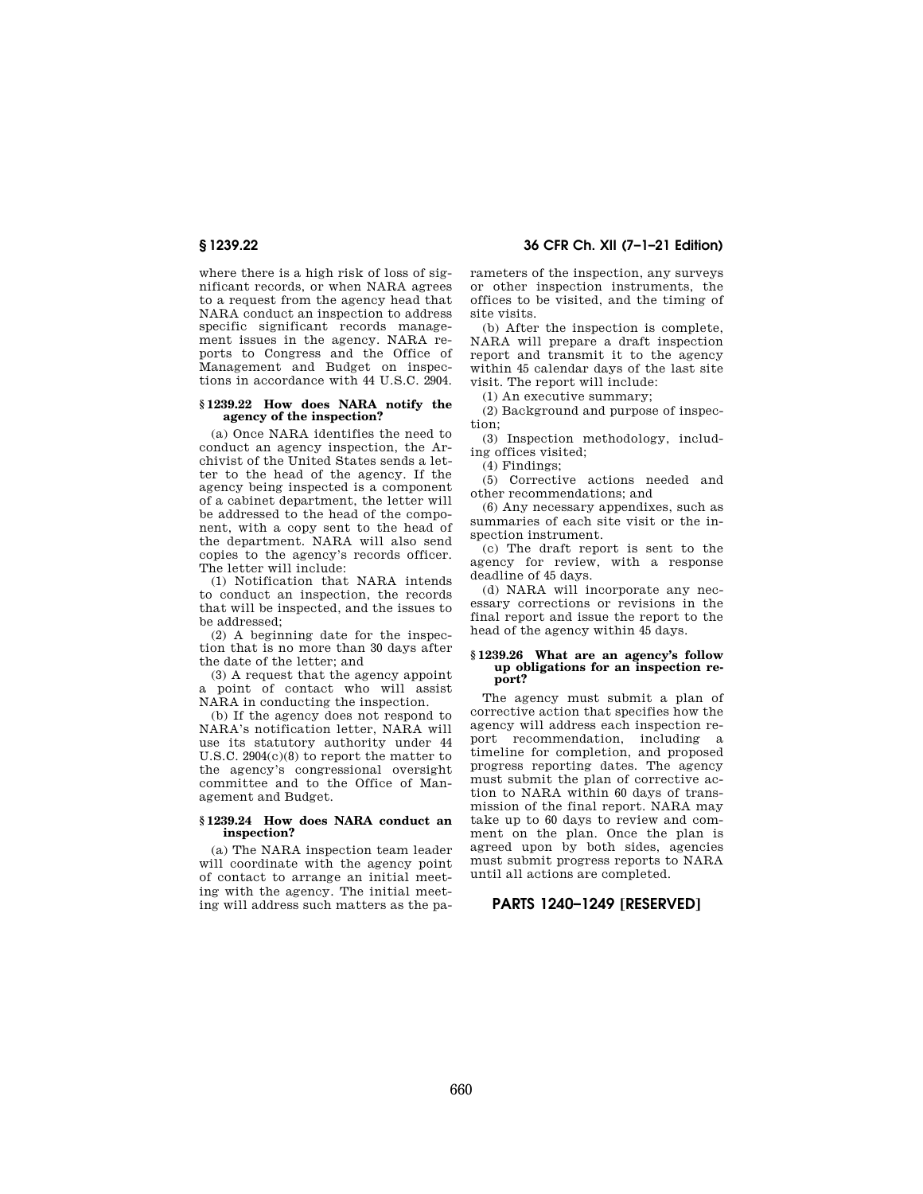where there is a high risk of loss of significant records, or when NARA agrees to a request from the agency head that NARA conduct an inspection to address specific significant records management issues in the agency. NARA reports to Congress and the Office of Management and Budget on inspections in accordance with 44 U.S.C. 2904.

### § 1239.22 How does NARA notify the agency of the inspection?

(a) Once NARA identifies the need to conduct an agency inspection, the Archivist of the United States sends a letter to the head of the agency. If the agency being inspected is a component of a cabinet department, the letter will be addressed to the head of the component, with a copy sent to the head of the department. NARA will also send copies to the agency's records officer. The letter will include:

(1) Notification that NARA intends to conduct an inspection, the records that will be inspected, and the issues to be addressed;

(2) A beginning date for the inspection that is no more than 30 days after the date of the letter; and

(3) A request that the agency appoint a point of contact who will assist NARA in conducting the inspection.

(b) If the agency does not respond to NARA's notification letter, NARA will use its statutory authority under 44 U.S.C. 2904(c)(8) to report the matter to the agency's congressional oversight committee and to the Office of Management and Budget.

### § 1239.24 How does NARA conduct an inspection?

(a) The NARA inspection team leader will coordinate with the agency point of contact to arrange an initial meeting with the agency. The initial meeting will address such matters as the parameters of the inspection, any surveys or other inspection instruments, the offices to be visited, and the timing of site visits.

(b) After the inspection is complete, NARA will prepare a draft inspection report and transmit it to the agency within 45 calendar days of the last site visit. The report will include:

(1) An executive summary;

(2) Background and purpose of inspection;

(3) Inspection methodology, including offices visited;

(4) Findings;

(5) Corrective actions needed and other recommendations; and

(6) Any necessary appendixes, such as summaries of each site visit or the inspection instrument.

(c) The draft report is sent to the agency for review, with a response deadline of 45 days.

(d) NARA will incorporate any necessary corrections or revisions in the final report and issue the report to the head of the agency within 45 days.

### § 1239.26 What are an agency's follow up obligations for an inspection report?

The agency must submit a plan of corrective action that specifies how the agency will address each inspection report recommendation, including a timeline for completion, and proposed progress reporting dates. The agency must submit the plan of corrective action to NARA within 60 days of transmission of the final report. NARA may take up to 60 days to review and comment on the plan. Once the plan is agreed upon by both sides, agencies must submit progress reports to NARA until all actions are completed.

## PARTS 1240–1249 [RESERVED]